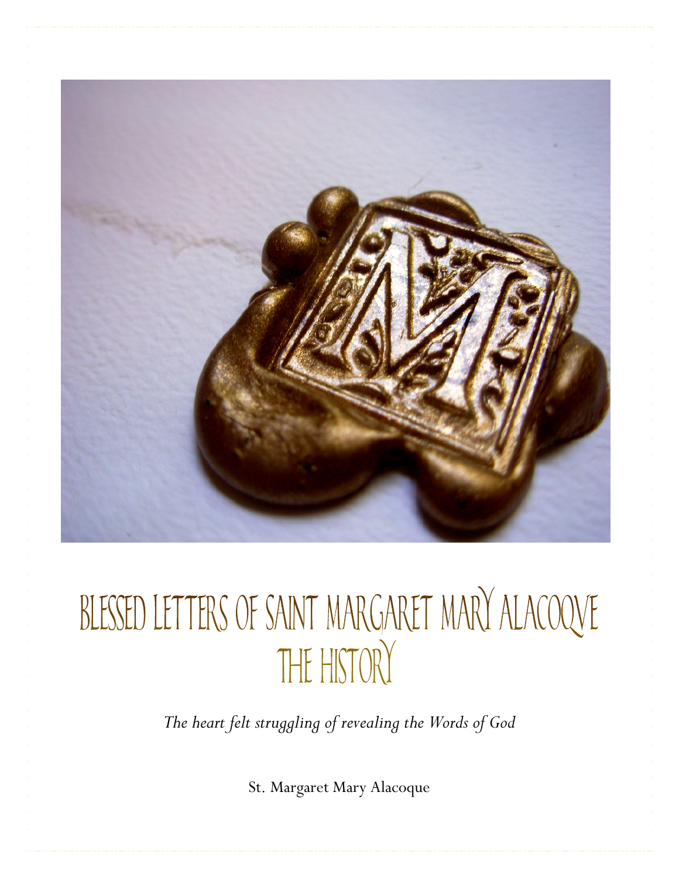# BLESSED LETTERS OF SAINT MARGARET MARY ALACOQUE

## THE HISTORY

*The heart felt struggling of revealing the Words of God*

St. Margaret Mary Alacoque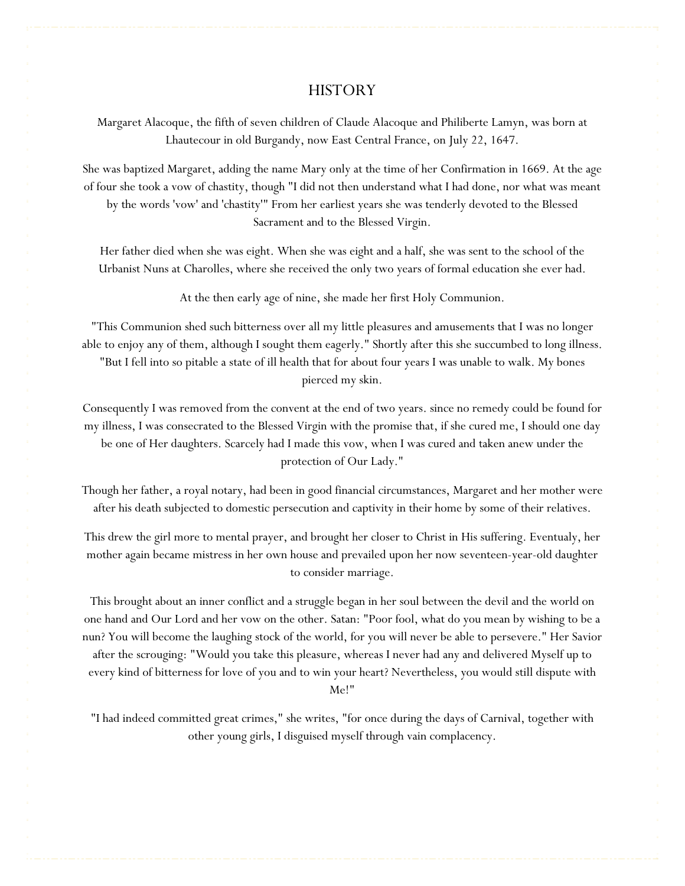# HISTORY

Margaret Alacoque, the fifth of seven children of Claude Alacoque and Philiberte Lamyn, was born at Lhautecour in old Burgandy, now East Central France, on July 22, 1647.

She was baptized Margaret, adding the name Mary only at the time of her Confirmation in 1669. At the age of four she took a vow of chastity, though "I did not then understand what I had done, nor what was meant by the words 'vow' and 'chastity'" From her earliest years she was tenderly devoted to the Blessed Sacrament and to the Blessed Virgin.

Her father died when she was eight. When she was eight and a half, she was sent to the school of the Urbanist Nuns at Charolles, where she received the only two years of formal education she ever had.

At the then early age of nine, she made her first Holy Communion.

"This Communion shed such bitterness over all my little pleasures and amusements that I was no longer able to enjoy any of them, although I sought them eagerly." Shortly after this she succumbed to long illness. "But I fell into so pitable a state of ill health that for about four years I was unable to walk. My bones pierced my skin.

Consequently I was removed from the convent at the end of two years. since no remedy could be found for my illness, I was consecrated to the Blessed Virgin with the promise that, if she cured me, I should one day be one of Her daughters. Scarcely had I made this vow, when I was cured and taken anew under the protection of Our Lady."

Though her father, a royal notary, had been in good financial circumstances, Margaret and her mother were after his death subjected to domestic persecution and captivity in their home by some of their relatives.

This drew the girl more to mental prayer, and brought her closer to Christ in His suffering. Eventualy, her mother again became mistress in her own house and prevailed upon her now seventeen-year-old daughter to consider marriage.

This brought about an inner conflict and a struggle began in her soul between the devil and the world on one hand and Our Lord and her vow on the other. Satan: "Poor fool, what do you mean by wishing to be a nun? You will become the laughing stock of the world, for you will never be able to persevere." Her Savior after the scrouging: "Would you take this pleasure, whereas I never had any and delivered Myself up to every kind of bitterness for love of you and to win your heart? Nevertheless, you would still dispute with Me!"

"I had indeed committed great crimes," she writes, "for once during the days of Carnival, together with other young girls, I disguised myself through vain complacency.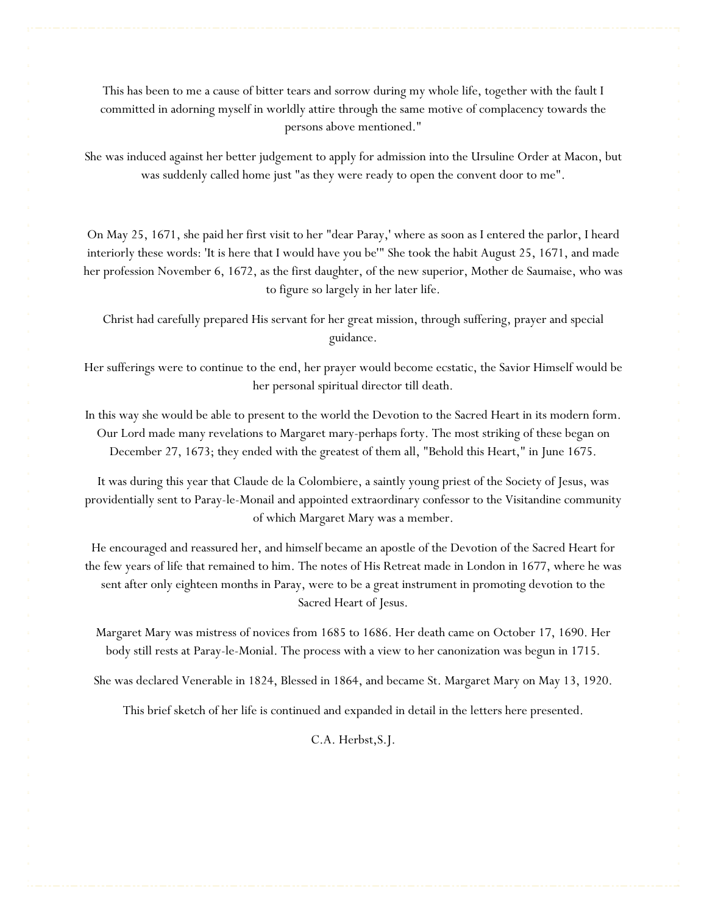This has been to me a cause of bitter tears and sorrow during my whole life, together with the fault I committed in adorning myself in worldly attire through the same motive of complacency towards the persons above mentioned."

She was induced against her better judgement to apply for admission into the Ursuline Order at Macon, but was suddenly called home just "as they were ready to open the convent door to me".

On May 25, 1671, she paid her first visit to her "dear Paray,' where as soon as I entered the parlor, I heard interiorly these words: 'It is here that I would have you be'" She took the habit August 25, 1671, and made her profession November 6, 1672, as the first daughter, of the new superior, Mother de Saumaise, who was to figure so largely in her later life.

Christ had carefully prepared His servant for her great mission, through suffering, prayer and special guidance.

Her sufferings were to continue to the end, her prayer would become ecstatic, the Savior Himself would be her personal spiritual director till death.

In this way she would be able to present to the world the Devotion to the Sacred Heart in its modern form. Our Lord made many revelations to Margaret mary-perhaps forty. The most striking of these began on December 27, 1673; they ended with the greatest of them all, "Behold this Heart," in June 1675.

It was during this year that Claude de la Colombiere, a saintly young priest of the Society of Jesus, was providentially sent to Paray-le-Monail and appointed extraordinary confessor to the Visitandine community of which Margaret Mary was a member.

He encouraged and reassured her, and himself became an apostle of the Devotion of the Sacred Heart for the few years of life that remained to him. The notes of His Retreat made in London in 1677, where he was sent after only eighteen months in Paray, were to be a great instrument in promoting devotion to the Sacred Heart of Jesus.

Margaret Mary was mistress of novices from 1685 to 1686. Her death came on October 17, 1690. Her body still rests at Paray-le-Monial. The process with a view to her canonization was begun in 1715.

She was declared Venerable in 1824, Blessed in 1864, and became St. Margaret Mary on May 13, 1920.

This brief sketch of her life is continued and expanded in detail in the letters here presented.

C.A. Herbst,S.J.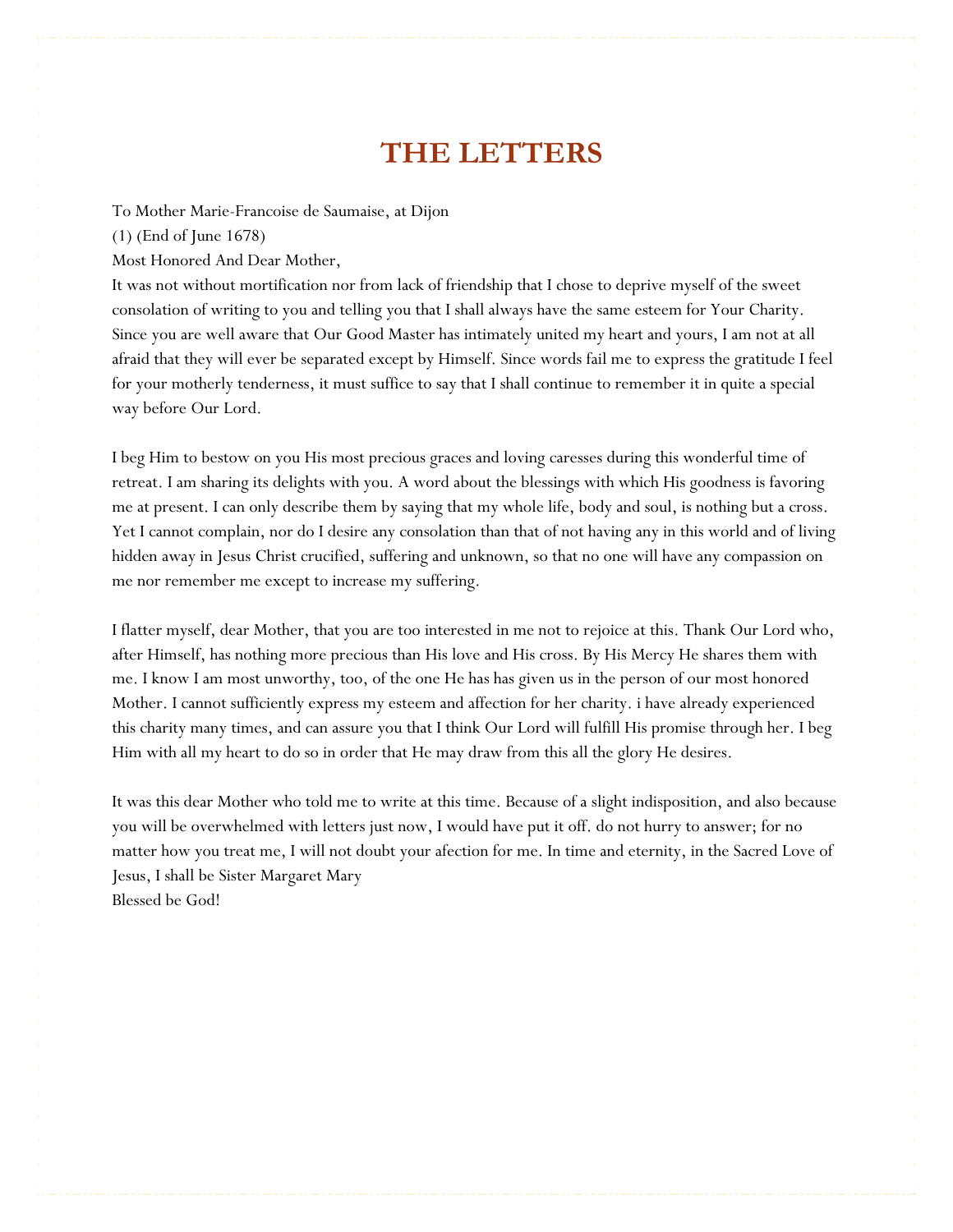# THE LETTERS

To Mother Marie-Francoise de Saumaise, at Dijon

(1) (End of June 1678)

Most Honored And Dear Mother,

It was not without mortification nor from lack of friendship that I chose to deprive myself of the sweet consolation of writing to you and telling you that I shall always have the same esteem for Your Charity. Since you are well aware that Our Good Master has intimately united my heart and yours, I am not at all afraid that they will ever be separated except by Himself. Since words fail me to express the gratitude I feel for your motherly tenderness, it must suffice to say that I shall continue to remember it in quite a special way before Our Lord.

I beg Him to bestow on you His most precious graces and loving caresses during this wonderful time of retreat. I am sharing its delights with you. A word about the blessings with which His goodness is favoring me at present. I can only describe them by saying that my whole life, body and soul, is nothing but a cross. Yet I cannot complain, nor do I desire any consolation than that of not having any in this world and of living hidden away in Jesus Christ crucified, suffering and unknown, so that no one will have any compassion on me nor remember me except to increase my suffering.

I flatter myself, dear Mother, that you are too interested in me not to rejoice at this. Thank Our Lord who, after Himself, has nothing more precious than His love and His cross. By His Mercy He shares them with me. I know I am most unworthy, too, of the one He has has given us in the person of our most honored Mother. I cannot sufficiently express my esteem and affection for her charity. i have already experienced this charity many times, and can assure you that I think Our Lord will fulfill His promise through her. I beg Him with all my heart to do so in order that He may draw from this all the glory He desires.

It was this dear Mother who told me to write at this time. Because of a slight indisposition, and also because you will be overwhelmed with letters just now, I would have put it off. do not hurry to answer; for no matter how you treat me, I will not doubt your afection for me. In time and eternity, in the Sacred Love of Jesus, I shall be Sister Margaret Mary

Blessed be God!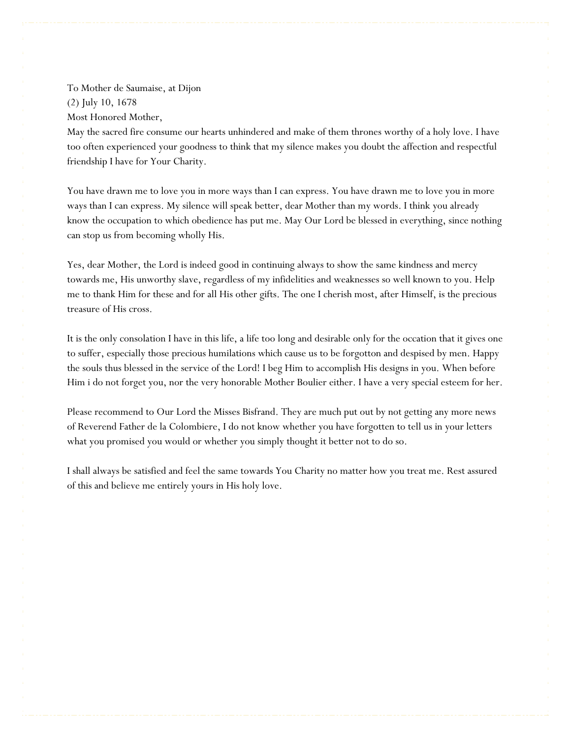To Mother de Saumaise, at Dijon
(2) July 10, 1678
Most Honored Mother,
May the sacred fire consume our hearts unhindered and make of them thrones worthy of a holy love. I have too often experienced your goodness to think that my silence makes you doubt the affection and respectful friendship I have for Your Charity.

You have drawn me to love you in more ways than I can express. You have drawn me to love you in more ways than I can express. My silence will speak better, dear Mother than my words. I think you already know the occupation to which obedience has put me. May Our Lord be blessed in everything, since nothing can stop us from becoming wholly His.

Yes, dear Mother, the Lord is indeed good in continuing always to show the same kindness and mercy towards me, His unworthy slave, regardless of my infidelities and weaknesses so well known to you. Help me to thank Him for these and for all His other gifts. The one I cherish most, after Himself, is the precious treasure of His cross.

It is the only consolation I have in this life, a life too long and desirable only for the occation that it gives one to suffer, especially those precious humilations which cause us to be forgotton and despised by men. Happy the souls thus blessed in the service of the Lord! I beg Him to accomplish His designs in you. When before Him i do not forget you, nor the very honorable Mother Boulier either. I have a very special esteem for her.

Please recommend to Our Lord the Misses Bisfrand. They are much put out by not getting any more news of Reverend Father de la Colombiere, I do not know whether you have forgotten to tell us in your letters what you promised you would or whether you simply thought it better not to do so.

I shall always be satisfied and feel the same towards You Charity no matter how you treat me. Rest assured of this and believe me entirely yours in His holy love.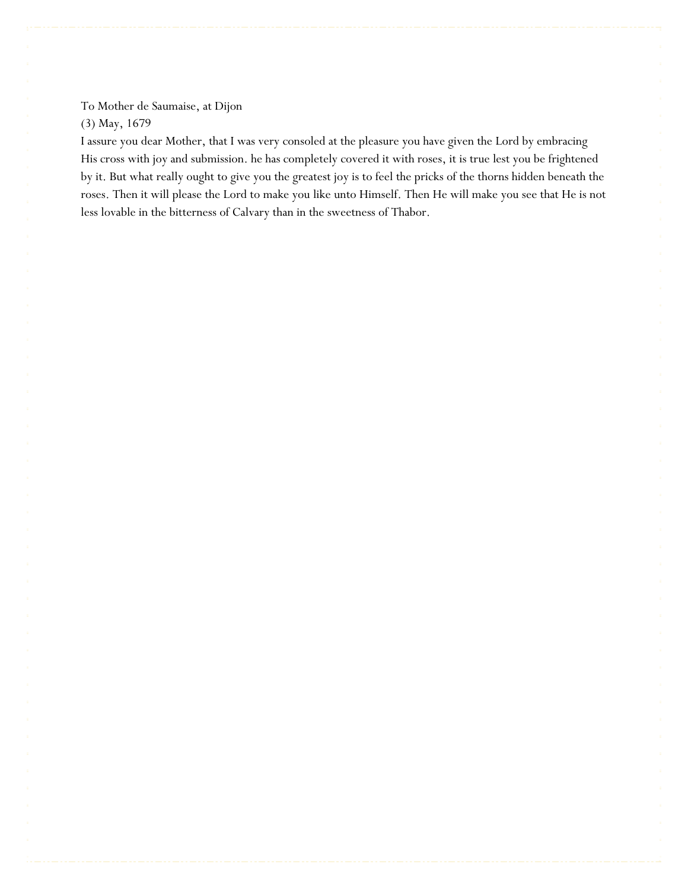To Mother de Saumaise, at Dijon

(3) May, 1679

I assure you dear Mother, that I was very consoled at the pleasure you have given the Lord by embracing His cross with joy and submission. he has completely covered it with roses, it is true lest you be frightened by it. But what really ought to give you the greatest joy is to feel the pricks of the thorns hidden beneath the roses. Then it will please the Lord to make you like unto Himself. Then He will make you see that He is not less lovable in the bitterness of Calvary than in the sweetness of Thabor.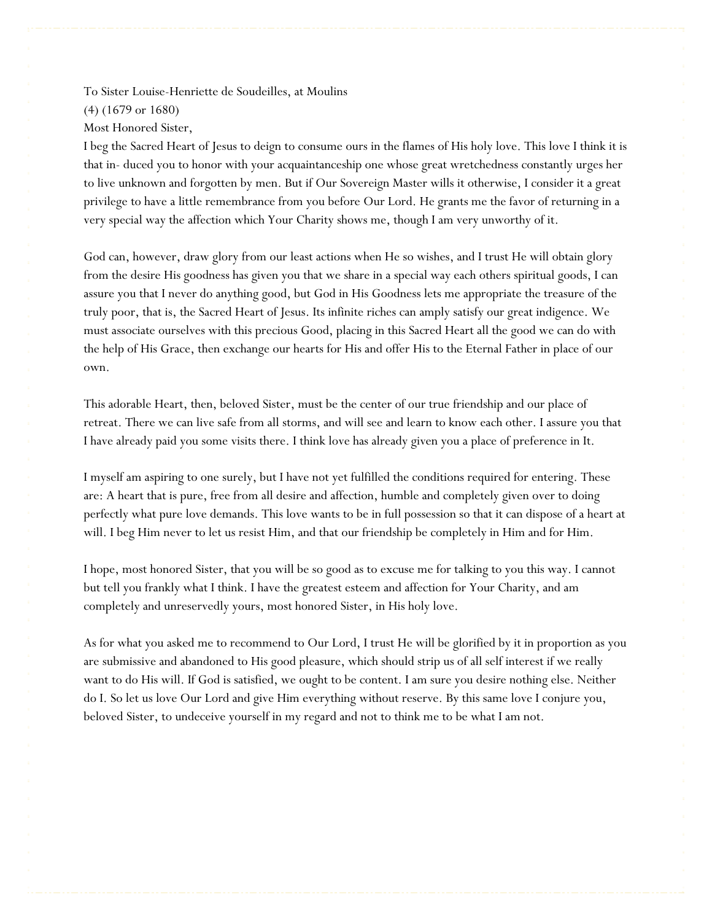To Sister Louise-Henriette de Soudeilles, at Moulins

(4) (1679 or 1680)

Most Honored Sister,

I beg the Sacred Heart of Jesus to deign to consume ours in the flames of His holy love. This love I think it is that in- duced you to honor with your acquaintanceship one whose great wretchedness constantly urges her to live unknown and forgotten by men. But if Our Sovereign Master wills it otherwise, I consider it a great privilege to have a little remembrance from you before Our Lord. He grants me the favor of returning in a very special way the affection which Your Charity shows me, though I am very unworthy of it.

God can, however, draw glory from our least actions when He so wishes, and I trust He will obtain glory from the desire His goodness has given you that we share in a special way each others spiritual goods, I can assure you that I never do anything good, but God in His Goodness lets me appropriate the treasure of the truly poor, that is, the Sacred Heart of Jesus. Its infinite riches can amply satisfy our great indigence. We must associate ourselves with this precious Good, placing in this Sacred Heart all the good we can do with the help of His Grace, then exchange our hearts for His and offer His to the Eternal Father in place of our own.

This adorable Heart, then, beloved Sister, must be the center of our true friendship and our place of retreat. There we can live safe from all storms, and will see and learn to know each other. I assure you that I have already paid you some visits there. I think love has already given you a place of preference in It.

I myself am aspiring to one surely, but I have not yet fulfilled the conditions required for entering. These are: A heart that is pure, free from all desire and affection, humble and completely given over to doing perfectly what pure love demands. This love wants to be in full possession so that it can dispose of a heart at will. I beg Him never to let us resist Him, and that our friendship be completely in Him and for Him.

I hope, most honored Sister, that you will be so good as to excuse me for talking to you this way. I cannot but tell you frankly what I think. I have the greatest esteem and affection for Your Charity, and am completely and unreservedly yours, most honored Sister, in His holy love.

As for what you asked me to recommend to Our Lord, I trust He will be glorified by it in proportion as you are submissive and abandoned to His good pleasure, which should strip us of all self interest if we really want to do His will. If God is satisfied, we ought to be content. I am sure you desire nothing else. Neither do I. So let us love Our Lord and give Him everything without reserve. By this same love I conjure you, beloved Sister, to undeceive yourself in my regard and not to think me to be what I am not.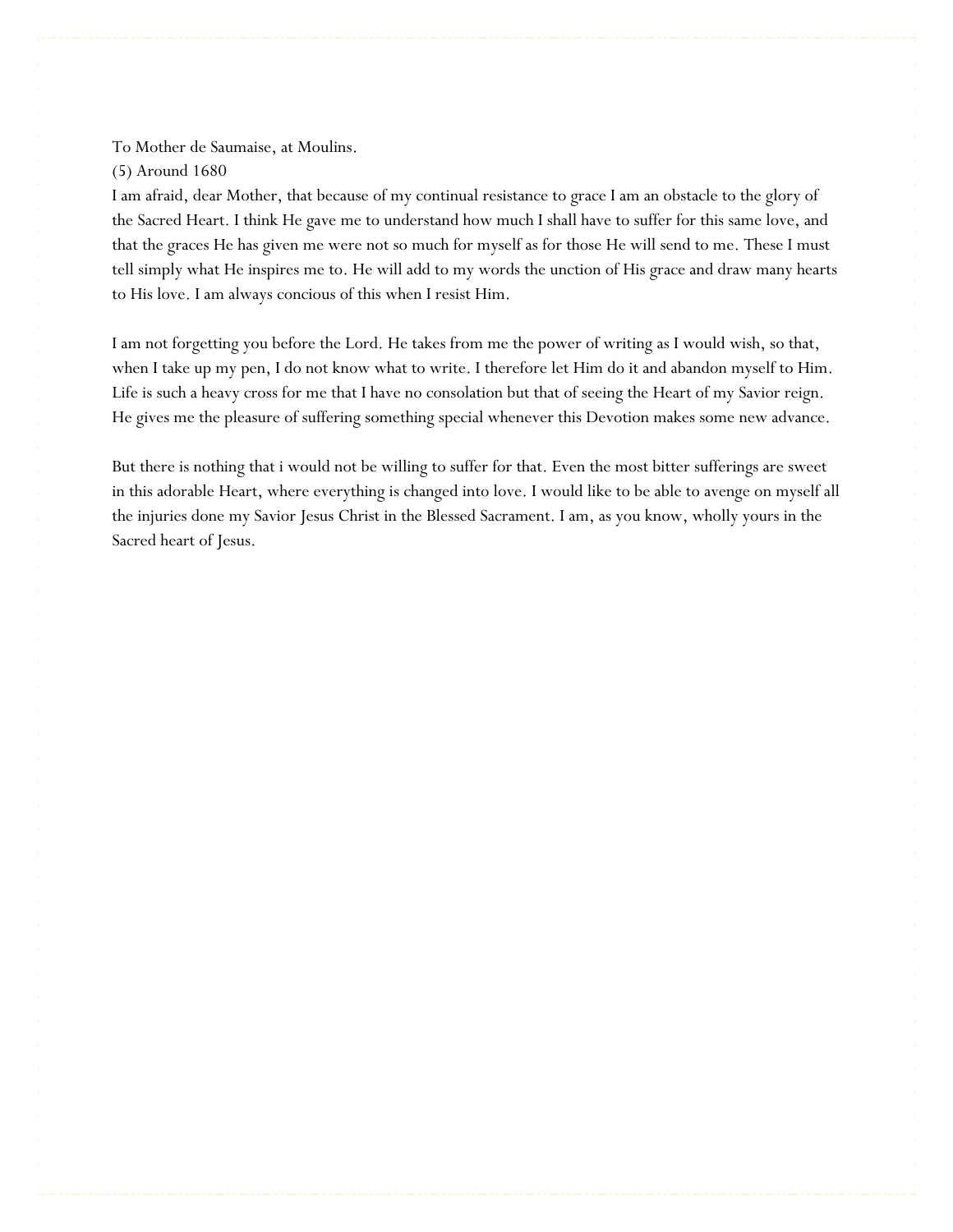To Mother de Saumaise, at Moulins.

(5) Around 1680

I am afraid, dear Mother, that because of my continual resistance to grace I am an obstacle to the glory of the Sacred Heart. I think He gave me to understand how much I shall have to suffer for this same love, and that the graces He has given me were not so much for myself as for those He will send to me. These I must tell simply what He inspires me to. He will add to my words the unction of His grace and draw many hearts to His love. I am always concious of this when I resist Him.

I am not forgetting you before the Lord. He takes from me the power of writing as I would wish, so that, when I take up my pen, I do not know what to write. I therefore let Him do it and abandon myself to Him. Life is such a heavy cross for me that I have no consolation but that of seeing the Heart of my Savior reign. He gives me the pleasure of suffering something special whenever this Devotion makes some new advance.

But there is nothing that i would not be willing to suffer for that. Even the most bitter sufferings are sweet in this adorable Heart, where everything is changed into love. I would like to be able to avenge on myself all the injuries done my Savior Jesus Christ in the Blessed Sacrament. I am, as you know, wholly yours in the Sacred heart of Jesus.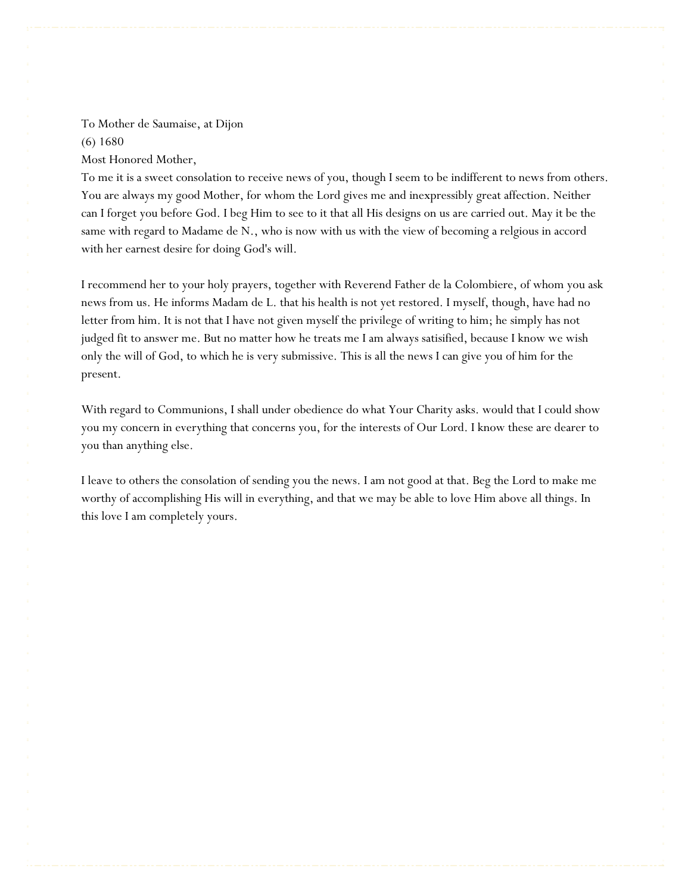To Mother de Saumaise, at Dijon
(6) 1680
Most Honored Mother,

To me it is a sweet consolation to receive news of you, though I seem to be indifferent to news from others. You are always my good Mother, for whom the Lord gives me and inexpressibly great affection. Neither can I forget you before God. I beg Him to see to it that all His designs on us are carried out. May it be the same with regard to Madame de N., who is now with us with the view of becoming a relgious in accord with her earnest desire for doing God's will.

I recommend her to your holy prayers, together with Reverend Father de la Colombiere, of whom you ask news from us. He informs Madam de L. that his health is not yet restored. I myself, though, have had no letter from him. It is not that I have not given myself the privilege of writing to him; he simply has not judged fit to answer me. But no matter how he treats me I am always satisified, because I know we wish only the will of God, to which he is very submissive. This is all the news I can give you of him for the present.

With regard to Communions, I shall under obedience do what Your Charity asks. would that I could show you my concern in everything that concerns you, for the interests of Our Lord. I know these are dearer to you than anything else.

I leave to others the consolation of sending you the news. I am not good at that. Beg the Lord to make me worthy of accomplishing His will in everything, and that we may be able to love Him above all things. In this love I am completely yours.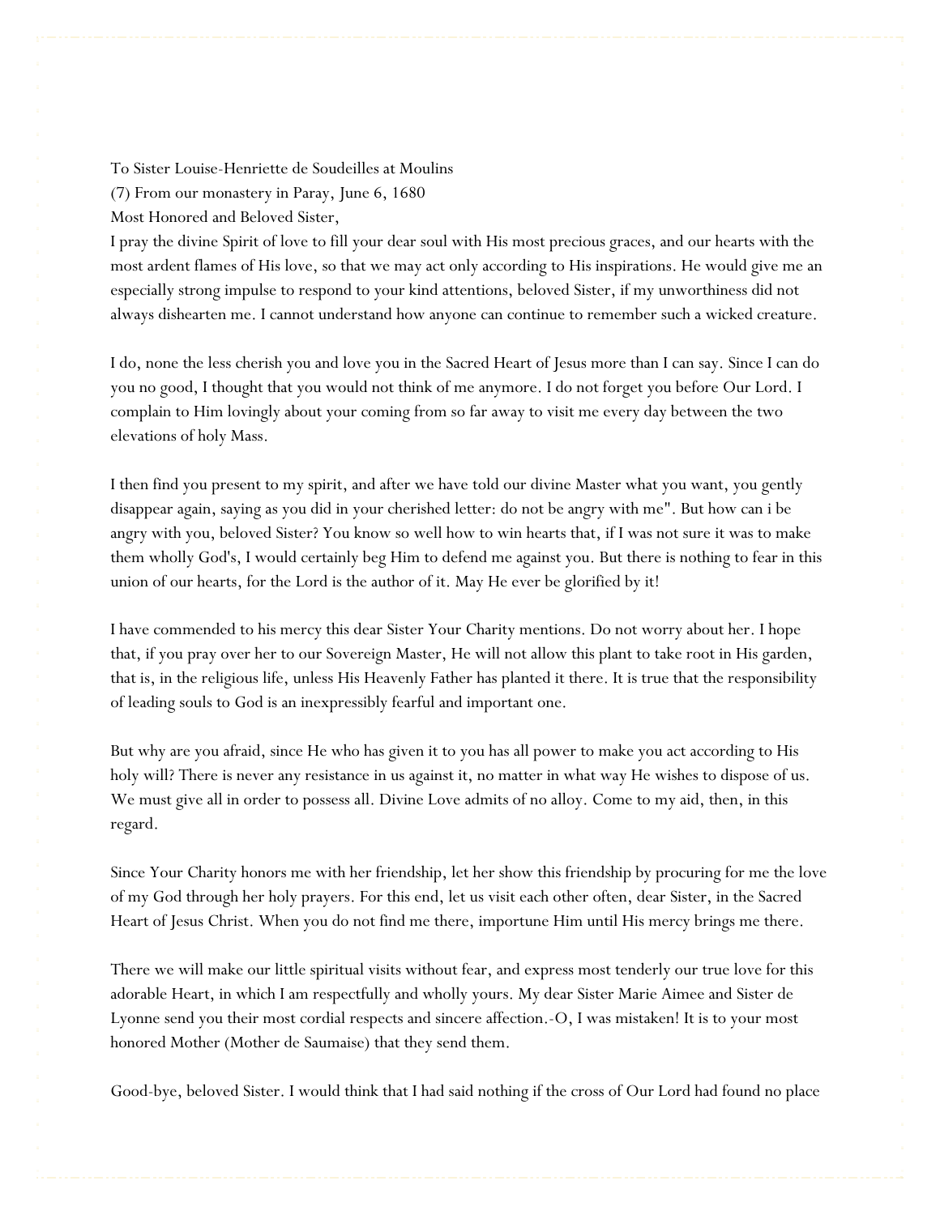To Sister Louise-Henriette de Soudeilles at Moulins

(7) From our monastery in Paray, June 6, 1680

Most Honored and Beloved Sister,

I pray the divine Spirit of love to fill your dear soul with His most precious graces, and our hearts with the most ardent flames of His love, so that we may act only according to His inspirations. He would give me an especially strong impulse to respond to your kind attentions, beloved Sister, if my unworthiness did not always dishearten me. I cannot understand how anyone can continue to remember such a wicked creature.

I do, none the less cherish you and love you in the Sacred Heart of Jesus more than I can say. Since I can do you no good, I thought that you would not think of me anymore. I do not forget you before Our Lord. I complain to Him lovingly about your coming from so far away to visit me every day between the two elevations of holy Mass.

I then find you present to my spirit, and after we have told our divine Master what you want, you gently disappear again, saying as you did in your cherished letter: do not be angry with me". But how can i be angry with you, beloved Sister? You know so well how to win hearts that, if I was not sure it was to make them wholly God's, I would certainly beg Him to defend me against you. But there is nothing to fear in this union of our hearts, for the Lord is the author of it. May He ever be glorified by it!

I have commended to his mercy this dear Sister Your Charity mentions. Do not worry about her. I hope that, if you pray over her to our Sovereign Master, He will not allow this plant to take root in His garden, that is, in the religious life, unless His Heavenly Father has planted it there. It is true that the responsibility of leading souls to God is an inexpressibly fearful and important one.

But why are you afraid, since He who has given it to you has all power to make you act according to His holy will? There is never any resistance in us against it, no matter in what way He wishes to dispose of us. We must give all in order to possess all. Divine Love admits of no alloy. Come to my aid, then, in this regard.

Since Your Charity honors me with her friendship, let her show this friendship by procuring for me the love of my God through her holy prayers. For this end, let us visit each other often, dear Sister, in the Sacred Heart of Jesus Christ. When you do not find me there, importune Him until His mercy brings me there.

There we will make our little spiritual visits without fear, and express most tenderly our true love for this adorable Heart, in which I am respectfully and wholly yours. My dear Sister Marie Aimee and Sister de Lyonne send you their most cordial respects and sincere affection.-O, I was mistaken! It is to your most honored Mother (Mother de Saumaise) that they send them.

Good-bye, beloved Sister. I would think that I had said nothing if the cross of Our Lord had found no place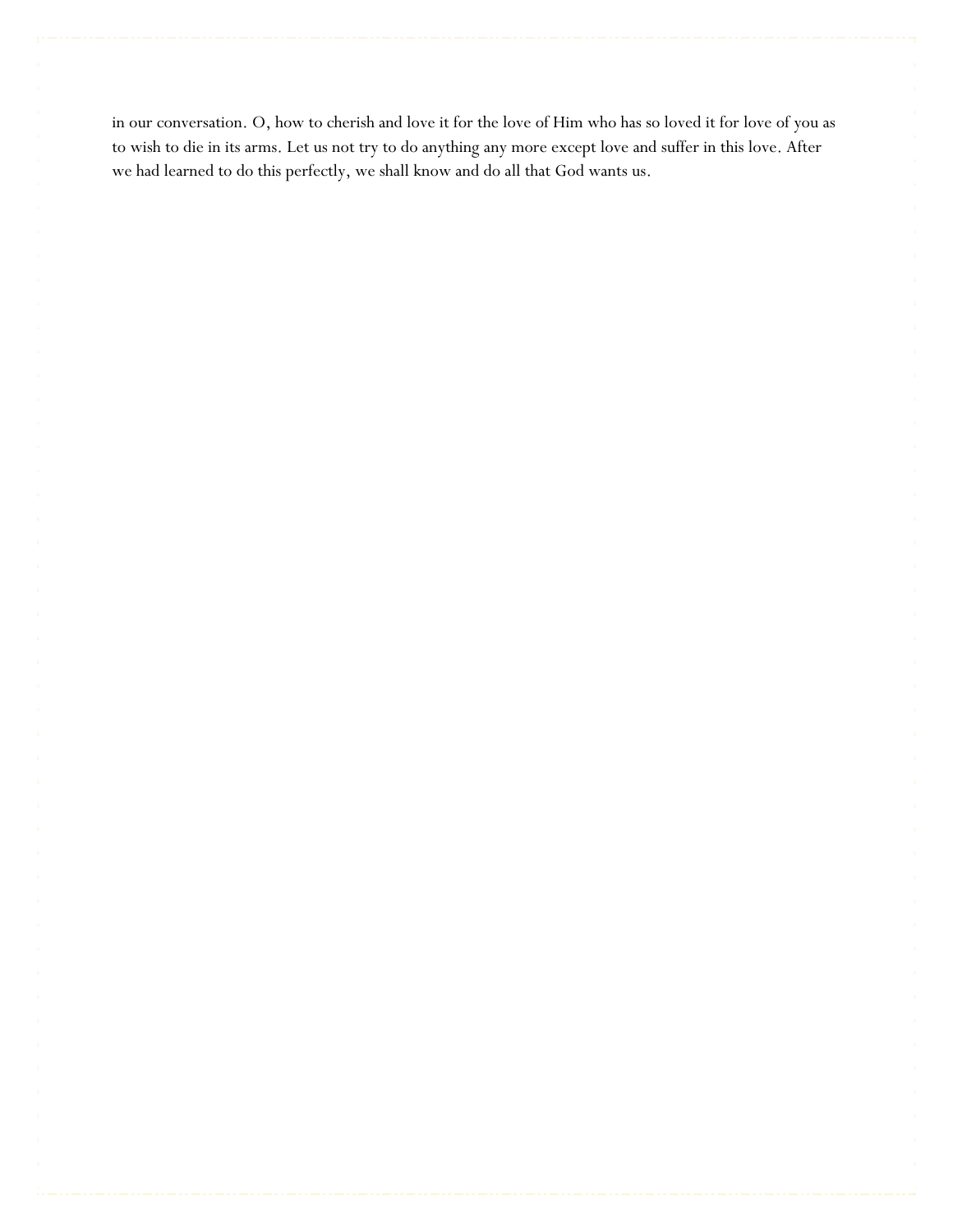in our conversation. O, how to cherish and love it for the love of Him who has so loved it for love of you as to wish to die in its arms. Let us not try to do anything any more except love and suffer in this love. After we had learned to do this perfectly, we shall know and do all that God wants us.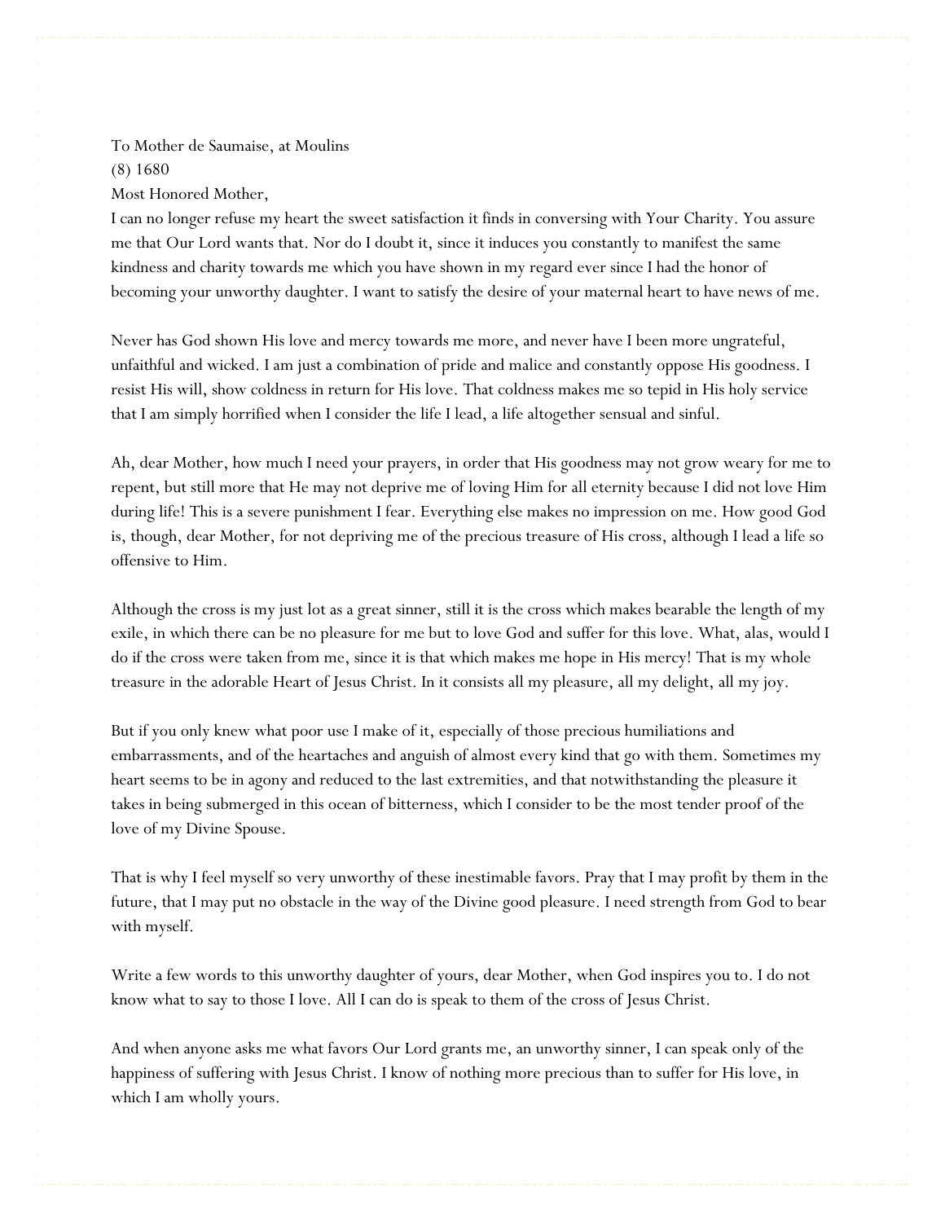To Mother de Saumaise, at Moulins

(8) 1680

Most Honored Mother,

I can no longer refuse my heart the sweet satisfaction it finds in conversing with Your Charity. You assure me that Our Lord wants that. Nor do I doubt it, since it induces you constantly to manifest the same kindness and charity towards me which you have shown in my regard ever since I had the honor of becoming your unworthy daughter. I want to satisfy the desire of your maternal heart to have news of me.

Never has God shown His love and mercy towards me more, and never have I been more ungrateful, unfaithful and wicked. I am just a combination of pride and malice and constantly oppose His goodness. I resist His will, show coldness in return for His love. That coldness makes me so tepid in His holy service that I am simply horrified when I consider the life I lead, a life altogether sensual and sinful.

Ah, dear Mother, how much I need your prayers, in order that His goodness may not grow weary for me to repent, but still more that He may not deprive me of loving Him for all eternity because I did not love Him during life! This is a severe punishment I fear. Everything else makes no impression on me. How good God is, though, dear Mother, for not depriving me of the precious treasure of His cross, although I lead a life so offensive to Him.

Although the cross is my just lot as a great sinner, still it is the cross which makes bearable the length of my exile, in which there can be no pleasure for me but to love God and suffer for this love. What, alas, would I do if the cross were taken from me, since it is that which makes me hope in His mercy! That is my whole treasure in the adorable Heart of Jesus Christ. In it consists all my pleasure, all my delight, all my joy.

But if you only knew what poor use I make of it, especially of those precious humiliations and embarrassments, and of the heartaches and anguish of almost every kind that go with them. Sometimes my heart seems to be in agony and reduced to the last extremities, and that notwithstanding the pleasure it takes in being submerged in this ocean of bitterness, which I consider to be the most tender proof of the love of my Divine Spouse.

That is why I feel myself so very unworthy of these inestimable favors. Pray that I may profit by them in the future, that I may put no obstacle in the way of the Divine good pleasure. I need strength from God to bear with myself.

Write a few words to this unworthy daughter of yours, dear Mother, when God inspires you to. I do not know what to say to those I love. All I can do is speak to them of the cross of Jesus Christ.

And when anyone asks me what favors Our Lord grants me, an unworthy sinner, I can speak only of the happiness of suffering with Jesus Christ. I know of nothing more precious than to suffer for His love, in which I am wholly yours.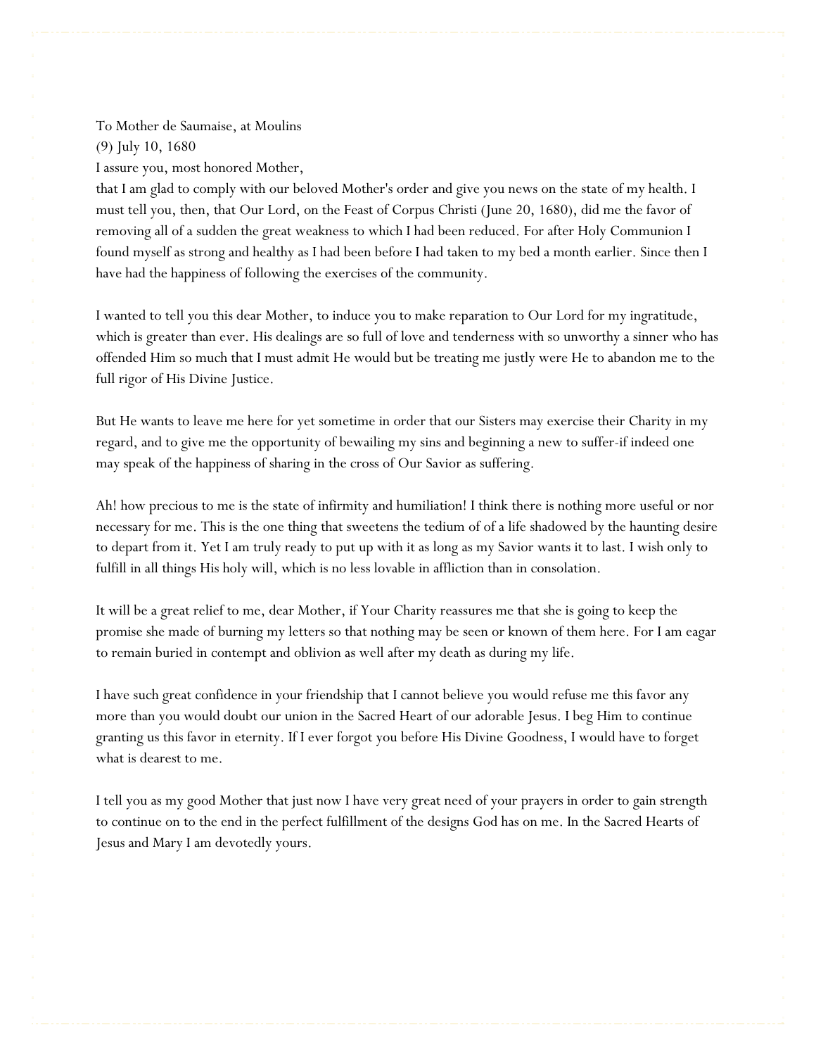To Mother de Saumaise, at Moulins
(9) July 10, 1680
I assure you, most honored Mother,

that I am glad to comply with our beloved Mother's order and give you news on the state of my health. I must tell you, then, that Our Lord, on the Feast of Corpus Christi (June 20, 1680), did me the favor of removing all of a sudden the great weakness to which I had been reduced. For after Holy Communion I found myself as strong and healthy as I had been before I had taken to my bed a month earlier. Since then I have had the happiness of following the exercises of the community.

I wanted to tell you this dear Mother, to induce you to make reparation to Our Lord for my ingratitude, which is greater than ever. His dealings are so full of love and tenderness with so unworthy a sinner who has offended Him so much that I must admit He would but be treating me justly were He to abandon me to the full rigor of His Divine Justice.

But He wants to leave me here for yet sometime in order that our Sisters may exercise their Charity in my regard, and to give me the opportunity of bewailing my sins and beginning a new to suffer-if indeed one may speak of the happiness of sharing in the cross of Our Savior as suffering.

Ah! how precious to me is the state of infirmity and humiliation! I think there is nothing more useful or nor necessary for me. This is the one thing that sweetens the tedium of of a life shadowed by the haunting desire to depart from it. Yet I am truly ready to put up with it as long as my Savior wants it to last. I wish only to fulfill in all things His holy will, which is no less lovable in affliction than in consolation.

It will be a great relief to me, dear Mother, if Your Charity reassures me that she is going to keep the promise she made of burning my letters so that nothing may be seen or known of them here. For I am eagar to remain buried in contempt and oblivion as well after my death as during my life.

I have such great confidence in your friendship that I cannot believe you would refuse me this favor any more than you would doubt our union in the Sacred Heart of our adorable Jesus. I beg Him to continue granting us this favor in eternity. If I ever forgot you before His Divine Goodness, I would have to forget what is dearest to me.

I tell you as my good Mother that just now I have very great need of your prayers in order to gain strength to continue on to the end in the perfect fulfillment of the designs God has on me. In the Sacred Hearts of Jesus and Mary I am devotedly yours.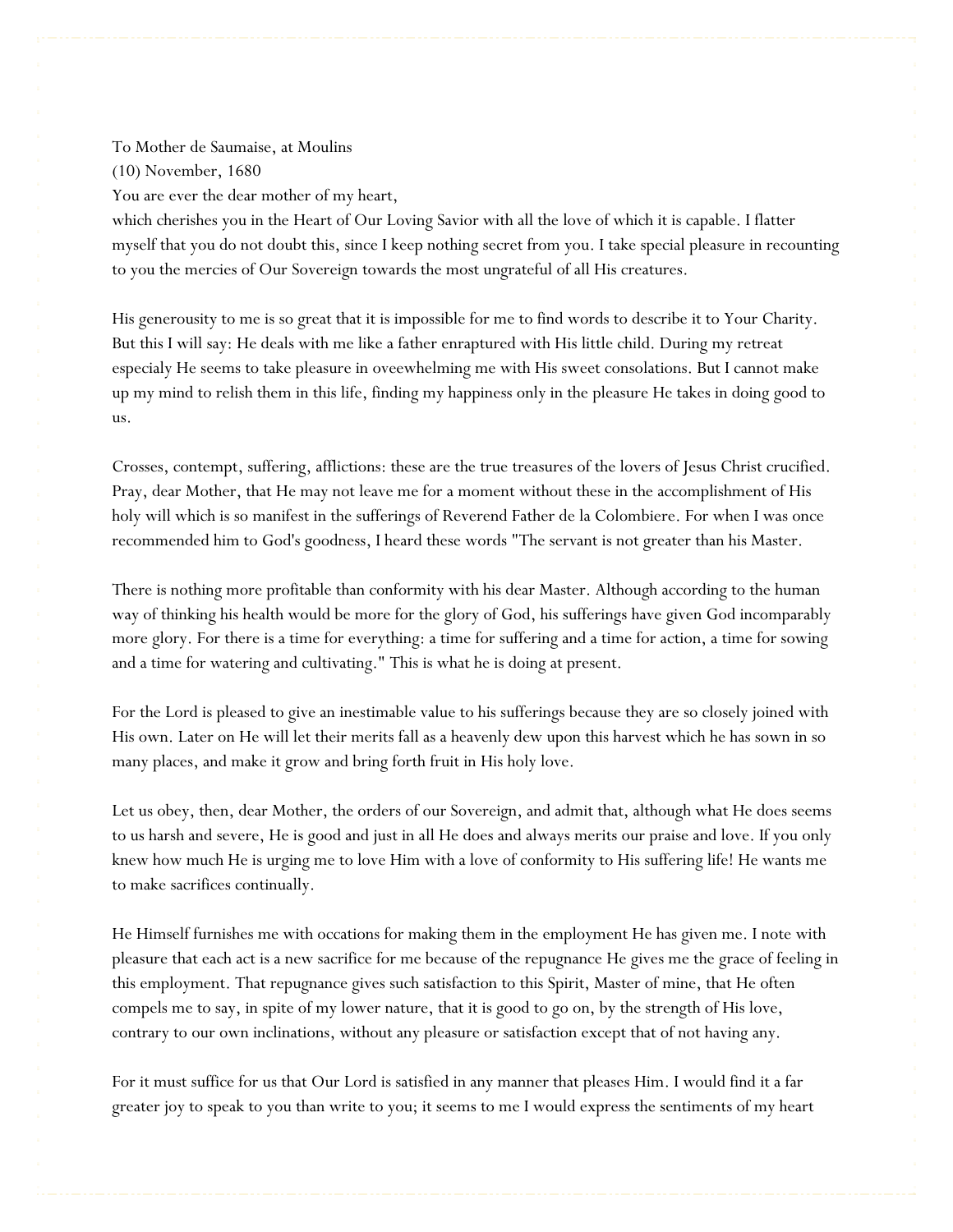To Mother de Saumaise, at Moulins
(10) November, 1680
You are ever the dear mother of my heart,
which cherishes you in the Heart of Our Loving Savior with all the love of which it is capable. I flatter myself that you do not doubt this, since I keep nothing secret from you. I take special pleasure in recounting to you the mercies of Our Sovereign towards the most ungrateful of all His creatures.

His generousity to me is so great that it is impossible for me to find words to describe it to Your Charity. But this I will say: He deals with me like a father enraptured with His little child. During my retreat especialy He seems to take pleasure in oveewhelming me with His sweet consolations. But I cannot make up my mind to relish them in this life, finding my happiness only in the pleasure He takes in doing good to us.

Crosses, contempt, suffering, afflictions: these are the true treasures of the lovers of Jesus Christ crucified. Pray, dear Mother, that He may not leave me for a moment without these in the accomplishment of His holy will which is so manifest in the sufferings of Reverend Father de la Colombiere. For when I was once recommended him to God's goodness, I heard these words "The servant is not greater than his Master.

There is nothing more profitable than conformity with his dear Master. Although according to the human way of thinking his health would be more for the glory of God, his sufferings have given God incomparably more glory. For there is a time for everything: a time for suffering and a time for action, a time for sowing and a time for watering and cultivating." This is what he is doing at present.

For the Lord is pleased to give an inestimable value to his sufferings because they are so closely joined with His own. Later on He will let their merits fall as a heavenly dew upon this harvest which he has sown in so many places, and make it grow and bring forth fruit in His holy love.

Let us obey, then, dear Mother, the orders of our Sovereign, and admit that, although what He does seems to us harsh and severe, He is good and just in all He does and always merits our praise and love. If you only knew how much He is urging me to love Him with a love of conformity to His suffering life! He wants me to make sacrifices continually.

He Himself furnishes me with occations for making them in the employment He has given me. I note with pleasure that each act is a new sacrifice for me because of the repugnance He gives me the grace of feeling in this employment. That repugnance gives such satisfaction to this Spirit, Master of mine, that He often compels me to say, in spite of my lower nature, that it is good to go on, by the strength of His love, contrary to our own inclinations, without any pleasure or satisfaction except that of not having any.

For it must suffice for us that Our Lord is satisfied in any manner that pleases Him. I would find it a far greater joy to speak to you than write to you; it seems to me I would express the sentiments of my heart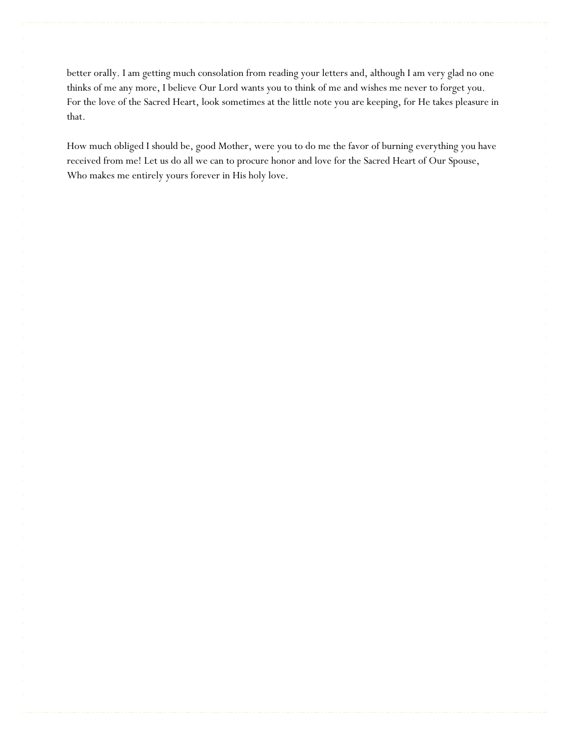better orally. I am getting much consolation from reading your letters and, although I am very glad no one thinks of me any more, I believe Our Lord wants you to think of me and wishes me never to forget you. For the love of the Sacred Heart, look sometimes at the little note you are keeping, for He takes pleasure in that.

How much obliged I should be, good Mother, were you to do me the favor of burning everything you have received from me! Let us do all we can to procure honor and love for the Sacred Heart of Our Spouse, Who makes me entirely yours forever in His holy love.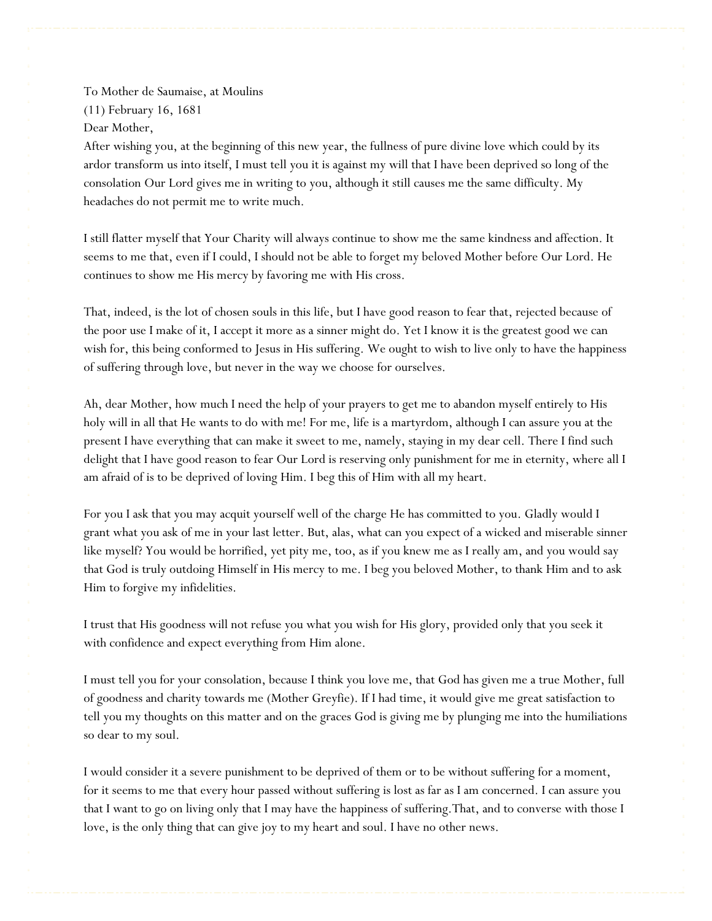To Mother de Saumaise, at Moulins
(11) February 16, 1681
Dear Mother,
After wishing you, at the beginning of this new year, the fullness of pure divine love which could by its ardor transform us into itself, I must tell you it is against my will that I have been deprived so long of the consolation Our Lord gives me in writing to you, although it still causes me the same difficulty. My headaches do not permit me to write much.

I still flatter myself that Your Charity will always continue to show me the same kindness and affection. It seems to me that, even if I could, I should not be able to forget my beloved Mother before Our Lord. He continues to show me His mercy by favoring me with His cross.

That, indeed, is the lot of chosen souls in this life, but I have good reason to fear that, rejected because of the poor use I make of it, I accept it more as a sinner might do. Yet I know it is the greatest good we can wish for, this being conformed to Jesus in His suffering. We ought to wish to live only to have the happiness of suffering through love, but never in the way we choose for ourselves.

Ah, dear Mother, how much I need the help of your prayers to get me to abandon myself entirely to His holy will in all that He wants to do with me! For me, life is a martyrdom, although I can assure you at the present I have everything that can make it sweet to me, namely, staying in my dear cell. There I find such delight that I have good reason to fear Our Lord is reserving only punishment for me in eternity, where all I am afraid of is to be deprived of loving Him. I beg this of Him with all my heart.

For you I ask that you may acquit yourself well of the charge He has committed to you. Gladly would I grant what you ask of me in your last letter. But, alas, what can you expect of a wicked and miserable sinner like myself? You would be horrified, yet pity me, too, as if you knew me as I really am, and you would say that God is truly outdoing Himself in His mercy to me. I beg you beloved Mother, to thank Him and to ask Him to forgive my infidelities.

I trust that His goodness will not refuse you what you wish for His glory, provided only that you seek it with confidence and expect everything from Him alone.

I must tell you for your consolation, because I think you love me, that God has given me a true Mother, full of goodness and charity towards me (Mother Greyfie). If I had time, it would give me great satisfaction to tell you my thoughts on this matter and on the graces God is giving me by plunging me into the humiliations so dear to my soul.

I would consider it a severe punishment to be deprived of them or to be without suffering for a moment, for it seems to me that every hour passed without suffering is lost as far as I am concerned. I can assure you that I want to go on living only that I may have the happiness of suffering.That, and to converse with those I love, is the only thing that can give joy to my heart and soul. I have no other news.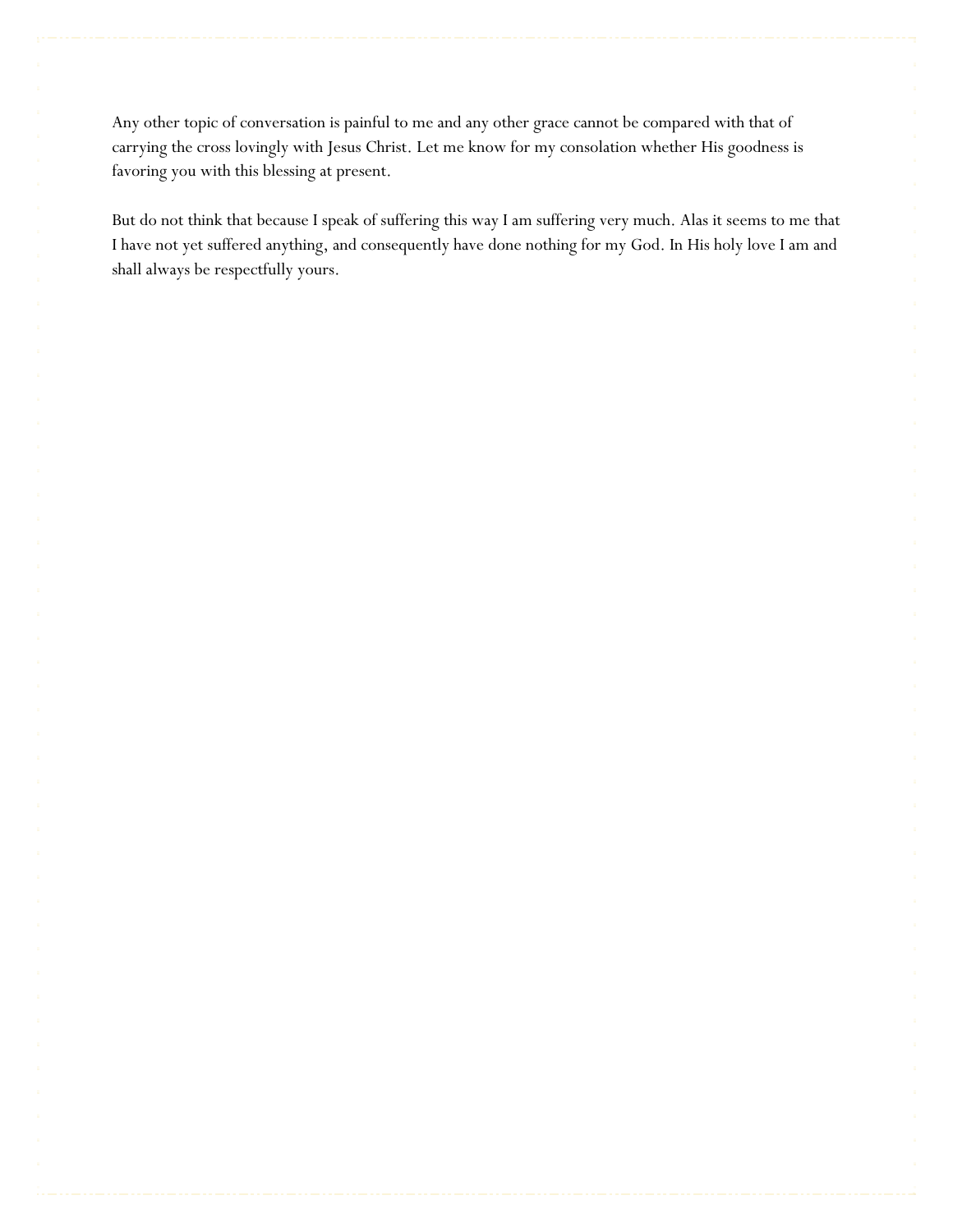Any other topic of conversation is painful to me and any other grace cannot be compared with that of carrying the cross lovingly with Jesus Christ. Let me know for my consolation whether His goodness is favoring you with this blessing at present.

But do not think that because I speak of suffering this way I am suffering very much. Alas it seems to me that I have not yet suffered anything, and consequently have done nothing for my God. In His holy love I am and shall always be respectfully yours.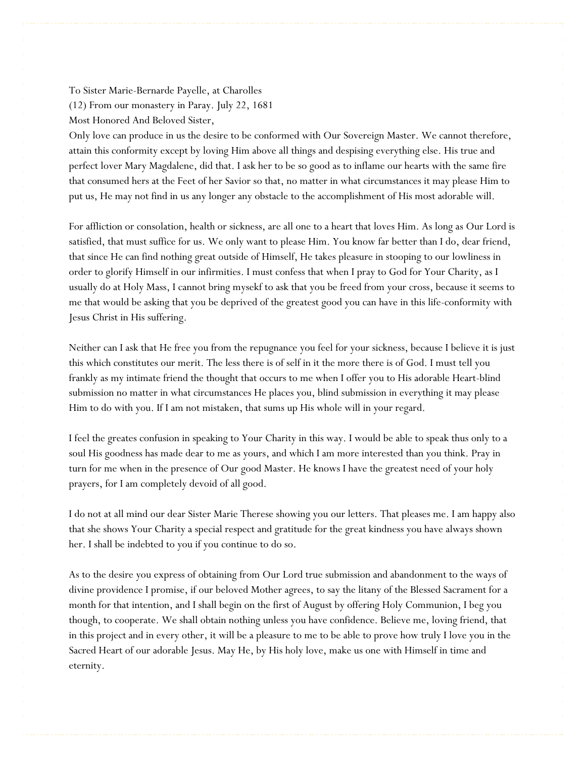To Sister Marie-Bernarde Payelle, at Charolles
(12) From our monastery in Paray. July 22, 1681
Most Honored And Beloved Sister,

Only love can produce in us the desire to be conformed with Our Sovereign Master. We cannot therefore, attain this conformity except by loving Him above all things and despising everything else. His true and perfect lover Mary Magdalene, did that. I ask her to be so good as to inflame our hearts with the same fire that consumed hers at the Feet of her Savior so that, no matter in what circumstances it may please Him to put us, He may not find in us any longer any obstacle to the accomplishment of His most adorable will.

For affliction or consolation, health or sickness, are all one to a heart that loves Him. As long as Our Lord is satisfied, that must suffice for us. We only want to please Him. You know far better than I do, dear friend, that since He can find nothing great outside of Himself, He takes pleasure in stooping to our lowliness in order to glorify Himself in our infirmities. I must confess that when I pray to God for Your Charity, as I usually do at Holy Mass, I cannot bring mysekf to ask that you be freed from your cross, because it seems to me that would be asking that you be deprived of the greatest good you can have in this life-conformity with Jesus Christ in His suffering.

Neither can I ask that He free you from the repugnance you feel for your sickness, because I believe it is just this which constitutes our merit. The less there is of self in it the more there is of God. I must tell you frankly as my intimate friend the thought that occurs to me when I offer you to His adorable Heart-blind submission no matter in what circumstances He places you, blind submission in everything it may please Him to do with you. If I am not mistaken, that sums up His whole will in your regard.

I feel the greates confusion in speaking to Your Charity in this way. I would be able to speak thus only to a soul His goodness has made dear to me as yours, and which I am more interested than you think. Pray in turn for me when in the presence of Our good Master. He knows I have the greatest need of your holy prayers, for I am completely devoid of all good.

I do not at all mind our dear Sister Marie Therese showing you our letters. That pleases me. I am happy also that she shows Your Charity a special respect and gratitude for the great kindness you have always shown her. I shall be indebted to you if you continue to do so.

As to the desire you express of obtaining from Our Lord true submission and abandonment to the ways of divine providence I promise, if our beloved Mother agrees, to say the litany of the Blessed Sacrament for a month for that intention, and I shall begin on the first of August by offering Holy Communion, I beg you though, to cooperate. We shall obtain nothing unless you have confidence. Believe me, loving friend, that in this project and in every other, it will be a pleasure to me to be able to prove how truly I love you in the Sacred Heart of our adorable Jesus. May He, by His holy love, make us one with Himself in time and eternity.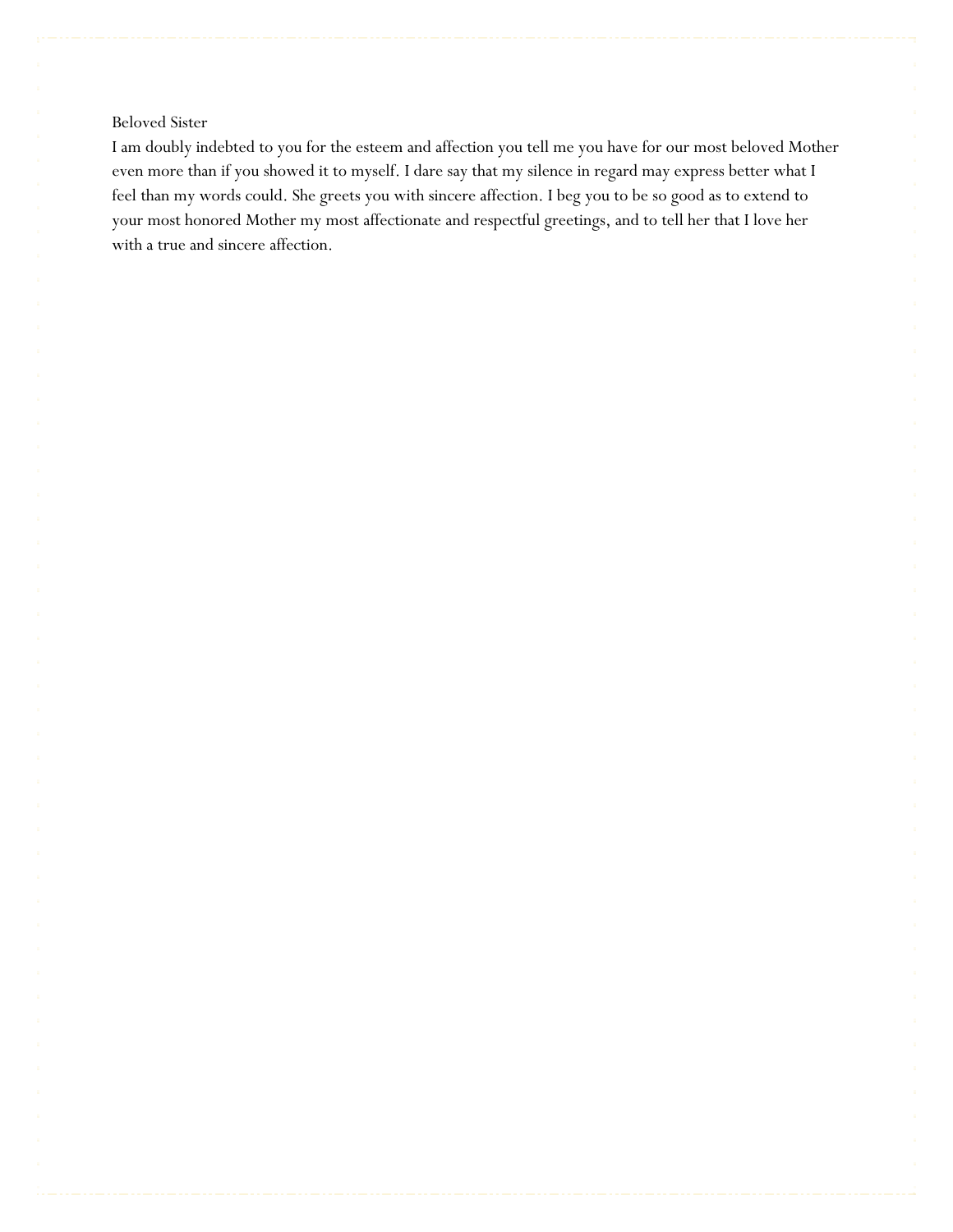Beloved Sister

I am doubly indebted to you for the esteem and affection you tell me you have for our most beloved Mother even more than if you showed it to myself. I dare say that my silence in regard may express better what I feel than my words could. She greets you with sincere affection. I beg you to be so good as to extend to your most honored Mother my most affectionate and respectful greetings, and to tell her that I love her with a true and sincere affection.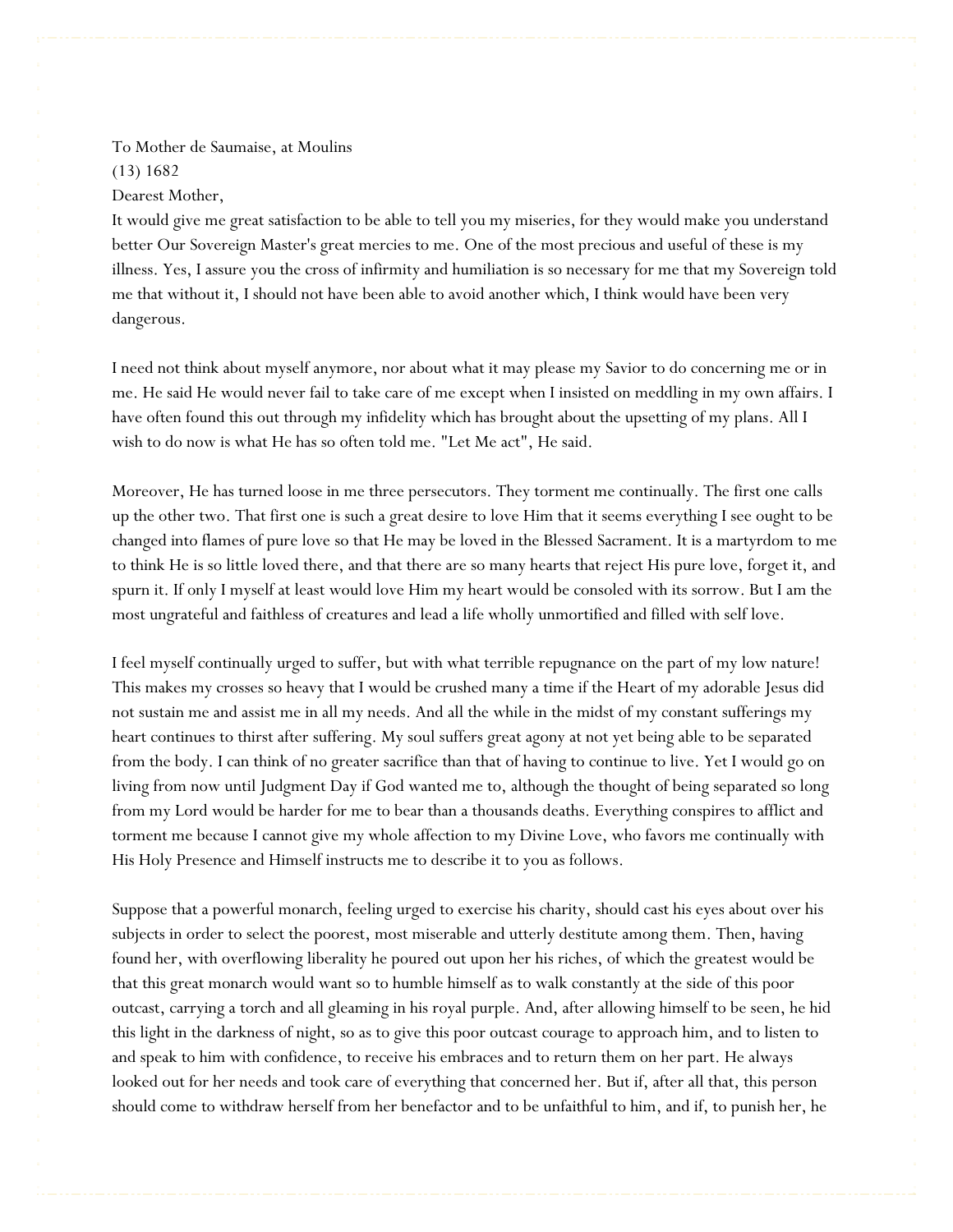To Mother de Saumaise, at Moulins
(13) 1682
Dearest Mother,

It would give me great satisfaction to be able to tell you my miseries, for they would make you understand better Our Sovereign Master's great mercies to me. One of the most precious and useful of these is my illness. Yes, I assure you the cross of infirmity and humiliation is so necessary for me that my Sovereign told me that without it, I should not have been able to avoid another which, I think would have been very dangerous.

I need not think about myself anymore, nor about what it may please my Savior to do concerning me or in me. He said He would never fail to take care of me except when I insisted on meddling in my own affairs. I have often found this out through my infidelity which has brought about the upsetting of my plans. All I wish to do now is what He has so often told me. "Let Me act", He said.

Moreover, He has turned loose in me three persecutors. They torment me continually. The first one calls up the other two. That first one is such a great desire to love Him that it seems everything I see ought to be changed into flames of pure love so that He may be loved in the Blessed Sacrament. It is a martyrdom to me to think He is so little loved there, and that there are so many hearts that reject His pure love, forget it, and spurn it. If only I myself at least would love Him my heart would be consoled with its sorrow. But I am the most ungrateful and faithless of creatures and lead a life wholly unmortified and filled with self love.

I feel myself continually urged to suffer, but with what terrible repugnance on the part of my low nature! This makes my crosses so heavy that I would be crushed many a time if the Heart of my adorable Jesus did not sustain me and assist me in all my needs. And all the while in the midst of my constant sufferings my heart continues to thirst after suffering. My soul suffers great agony at not yet being able to be separated from the body. I can think of no greater sacrifice than that of having to continue to live. Yet I would go on living from now until Judgment Day if God wanted me to, although the thought of being separated so long from my Lord would be harder for me to bear than a thousands deaths. Everything conspires to afflict and torment me because I cannot give my whole affection to my Divine Love, who favors me continually with His Holy Presence and Himself instructs me to describe it to you as follows.

Suppose that a powerful monarch, feeling urged to exercise his charity, should cast his eyes about over his subjects in order to select the poorest, most miserable and utterly destitute among them. Then, having found her, with overflowing liberality he poured out upon her his riches, of which the greatest would be that this great monarch would want so to humble himself as to walk constantly at the side of this poor outcast, carrying a torch and all gleaming in his royal purple. And, after allowing himself to be seen, he hid this light in the darkness of night, so as to give this poor outcast courage to approach him, and to listen to and speak to him with confidence, to receive his embraces and to return them on her part. He always looked out for her needs and took care of everything that concerned her. But if, after all that, this person should come to withdraw herself from her benefactor and to be unfaithful to him, and if, to punish her, he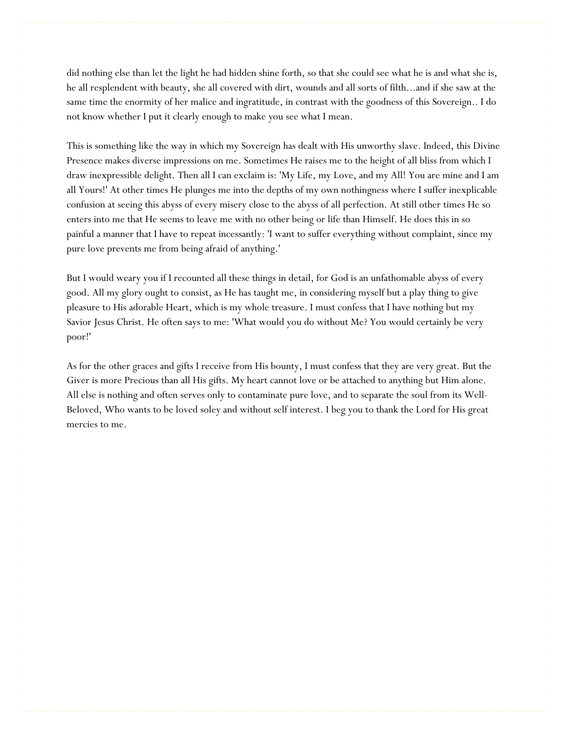did nothing else than let the light he had hidden shine forth, so that she could see what he is and what she is, he all resplendent with beauty, she all covered with dirt, wounds and all sorts of filth...and if she saw at the same time the enormity of her malice and ingratitude, in contrast with the goodness of this Sovereign.. I do not know whether I put it clearly enough to make you see what I mean.

This is something like the way in which my Sovereign has dealt with His unworthy slave. Indeed, this Divine Presence makes diverse impressions on me. Sometimes He raises me to the height of all bliss from which I draw inexpressible delight. Then all I can exclaim is: 'My Life, my Love, and my All! You are mine and I am all Yours!' At other times He plunges me into the depths of my own nothingness where I suffer inexplicable confusion at seeing this abyss of every misery close to the abyss of all perfection. At still other times He so enters into me that He seems to leave me with no other being or life than Himself. He does this in so painful a manner that I have to repeat incessantly: 'I want to suffer everything without complaint, since my pure love prevents me from being afraid of anything.'

But I would weary you if I recounted all these things in detail, for God is an unfathomable abyss of every good. All my glory ought to consist, as He has taught me, in considering myself but a play thing to give pleasure to His adorable Heart, which is my whole treasure. I must confess that I have nothing but my Savior Jesus Christ. He often says to me: 'What would you do without Me? You would certainly be very poor!'

As for the other graces and gifts I receive from His bounty, I must confess that they are very great. But the Giver is more Precious than all His gifts. My heart cannot love or be attached to anything but Him alone. All else is nothing and often serves only to contaminate pure love, and to separate the soul from its Well-Beloved, Who wants to be loved soley and without self interest. I beg you to thank the Lord for His great mercies to me.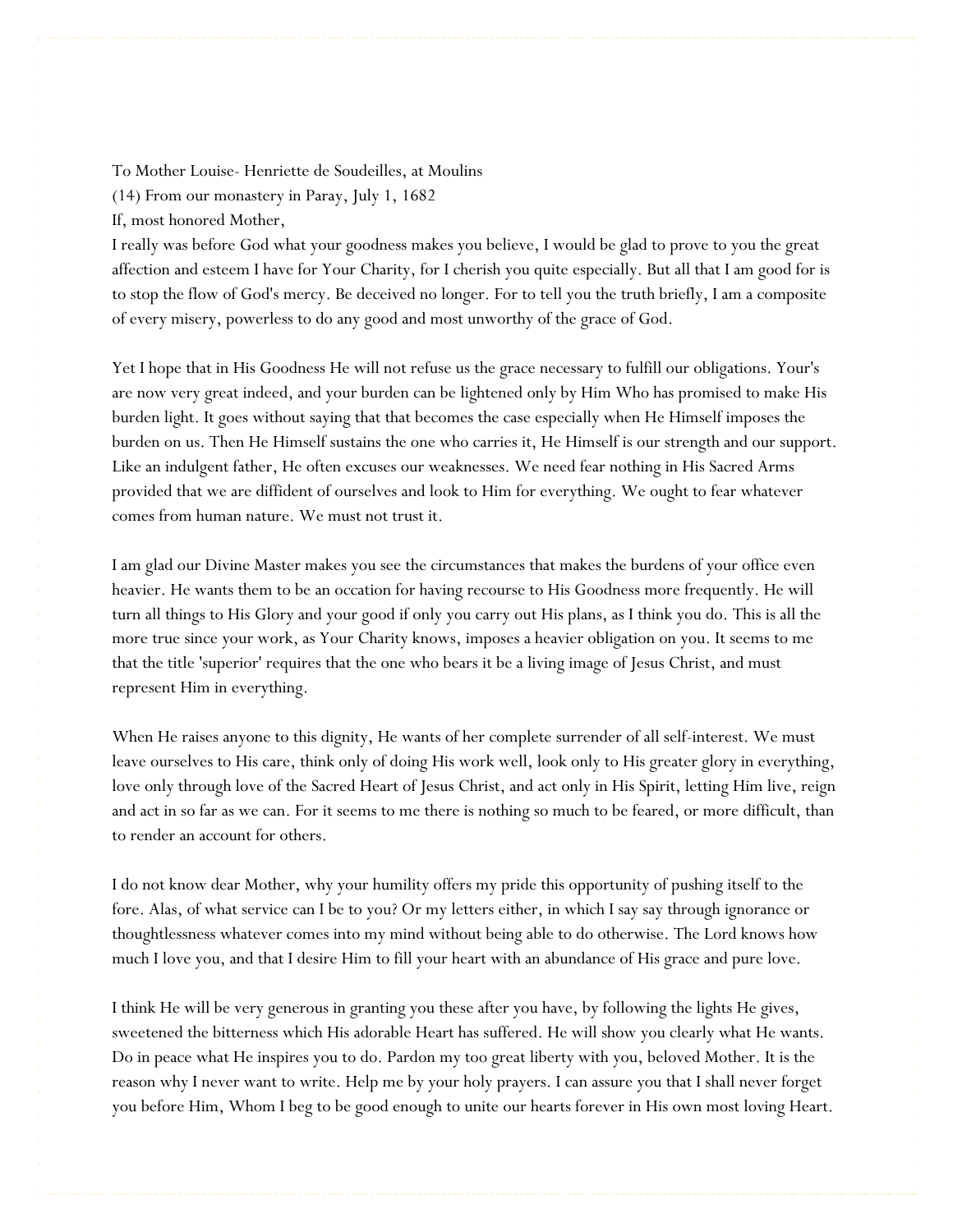To Mother Louise- Henriette de Soudeilles, at Moulins
(14) From our monastery in Paray, July 1, 1682
If, most honored Mother,
I really was before God what your goodness makes you believe, I would be glad to prove to you the great affection and esteem I have for Your Charity, for I cherish you quite especially. But all that I am good for is to stop the flow of God's mercy. Be deceived no longer. For to tell you the truth briefly, I am a composite of every misery, powerless to do any good and most unworthy of the grace of God.

Yet I hope that in His Goodness He will not refuse us the grace necessary to fulfill our obligations. Your's are now very great indeed, and your burden can be lightened only by Him Who has promised to make His burden light. It goes without saying that that becomes the case especially when He Himself imposes the burden on us. Then He Himself sustains the one who carries it, He Himself is our strength and our support. Like an indulgent father, He often excuses our weaknesses. We need fear nothing in His Sacred Arms provided that we are diffident of ourselves and look to Him for everything. We ought to fear whatever comes from human nature. We must not trust it.

I am glad our Divine Master makes you see the circumstances that makes the burdens of your office even heavier. He wants them to be an occation for having recourse to His Goodness more frequently. He will turn all things to His Glory and your good if only you carry out His plans, as I think you do. This is all the more true since your work, as Your Charity knows, imposes a heavier obligation on you. It seems to me that the title 'superior' requires that the one who bears it be a living image of Jesus Christ, and must represent Him in everything.

When He raises anyone to this dignity, He wants of her complete surrender of all self-interest. We must leave ourselves to His care, think only of doing His work well, look only to His greater glory in everything, love only through love of the Sacred Heart of Jesus Christ, and act only in His Spirit, letting Him live, reign and act in so far as we can. For it seems to me there is nothing so much to be feared, or more difficult, than to render an account for others.

I do not know dear Mother, why your humility offers my pride this opportunity of pushing itself to the fore. Alas, of what service can I be to you? Or my letters either, in which I say say through ignorance or thoughtlessness whatever comes into my mind without being able to do otherwise. The Lord knows how much I love you, and that I desire Him to fill your heart with an abundance of His grace and pure love.

I think He will be very generous in granting you these after you have, by following the lights He gives, sweetened the bitterness which His adorable Heart has suffered. He will show you clearly what He wants. Do in peace what He inspires you to do. Pardon my too great liberty with you, beloved Mother. It is the reason why I never want to write. Help me by your holy prayers. I can assure you that I shall never forget you before Him, Whom I beg to be good enough to unite our hearts forever in His own most loving Heart.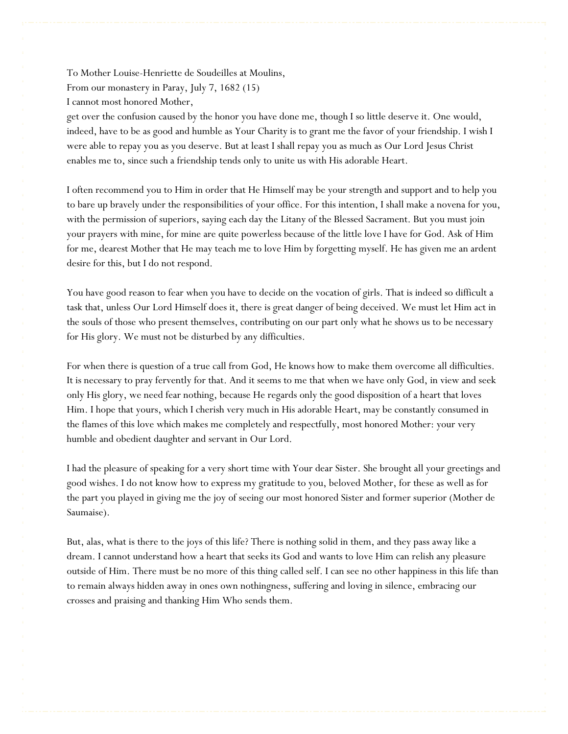To Mother Louise-Henriette de Soudeilles at Moulins,
From our monastery in Paray, July 7, 1682 (15)
I cannot most honored Mother,
get over the confusion caused by the honor you have done me, though I so little deserve it. One would, indeed, have to be as good and humble as Your Charity is to grant me the favor of your friendship. I wish I were able to repay you as you deserve. But at least I shall repay you as much as Our Lord Jesus Christ enables me to, since such a friendship tends only to unite us with His adorable Heart.

I often recommend you to Him in order that He Himself may be your strength and support and to help you to bare up bravely under the responsibilities of your office. For this intention, I shall make a novena for you, with the permission of superiors, saying each day the Litany of the Blessed Sacrament. But you must join your prayers with mine, for mine are quite powerless because of the little love I have for God. Ask of Him for me, dearest Mother that He may teach me to love Him by forgetting myself. He has given me an ardent desire for this, but I do not respond.

You have good reason to fear when you have to decide on the vocation of girls. That is indeed so difficult a task that, unless Our Lord Himself does it, there is great danger of being deceived. We must let Him act in the souls of those who present themselves, contributing on our part only what he shows us to be necessary for His glory. We must not be disturbed by any difficulties.

For when there is question of a true call from God, He knows how to make them overcome all difficulties. It is necessary to pray fervently for that. And it seems to me that when we have only God, in view and seek only His glory, we need fear nothing, because He regards only the good disposition of a heart that loves Him. I hope that yours, which I cherish very much in His adorable Heart, may be constantly consumed in the flames of this love which makes me completely and respectfully, most honored Mother: your very humble and obedient daughter and servant in Our Lord.

I had the pleasure of speaking for a very short time with Your dear Sister. She brought all your greetings and good wishes. I do not know how to express my gratitude to you, beloved Mother, for these as well as for the part you played in giving me the joy of seeing our most honored Sister and former superior (Mother de Saumaise).

But, alas, what is there to the joys of this life? There is nothing solid in them, and they pass away like a dream. I cannot understand how a heart that seeks its God and wants to love Him can relish any pleasure outside of Him. There must be no more of this thing called self. I can see no other happiness in this life than to remain always hidden away in ones own nothingness, suffering and loving in silence, embracing our crosses and praising and thanking Him Who sends them.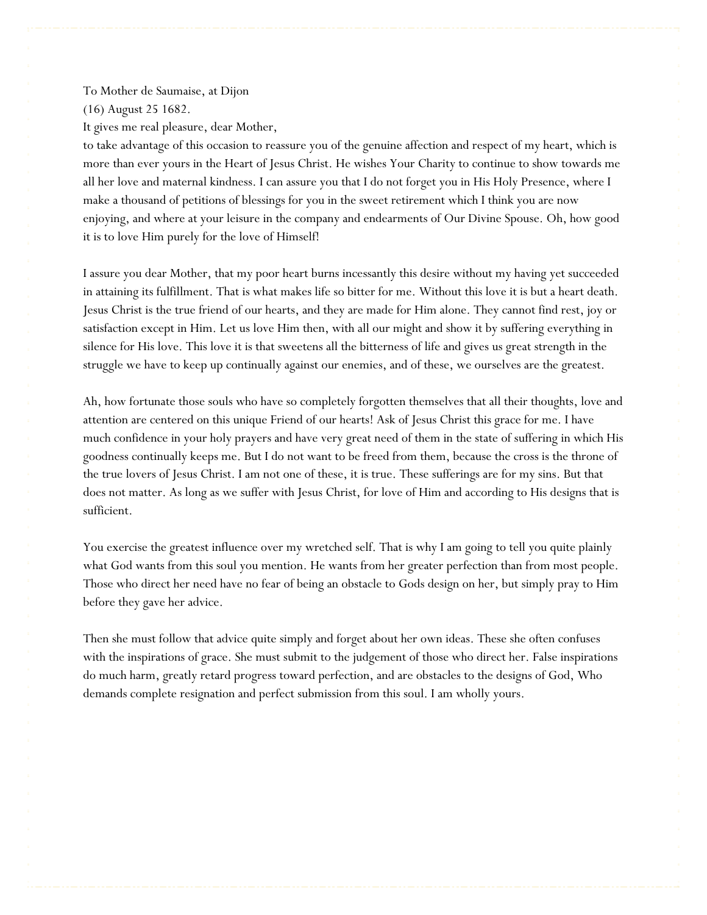To Mother de Saumaise, at Dijon
(16) August 25 1682.
It gives me real pleasure, dear Mother,
to take advantage of this occasion to reassure you of the genuine affection and respect of my heart, which is more than ever yours in the Heart of Jesus Christ. He wishes Your Charity to continue to show towards me all her love and maternal kindness. I can assure you that I do not forget you in His Holy Presence, where I make a thousand of petitions of blessings for you in the sweet retirement which I think you are now enjoying, and where at your leisure in the company and endearments of Our Divine Spouse. Oh, how good it is to love Him purely for the love of Himself!

I assure you dear Mother, that my poor heart burns incessantly this desire without my having yet succeeded in attaining its fulfillment. That is what makes life so bitter for me. Without this love it is but a heart death. Jesus Christ is the true friend of our hearts, and they are made for Him alone. They cannot find rest, joy or satisfaction except in Him. Let us love Him then, with all our might and show it by suffering everything in silence for His love. This love it is that sweetens all the bitterness of life and gives us great strength in the struggle we have to keep up continually against our enemies, and of these, we ourselves are the greatest.

Ah, how fortunate those souls who have so completely forgotten themselves that all their thoughts, love and attention are centered on this unique Friend of our hearts! Ask of Jesus Christ this grace for me. I have much confidence in your holy prayers and have very great need of them in the state of suffering in which His goodness continually keeps me. But I do not want to be freed from them, because the cross is the throne of the true lovers of Jesus Christ. I am not one of these, it is true. These sufferings are for my sins. But that does not matter. As long as we suffer with Jesus Christ, for love of Him and according to His designs that is sufficient.

You exercise the greatest influence over my wretched self. That is why I am going to tell you quite plainly what God wants from this soul you mention. He wants from her greater perfection than from most people. Those who direct her need have no fear of being an obstacle to Gods design on her, but simply pray to Him before they gave her advice.

Then she must follow that advice quite simply and forget about her own ideas. These she often confuses with the inspirations of grace. She must submit to the judgement of those who direct her. False inspirations do much harm, greatly retard progress toward perfection, and are obstacles to the designs of God, Who demands complete resignation and perfect submission from this soul. I am wholly yours.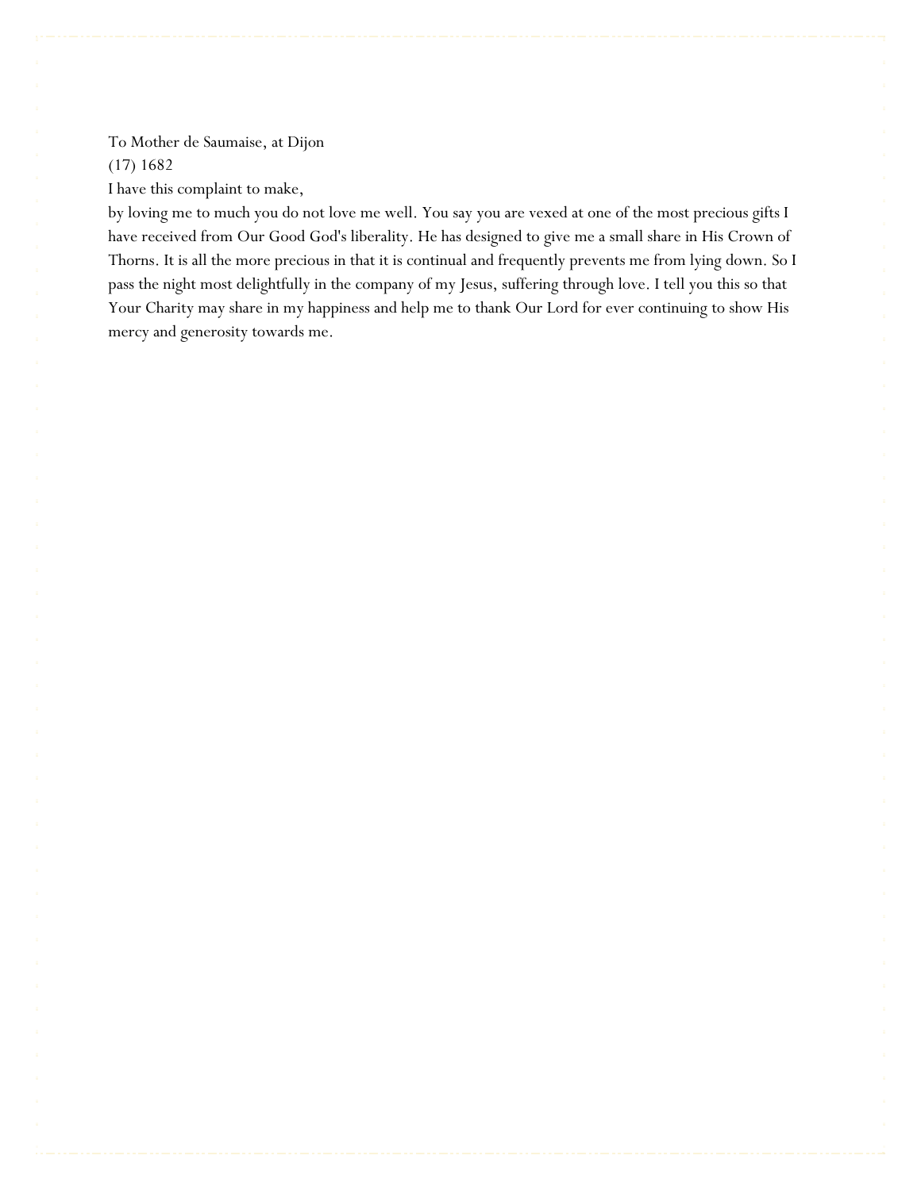To Mother de Saumaise, at Dijon

(17) 1682

I have this complaint to make,

by loving me to much you do not love me well. You say you are vexed at one of the most precious gifts I have received from Our Good God's liberality. He has designed to give me a small share in His Crown of Thorns. It is all the more precious in that it is continual and frequently prevents me from lying down. So I pass the night most delightfully in the company of my Jesus, suffering through love. I tell you this so that Your Charity may share in my happiness and help me to thank Our Lord for ever continuing to show His mercy and generosity towards me.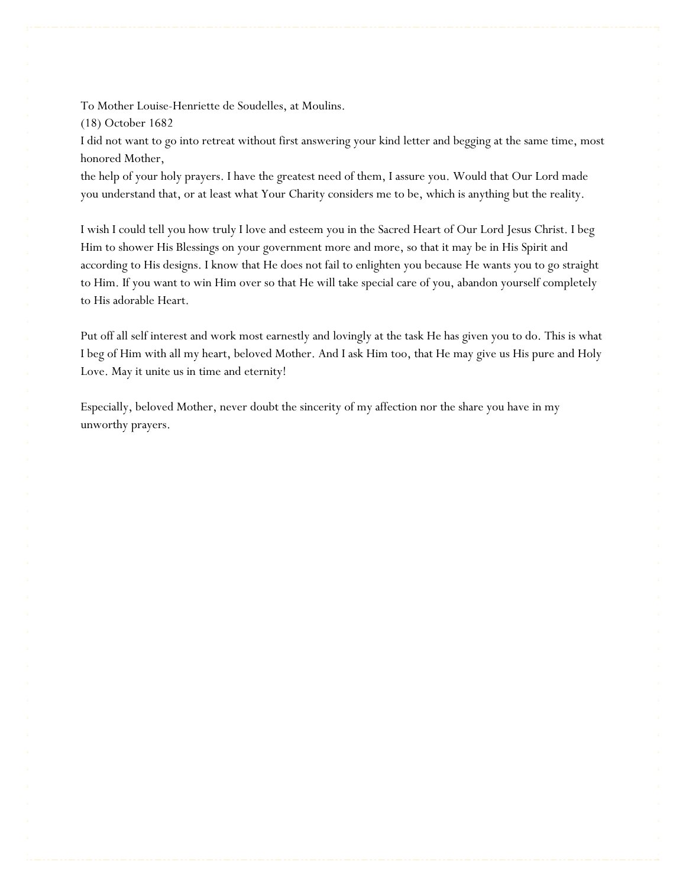To Mother Louise-Henriette de Soudelles, at Moulins.

(18) October 1682

I did not want to go into retreat without first answering your kind letter and begging at the same time, most honored Mother,
the help of your holy prayers. I have the greatest need of them, I assure you. Would that Our Lord made you understand that, or at least what Your Charity considers me to be, which is anything but the reality.

I wish I could tell you how truly I love and esteem you in the Sacred Heart of Our Lord Jesus Christ. I beg Him to shower His Blessings on your government more and more, so that it may be in His Spirit and according to His designs. I know that He does not fail to enlighten you because He wants you to go straight to Him. If you want to win Him over so that He will take special care of you, abandon yourself completely to His adorable Heart.

Put off all self interest and work most earnestly and lovingly at the task He has given you to do. This is what I beg of Him with all my heart, beloved Mother. And I ask Him too, that He may give us His pure and Holy Love. May it unite us in time and eternity!

Especially, beloved Mother, never doubt the sincerity of my affection nor the share you have in my unworthy prayers.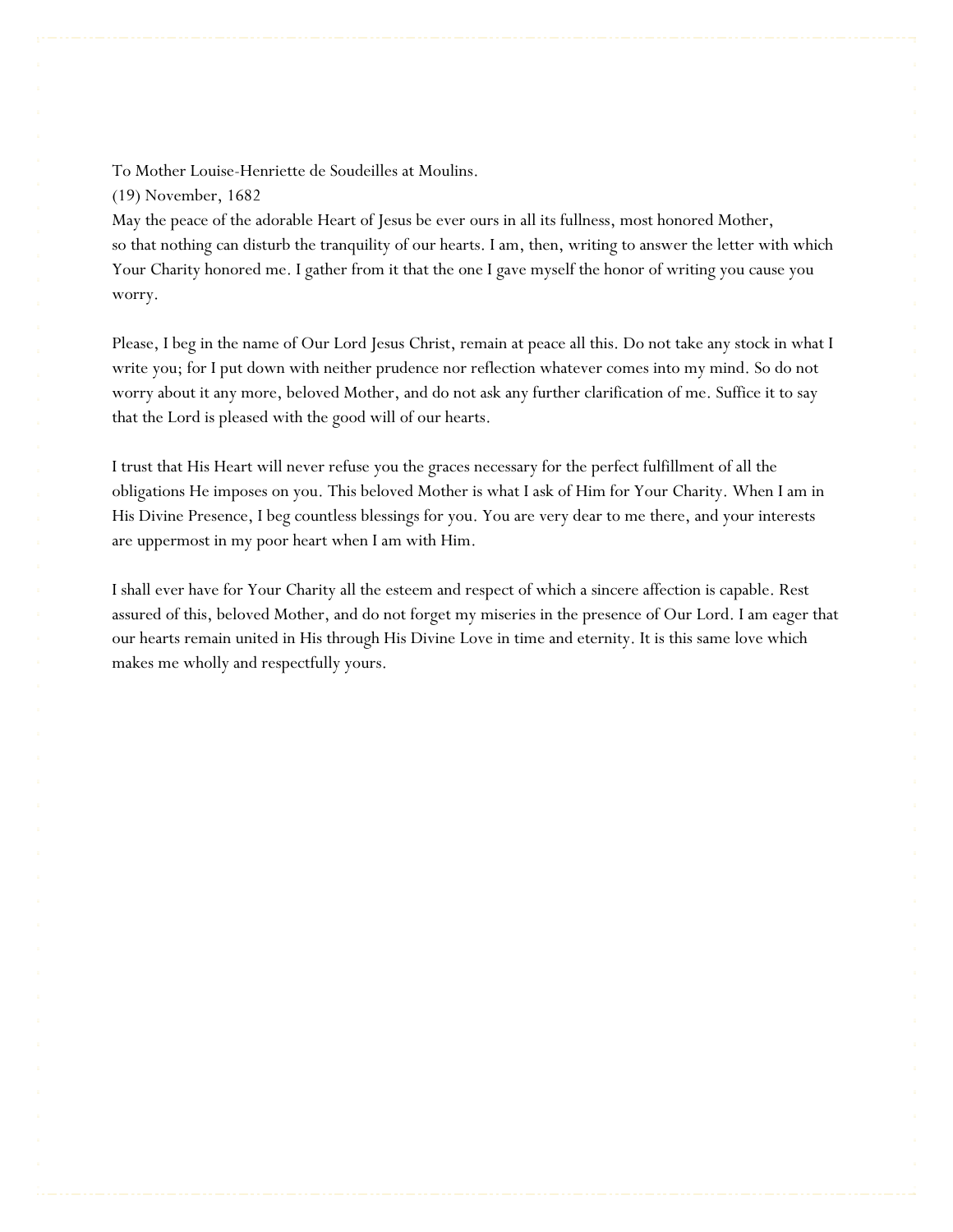To Mother Louise-Henriette de Soudeilles at Moulins.

(19) November, 1682

May the peace of the adorable Heart of Jesus be ever ours in all its fullness, most honored Mother, so that nothing can disturb the tranquility of our hearts. I am, then, writing to answer the letter with which Your Charity honored me. I gather from it that the one I gave myself the honor of writing you cause you worry.

Please, I beg in the name of Our Lord Jesus Christ, remain at peace all this. Do not take any stock in what I write you; for I put down with neither prudence nor reflection whatever comes into my mind. So do not worry about it any more, beloved Mother, and do not ask any further clarification of me. Suffice it to say that the Lord is pleased with the good will of our hearts.

I trust that His Heart will never refuse you the graces necessary for the perfect fulfillment of all the obligations He imposes on you. This beloved Mother is what I ask of Him for Your Charity. When I am in His Divine Presence, I beg countless blessings for you. You are very dear to me there, and your interests are uppermost in my poor heart when I am with Him.

I shall ever have for Your Charity all the esteem and respect of which a sincere affection is capable. Rest assured of this, beloved Mother, and do not forget my miseries in the presence of Our Lord. I am eager that our hearts remain united in His through His Divine Love in time and eternity. It is this same love which makes me wholly and respectfully yours.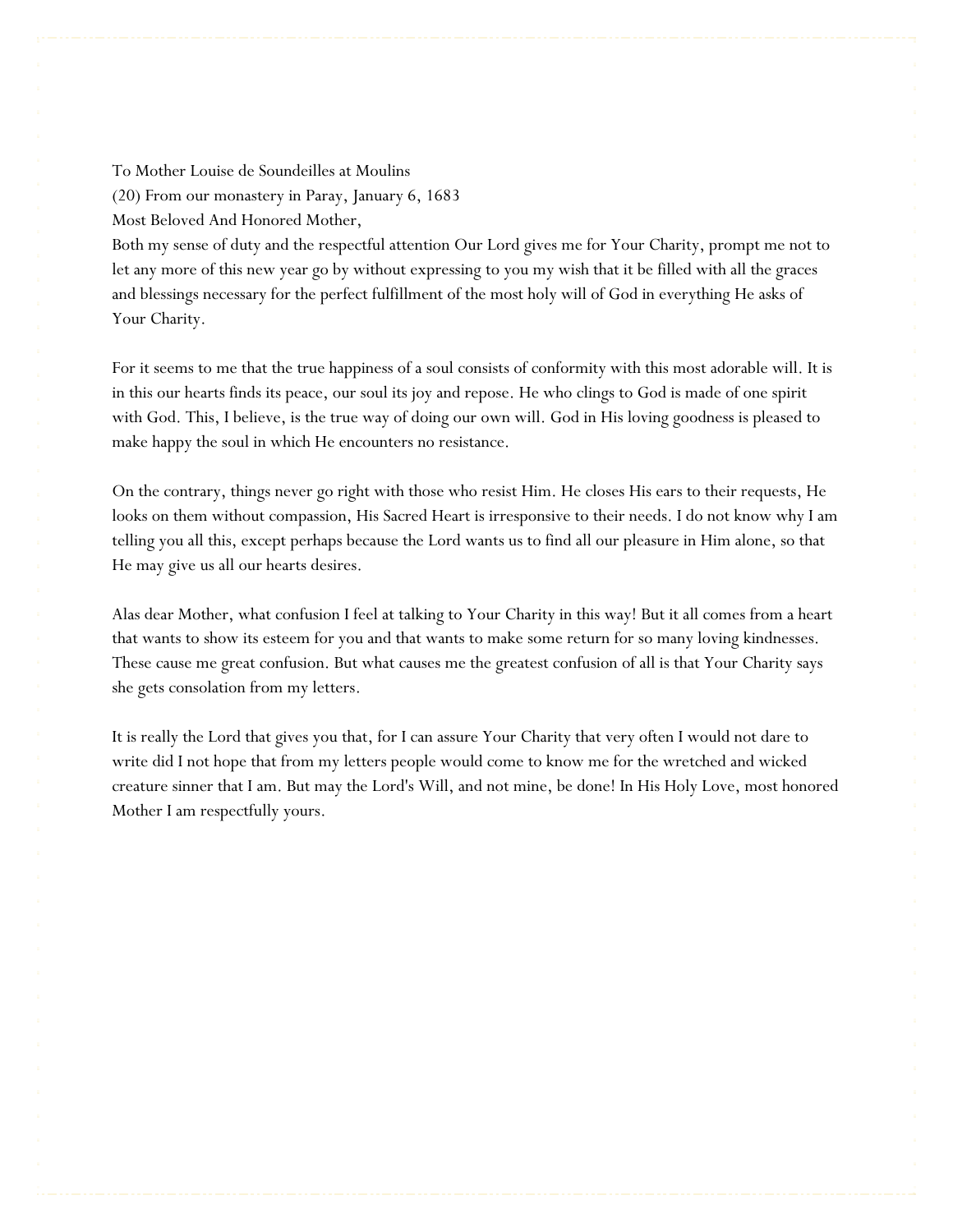To Mother Louise de Soundeilles at Moulins
(20) From our monastery in Paray, January 6, 1683
Most Beloved And Honored Mother,
Both my sense of duty and the respectful attention Our Lord gives me for Your Charity, prompt me not to let any more of this new year go by without expressing to you my wish that it be filled with all the graces and blessings necessary for the perfect fulfillment of the most holy will of God in everything He asks of Your Charity.

For it seems to me that the true happiness of a soul consists of conformity with this most adorable will. It is in this our hearts finds its peace, our soul its joy and repose. He who clings to God is made of one spirit with God. This, I believe, is the true way of doing our own will. God in His loving goodness is pleased to make happy the soul in which He encounters no resistance.

On the contrary, things never go right with those who resist Him. He closes His ears to their requests, He looks on them without compassion, His Sacred Heart is irresponsive to their needs. I do not know why I am telling you all this, except perhaps because the Lord wants us to find all our pleasure in Him alone, so that He may give us all our hearts desires.

Alas dear Mother, what confusion I feel at talking to Your Charity in this way! But it all comes from a heart that wants to show its esteem for you and that wants to make some return for so many loving kindnesses. These cause me great confusion. But what causes me the greatest confusion of all is that Your Charity says she gets consolation from my letters.

It is really the Lord that gives you that, for I can assure Your Charity that very often I would not dare to write did I not hope that from my letters people would come to know me for the wretched and wicked creature sinner that I am. But may the Lord's Will, and not mine, be done! In His Holy Love, most honored Mother I am respectfully yours.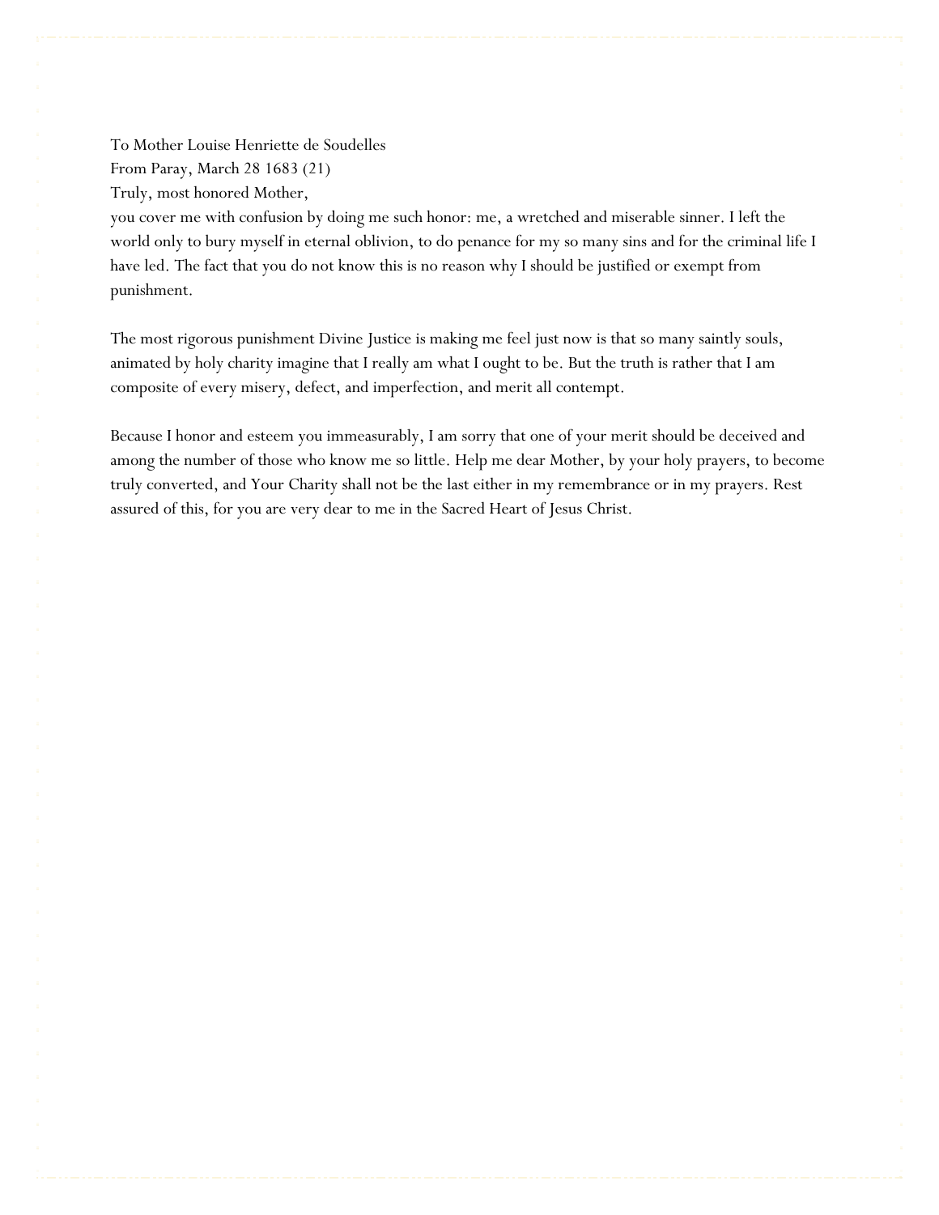To Mother Louise Henriette de Soudelles
From Paray, March 28 1683 (21)
Truly, most honored Mother,
you cover me with confusion by doing me such honor: me, a wretched and miserable sinner. I left the world only to bury myself in eternal oblivion, to do penance for my so many sins and for the criminal life I have led. The fact that you do not know this is no reason why I should be justified or exempt from punishment.

The most rigorous punishment Divine Justice is making me feel just now is that so many saintly souls, animated by holy charity imagine that I really am what I ought to be. But the truth is rather that I am composite of every misery, defect, and imperfection, and merit all contempt.

Because I honor and esteem you immeasurably, I am sorry that one of your merit should be deceived and among the number of those who know me so little. Help me dear Mother, by your holy prayers, to become truly converted, and Your Charity shall not be the last either in my remembrance or in my prayers. Rest assured of this, for you are very dear to me in the Sacred Heart of Jesus Christ.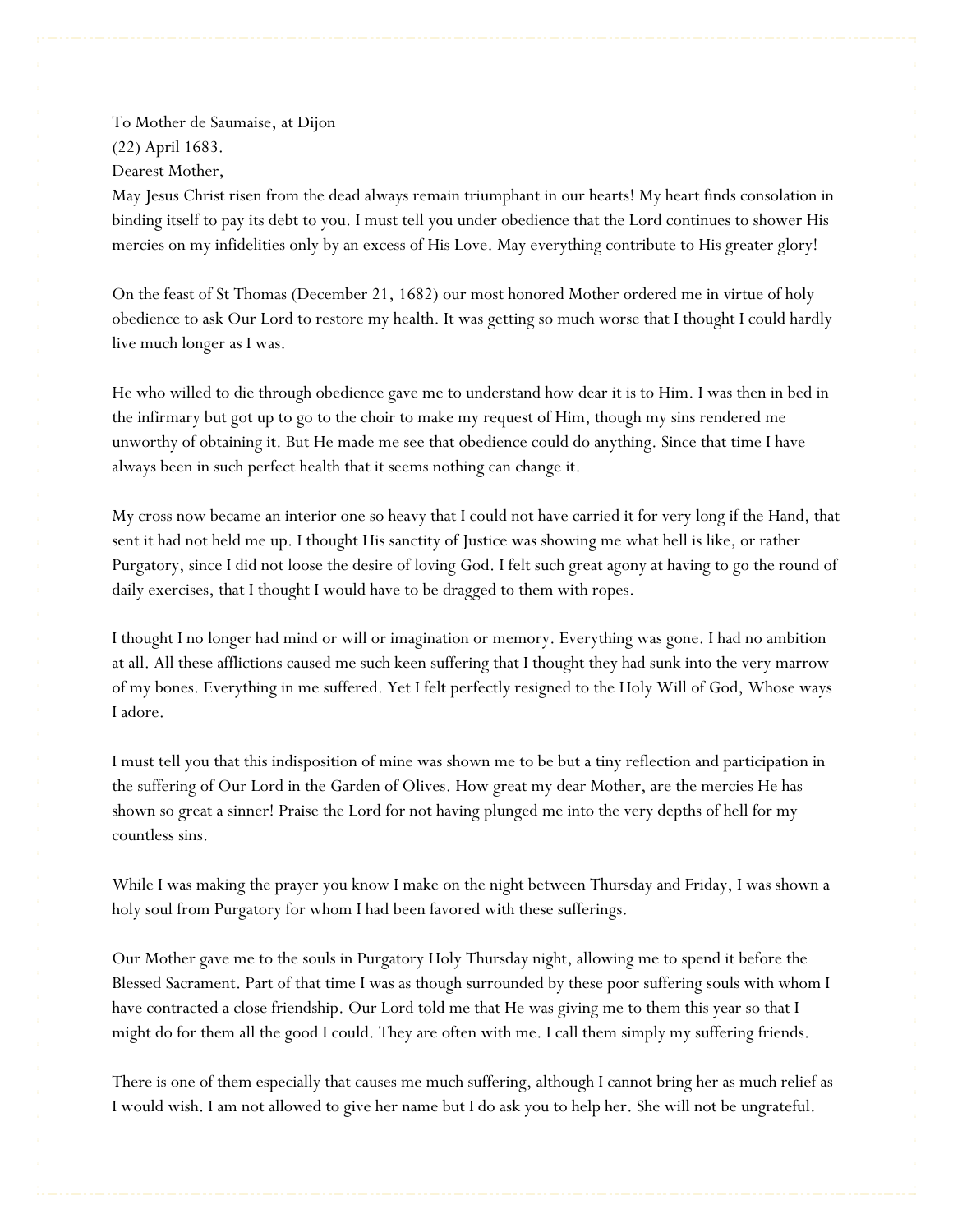To Mother de Saumaise, at Dijon
(22) April 1683.
Dearest Mother,
May Jesus Christ risen from the dead always remain triumphant in our hearts! My heart finds consolation in binding itself to pay its debt to you. I must tell you under obedience that the Lord continues to shower His mercies on my infidelities only by an excess of His Love. May everything contribute to His greater glory!

On the feast of St Thomas (December 21, 1682) our most honored Mother ordered me in virtue of holy obedience to ask Our Lord to restore my health. It was getting so much worse that I thought I could hardly live much longer as I was.

He who willed to die through obedience gave me to understand how dear it is to Him. I was then in bed in the infirmary but got up to go to the choir to make my request of Him, though my sins rendered me unworthy of obtaining it. But He made me see that obedience could do anything. Since that time I have always been in such perfect health that it seems nothing can change it.

My cross now became an interior one so heavy that I could not have carried it for very long if the Hand, that sent it had not held me up. I thought His sanctity of Justice was showing me what hell is like, or rather Purgatory, since I did not loose the desire of loving God. I felt such great agony at having to go the round of daily exercises, that I thought I would have to be dragged to them with ropes.

I thought I no longer had mind or will or imagination or memory. Everything was gone. I had no ambition at all. All these afflictions caused me such keen suffering that I thought they had sunk into the very marrow of my bones. Everything in me suffered. Yet I felt perfectly resigned to the Holy Will of God, Whose ways I adore.

I must tell you that this indisposition of mine was shown me to be but a tiny reflection and participation in the suffering of Our Lord in the Garden of Olives. How great my dear Mother, are the mercies He has shown so great a sinner! Praise the Lord for not having plunged me into the very depths of hell for my countless sins.

While I was making the prayer you know I make on the night between Thursday and Friday, I was shown a holy soul from Purgatory for whom I had been favored with these sufferings.

Our Mother gave me to the souls in Purgatory Holy Thursday night, allowing me to spend it before the Blessed Sacrament. Part of that time I was as though surrounded by these poor suffering souls with whom I have contracted a close friendship. Our Lord told me that He was giving me to them this year so that I might do for them all the good I could. They are often with me. I call them simply my suffering friends.

There is one of them especially that causes me much suffering, although I cannot bring her as much relief as I would wish. I am not allowed to give her name but I do ask you to help her. She will not be ungrateful.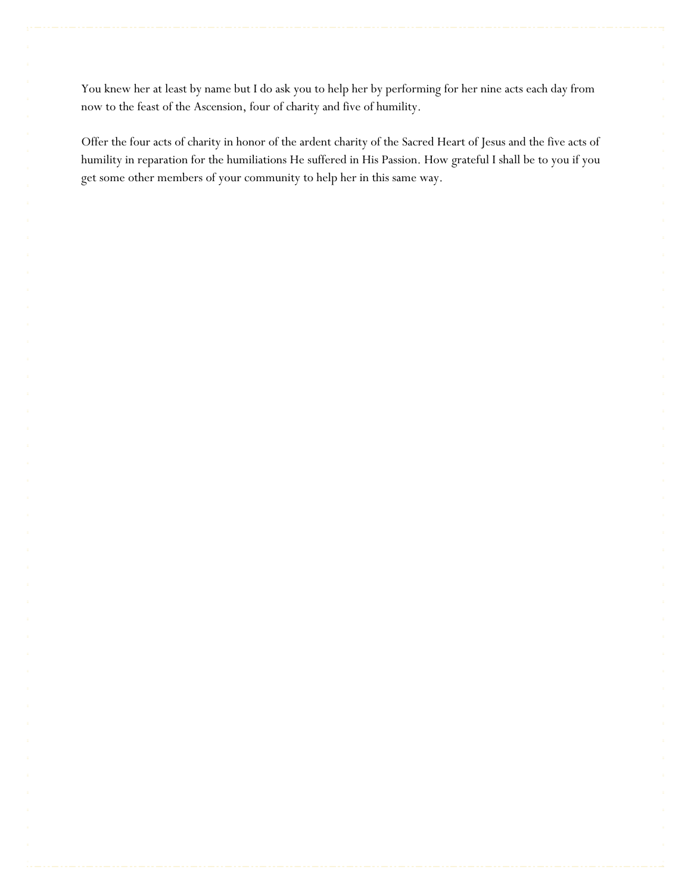You knew her at least by name but I do ask you to help her by performing for her nine acts each day from now to the feast of the Ascension, four of charity and five of humility.

Offer the four acts of charity in honor of the ardent charity of the Sacred Heart of Jesus and the five acts of humility in reparation for the humiliations He suffered in His Passion. How grateful I shall be to you if you get some other members of your community to help her in this same way.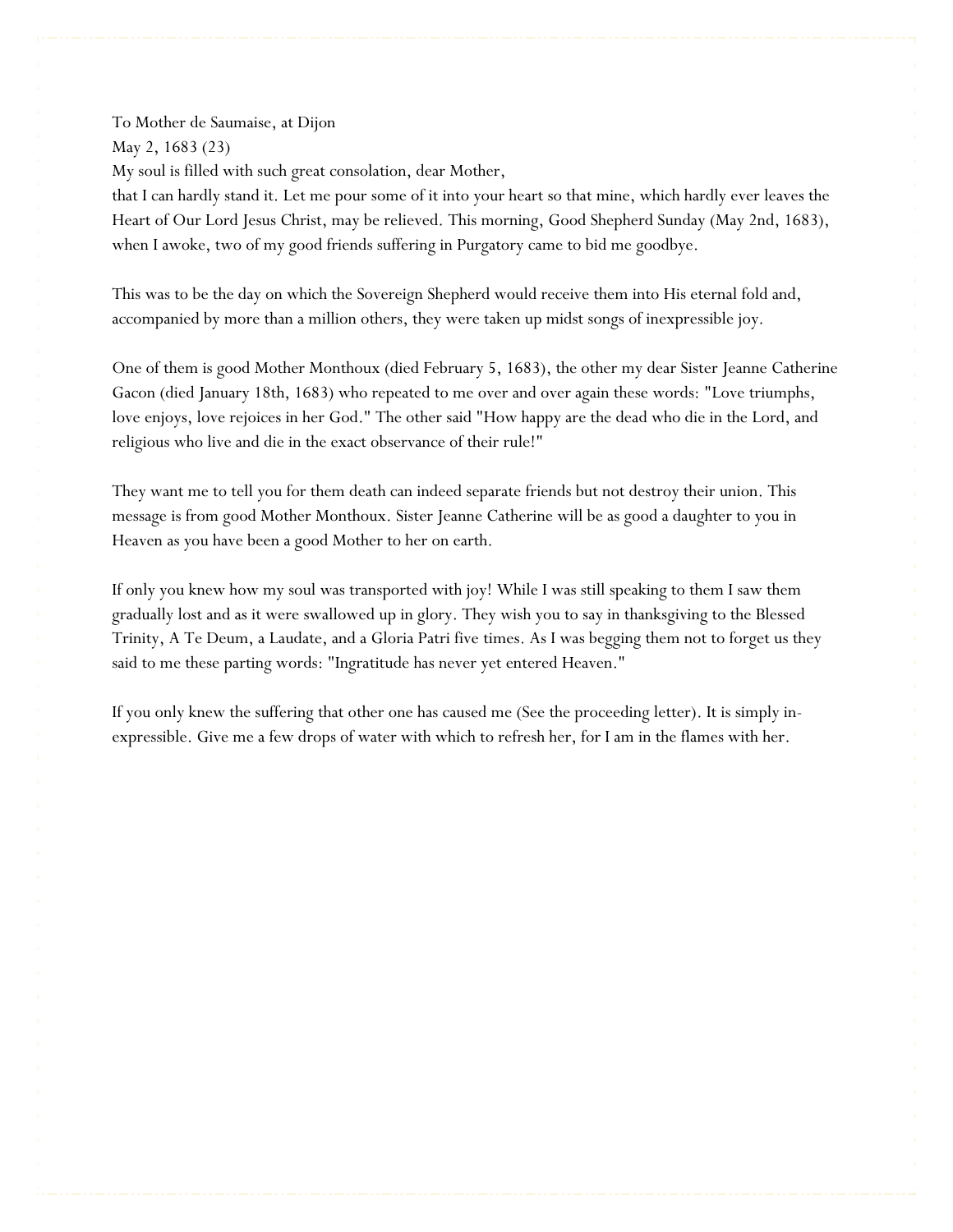To Mother de Saumaise, at Dijon

May 2, 1683 (23)

My soul is filled with such great consolation, dear Mother,
that I can hardly stand it. Let me pour some of it into your heart so that mine, which hardly ever leaves the Heart of Our Lord Jesus Christ, may be relieved. This morning, Good Shepherd Sunday (May 2nd, 1683), when I awoke, two of my good friends suffering in Purgatory came to bid me goodbye.

This was to be the day on which the Sovereign Shepherd would receive them into His eternal fold and, accompanied by more than a million others, they were taken up midst songs of inexpressible joy.

One of them is good Mother Monthoux (died February 5, 1683), the other my dear Sister Jeanne Catherine Gacon (died January 18th, 1683) who repeated to me over and over again these words: "Love triumphs, love enjoys, love rejoices in her God." The other said "How happy are the dead who die in the Lord, and religious who live and die in the exact observance of their rule!"

They want me to tell you for them death can indeed separate friends but not destroy their union. This message is from good Mother Monthoux. Sister Jeanne Catherine will be as good a daughter to you in Heaven as you have been a good Mother to her on earth.

If only you knew how my soul was transported with joy! While I was still speaking to them I saw them gradually lost and as it were swallowed up in glory. They wish you to say in thanksgiving to the Blessed Trinity, A Te Deum, a Laudate, and a Gloria Patri five times. As I was begging them not to forget us they said to me these parting words: "Ingratitude has never yet entered Heaven."

If you only knew the suffering that other one has caused me (See the proceeding letter). It is simply in-expressible. Give me a few drops of water with which to refresh her, for I am in the flames with her.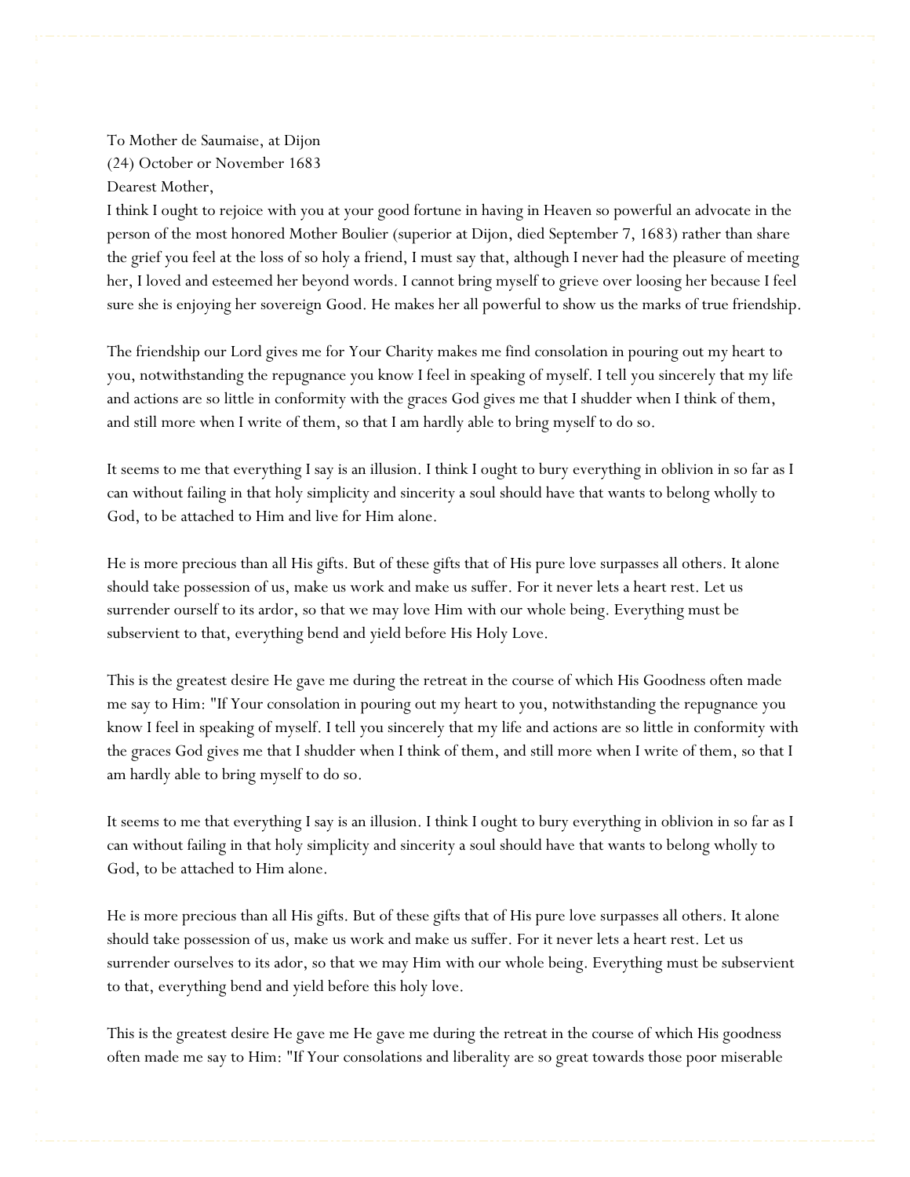To Mother de Saumaise, at Dijon

(24) October or November 1683

Dearest Mother,

I think I ought to rejoice with you at your good fortune in having in Heaven so powerful an advocate in the person of the most honored Mother Boulier (superior at Dijon, died September 7, 1683) rather than share the grief you feel at the loss of so holy a friend, I must say that, although I never had the pleasure of meeting her, I loved and esteemed her beyond words. I cannot bring myself to grieve over loosing her because I feel sure she is enjoying her sovereign Good. He makes her all powerful to show us the marks of true friendship.

The friendship our Lord gives me for Your Charity makes me find consolation in pouring out my heart to you, notwithstanding the repugnance you know I feel in speaking of myself. I tell you sincerely that my life and actions are so little in conformity with the graces God gives me that I shudder when I think of them, and still more when I write of them, so that I am hardly able to bring myself to do so.

It seems to me that everything I say is an illusion. I think I ought to bury everything in oblivion in so far as I can without failing in that holy simplicity and sincerity a soul should have that wants to belong wholly to God, to be attached to Him and live for Him alone.

He is more precious than all His gifts. But of these gifts that of His pure love surpasses all others. It alone should take possession of us, make us work and make us suffer. For it never lets a heart rest. Let us surrender ourself to its ardor, so that we may love Him with our whole being. Everything must be subservient to that, everything bend and yield before His Holy Love.

This is the greatest desire He gave me during the retreat in the course of which His Goodness often made me say to Him: "If Your consolation in pouring out my heart to you, notwithstanding the repugnance you know I feel in speaking of myself. I tell you sincerely that my life and actions are so little in conformity with the graces God gives me that I shudder when I think of them, and still more when I write of them, so that I am hardly able to bring myself to do so.

It seems to me that everything I say is an illusion. I think I ought to bury everything in oblivion in so far as I can without failing in that holy simplicity and sincerity a soul should have that wants to belong wholly to God, to be attached to Him alone.

He is more precious than all His gifts. But of these gifts that of His pure love surpasses all others. It alone should take possession of us, make us work and make us suffer. For it never lets a heart rest. Let us surrender ourselves to its ador, so that we may Him with our whole being. Everything must be subservient to that, everything bend and yield before this holy love.

This is the greatest desire He gave me He gave me during the retreat in the course of which His goodness often made me say to Him: "If Your consolations and liberality are so great towards those poor miserable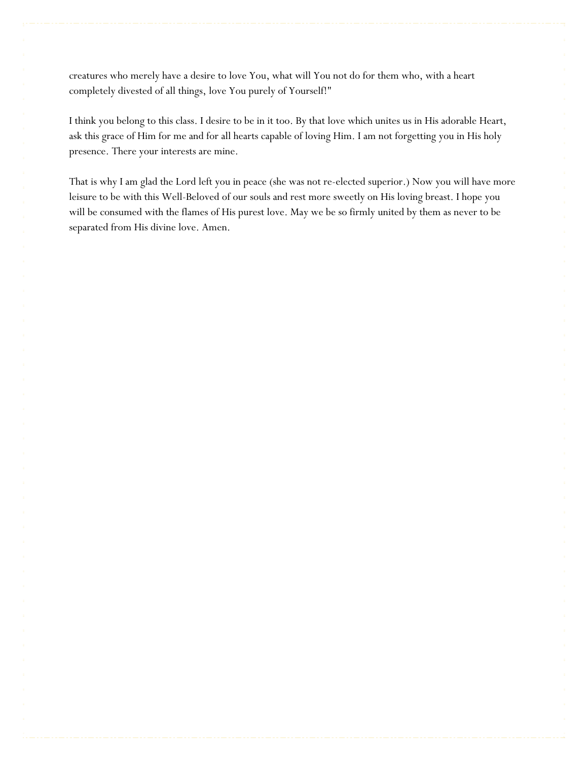creatures who merely have a desire to love You, what will You not do for them who, with a heart completely divested of all things, love You purely of Yourself!"

I think you belong to this class. I desire to be in it too. By that love which unites us in His adorable Heart, ask this grace of Him for me and for all hearts capable of loving Him. I am not forgetting you in His holy presence. There your interests are mine.

That is why I am glad the Lord left you in peace (she was not re-elected superior.) Now you will have more leisure to be with this Well-Beloved of our souls and rest more sweetly on His loving breast. I hope you will be consumed with the flames of His purest love. May we be so firmly united by them as never to be separated from His divine love. Amen.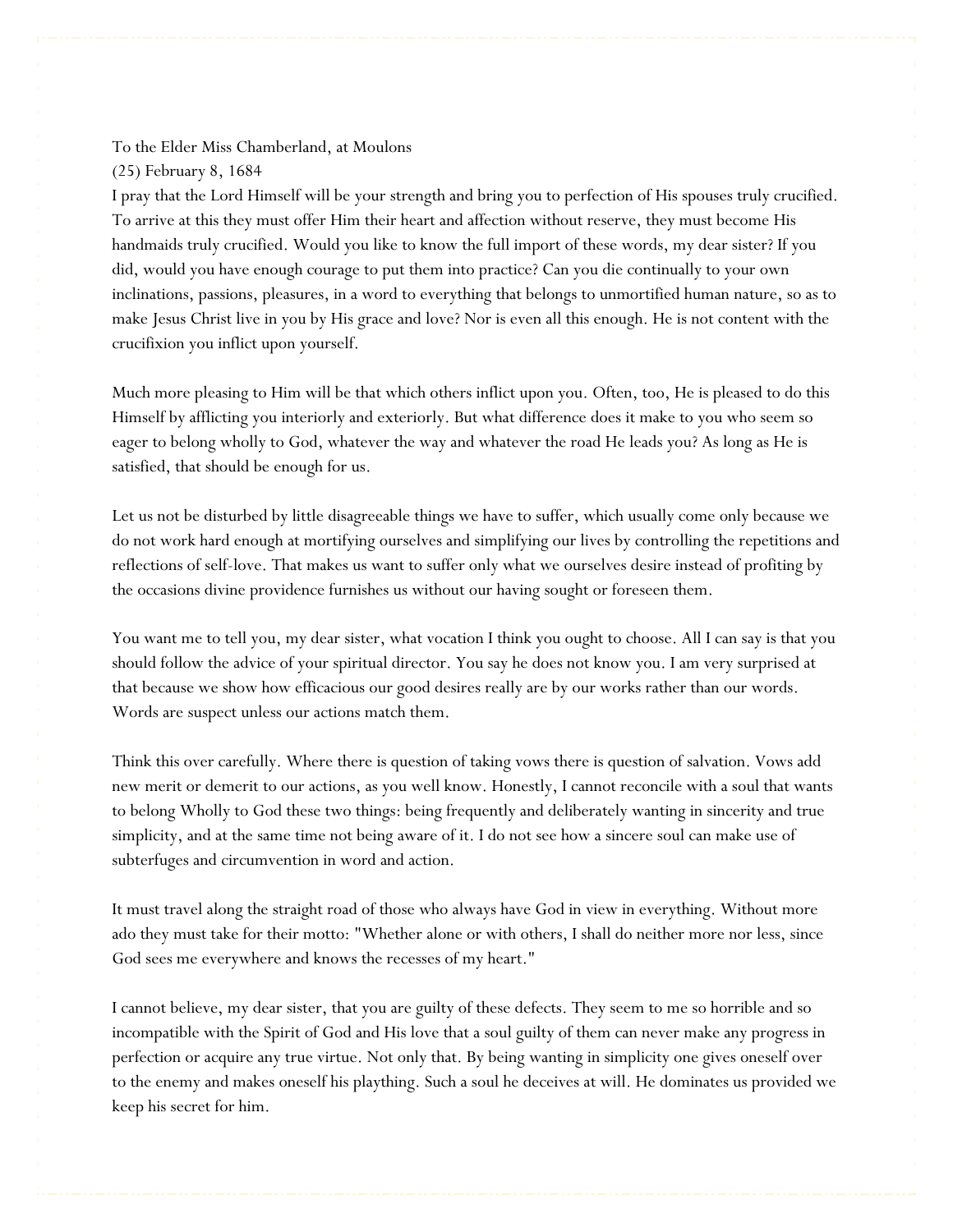To the Elder Miss Chamberland, at Moulons

(25) February 8, 1684

I pray that the Lord Himself will be your strength and bring you to perfection of His spouses truly crucified. To arrive at this they must offer Him their heart and affection without reserve, they must become His handmaids truly crucified. Would you like to know the full import of these words, my dear sister? If you did, would you have enough courage to put them into practice? Can you die continually to your own inclinations, passions, pleasures, in a word to everything that belongs to unmortified human nature, so as to make Jesus Christ live in you by His grace and love? Nor is even all this enough. He is not content with the crucifixion you inflict upon yourself.

Much more pleasing to Him will be that which others inflict upon you. Often, too, He is pleased to do this Himself by afflicting you interiorly and exteriorly. But what difference does it make to you who seem so eager to belong wholly to God, whatever the way and whatever the road He leads you? As long as He is satisfied, that should be enough for us.

Let us not be disturbed by little disagreeable things we have to suffer, which usually come only because we do not work hard enough at mortifying ourselves and simplifying our lives by controlling the repetitions and reflections of self-love. That makes us want to suffer only what we ourselves desire instead of profiting by the occasions divine providence furnishes us without our having sought or foreseen them.

You want me to tell you, my dear sister, what vocation I think you ought to choose. All I can say is that you should follow the advice of your spiritual director. You say he does not know you. I am very surprised at that because we show how efficacious our good desires really are by our works rather than our words. Words are suspect unless our actions match them.

Think this over carefully. Where there is question of taking vows there is question of salvation. Vows add new merit or demerit to our actions, as you well know. Honestly, I cannot reconcile with a soul that wants to belong Wholly to God these two things: being frequently and deliberately wanting in sincerity and true simplicity, and at the same time not being aware of it. I do not see how a sincere soul can make use of subterfuges and circumvention in word and action.

It must travel along the straight road of those who always have God in view in everything. Without more ado they must take for their motto: "Whether alone or with others, I shall do neither more nor less, since God sees me everywhere and knows the recesses of my heart."

I cannot believe, my dear sister, that you are guilty of these defects. They seem to me so horrible and so incompatible with the Spirit of God and His love that a soul guilty of them can never make any progress in perfection or acquire any true virtue. Not only that. By being wanting in simplicity one gives oneself over to the enemy and makes oneself his plaything. Such a soul he deceives at will. He dominates us provided we keep his secret for him.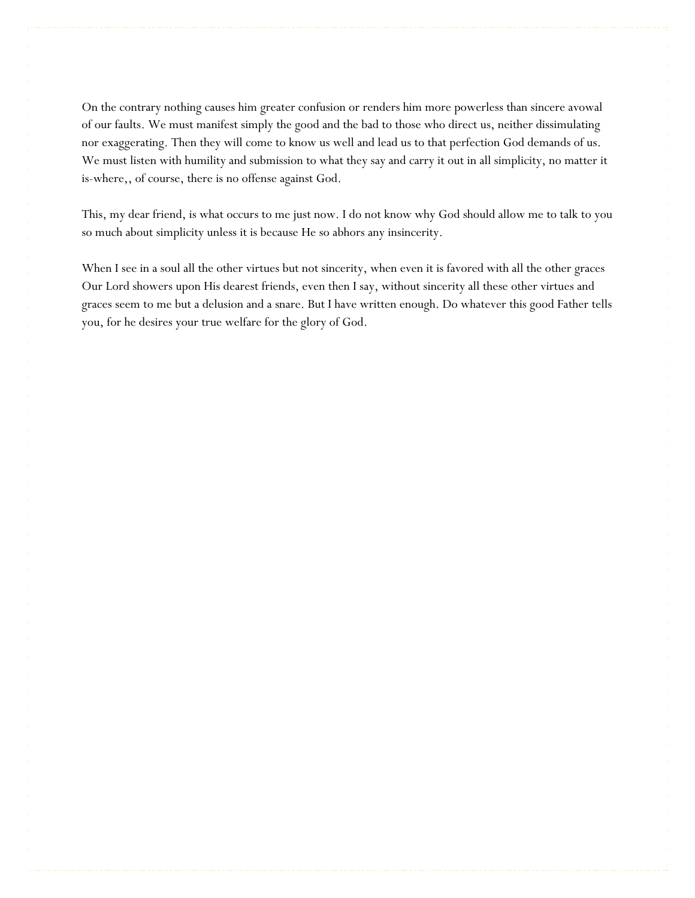On the contrary nothing causes him greater confusion or renders him more powerless than sincere avowal of our faults. We must manifest simply the good and the bad to those who direct us, neither dissimulating nor exaggerating. Then they will come to know us well and lead us to that perfection God demands of us. We must listen with humility and submission to what they say and carry it out in all simplicity, no matter it is-where,, of course, there is no offense against God.

This, my dear friend, is what occurs to me just now. I do not know why God should allow me to talk to you so much about simplicity unless it is because He so abhors any insincerity.

When I see in a soul all the other virtues but not sincerity, when even it is favored with all the other graces Our Lord showers upon His dearest friends, even then I say, without sincerity all these other virtues and graces seem to me but a delusion and a snare. But I have written enough. Do whatever this good Father tells you, for he desires your true welfare for the glory of God.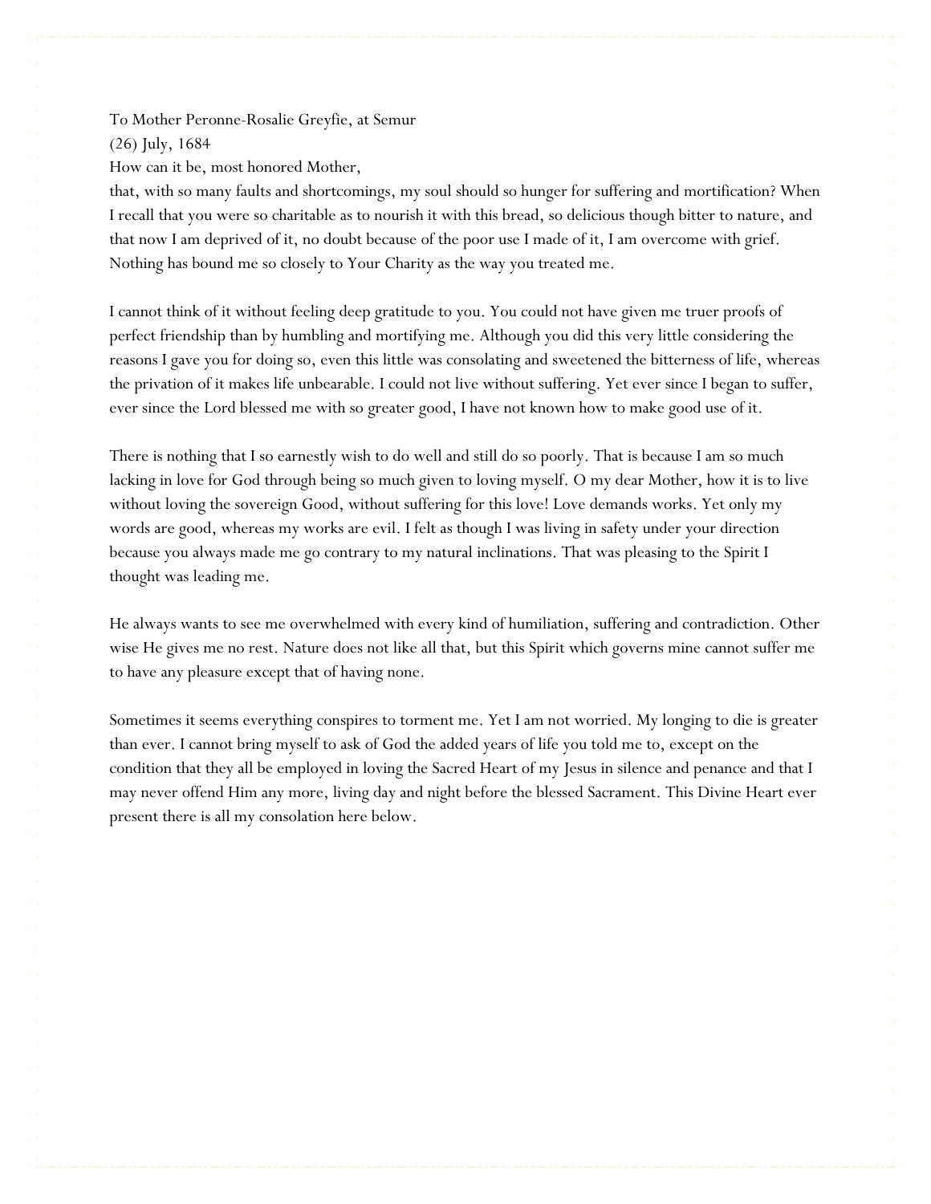To Mother Peronne-Rosalie Greyfie, at Semur

(26) July, 1684

How can it be, most honored Mother,

that, with so many faults and shortcomings, my soul should so hunger for suffering and mortification? When I recall that you were so charitable as to nourish it with this bread, so delicious though bitter to nature, and that now I am deprived of it, no doubt because of the poor use I made of it, I am overcome with grief. Nothing has bound me so closely to Your Charity as the way you treated me.

I cannot think of it without feeling deep gratitude to you. You could not have given me truer proofs of perfect friendship than by humbling and mortifying me. Although you did this very little considering the reasons I gave you for doing so, even this little was consolating and sweetened the bitterness of life, whereas the privation of it makes life unbearable. I could not live without suffering. Yet ever since I began to suffer, ever since the Lord blessed me with so greater good, I have not known how to make good use of it.

There is nothing that I so earnestly wish to do well and still do so poorly. That is because I am so much lacking in love for God through being so much given to loving myself. O my dear Mother, how it is to live without loving the sovereign Good, without suffering for this love! Love demands works. Yet only my words are good, whereas my works are evil. I felt as though I was living in safety under your direction because you always made me go contrary to my natural inclinations. That was pleasing to the Spirit I thought was leading me.

He always wants to see me overwhelmed with every kind of humiliation, suffering and contradiction. Other wise He gives me no rest. Nature does not like all that, but this Spirit which governs mine cannot suffer me to have any pleasure except that of having none.

Sometimes it seems everything conspires to torment me. Yet I am not worried. My longing to die is greater than ever. I cannot bring myself to ask of God the added years of life you told me to, except on the condition that they all be employed in loving the Sacred Heart of my Jesus in silence and penance and that I may never offend Him any more, living day and night before the blessed Sacrament. This Divine Heart ever present there is all my consolation here below.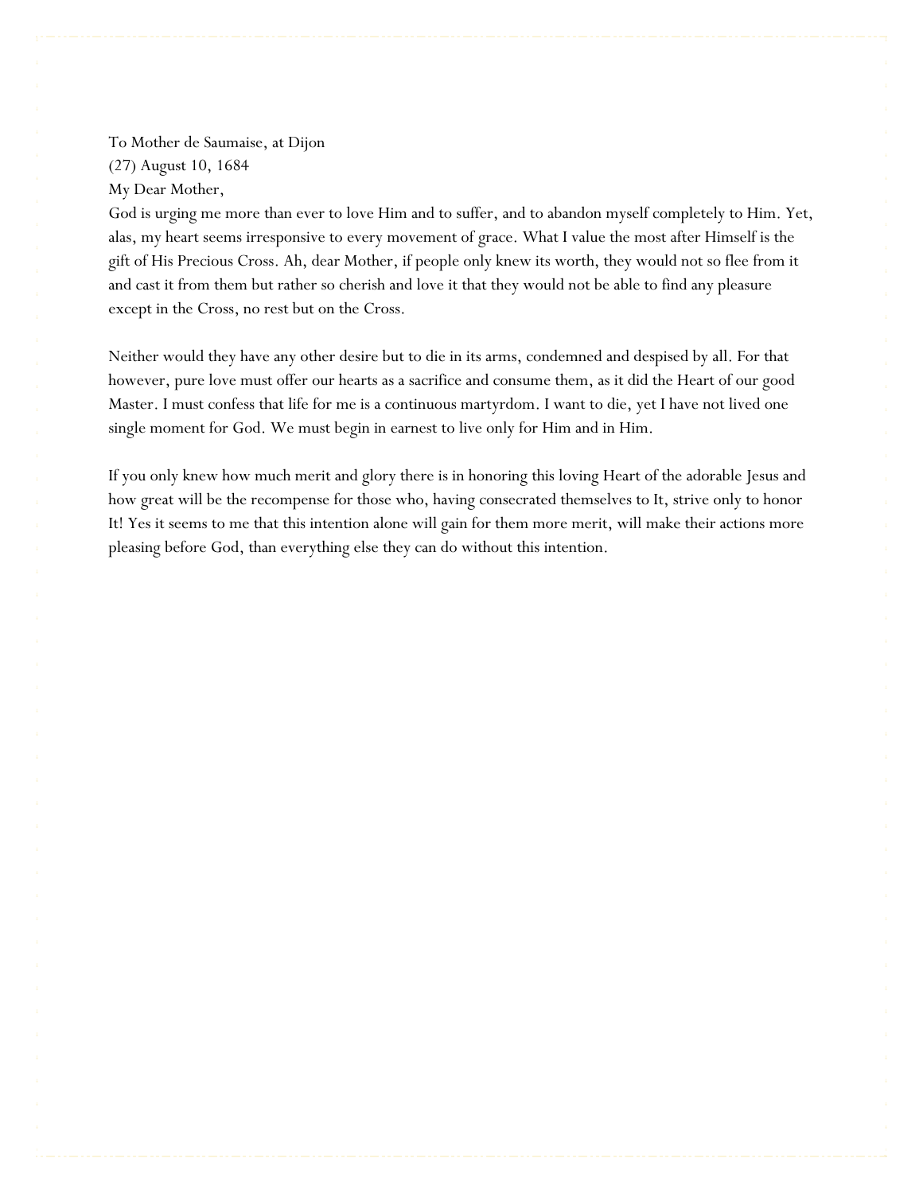To Mother de Saumaise, at Dijon

(27) August 10, 1684

My Dear Mother,

God is urging me more than ever to love Him and to suffer, and to abandon myself completely to Him. Yet, alas, my heart seems irresponsive to every movement of grace. What I value the most after Himself is the gift of His Precious Cross. Ah, dear Mother, if people only knew its worth, they would not so flee from it and cast it from them but rather so cherish and love it that they would not be able to find any pleasure except in the Cross, no rest but on the Cross.

Neither would they have any other desire but to die in its arms, condemned and despised by all. For that however, pure love must offer our hearts as a sacrifice and consume them, as it did the Heart of our good Master. I must confess that life for me is a continuous martyrdom. I want to die, yet I have not lived one single moment for God. We must begin in earnest to live only for Him and in Him.

If you only knew how much merit and glory there is in honoring this loving Heart of the adorable Jesus and how great will be the recompense for those who, having consecrated themselves to It, strive only to honor It! Yes it seems to me that this intention alone will gain for them more merit, will make their actions more pleasing before God, than everything else they can do without this intention.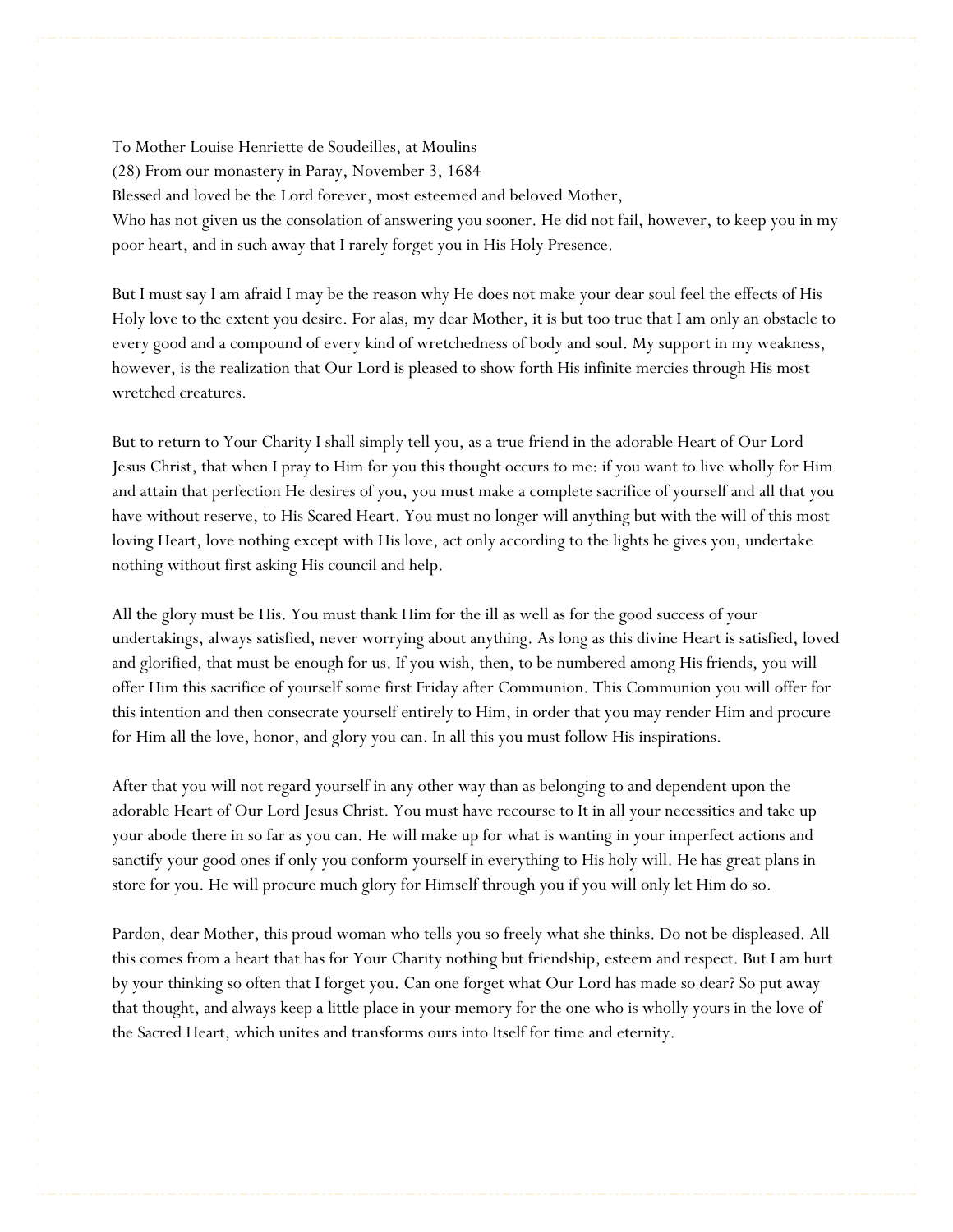To Mother Louise Henriette de Soudeilles, at Moulins

(28) From our monastery in Paray, November 3, 1684

Blessed and loved be the Lord forever, most esteemed and beloved Mother,

Who has not given us the consolation of answering you sooner. He did not fail, however, to keep you in my poor heart, and in such away that I rarely forget you in His Holy Presence.

But I must say I am afraid I may be the reason why He does not make your dear soul feel the effects of His Holy love to the extent you desire. For alas, my dear Mother, it is but too true that I am only an obstacle to every good and a compound of every kind of wretchedness of body and soul. My support in my weakness, however, is the realization that Our Lord is pleased to show forth His infinite mercies through His most wretched creatures.

But to return to Your Charity I shall simply tell you, as a true friend in the adorable Heart of Our Lord Jesus Christ, that when I pray to Him for you this thought occurs to me: if you want to live wholly for Him and attain that perfection He desires of you, you must make a complete sacrifice of yourself and all that you have without reserve, to His Scared Heart. You must no longer will anything but with the will of this most loving Heart, love nothing except with His love, act only according to the lights he gives you, undertake nothing without first asking His council and help.

All the glory must be His. You must thank Him for the ill as well as for the good success of your undertakings, always satisfied, never worrying about anything. As long as this divine Heart is satisfied, loved and glorified, that must be enough for us. If you wish, then, to be numbered among His friends, you will offer Him this sacrifice of yourself some first Friday after Communion. This Communion you will offer for this intention and then consecrate yourself entirely to Him, in order that you may render Him and procure for Him all the love, honor, and glory you can. In all this you must follow His inspirations.

After that you will not regard yourself in any other way than as belonging to and dependent upon the adorable Heart of Our Lord Jesus Christ. You must have recourse to It in all your necessities and take up your abode there in so far as you can. He will make up for what is wanting in your imperfect actions and sanctify your good ones if only you conform yourself in everything to His holy will. He has great plans in store for you. He will procure much glory for Himself through you if you will only let Him do so.

Pardon, dear Mother, this proud woman who tells you so freely what she thinks. Do not be displeased. All this comes from a heart that has for Your Charity nothing but friendship, esteem and respect. But I am hurt by your thinking so often that I forget you. Can one forget what Our Lord has made so dear? So put away that thought, and always keep a little place in your memory for the one who is wholly yours in the love of the Sacred Heart, which unites and transforms ours into Itself for time and eternity.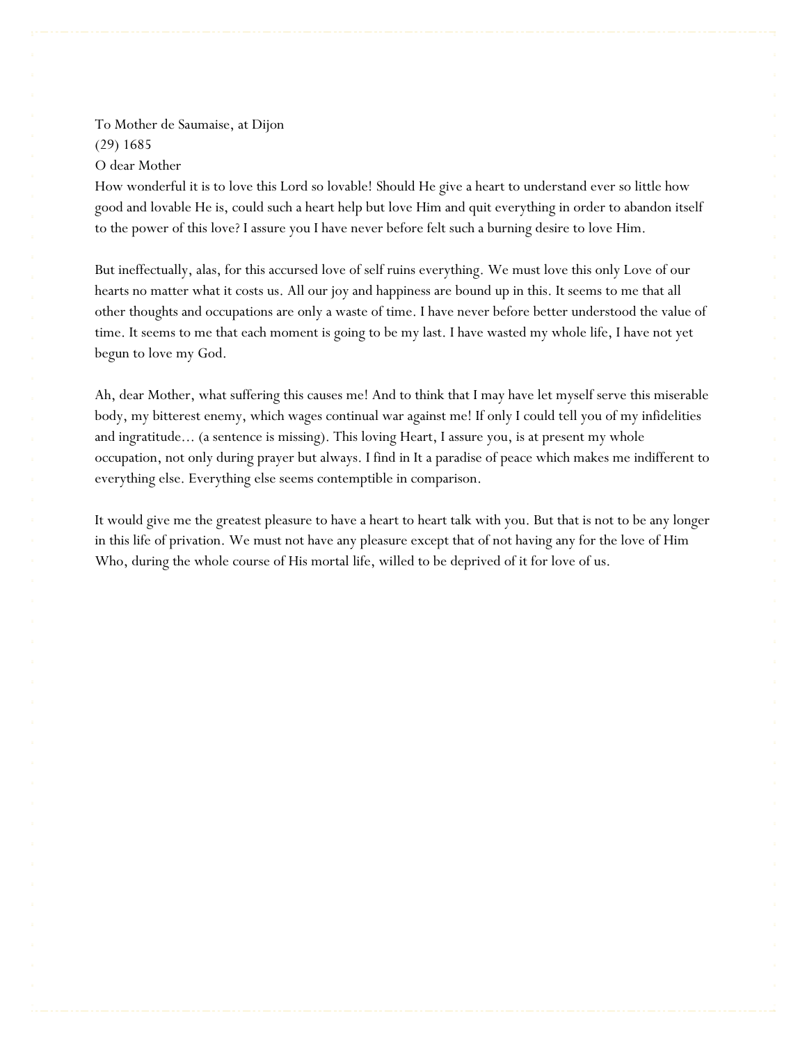To Mother de Saumaise, at Dijon
(29) 1685
O dear Mother
How wonderful it is to love this Lord so lovable! Should He give a heart to understand ever so little how good and lovable He is, could such a heart help but love Him and quit everything in order to abandon itself to the power of this love? I assure you I have never before felt such a burning desire to love Him.

But ineffectually, alas, for this accursed love of self ruins everything. We must love this only Love of our hearts no matter what it costs us. All our joy and happiness are bound up in this. It seems to me that all other thoughts and occupations are only a waste of time. I have never before better understood the value of time. It seems to me that each moment is going to be my last. I have wasted my whole life, I have not yet begun to love my God.

Ah, dear Mother, what suffering this causes me! And to think that I may have let myself serve this miserable body, my bitterest enemy, which wages continual war against me! If only I could tell you of my infidelities and ingratitude... (a sentence is missing). This loving Heart, I assure you, is at present my whole occupation, not only during prayer but always. I find in It a paradise of peace which makes me indifferent to everything else. Everything else seems contemptible in comparison.

It would give me the greatest pleasure to have a heart to heart talk with you. But that is not to be any longer in this life of privation. We must not have any pleasure except that of not having any for the love of Him Who, during the whole course of His mortal life, willed to be deprived of it for love of us.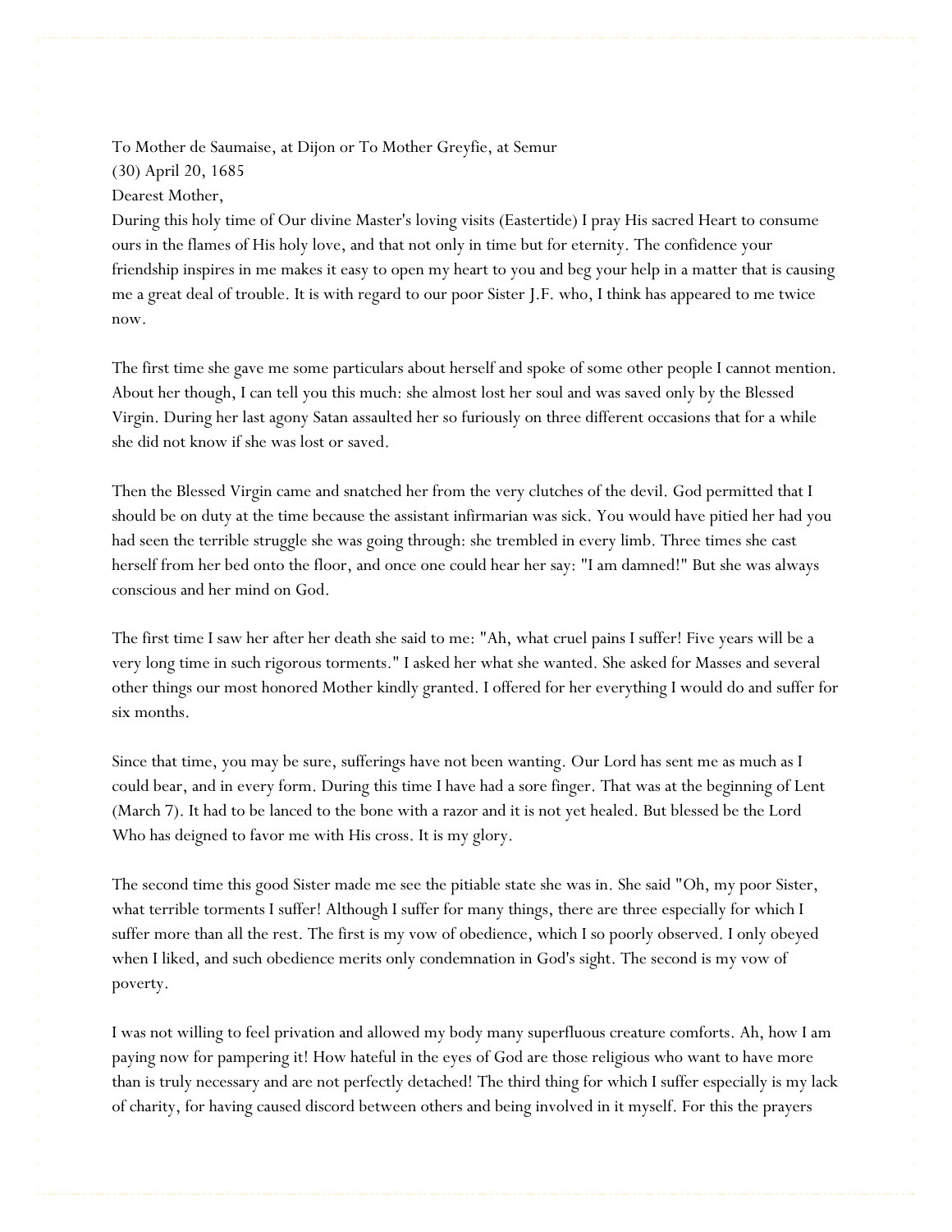To Mother de Saumaise, at Dijon or To Mother Greyfie, at Semur

(30) April 20, 1685

Dearest Mother,

During this holy time of Our divine Master's loving visits (Eastertide) I pray His sacred Heart to consume ours in the flames of His holy love, and that not only in time but for eternity. The confidence your friendship inspires in me makes it easy to open my heart to you and beg your help in a matter that is causing me a great deal of trouble. It is with regard to our poor Sister J.F. who, I think has appeared to me twice now.

The first time she gave me some particulars about herself and spoke of some other people I cannot mention. About her though, I can tell you this much: she almost lost her soul and was saved only by the Blessed Virgin. During her last agony Satan assaulted her so furiously on three different occasions that for a while she did not know if she was lost or saved.

Then the Blessed Virgin came and snatched her from the very clutches of the devil. God permitted that I should be on duty at the time because the assistant infirmarian was sick. You would have pitied her had you had seen the terrible struggle she was going through: she trembled in every limb. Three times she cast herself from her bed onto the floor, and once one could hear her say: "I am damned!" But she was always conscious and her mind on God.

The first time I saw her after her death she said to me: "Ah, what cruel pains I suffer! Five years will be a very long time in such rigorous torments." I asked her what she wanted. She asked for Masses and several other things our most honored Mother kindly granted. I offered for her everything I would do and suffer for six months.

Since that time, you may be sure, sufferings have not been wanting. Our Lord has sent me as much as I could bear, and in every form. During this time I have had a sore finger. That was at the beginning of Lent (March 7). It had to be lanced to the bone with a razor and it is not yet healed. But blessed be the Lord Who has deigned to favor me with His cross. It is my glory.

The second time this good Sister made me see the pitiable state she was in. She said "Oh, my poor Sister, what terrible torments I suffer! Although I suffer for many things, there are three especially for which I suffer more than all the rest. The first is my vow of obedience, which I so poorly observed. I only obeyed when I liked, and such obedience merits only condemnation in God's sight. The second is my vow of poverty.

I was not willing to feel privation and allowed my body many superfluous creature comforts. Ah, how I am paying now for pampering it! How hateful in the eyes of God are those religious who want to have more than is truly necessary and are not perfectly detached! The third thing for which I suffer especially is my lack of charity, for having caused discord between others and being involved in it myself. For this the prayers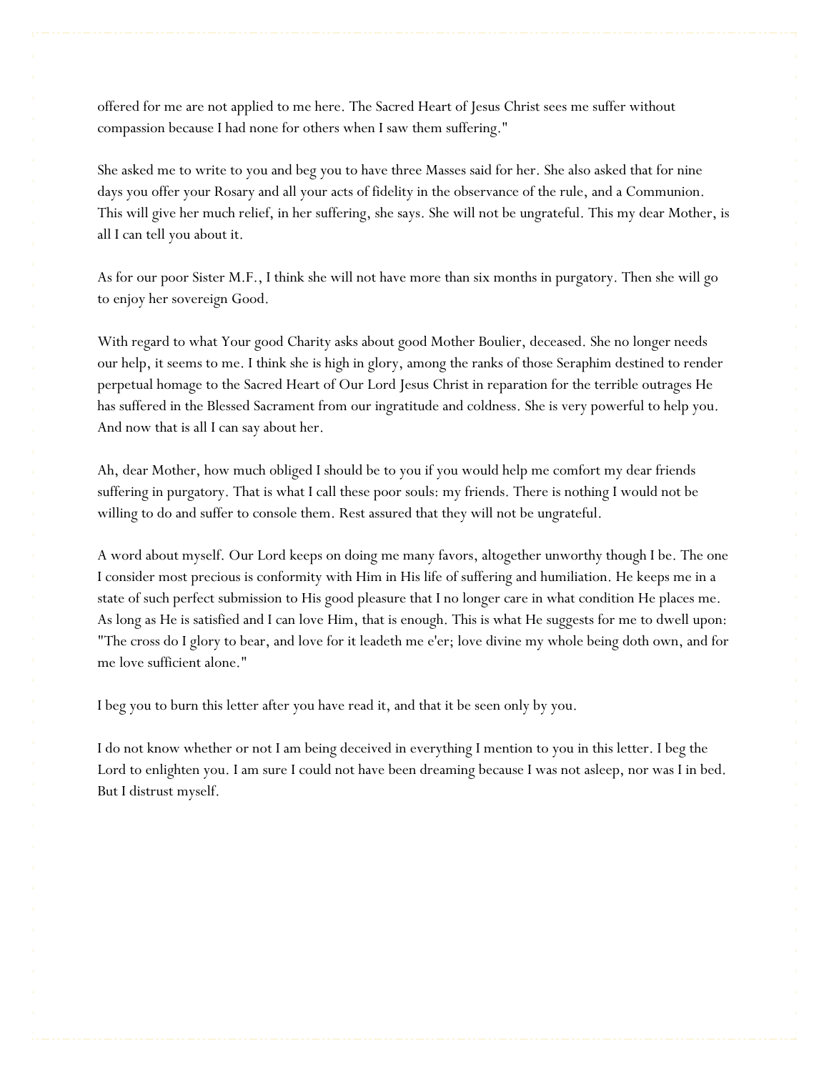offered for me are not applied to me here. The Sacred Heart of Jesus Christ sees me suffer without compassion because I had none for others when I saw them suffering."

She asked me to write to you and beg you to have three Masses said for her. She also asked that for nine days you offer your Rosary and all your acts of fidelity in the observance of the rule, and a Communion. This will give her much relief, in her suffering, she says. She will not be ungrateful. This my dear Mother, is all I can tell you about it.

As for our poor Sister M.F., I think she will not have more than six months in purgatory. Then she will go to enjoy her sovereign Good.

With regard to what Your good Charity asks about good Mother Boulier, deceased. She no longer needs our help, it seems to me. I think she is high in glory, among the ranks of those Seraphim destined to render perpetual homage to the Sacred Heart of Our Lord Jesus Christ in reparation for the terrible outrages He has suffered in the Blessed Sacrament from our ingratitude and coldness. She is very powerful to help you. And now that is all I can say about her.

Ah, dear Mother, how much obliged I should be to you if you would help me comfort my dear friends suffering in purgatory. That is what I call these poor souls: my friends. There is nothing I would not be willing to do and suffer to console them. Rest assured that they will not be ungrateful.

A word about myself. Our Lord keeps on doing me many favors, altogether unworthy though I be. The one I consider most precious is conformity with Him in His life of suffering and humiliation. He keeps me in a state of such perfect submission to His good pleasure that I no longer care in what condition He places me. As long as He is satisfied and I can love Him, that is enough. This is what He suggests for me to dwell upon: "The cross do I glory to bear, and love for it leadeth me e'er; love divine my whole being doth own, and for me love sufficient alone."

I beg you to burn this letter after you have read it, and that it be seen only by you.

I do not know whether or not I am being deceived in everything I mention to you in this letter. I beg the Lord to enlighten you. I am sure I could not have been dreaming because I was not asleep, nor was I in bed. But I distrust myself.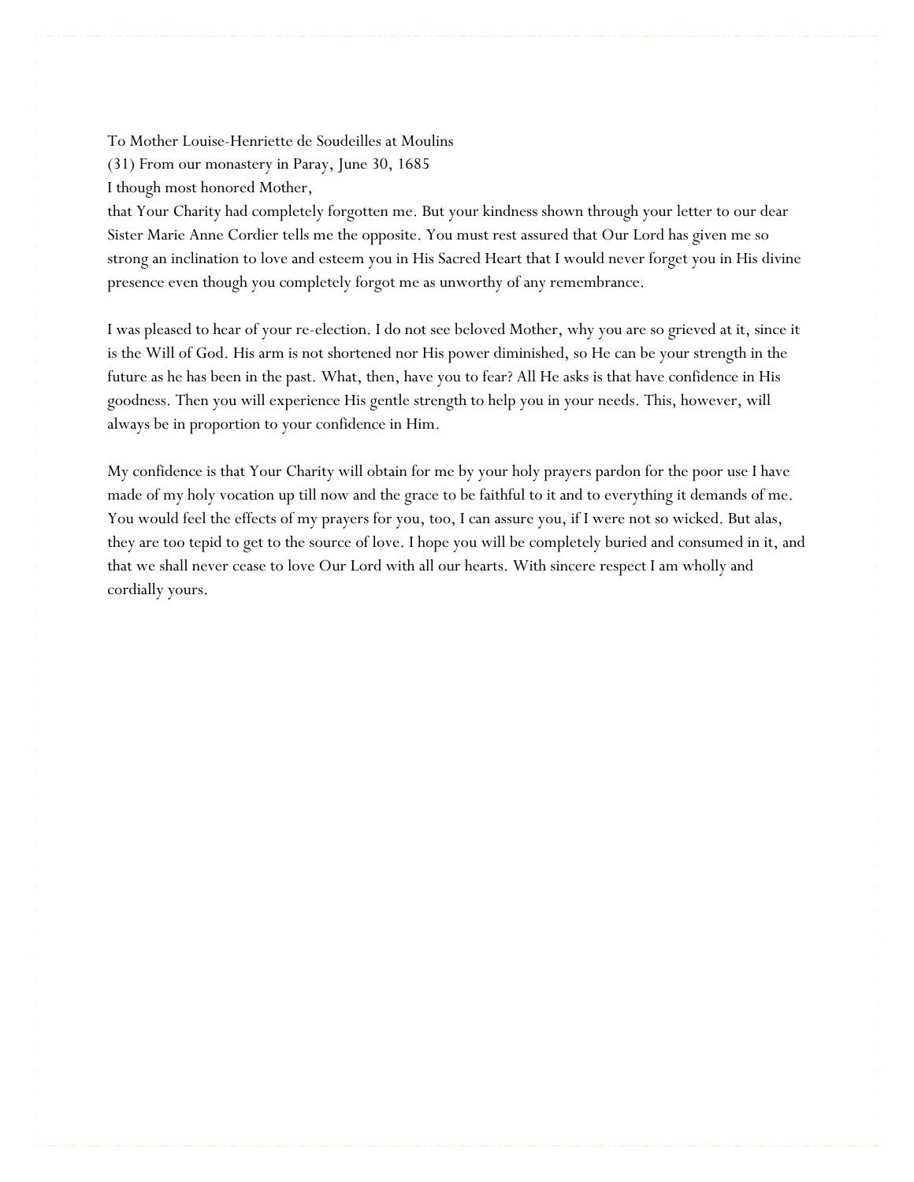To Mother Louise-Henriette de Soudeilles at Moulins

(31) From our monastery in Paray, June 30, 1685

I though most honored Mother,

that Your Charity had completely forgotten me. But your kindness shown through your letter to our dear Sister Marie Anne Cordier tells me the opposite. You must rest assured that Our Lord has given me so strong an inclination to love and esteem you in His Sacred Heart that I would never forget you in His divine presence even though you completely forgot me as unworthy of any remembrance.

I was pleased to hear of your re-election. I do not see beloved Mother, why you are so grieved at it, since it is the Will of God. His arm is not shortened nor His power diminished, so He can be your strength in the future as he has been in the past. What, then, have you to fear? All He asks is that have confidence in His goodness. Then you will experience His gentle strength to help you in your needs. This, however, will always be in proportion to your confidence in Him.

My confidence is that Your Charity will obtain for me by your holy prayers pardon for the poor use I have made of my holy vocation up till now and the grace to be faithful to it and to everything it demands of me. You would feel the effects of my prayers for you, too, I can assure you, if I were not so wicked. But alas, they are too tepid to get to the source of love. I hope you will be completely buried and consumed in it, and that we shall never cease to love Our Lord with all our hearts. With sincere respect I am wholly and cordially yours.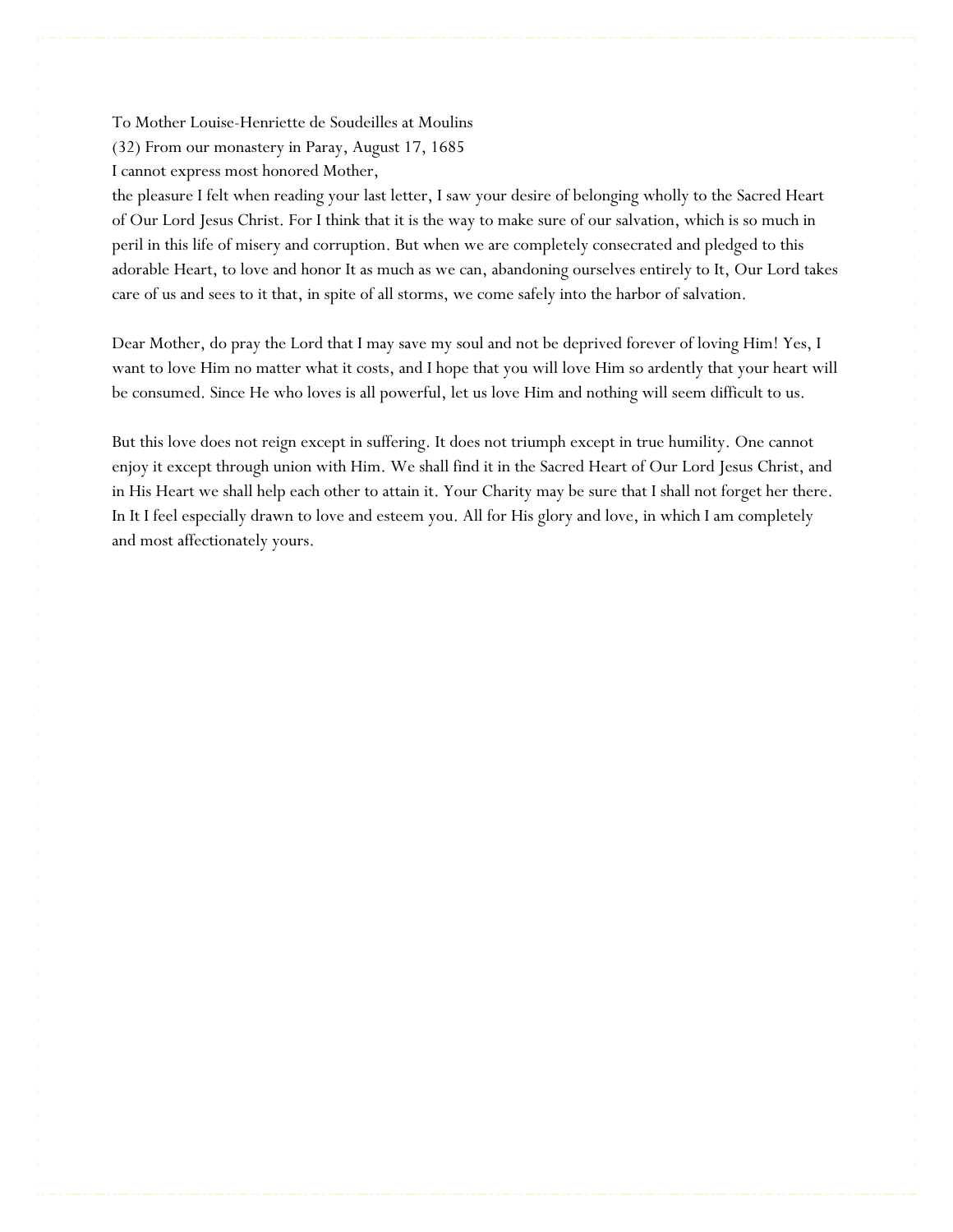To Mother Louise-Henriette de Soudeilles at Moulins
(32) From our monastery in Paray, August 17, 1685
I cannot express most honored Mother,
the pleasure I felt when reading your last letter, I saw your desire of belonging wholly to the Sacred Heart of Our Lord Jesus Christ. For I think that it is the way to make sure of our salvation, which is so much in peril in this life of misery and corruption. But when we are completely consecrated and pledged to this adorable Heart, to love and honor It as much as we can, abandoning ourselves entirely to It, Our Lord takes care of us and sees to it that, in spite of all storms, we come safely into the harbor of salvation.

Dear Mother, do pray the Lord that I may save my soul and not be deprived forever of loving Him! Yes, I want to love Him no matter what it costs, and I hope that you will love Him so ardently that your heart will be consumed. Since He who loves is all powerful, let us love Him and nothing will seem difficult to us.

But this love does not reign except in suffering. It does not triumph except in true humility. One cannot enjoy it except through union with Him. We shall find it in the Sacred Heart of Our Lord Jesus Christ, and in His Heart we shall help each other to attain it. Your Charity may be sure that I shall not forget her there. In It I feel especially drawn to love and esteem you. All for His glory and love, in which I am completely and most affectionately yours.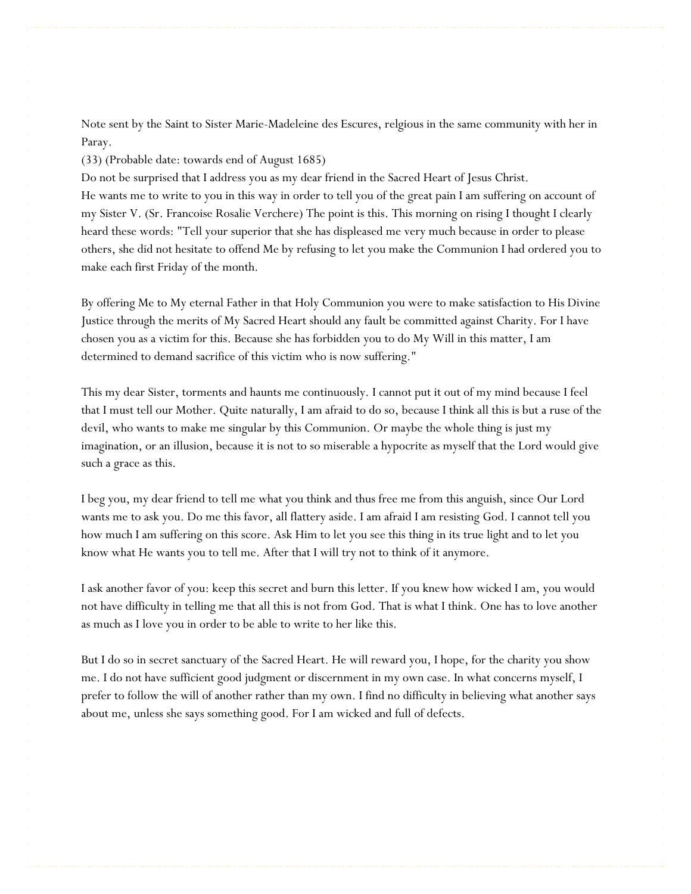Note sent by the Saint to Sister Marie-Madeleine des Escures, relgious in the same community with her in Paray.

(33) (Probable date: towards end of August 1685)

Do not be surprised that I address you as my dear friend in the Sacred Heart of Jesus Christ.

He wants me to write to you in this way in order to tell you of the great pain I am suffering on account of my Sister V. (Sr. Francoise Rosalie Verchere) The point is this. This morning on rising I thought I clearly heard these words: "Tell your superior that she has displeased me very much because in order to please others, she did not hesitate to offend Me by refusing to let you make the Communion I had ordered you to make each first Friday of the month.

By offering Me to My eternal Father in that Holy Communion you were to make satisfaction to His Divine Justice through the merits of My Sacred Heart should any fault be committed against Charity. For I have chosen you as a victim for this. Because she has forbidden you to do My Will in this matter, I am determined to demand sacrifice of this victim who is now suffering."

This my dear Sister, torments and haunts me continuously. I cannot put it out of my mind because I feel that I must tell our Mother. Quite naturally, I am afraid to do so, because I think all this is but a ruse of the devil, who wants to make me singular by this Communion. Or maybe the whole thing is just my imagination, or an illusion, because it is not to so miserable a hypocrite as myself that the Lord would give such a grace as this.

I beg you, my dear friend to tell me what you think and thus free me from this anguish, since Our Lord wants me to ask you. Do me this favor, all flattery aside. I am afraid I am resisting God. I cannot tell you how much I am suffering on this score. Ask Him to let you see this thing in its true light and to let you know what He wants you to tell me. After that I will try not to think of it anymore.

I ask another favor of you: keep this secret and burn this letter. If you knew how wicked I am, you would not have difficulty in telling me that all this is not from God. That is what I think. One has to love another as much as I love you in order to be able to write to her like this.

But I do so in secret sanctuary of the Sacred Heart. He will reward you, I hope, for the charity you show me. I do not have sufficient good judgment or discernment in my own case. In what concerns myself, I prefer to follow the will of another rather than my own. I find no difficulty in believing what another says about me, unless she says something good. For I am wicked and full of defects.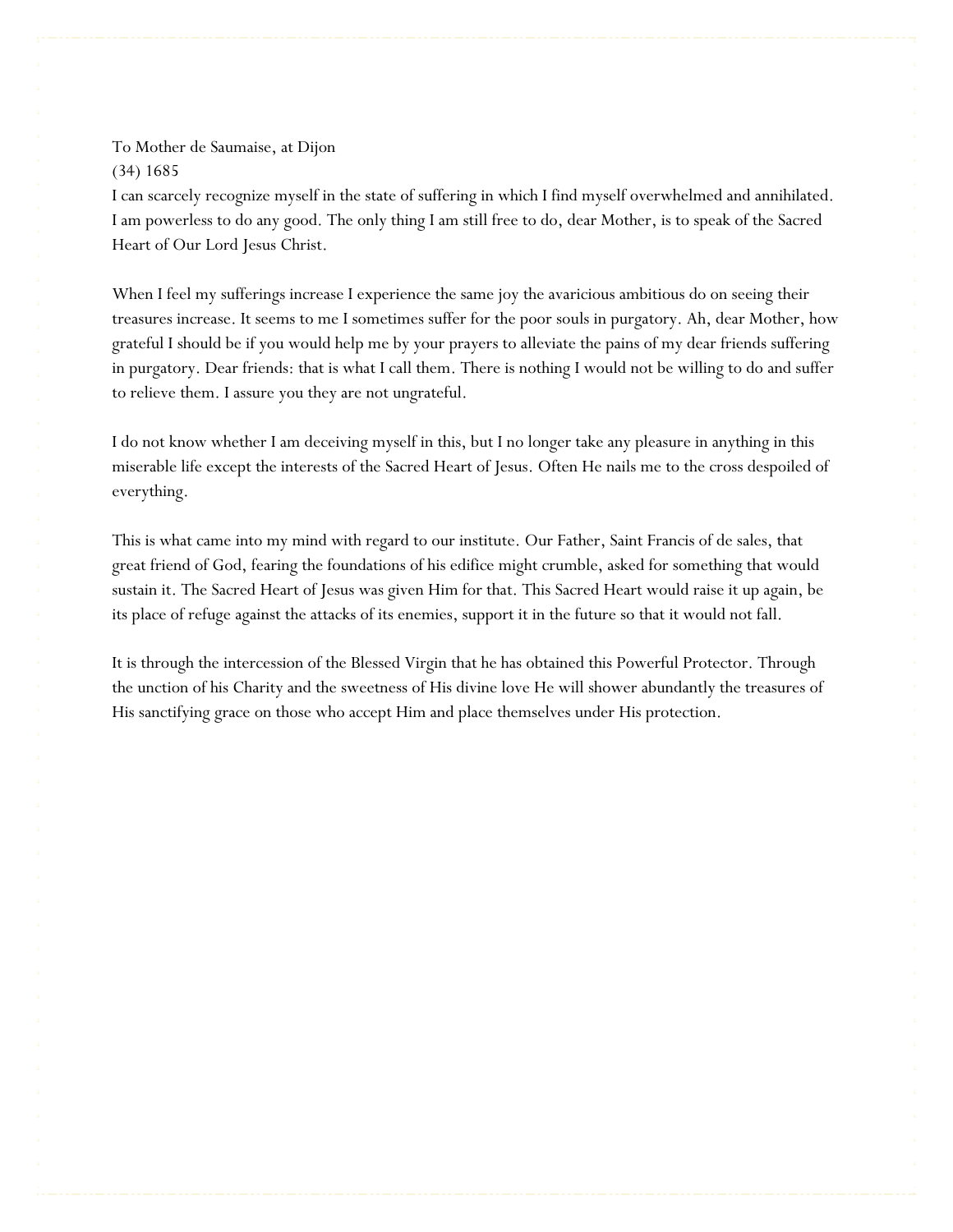To Mother de Saumaise, at Dijon

(34) 1685

I can scarcely recognize myself in the state of suffering in which I find myself overwhelmed and annihilated. I am powerless to do any good. The only thing I am still free to do, dear Mother, is to speak of the Sacred Heart of Our Lord Jesus Christ.

When I feel my sufferings increase I experience the same joy the avaricious ambitious do on seeing their treasures increase. It seems to me I sometimes suffer for the poor souls in purgatory. Ah, dear Mother, how grateful I should be if you would help me by your prayers to alleviate the pains of my dear friends suffering in purgatory. Dear friends: that is what I call them. There is nothing I would not be willing to do and suffer to relieve them. I assure you they are not ungrateful.

I do not know whether I am deceiving myself in this, but I no longer take any pleasure in anything in this miserable life except the interests of the Sacred Heart of Jesus. Often He nails me to the cross despoiled of everything.

This is what came into my mind with regard to our institute. Our Father, Saint Francis of de sales, that great friend of God, fearing the foundations of his edifice might crumble, asked for something that would sustain it. The Sacred Heart of Jesus was given Him for that. This Sacred Heart would raise it up again, be its place of refuge against the attacks of its enemies, support it in the future so that it would not fall.

It is through the intercession of the Blessed Virgin that he has obtained this Powerful Protector. Through the unction of his Charity and the sweetness of His divine love He will shower abundantly the treasures of His sanctifying grace on those who accept Him and place themselves under His protection.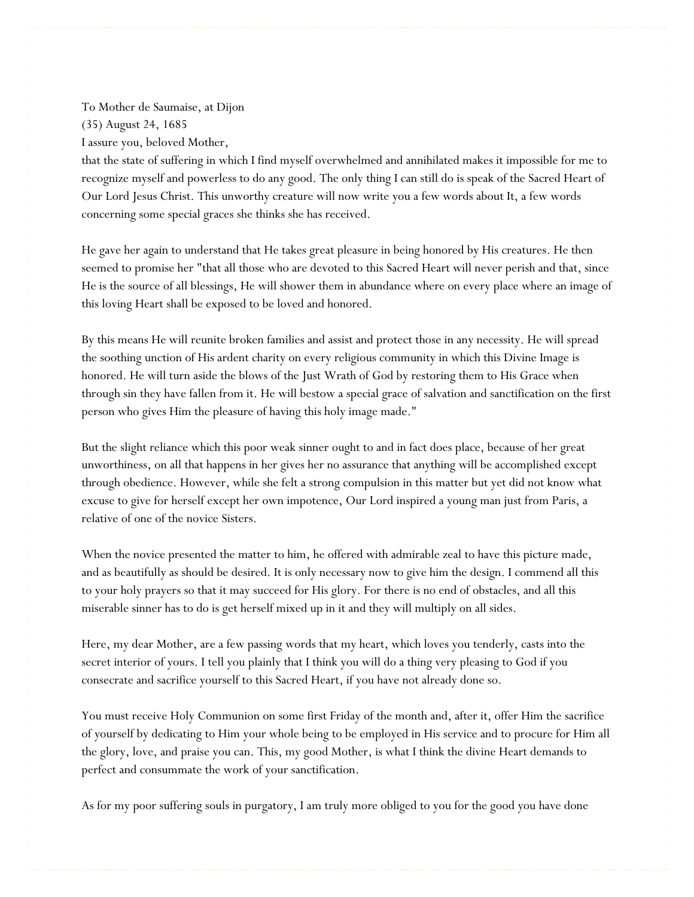To Mother de Saumaise, at Dijon

(35) August 24, 1685

I assure you, beloved Mother,

that the state of suffering in which I find myself overwhelmed and annihilated makes it impossible for me to recognize myself and powerless to do any good. The only thing I can still do is speak of the Sacred Heart of Our Lord Jesus Christ. This unworthy creature will now write you a few words about It, a few words concerning some special graces she thinks she has received.

He gave her again to understand that He takes great pleasure in being honored by His creatures. He then seemed to promise her "that all those who are devoted to this Sacred Heart will never perish and that, since He is the source of all blessings, He will shower them in abundance where on every place where an image of this loving Heart shall be exposed to be loved and honored.

By this means He will reunite broken families and assist and protect those in any necessity. He will spread the soothing unction of His ardent charity on every religious community in which this Divine Image is honored. He will turn aside the blows of the Just Wrath of God by restoring them to His Grace when through sin they have fallen from it. He will bestow a special grace of salvation and sanctification on the first person who gives Him the pleasure of having this holy image made."

But the slight reliance which this poor weak sinner ought to and in fact does place, because of her great unworthiness, on all that happens in her gives her no assurance that anything will be accomplished except through obedience. However, while she felt a strong compulsion in this matter but yet did not know what excuse to give for herself except her own impotence, Our Lord inspired a young man just from Paris, a relative of one of the novice Sisters.

When the novice presented the matter to him, he offered with admirable zeal to have this picture made, and as beautifully as should be desired. It is only necessary now to give him the design. I commend all this to your holy prayers so that it may succeed for His glory. For there is no end of obstacles, and all this miserable sinner has to do is get herself mixed up in it and they will multiply on all sides.

Here, my dear Mother, are a few passing words that my heart, which loves you tenderly, casts into the secret interior of yours. I tell you plainly that I think you will do a thing very pleasing to God if you consecrate and sacrifice yourself to this Sacred Heart, if you have not already done so.

You must receive Holy Communion on some first Friday of the month and, after it, offer Him the sacrifice of yourself by dedicating to Him your whole being to be employed in His service and to procure for Him all the glory, love, and praise you can. This, my good Mother, is what I think the divine Heart demands to perfect and consummate the work of your sanctification.

As for my poor suffering souls in purgatory, I am truly more obliged to you for the good you have done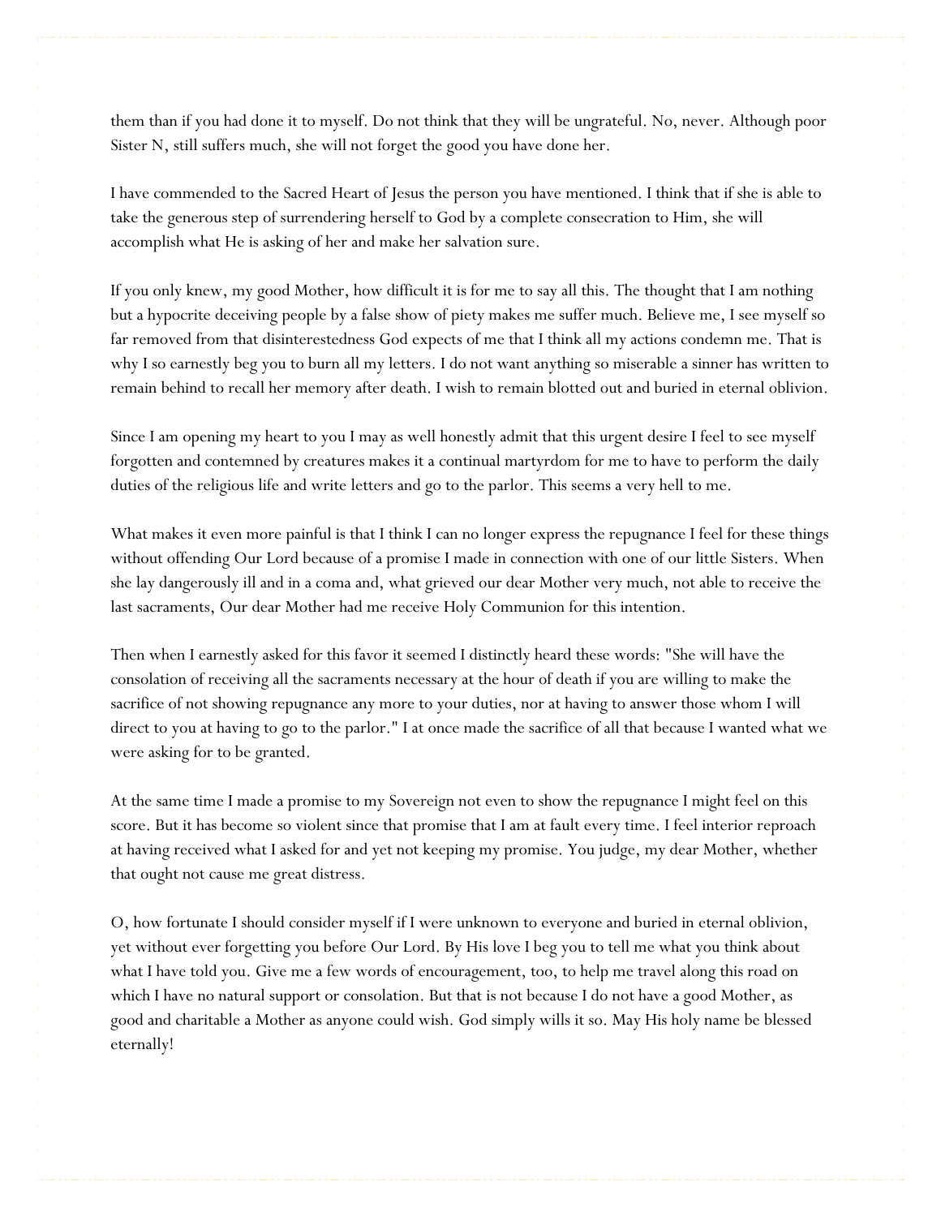them than if you had done it to myself. Do not think that they will be ungrateful. No, never. Although poor Sister N, still suffers much, she will not forget the good you have done her.

I have commended to the Sacred Heart of Jesus the person you have mentioned. I think that if she is able to take the generous step of surrendering herself to God by a complete consecration to Him, she will accomplish what He is asking of her and make her salvation sure.

If you only knew, my good Mother, how difficult it is for me to say all this. The thought that I am nothing but a hypocrite deceiving people by a false show of piety makes me suffer much. Believe me, I see myself so far removed from that disinterestedness God expects of me that I think all my actions condemn me. That is why I so earnestly beg you to burn all my letters. I do not want anything so miserable a sinner has written to remain behind to recall her memory after death. I wish to remain blotted out and buried in eternal oblivion.

Since I am opening my heart to you I may as well honestly admit that this urgent desire I feel to see myself forgotten and contemned by creatures makes it a continual martyrdom for me to have to perform the daily duties of the religious life and write letters and go to the parlor. This seems a very hell to me.

What makes it even more painful is that I think I can no longer express the repugnance I feel for these things without offending Our Lord because of a promise I made in connection with one of our little Sisters. When she lay dangerously ill and in a coma and, what grieved our dear Mother very much, not able to receive the last sacraments, Our dear Mother had me receive Holy Communion for this intention.

Then when I earnestly asked for this favor it seemed I distinctly heard these words: "She will have the consolation of receiving all the sacraments necessary at the hour of death if you are willing to make the sacrifice of not showing repugnance any more to your duties, nor at having to answer those whom I will direct to you at having to go to the parlor." I at once made the sacrifice of all that because I wanted what we were asking for to be granted.

At the same time I made a promise to my Sovereign not even to show the repugnance I might feel on this score. But it has become so violent since that promise that I am at fault every time. I feel interior reproach at having received what I asked for and yet not keeping my promise. You judge, my dear Mother, whether that ought not cause me great distress.

O, how fortunate I should consider myself if I were unknown to everyone and buried in eternal oblivion, yet without ever forgetting you before Our Lord. By His love I beg you to tell me what you think about what I have told you. Give me a few words of encouragement, too, to help me travel along this road on which I have no natural support or consolation. But that is not because I do not have a good Mother, as good and charitable a Mother as anyone could wish. God simply wills it so. May His holy name be blessed eternally!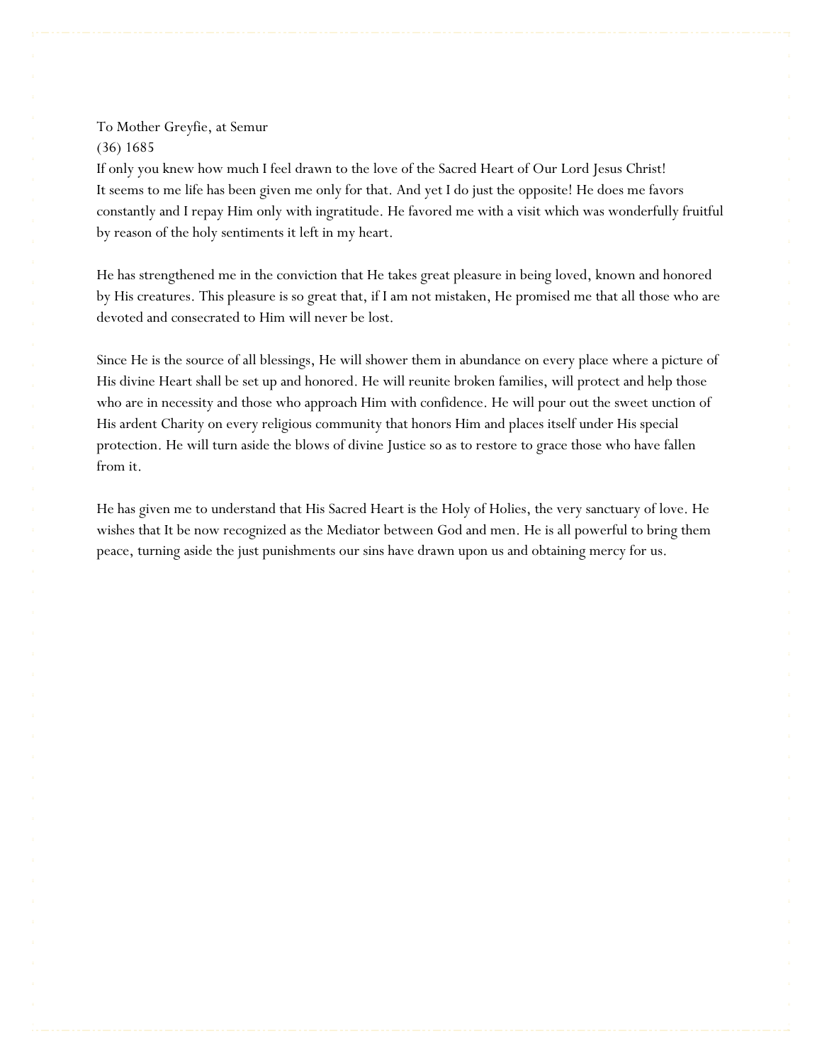To Mother Greyfie, at Semur
(36) 1685
If only you knew how much I feel drawn to the love of the Sacred Heart of Our Lord Jesus Christ!
It seems to me life has been given me only for that. And yet I do just the opposite! He does me favors constantly and I repay Him only with ingratitude. He favored me with a visit which was wonderfully fruitful by reason of the holy sentiments it left in my heart.

He has strengthened me in the conviction that He takes great pleasure in being loved, known and honored by His creatures. This pleasure is so great that, if I am not mistaken, He promised me that all those who are devoted and consecrated to Him will never be lost.

Since He is the source of all blessings, He will shower them in abundance on every place where a picture of His divine Heart shall be set up and honored. He will reunite broken families, will protect and help those who are in necessity and those who approach Him with confidence. He will pour out the sweet unction of His ardent Charity on every religious community that honors Him and places itself under His special protection. He will turn aside the blows of divine Justice so as to restore to grace those who have fallen from it.

He has given me to understand that His Sacred Heart is the Holy of Holies, the very sanctuary of love. He wishes that It be now recognized as the Mediator between God and men. He is all powerful to bring them peace, turning aside the just punishments our sins have drawn upon us and obtaining mercy for us.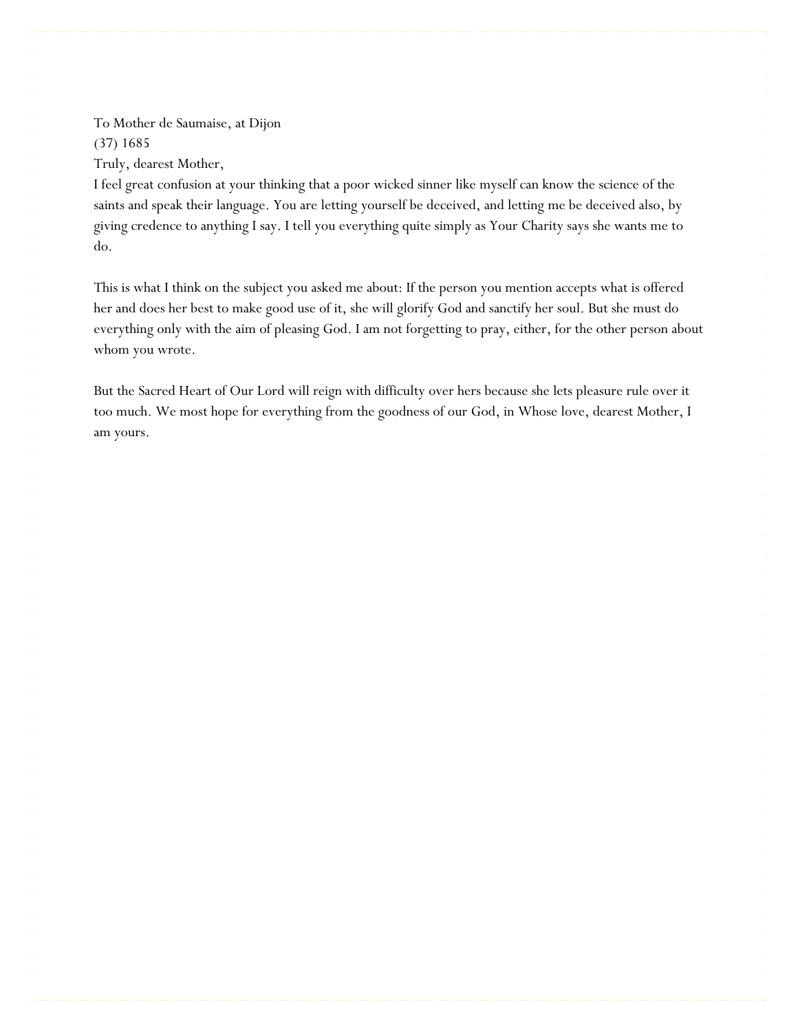To Mother de Saumaise, at Dijon
(37) 1685
Truly, dearest Mother,
I feel great confusion at your thinking that a poor wicked sinner like myself can know the science of the saints and speak their language. You are letting yourself be deceived, and letting me be deceived also, by giving credence to anything I say. I tell you everything quite simply as Your Charity says she wants me to do.

This is what I think on the subject you asked me about: If the person you mention accepts what is offered her and does her best to make good use of it, she will glorify God and sanctify her soul. But she must do everything only with the aim of pleasing God. I am not forgetting to pray, either, for the other person about whom you wrote.

But the Sacred Heart of Our Lord will reign with difficulty over hers because she lets pleasure rule over it too much. We most hope for everything from the goodness of our God, in Whose love, dearest Mother, I am yours.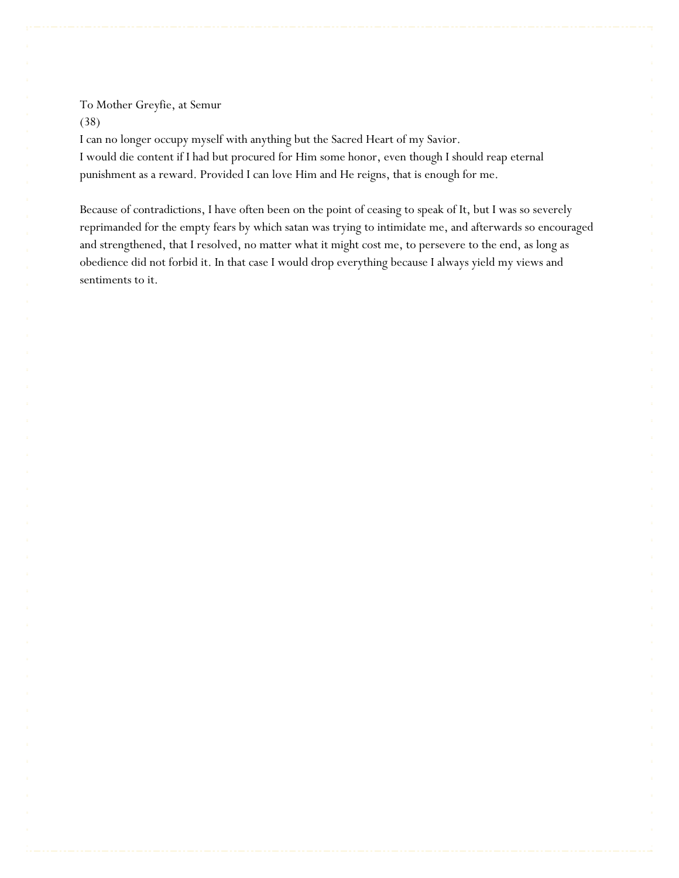To Mother Greyfie, at Semur

(38)

I can no longer occupy myself with anything but the Sacred Heart of my Savior.
I would die content if I had but procured for Him some honor, even though I should reap eternal punishment as a reward. Provided I can love Him and He reigns, that is enough for me.

Because of contradictions, I have often been on the point of ceasing to speak of It, but I was so severely reprimanded for the empty fears by which satan was trying to intimidate me, and afterwards so encouraged and strengthened, that I resolved, no matter what it might cost me, to persevere to the end, as long as obedience did not forbid it. In that case I would drop everything because I always yield my views and sentiments to it.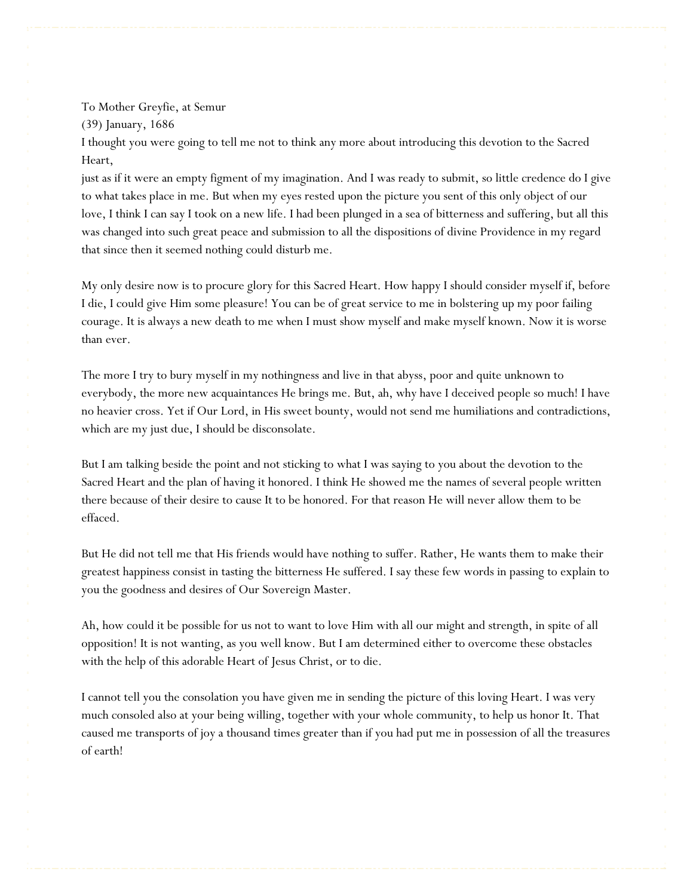To Mother Greyfie, at Semur

(39) January, 1686

I thought you were going to tell me not to think any more about introducing this devotion to the Sacred Heart,
just as if it were an empty figment of my imagination. And I was ready to submit, so little credence do I give to what takes place in me. But when my eyes rested upon the picture you sent of this only object of our love, I think I can say I took on a new life. I had been plunged in a sea of bitterness and suffering, but all this was changed into such great peace and submission to all the dispositions of divine Providence in my regard that since then it seemed nothing could disturb me.

My only desire now is to procure glory for this Sacred Heart. How happy I should consider myself if, before I die, I could give Him some pleasure! You can be of great service to me in bolstering up my poor failing courage. It is always a new death to me when I must show myself and make myself known. Now it is worse than ever.

The more I try to bury myself in my nothingness and live in that abyss, poor and quite unknown to everybody, the more new acquaintances He brings me. But, ah, why have I deceived people so much! I have no heavier cross. Yet if Our Lord, in His sweet bounty, would not send me humiliations and contradictions, which are my just due, I should be disconsolate.

But I am talking beside the point and not sticking to what I was saying to you about the devotion to the Sacred Heart and the plan of having it honored. I think He showed me the names of several people written there because of their desire to cause It to be honored. For that reason He will never allow them to be effaced.

But He did not tell me that His friends would have nothing to suffer. Rather, He wants them to make their greatest happiness consist in tasting the bitterness He suffered. I say these few words in passing to explain to you the goodness and desires of Our Sovereign Master.

Ah, how could it be possible for us not to want to love Him with all our might and strength, in spite of all opposition! It is not wanting, as you well know. But I am determined either to overcome these obstacles with the help of this adorable Heart of Jesus Christ, or to die.

I cannot tell you the consolation you have given me in sending the picture of this loving Heart. I was very much consoled also at your being willing, together with your whole community, to help us honor It. That caused me transports of joy a thousand times greater than if you had put me in possession of all the treasures of earth!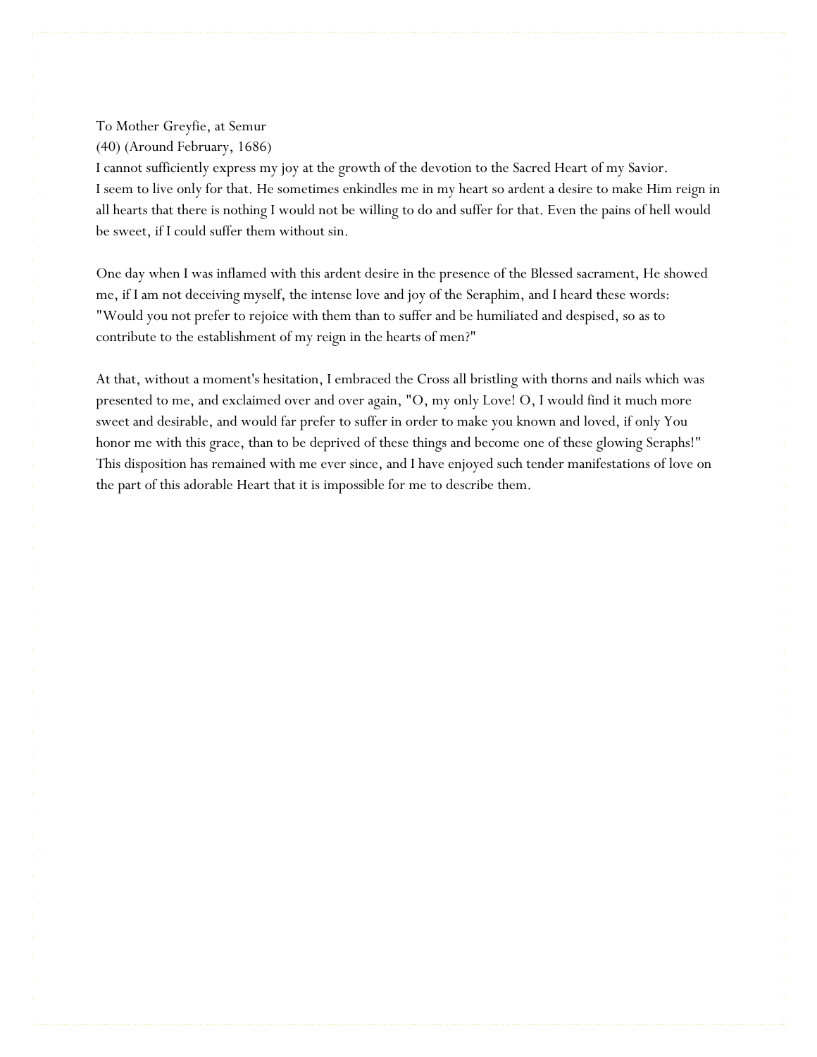To Mother Greyfie, at Semur

(40) (Around February, 1686)

I cannot sufficiently express my joy at the growth of the devotion to the Sacred Heart of my Savior. I seem to live only for that. He sometimes enkindles me in my heart so ardent a desire to make Him reign in all hearts that there is nothing I would not be willing to do and suffer for that. Even the pains of hell would be sweet, if I could suffer them without sin.

One day when I was inflamed with this ardent desire in the presence of the Blessed sacrament, He showed me, if I am not deceiving myself, the intense love and joy of the Seraphim, and I heard these words: "Would you not prefer to rejoice with them than to suffer and be humiliated and despised, so as to contribute to the establishment of my reign in the hearts of men?"

At that, without a moment's hesitation, I embraced the Cross all bristling with thorns and nails which was presented to me, and exclaimed over and over again, "O, my only Love! O, I would find it much more sweet and desirable, and would far prefer to suffer in order to make you known and loved, if only You honor me with this grace, than to be deprived of these things and become one of these glowing Seraphs!" This disposition has remained with me ever since, and I have enjoyed such tender manifestations of love on the part of this adorable Heart that it is impossible for me to describe them.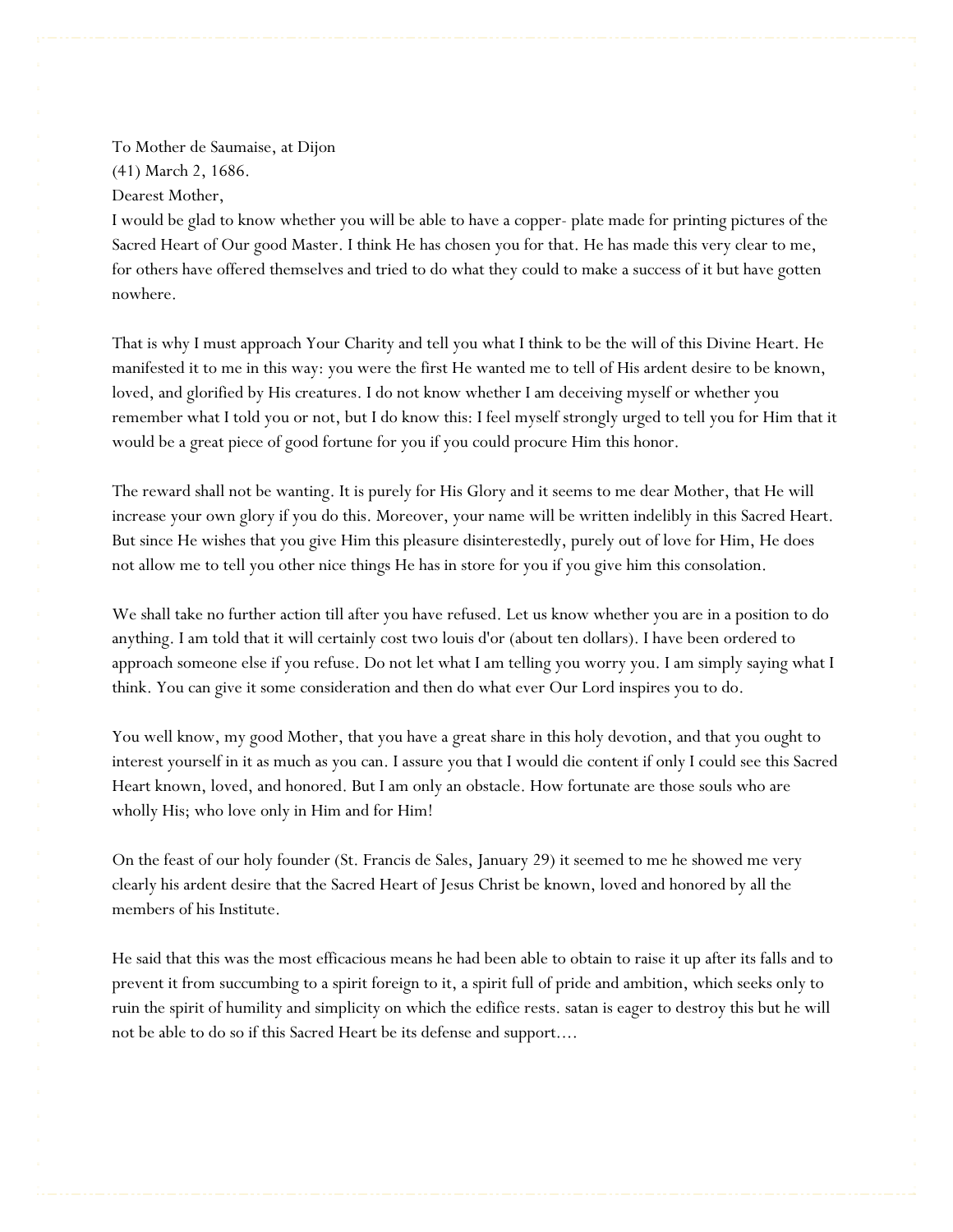To Mother de Saumaise, at Dijon

(41) March 2, 1686.

Dearest Mother,

I would be glad to know whether you will be able to have a copper- plate made for printing pictures of the Sacred Heart of Our good Master. I think He has chosen you for that. He has made this very clear to me, for others have offered themselves and tried to do what they could to make a success of it but have gotten nowhere.

That is why I must approach Your Charity and tell you what I think to be the will of this Divine Heart. He manifested it to me in this way: you were the first He wanted me to tell of His ardent desire to be known, loved, and glorified by His creatures. I do not know whether I am deceiving myself or whether you remember what I told you or not, but I do know this: I feel myself strongly urged to tell you for Him that it would be a great piece of good fortune for you if you could procure Him this honor.

The reward shall not be wanting. It is purely for His Glory and it seems to me dear Mother, that He will increase your own glory if you do this. Moreover, your name will be written indelibly in this Sacred Heart. But since He wishes that you give Him this pleasure disinterestedly, purely out of love for Him, He does not allow me to tell you other nice things He has in store for you if you give him this consolation.

We shall take no further action till after you have refused. Let us know whether you are in a position to do anything. I am told that it will certainly cost two louis d'or (about ten dollars). I have been ordered to approach someone else if you refuse. Do not let what I am telling you worry you. I am simply saying what I think. You can give it some consideration and then do what ever Our Lord inspires you to do.

You well know, my good Mother, that you have a great share in this holy devotion, and that you ought to interest yourself in it as much as you can. I assure you that I would die content if only I could see this Sacred Heart known, loved, and honored. But I am only an obstacle. How fortunate are those souls who are wholly His; who love only in Him and for Him!

On the feast of our holy founder (St. Francis de Sales, January 29) it seemed to me he showed me very clearly his ardent desire that the Sacred Heart of Jesus Christ be known, loved and honored by all the members of his Institute.

He said that this was the most efficacious means he had been able to obtain to raise it up after its falls and to prevent it from succumbing to a spirit foreign to it, a spirit full of pride and ambition, which seeks only to ruin the spirit of humility and simplicity on which the edifice rests. satan is eager to destroy this but he will not be able to do so if this Sacred Heart be its defense and support....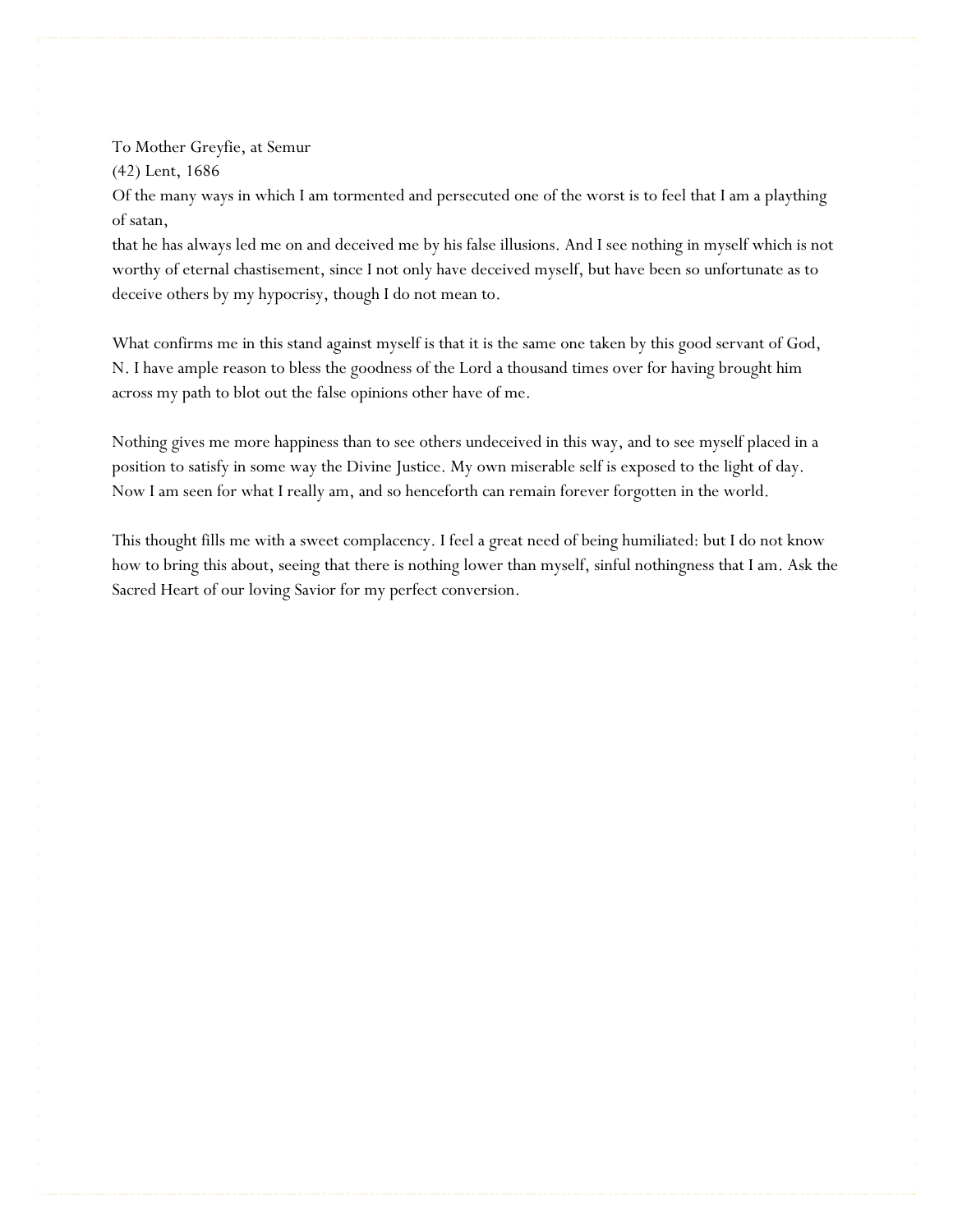To Mother Greyfie, at Semur

(42) Lent, 1686

Of the many ways in which I am tormented and persecuted one of the worst is to feel that I am a plaything of satan,
that he has always led me on and deceived me by his false illusions. And I see nothing in myself which is not worthy of eternal chastisement, since I not only have deceived myself, but have been so unfortunate as to deceive others by my hypocrisy, though I do not mean to.

What confirms me in this stand against myself is that it is the same one taken by this good servant of God, N. I have ample reason to bless the goodness of the Lord a thousand times over for having brought him across my path to blot out the false opinions other have of me.

Nothing gives me more happiness than to see others undeceived in this way, and to see myself placed in a position to satisfy in some way the Divine Justice. My own miserable self is exposed to the light of day. Now I am seen for what I really am, and so henceforth can remain forever forgotten in the world.

This thought fills me with a sweet complacency. I feel a great need of being humiliated: but I do not know how to bring this about, seeing that there is nothing lower than myself, sinful nothingness that I am. Ask the Sacred Heart of our loving Savior for my perfect conversion.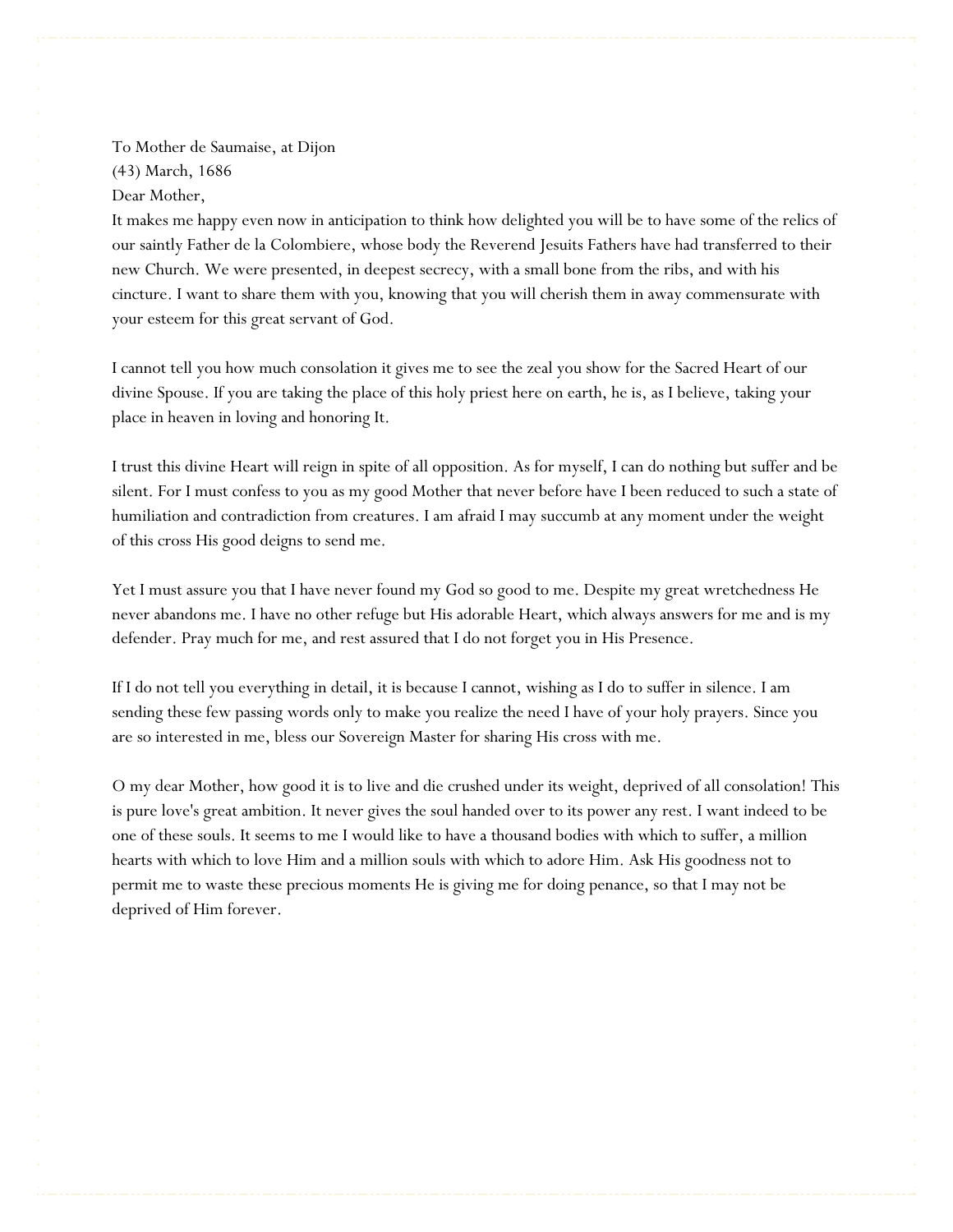To Mother de Saumaise, at Dijon
(43) March, 1686
Dear Mother,

It makes me happy even now in anticipation to think how delighted you will be to have some of the relics of our saintly Father de la Colombiere, whose body the Reverend Jesuits Fathers have had transferred to their new Church. We were presented, in deepest secrecy, with a small bone from the ribs, and with his cincture. I want to share them with you, knowing that you will cherish them in away commensurate with your esteem for this great servant of God.

I cannot tell you how much consolation it gives me to see the zeal you show for the Sacred Heart of our divine Spouse. If you are taking the place of this holy priest here on earth, he is, as I believe, taking your place in heaven in loving and honoring It.

I trust this divine Heart will reign in spite of all opposition. As for myself, I can do nothing but suffer and be silent. For I must confess to you as my good Mother that never before have I been reduced to such a state of humiliation and contradiction from creatures. I am afraid I may succumb at any moment under the weight of this cross His good deigns to send me.

Yet I must assure you that I have never found my God so good to me. Despite my great wretchedness He never abandons me. I have no other refuge but His adorable Heart, which always answers for me and is my defender. Pray much for me, and rest assured that I do not forget you in His Presence.

If I do not tell you everything in detail, it is because I cannot, wishing as I do to suffer in silence. I am sending these few passing words only to make you realize the need I have of your holy prayers. Since you are so interested in me, bless our Sovereign Master for sharing His cross with me.

O my dear Mother, how good it is to live and die crushed under its weight, deprived of all consolation! This is pure love's great ambition. It never gives the soul handed over to its power any rest. I want indeed to be one of these souls. It seems to me I would like to have a thousand bodies with which to suffer, a million hearts with which to love Him and a million souls with which to adore Him. Ask His goodness not to permit me to waste these precious moments He is giving me for doing penance, so that I may not be deprived of Him forever.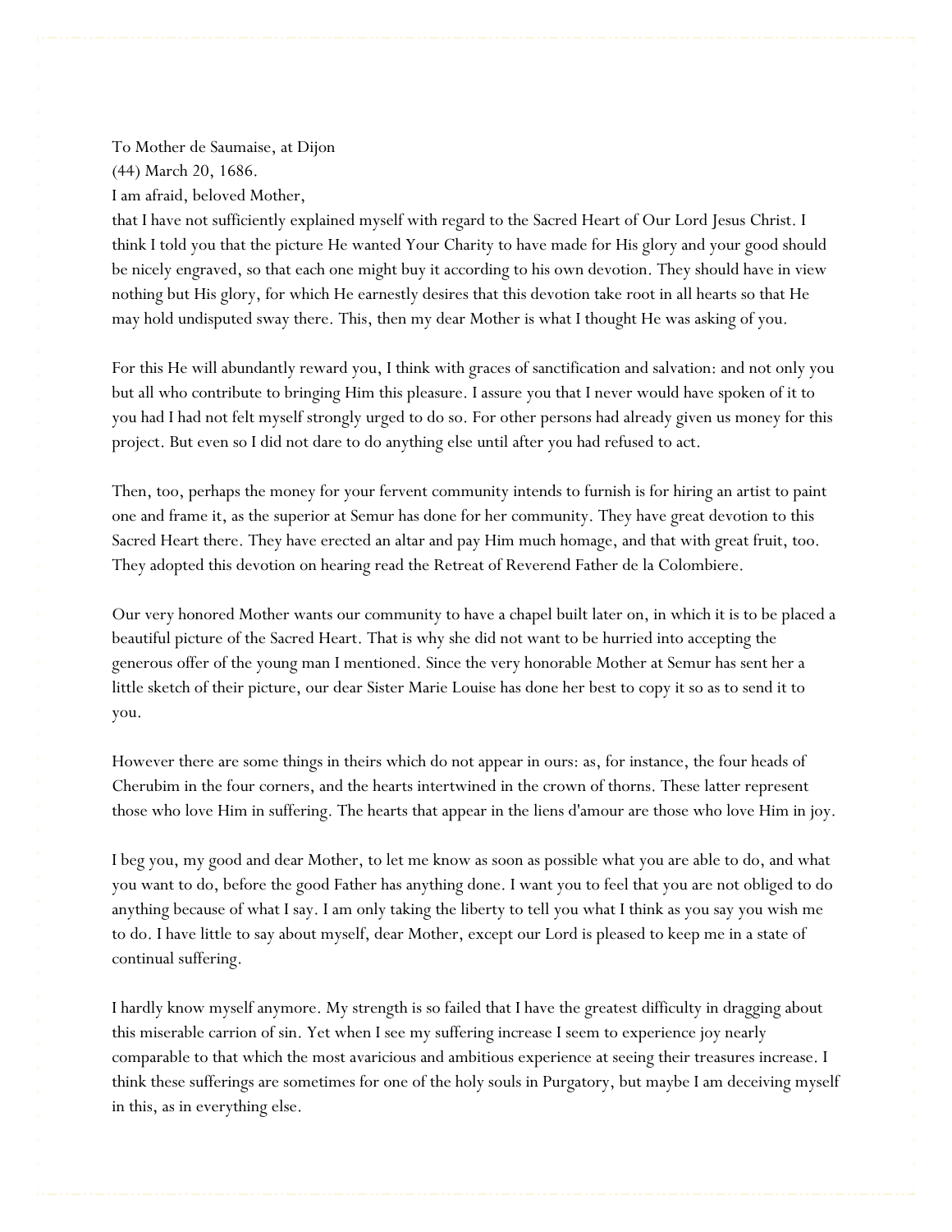To Mother de Saumaise, at Dijon

(44) March 20, 1686.

I am afraid, beloved Mother,

that I have not sufficiently explained myself with regard to the Sacred Heart of Our Lord Jesus Christ. I think I told you that the picture He wanted Your Charity to have made for His glory and your good should be nicely engraved, so that each one might buy it according to his own devotion. They should have in view nothing but His glory, for which He earnestly desires that this devotion take root in all hearts so that He may hold undisputed sway there. This, then my dear Mother is what I thought He was asking of you.

For this He will abundantly reward you, I think with graces of sanctification and salvation: and not only you but all who contribute to bringing Him this pleasure. I assure you that I never would have spoken of it to you had I had not felt myself strongly urged to do so. For other persons had already given us money for this project. But even so I did not dare to do anything else until after you had refused to act.

Then, too, perhaps the money for your fervent community intends to furnish is for hiring an artist to paint one and frame it, as the superior at Semur has done for her community. They have great devotion to this Sacred Heart there. They have erected an altar and pay Him much homage, and that with great fruit, too. They adopted this devotion on hearing read the Retreat of Reverend Father de la Colombiere.

Our very honored Mother wants our community to have a chapel built later on, in which it is to be placed a beautiful picture of the Sacred Heart. That is why she did not want to be hurried into accepting the generous offer of the young man I mentioned. Since the very honorable Mother at Semur has sent her a little sketch of their picture, our dear Sister Marie Louise has done her best to copy it so as to send it to you.

However there are some things in theirs which do not appear in ours: as, for instance, the four heads of Cherubim in the four corners, and the hearts intertwined in the crown of thorns. These latter represent those who love Him in suffering. The hearts that appear in the liens d'amour are those who love Him in joy.

I beg you, my good and dear Mother, to let me know as soon as possible what you are able to do, and what you want to do, before the good Father has anything done. I want you to feel that you are not obliged to do anything because of what I say. I am only taking the liberty to tell you what I think as you say you wish me to do. I have little to say about myself, dear Mother, except our Lord is pleased to keep me in a state of continual suffering.

I hardly know myself anymore. My strength is so failed that I have the greatest difficulty in dragging about this miserable carrion of sin. Yet when I see my suffering increase I seem to experience joy nearly comparable to that which the most avaricious and ambitious experience at seeing their treasures increase. I think these sufferings are sometimes for one of the holy souls in Purgatory, but maybe I am deceiving myself in this, as in everything else.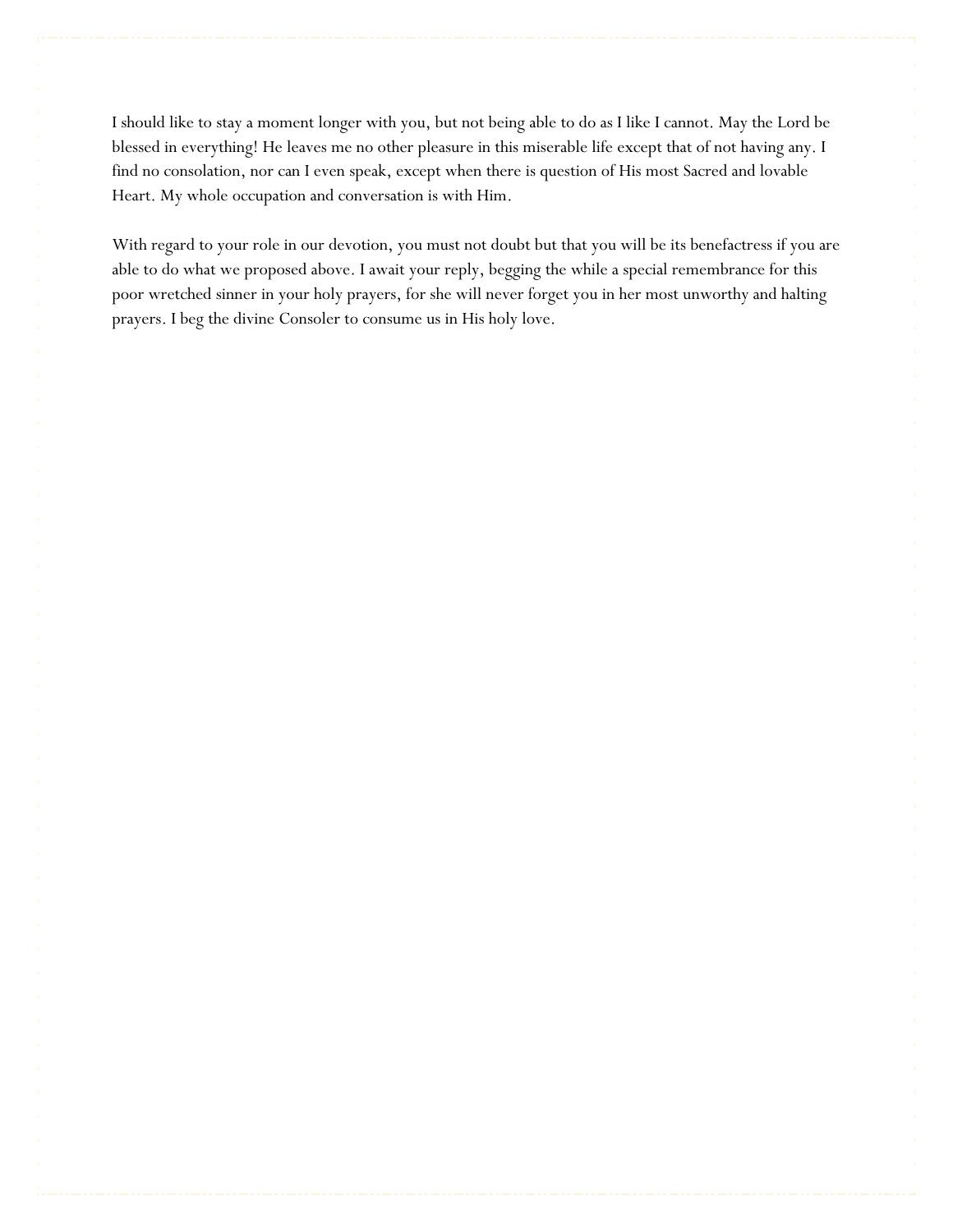I should like to stay a moment longer with you, but not being able to do as I like I cannot. May the Lord be blessed in everything! He leaves me no other pleasure in this miserable life except that of not having any. I find no consolation, nor can I even speak, except when there is question of His most Sacred and lovable Heart. My whole occupation and conversation is with Him.

With regard to your role in our devotion, you must not doubt but that you will be its benefactress if you are able to do what we proposed above. I await your reply, begging the while a special remembrance for this poor wretched sinner in your holy prayers, for she will never forget you in her most unworthy and halting prayers. I beg the divine Consoler to consume us in His holy love.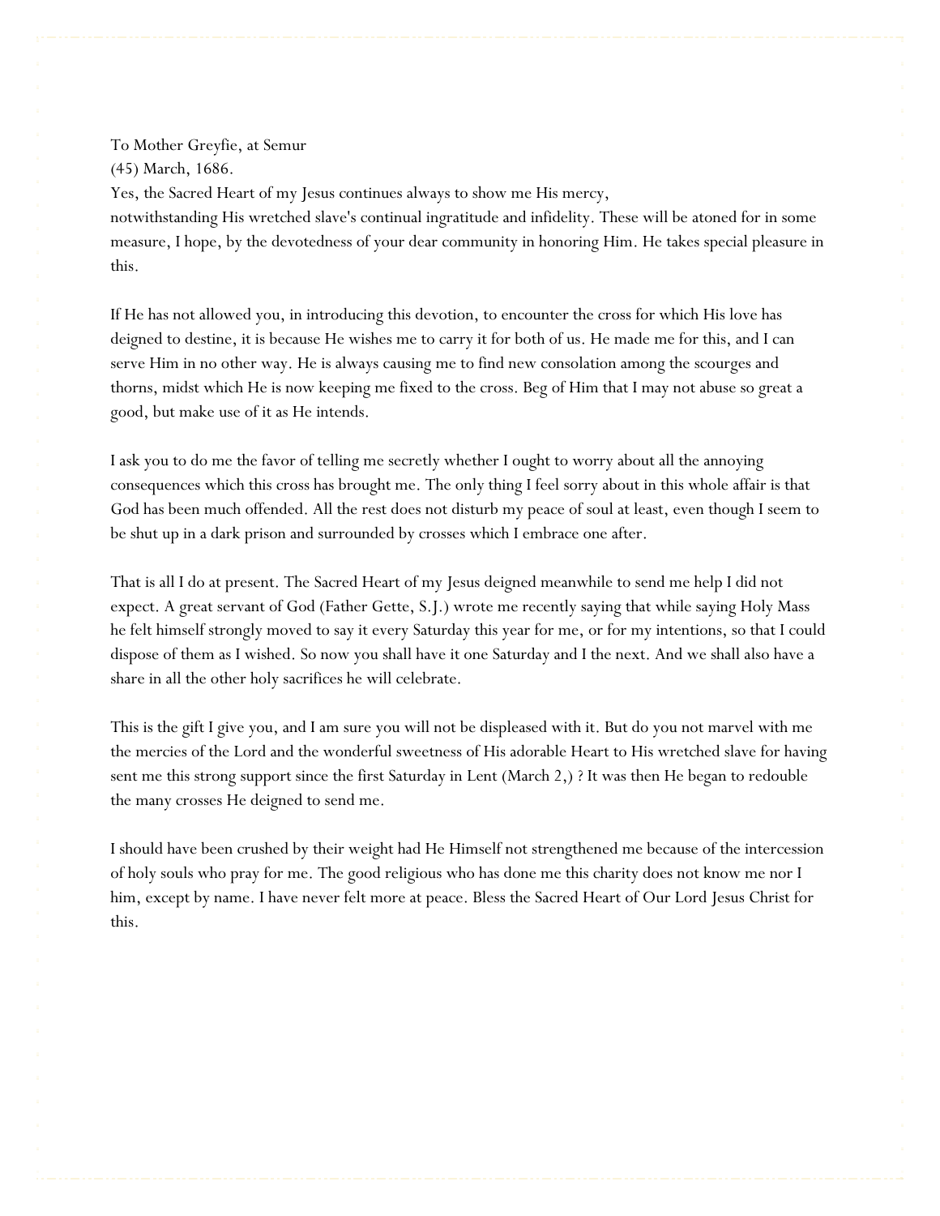To Mother Greyfie, at Semur

(45) March, 1686.

Yes, the Sacred Heart of my Jesus continues always to show me His mercy,
notwithstanding His wretched slave's continual ingratitude and infidelity. These will be atoned for in some measure, I hope, by the devotedness of your dear community in honoring Him. He takes special pleasure in this.

If He has not allowed you, in introducing this devotion, to encounter the cross for which His love has deigned to destine, it is because He wishes me to carry it for both of us. He made me for this, and I can serve Him in no other way. He is always causing me to find new consolation among the scourges and thorns, midst which He is now keeping me fixed to the cross. Beg of Him that I may not abuse so great a good, but make use of it as He intends.

I ask you to do me the favor of telling me secretly whether I ought to worry about all the annoying consequences which this cross has brought me. The only thing I feel sorry about in this whole affair is that God has been much offended. All the rest does not disturb my peace of soul at least, even though I seem to be shut up in a dark prison and surrounded by crosses which I embrace one after.

That is all I do at present. The Sacred Heart of my Jesus deigned meanwhile to send me help I did not expect. A great servant of God (Father Gette, S.J.) wrote me recently saying that while saying Holy Mass he felt himself strongly moved to say it every Saturday this year for me, or for my intentions, so that I could dispose of them as I wished. So now you shall have it one Saturday and I the next. And we shall also have a share in all the other holy sacrifices he will celebrate.

This is the gift I give you, and I am sure you will not be displeased with it. But do you not marvel with me the mercies of the Lord and the wonderful sweetness of His adorable Heart to His wretched slave for having sent me this strong support since the first Saturday in Lent (March 2,) ? It was then He began to redouble the many crosses He deigned to send me.

I should have been crushed by their weight had He Himself not strengthened me because of the intercession of holy souls who pray for me. The good religious who has done me this charity does not know me nor I him, except by name. I have never felt more at peace. Bless the Sacred Heart of Our Lord Jesus Christ for this.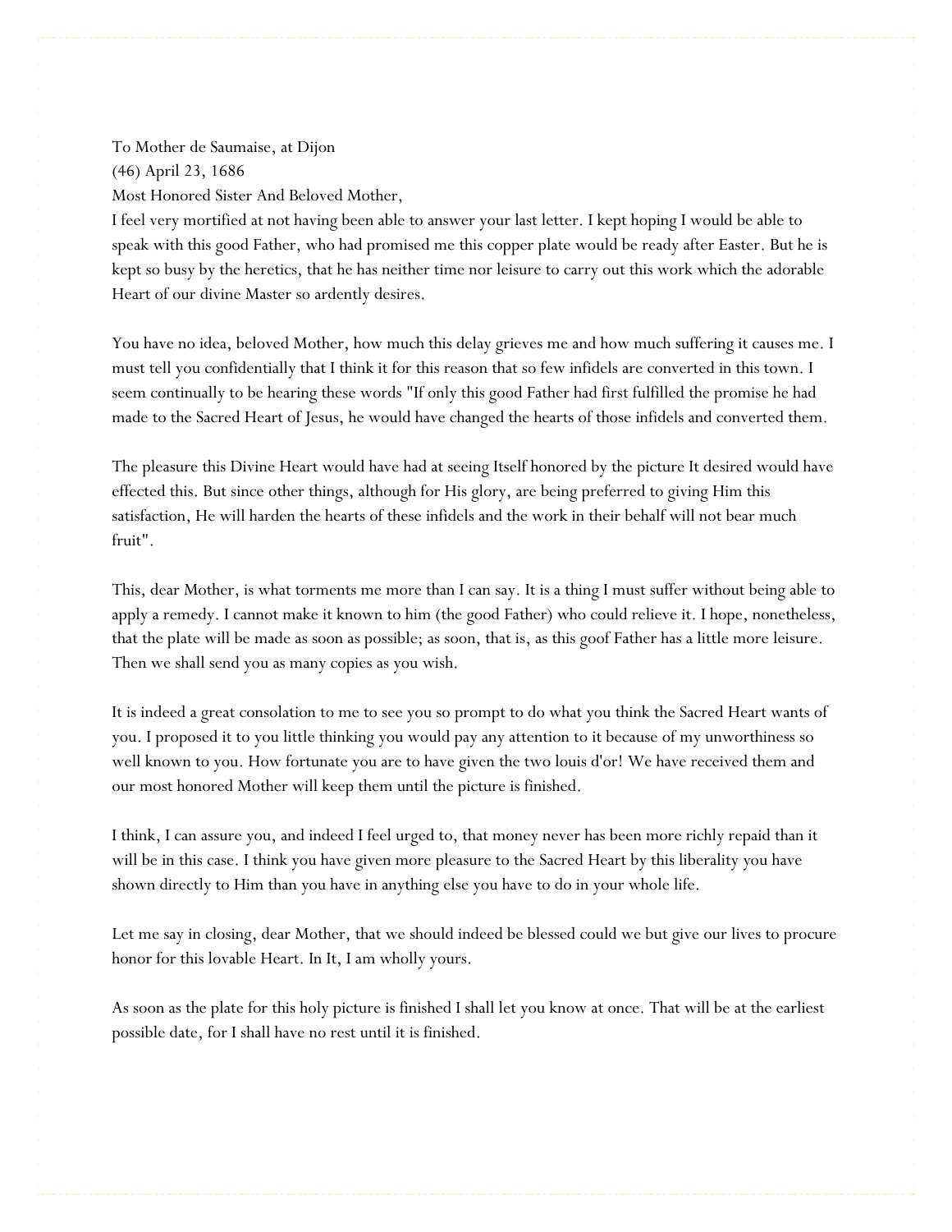To Mother de Saumaise, at Dijon

(46) April 23, 1686

Most Honored Sister And Beloved Mother,

I feel very mortified at not having been able to answer your last letter. I kept hoping I would be able to speak with this good Father, who had promised me this copper plate would be ready after Easter. But he is kept so busy by the heretics, that he has neither time nor leisure to carry out this work which the adorable Heart of our divine Master so ardently desires.

You have no idea, beloved Mother, how much this delay grieves me and how much suffering it causes me. I must tell you confidentially that I think it for this reason that so few infidels are converted in this town. I seem continually to be hearing these words "If only this good Father had first fulfilled the promise he had made to the Sacred Heart of Jesus, he would have changed the hearts of those infidels and converted them.

The pleasure this Divine Heart would have had at seeing Itself honored by the picture It desired would have effected this. But since other things, although for His glory, are being preferred to giving Him this satisfaction, He will harden the hearts of these infidels and the work in their behalf will not bear much fruit".

This, dear Mother, is what torments me more than I can say. It is a thing I must suffer without being able to apply a remedy. I cannot make it known to him (the good Father) who could relieve it. I hope, nonetheless, that the plate will be made as soon as possible; as soon, that is, as this goof Father has a little more leisure. Then we shall send you as many copies as you wish.

It is indeed a great consolation to me to see you so prompt to do what you think the Sacred Heart wants of you. I proposed it to you little thinking you would pay any attention to it because of my unworthiness so well known to you. How fortunate you are to have given the two louis d'or! We have received them and our most honored Mother will keep them until the picture is finished.

I think, I can assure you, and indeed I feel urged to, that money never has been more richly repaid than it will be in this case. I think you have given more pleasure to the Sacred Heart by this liberality you have shown directly to Him than you have in anything else you have to do in your whole life.

Let me say in closing, dear Mother, that we should indeed be blessed could we but give our lives to procure honor for this lovable Heart. In It, I am wholly yours.

As soon as the plate for this holy picture is finished I shall let you know at once. That will be at the earliest possible date, for I shall have no rest until it is finished.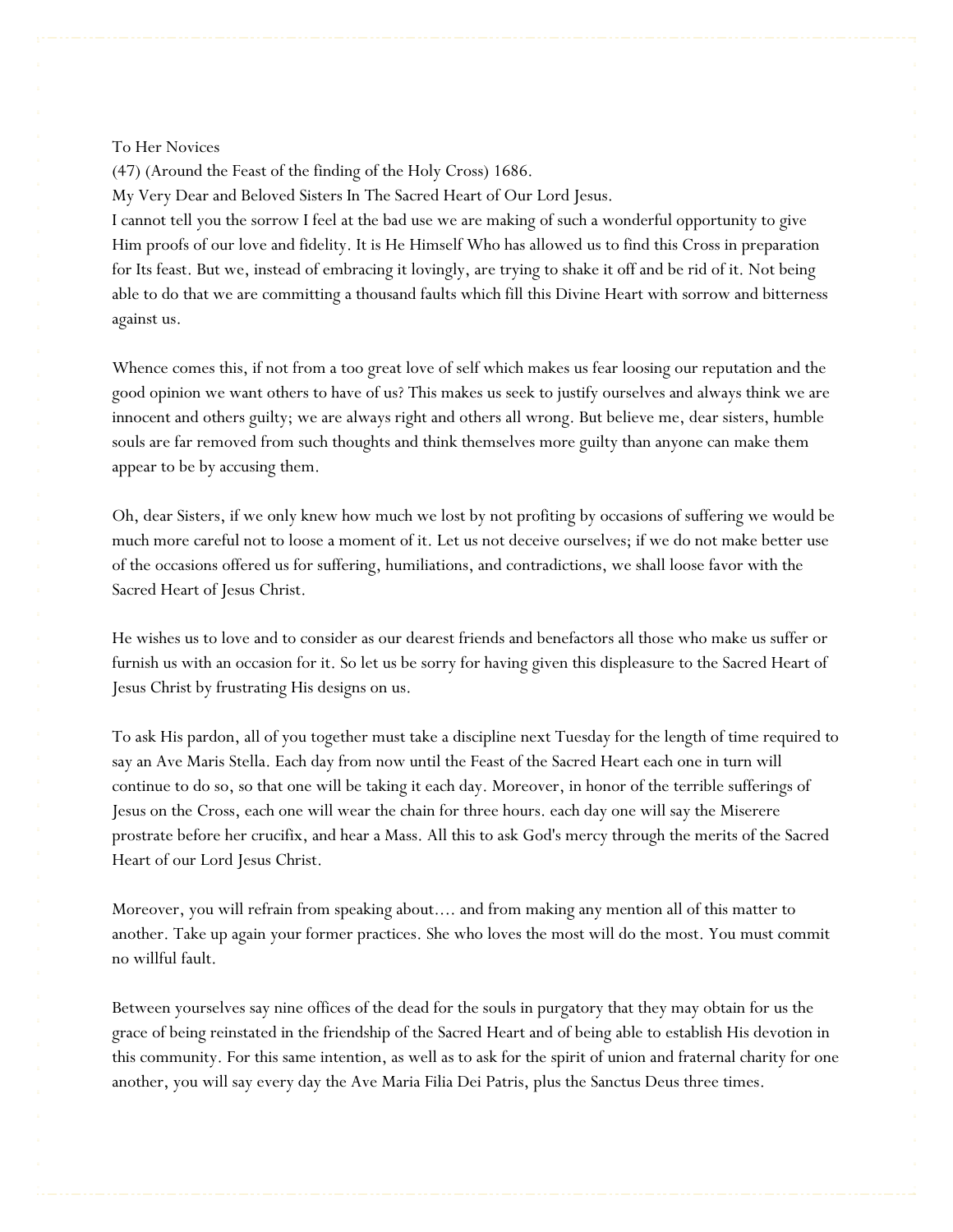To Her Novices

(47) (Around the Feast of the finding of the Holy Cross) 1686.

My Very Dear and Beloved Sisters In The Sacred Heart of Our Lord Jesus.

I cannot tell you the sorrow I feel at the bad use we are making of such a wonderful opportunity to give Him proofs of our love and fidelity. It is He Himself Who has allowed us to find this Cross in preparation for Its feast. But we, instead of embracing it lovingly, are trying to shake it off and be rid of it. Not being able to do that we are committing a thousand faults which fill this Divine Heart with sorrow and bitterness against us.

Whence comes this, if not from a too great love of self which makes us fear loosing our reputation and the good opinion we want others to have of us? This makes us seek to justify ourselves and always think we are innocent and others guilty; we are always right and others all wrong. But believe me, dear sisters, humble souls are far removed from such thoughts and think themselves more guilty than anyone can make them appear to be by accusing them.

Oh, dear Sisters, if we only knew how much we lost by not profiting by occasions of suffering we would be much more careful not to loose a moment of it. Let us not deceive ourselves; if we do not make better use of the occasions offered us for suffering, humiliations, and contradictions, we shall loose favor with the Sacred Heart of Jesus Christ.

He wishes us to love and to consider as our dearest friends and benefactors all those who make us suffer or furnish us with an occasion for it. So let us be sorry for having given this displeasure to the Sacred Heart of Jesus Christ by frustrating His designs on us.

To ask His pardon, all of you together must take a discipline next Tuesday for the length of time required to say an Ave Maris Stella. Each day from now until the Feast of the Sacred Heart each one in turn will continue to do so, so that one will be taking it each day. Moreover, in honor of the terrible sufferings of Jesus on the Cross, each one will wear the chain for three hours. each day one will say the Miserere prostrate before her crucifix, and hear a Mass. All this to ask God's mercy through the merits of the Sacred Heart of our Lord Jesus Christ.

Moreover, you will refrain from speaking about.... and from making any mention all of this matter to another. Take up again your former practices. She who loves the most will do the most. You must commit no willful fault.

Between yourselves say nine offices of the dead for the souls in purgatory that they may obtain for us the grace of being reinstated in the friendship of the Sacred Heart and of being able to establish His devotion in this community. For this same intention, as well as to ask for the spirit of union and fraternal charity for one another, you will say every day the Ave Maria Filia Dei Patris, plus the Sanctus Deus three times.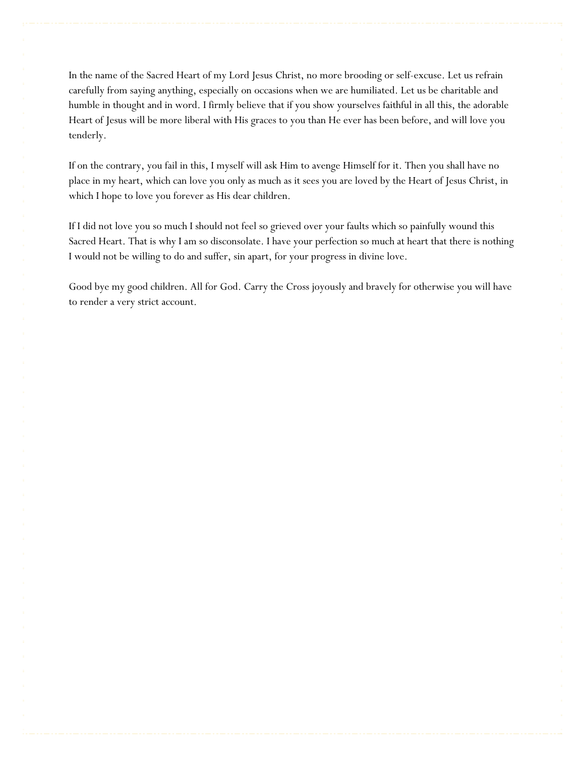In the name of the Sacred Heart of my Lord Jesus Christ, no more brooding or self-excuse. Let us refrain carefully from saying anything, especially on occasions when we are humiliated. Let us be charitable and humble in thought and in word. I firmly believe that if you show yourselves faithful in all this, the adorable Heart of Jesus will be more liberal with His graces to you than He ever has been before, and will love you tenderly.

If on the contrary, you fail in this, I myself will ask Him to avenge Himself for it. Then you shall have no place in my heart, which can love you only as much as it sees you are loved by the Heart of Jesus Christ, in which I hope to love you forever as His dear children.

If I did not love you so much I should not feel so grieved over your faults which so painfully wound this Sacred Heart. That is why I am so disconsolate. I have your perfection so much at heart that there is nothing I would not be willing to do and suffer, sin apart, for your progress in divine love.

Good bye my good children. All for God. Carry the Cross joyously and bravely for otherwise you will have to render a very strict account.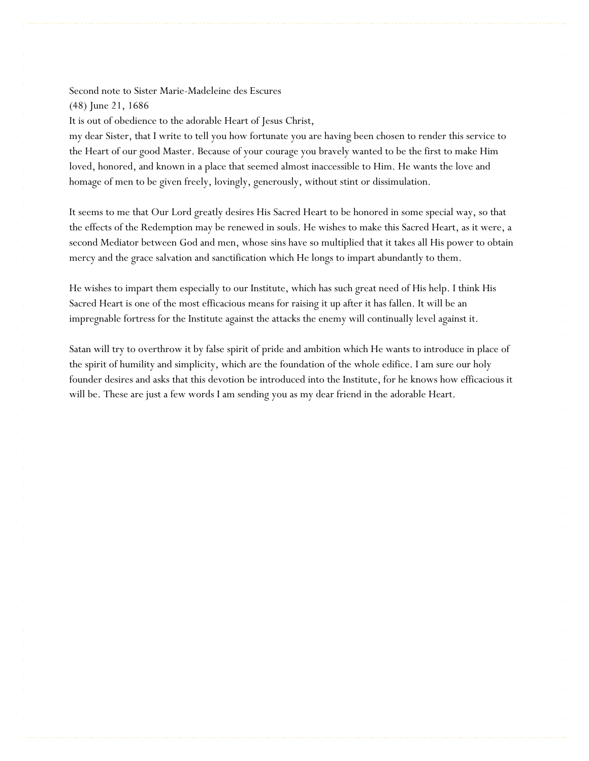Second note to Sister Marie-Madeleine des Escures

(48) June 21, 1686

It is out of obedience to the adorable Heart of Jesus Christ,

my dear Sister, that I write to tell you how fortunate you are having been chosen to render this service to the Heart of our good Master. Because of your courage you bravely wanted to be the first to make Him loved, honored, and known in a place that seemed almost inaccessible to Him. He wants the love and homage of men to be given freely, lovingly, generously, without stint or dissimulation.

It seems to me that Our Lord greatly desires His Sacred Heart to be honored in some special way, so that the effects of the Redemption may be renewed in souls. He wishes to make this Sacred Heart, as it were, a second Mediator between God and men, whose sins have so multiplied that it takes all His power to obtain mercy and the grace salvation and sanctification which He longs to impart abundantly to them.

He wishes to impart them especially to our Institute, which has such great need of His help. I think His Sacred Heart is one of the most efficacious means for raising it up after it has fallen. It will be an impregnable fortress for the Institute against the attacks the enemy will continually level against it.

Satan will try to overthrow it by false spirit of pride and ambition which He wants to introduce in place of the spirit of humility and simplicity, which are the foundation of the whole edifice. I am sure our holy founder desires and asks that this devotion be introduced into the Institute, for he knows how efficacious it will be. These are just a few words I am sending you as my dear friend in the adorable Heart.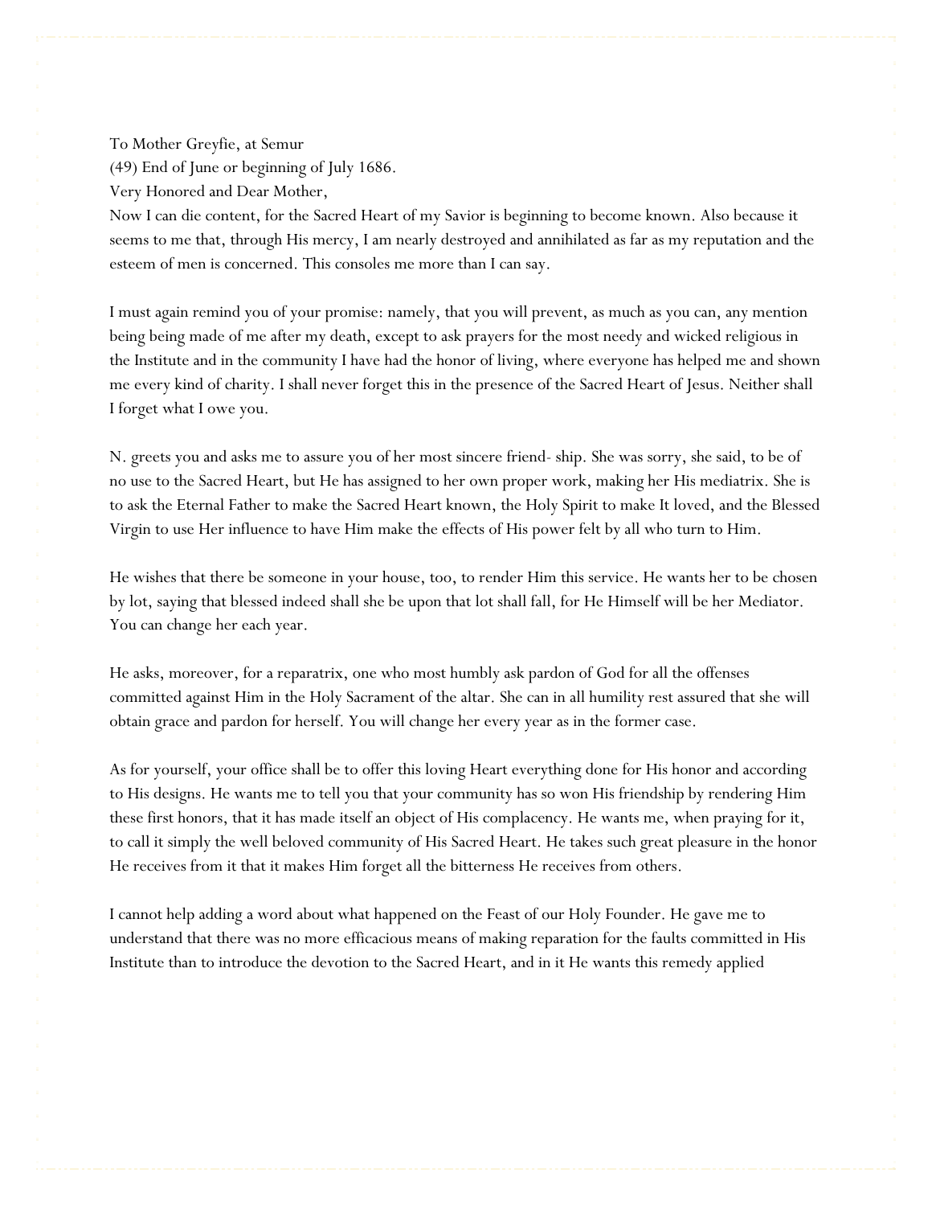To Mother Greyfie, at Semur

(49) End of June or beginning of July 1686.

Very Honored and Dear Mother,

Now I can die content, for the Sacred Heart of my Savior is beginning to become known. Also because it seems to me that, through His mercy, I am nearly destroyed and annihilated as far as my reputation and the esteem of men is concerned. This consoles me more than I can say.

I must again remind you of your promise: namely, that you will prevent, as much as you can, any mention being being made of me after my death, except to ask prayers for the most needy and wicked religious in the Institute and in the community I have had the honor of living, where everyone has helped me and shown me every kind of charity. I shall never forget this in the presence of the Sacred Heart of Jesus. Neither shall I forget what I owe you.

N. greets you and asks me to assure you of her most sincere friend- ship. She was sorry, she said, to be of no use to the Sacred Heart, but He has assigned to her own proper work, making her His mediatrix. She is to ask the Eternal Father to make the Sacred Heart known, the Holy Spirit to make It loved, and the Blessed Virgin to use Her influence to have Him make the effects of His power felt by all who turn to Him.

He wishes that there be someone in your house, too, to render Him this service. He wants her to be chosen by lot, saying that blessed indeed shall she be upon that lot shall fall, for He Himself will be her Mediator. You can change her each year.

He asks, moreover, for a reparatrix, one who most humbly ask pardon of God for all the offenses committed against Him in the Holy Sacrament of the altar. She can in all humility rest assured that she will obtain grace and pardon for herself. You will change her every year as in the former case.

As for yourself, your office shall be to offer this loving Heart everything done for His honor and according to His designs. He wants me to tell you that your community has so won His friendship by rendering Him these first honors, that it has made itself an object of His complacency. He wants me, when praying for it, to call it simply the well beloved community of His Sacred Heart. He takes such great pleasure in the honor He receives from it that it makes Him forget all the bitterness He receives from others.

I cannot help adding a word about what happened on the Feast of our Holy Founder. He gave me to understand that there was no more efficacious means of making reparation for the faults committed in His Institute than to introduce the devotion to the Sacred Heart, and in it He wants this remedy applied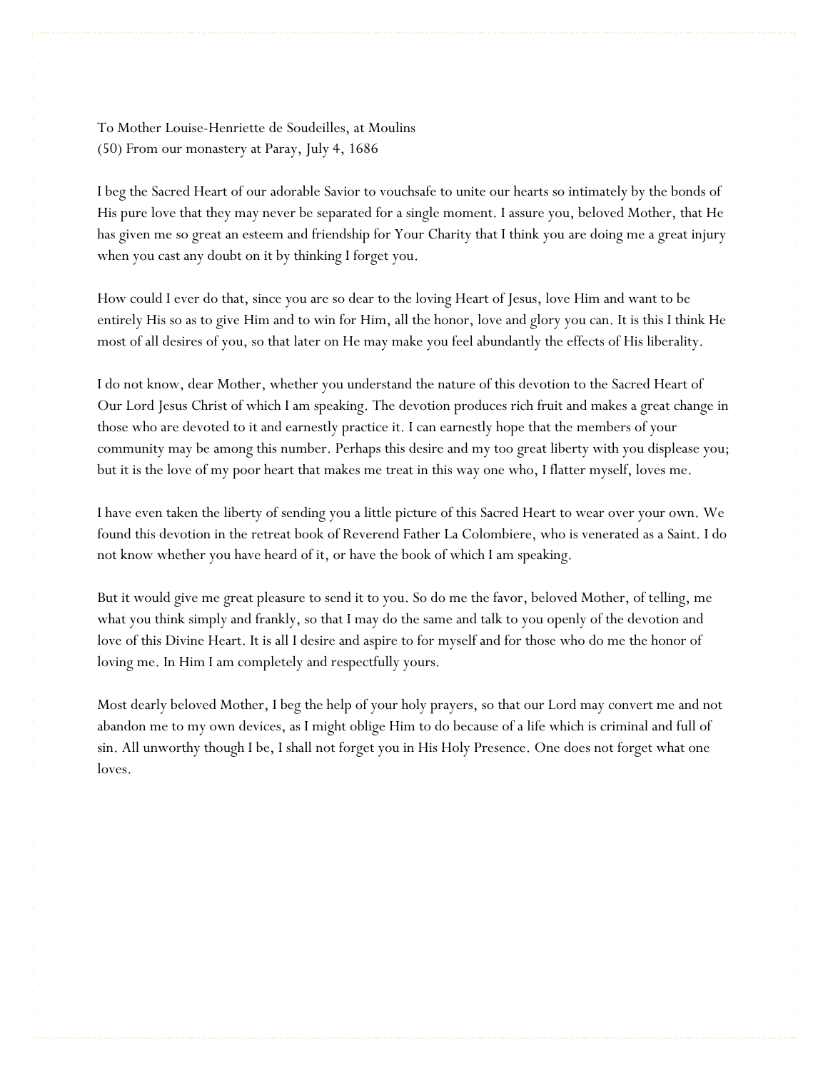To Mother Louise-Henriette de Soudeilles, at Moulins
(50) From our monastery at Paray, July 4, 1686

I beg the Sacred Heart of our adorable Savior to vouchsafe to unite our hearts so intimately by the bonds of His pure love that they may never be separated for a single moment. I assure you, beloved Mother, that He has given me so great an esteem and friendship for Your Charity that I think you are doing me a great injury when you cast any doubt on it by thinking I forget you.

How could I ever do that, since you are so dear to the loving Heart of Jesus, love Him and want to be entirely His so as to give Him and to win for Him, all the honor, love and glory you can. It is this I think He most of all desires of you, so that later on He may make you feel abundantly the effects of His liberality.

I do not know, dear Mother, whether you understand the nature of this devotion to the Sacred Heart of Our Lord Jesus Christ of which I am speaking. The devotion produces rich fruit and makes a great change in those who are devoted to it and earnestly practice it. I can earnestly hope that the members of your community may be among this number. Perhaps this desire and my too great liberty with you displease you; but it is the love of my poor heart that makes me treat in this way one who, I flatter myself, loves me.

I have even taken the liberty of sending you a little picture of this Sacred Heart to wear over your own. We found this devotion in the retreat book of Reverend Father La Colombiere, who is venerated as a Saint. I do not know whether you have heard of it, or have the book of which I am speaking.

But it would give me great pleasure to send it to you. So do me the favor, beloved Mother, of telling, me what you think simply and frankly, so that I may do the same and talk to you openly of the devotion and love of this Divine Heart. It is all I desire and aspire to for myself and for those who do me the honor of loving me. In Him I am completely and respectfully yours.

Most dearly beloved Mother, I beg the help of your holy prayers, so that our Lord may convert me and not abandon me to my own devices, as I might oblige Him to do because of a life which is criminal and full of sin. All unworthy though I be, I shall not forget you in His Holy Presence. One does not forget what one loves.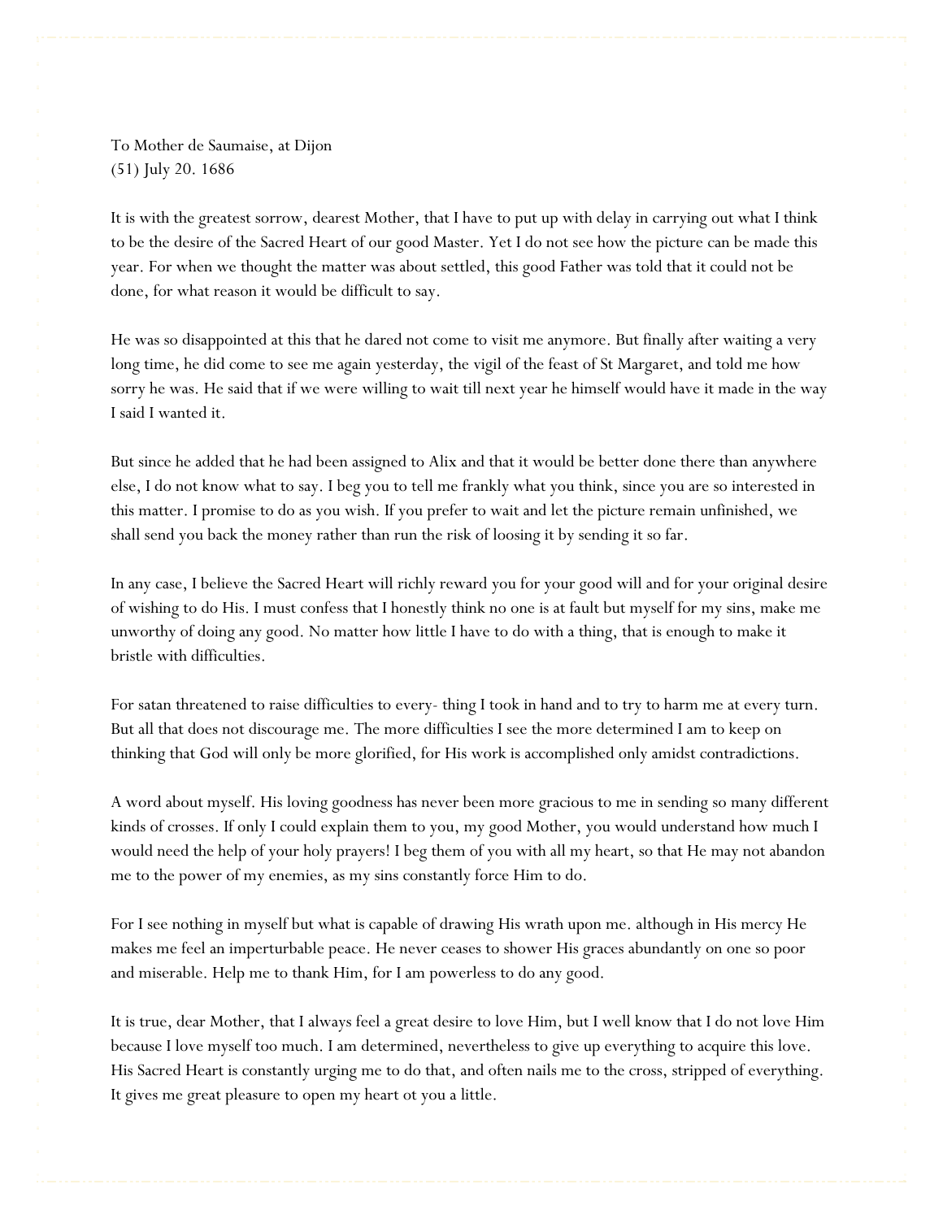To Mother de Saumaise, at Dijon
(51) July 20. 1686

It is with the greatest sorrow, dearest Mother, that I have to put up with delay in carrying out what I think to be the desire of the Sacred Heart of our good Master. Yet I do not see how the picture can be made this year. For when we thought the matter was about settled, this good Father was told that it could not be done, for what reason it would be difficult to say.

He was so disappointed at this that he dared not come to visit me anymore. But finally after waiting a very long time, he did come to see me again yesterday, the vigil of the feast of St Margaret, and told me how sorry he was. He said that if we were willing to wait till next year he himself would have it made in the way I said I wanted it.

But since he added that he had been assigned to Alix and that it would be better done there than anywhere else, I do not know what to say. I beg you to tell me frankly what you think, since you are so interested in this matter. I promise to do as you wish. If you prefer to wait and let the picture remain unfinished, we shall send you back the money rather than run the risk of loosing it by sending it so far.

In any case, I believe the Sacred Heart will richly reward you for your good will and for your original desire of wishing to do His. I must confess that I honestly think no one is at fault but myself for my sins, make me unworthy of doing any good. No matter how little I have to do with a thing, that is enough to make it bristle with difficulties.

For satan threatened to raise difficulties to every- thing I took in hand and to try to harm me at every turn. But all that does not discourage me. The more difficulties I see the more determined I am to keep on thinking that God will only be more glorified, for His work is accomplished only amidst contradictions.

A word about myself. His loving goodness has never been more gracious to me in sending so many different kinds of crosses. If only I could explain them to you, my good Mother, you would understand how much I would need the help of your holy prayers! I beg them of you with all my heart, so that He may not abandon me to the power of my enemies, as my sins constantly force Him to do.

For I see nothing in myself but what is capable of drawing His wrath upon me. although in His mercy He makes me feel an imperturbable peace. He never ceases to shower His graces abundantly on one so poor and miserable. Help me to thank Him, for I am powerless to do any good.

It is true, dear Mother, that I always feel a great desire to love Him, but I well know that I do not love Him because I love myself too much. I am determined, nevertheless to give up everything to acquire this love. His Sacred Heart is constantly urging me to do that, and often nails me to the cross, stripped of everything. It gives me great pleasure to open my heart ot you a little.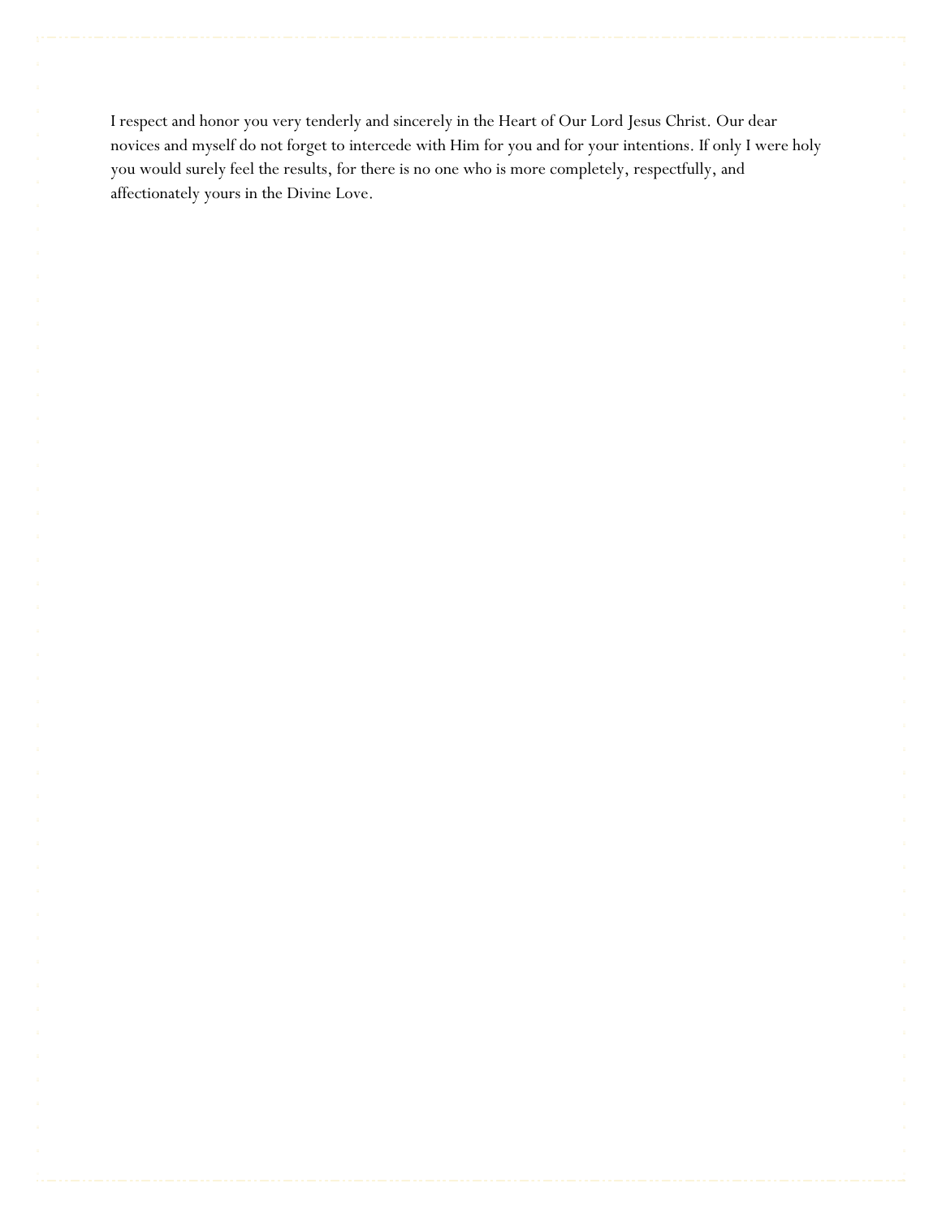I respect and honor you very tenderly and sincerely in the Heart of Our Lord Jesus Christ. Our dear novices and myself do not forget to intercede with Him for you and for your intentions. If only I were holy you would surely feel the results, for there is no one who is more completely, respectfully, and affectionately yours in the Divine Love.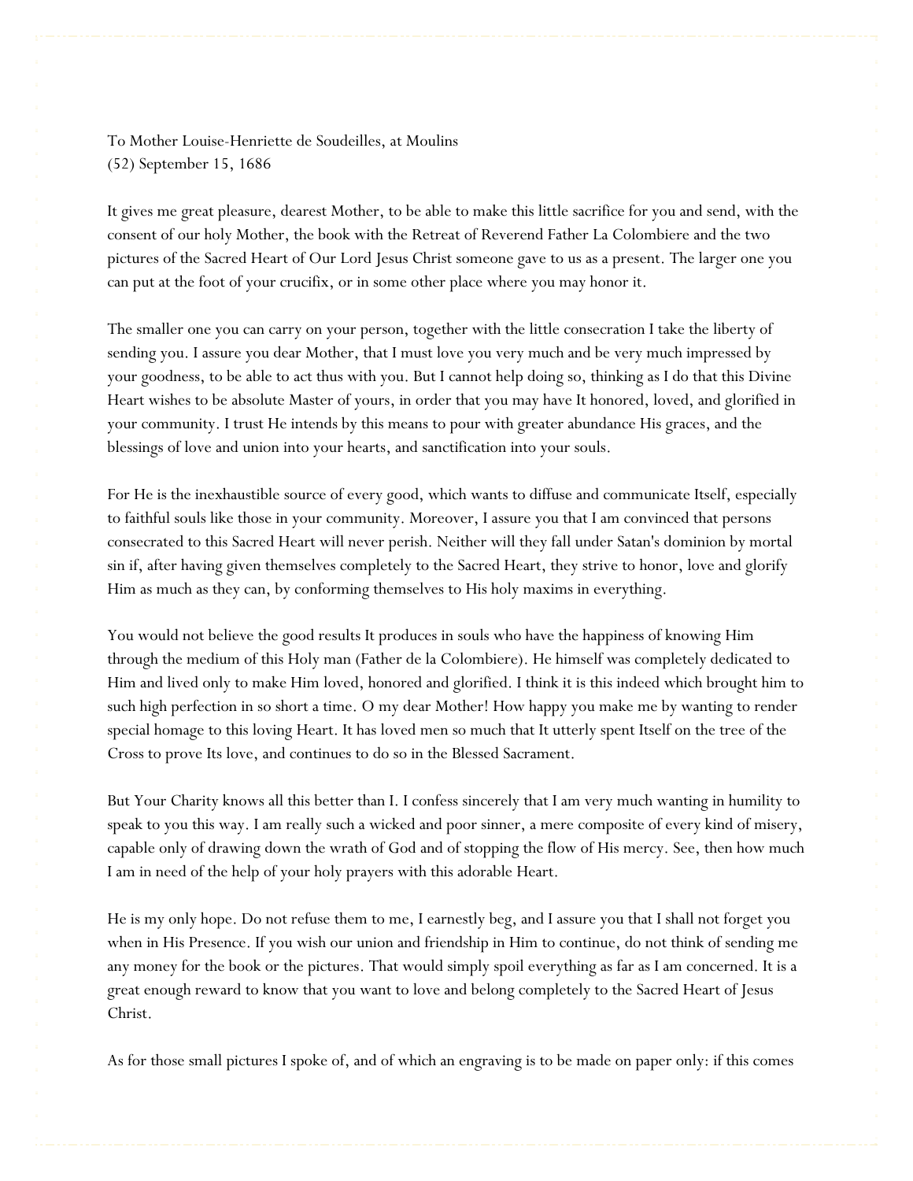To Mother Louise-Henriette de Soudeilles, at Moulins
(52) September 15, 1686

It gives me great pleasure, dearest Mother, to be able to make this little sacrifice for you and send, with the consent of our holy Mother, the book with the Retreat of Reverend Father La Colombiere and the two pictures of the Sacred Heart of Our Lord Jesus Christ someone gave to us as a present. The larger one you can put at the foot of your crucifix, or in some other place where you may honor it.

The smaller one you can carry on your person, together with the little consecration I take the liberty of sending you. I assure you dear Mother, that I must love you very much and be very much impressed by your goodness, to be able to act thus with you. But I cannot help doing so, thinking as I do that this Divine Heart wishes to be absolute Master of yours, in order that you may have It honored, loved, and glorified in your community. I trust He intends by this means to pour with greater abundance His graces, and the blessings of love and union into your hearts, and sanctification into your souls.

For He is the inexhaustible source of every good, which wants to diffuse and communicate Itself, especially to faithful souls like those in your community. Moreover, I assure you that I am convinced that persons consecrated to this Sacred Heart will never perish. Neither will they fall under Satan's dominion by mortal sin if, after having given themselves completely to the Sacred Heart, they strive to honor, love and glorify Him as much as they can, by conforming themselves to His holy maxims in everything.

You would not believe the good results It produces in souls who have the happiness of knowing Him through the medium of this Holy man (Father de la Colombiere). He himself was completely dedicated to Him and lived only to make Him loved, honored and glorified. I think it is this indeed which brought him to such high perfection in so short a time. O my dear Mother! How happy you make me by wanting to render special homage to this loving Heart. It has loved men so much that It utterly spent Itself on the tree of the Cross to prove Its love, and continues to do so in the Blessed Sacrament.

But Your Charity knows all this better than I. I confess sincerely that I am very much wanting in humility to speak to you this way. I am really such a wicked and poor sinner, a mere composite of every kind of misery, capable only of drawing down the wrath of God and of stopping the flow of His mercy. See, then how much I am in need of the help of your holy prayers with this adorable Heart.

He is my only hope. Do not refuse them to me, I earnestly beg, and I assure you that I shall not forget you when in His Presence. If you wish our union and friendship in Him to continue, do not think of sending me any money for the book or the pictures. That would simply spoil everything as far as I am concerned. It is a great enough reward to know that you want to love and belong completely to the Sacred Heart of Jesus Christ.

As for those small pictures I spoke of, and of which an engraving is to be made on paper only: if this comes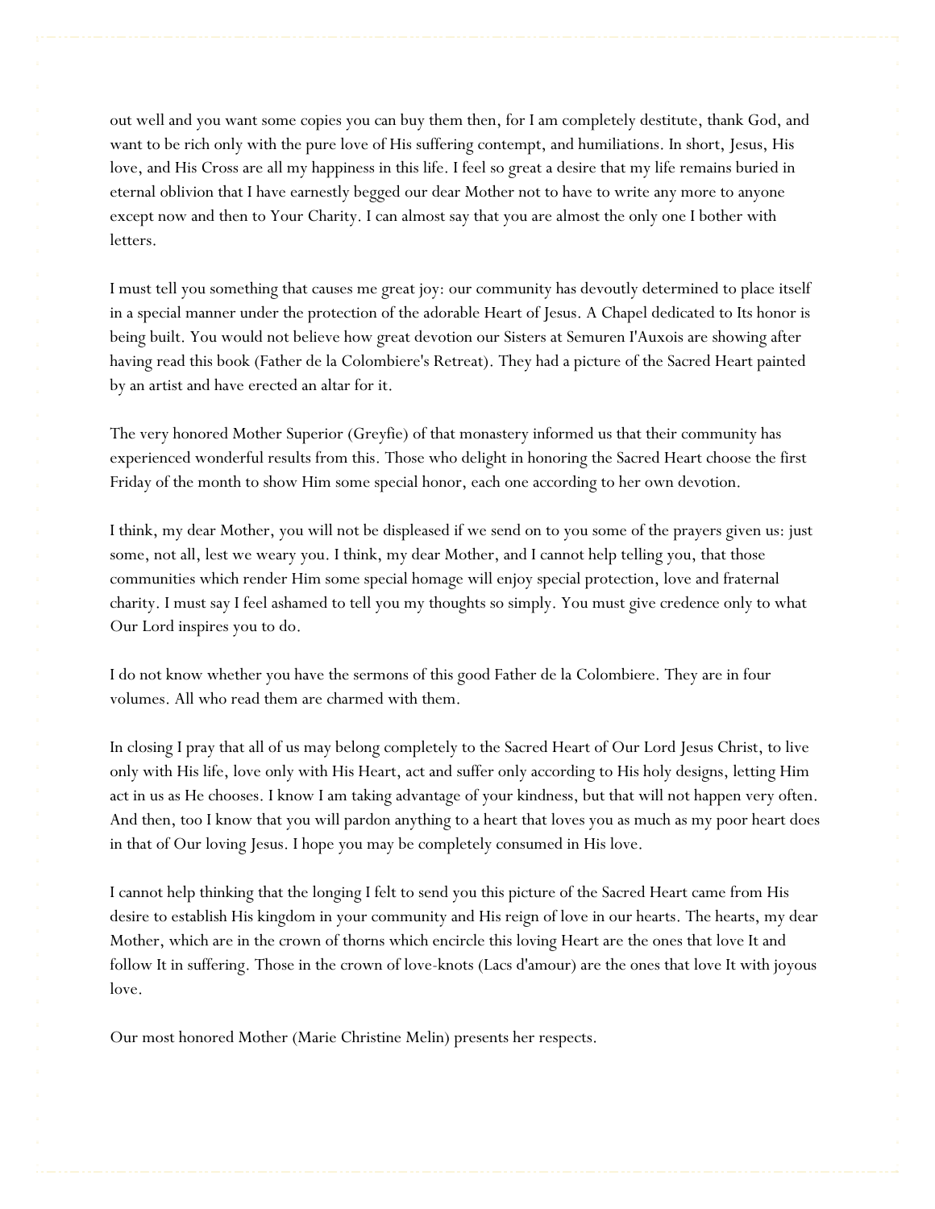out well and you want some copies you can buy them then, for I am completely destitute, thank God, and want to be rich only with the pure love of His suffering contempt, and humiliations. In short, Jesus, His love, and His Cross are all my happiness in this life. I feel so great a desire that my life remains buried in eternal oblivion that I have earnestly begged our dear Mother not to have to write any more to anyone except now and then to Your Charity. I can almost say that you are almost the only one I bother with letters.

I must tell you something that causes me great joy: our community has devoutly determined to place itself in a special manner under the protection of the adorable Heart of Jesus. A Chapel dedicated to Its honor is being built. You would not believe how great devotion our Sisters at Semuren I'Auxois are showing after having read this book (Father de la Colombiere's Retreat). They had a picture of the Sacred Heart painted by an artist and have erected an altar for it.

The very honored Mother Superior (Greyfie) of that monastery informed us that their community has experienced wonderful results from this. Those who delight in honoring the Sacred Heart choose the first Friday of the month to show Him some special honor, each one according to her own devotion.

I think, my dear Mother, you will not be displeased if we send on to you some of the prayers given us: just some, not all, lest we weary you. I think, my dear Mother, and I cannot help telling you, that those communities which render Him some special homage will enjoy special protection, love and fraternal charity. I must say I feel ashamed to tell you my thoughts so simply. You must give credence only to what Our Lord inspires you to do.

I do not know whether you have the sermons of this good Father de la Colombiere. They are in four volumes. All who read them are charmed with them.

In closing I pray that all of us may belong completely to the Sacred Heart of Our Lord Jesus Christ, to live only with His life, love only with His Heart, act and suffer only according to His holy designs, letting Him act in us as He chooses. I know I am taking advantage of your kindness, but that will not happen very often. And then, too I know that you will pardon anything to a heart that loves you as much as my poor heart does in that of Our loving Jesus. I hope you may be completely consumed in His love.

I cannot help thinking that the longing I felt to send you this picture of the Sacred Heart came from His desire to establish His kingdom in your community and His reign of love in our hearts. The hearts, my dear Mother, which are in the crown of thorns which encircle this loving Heart are the ones that love It and follow It in suffering. Those in the crown of love-knots (Lacs d'amour) are the ones that love It with joyous love.

Our most honored Mother (Marie Christine Melin) presents her respects.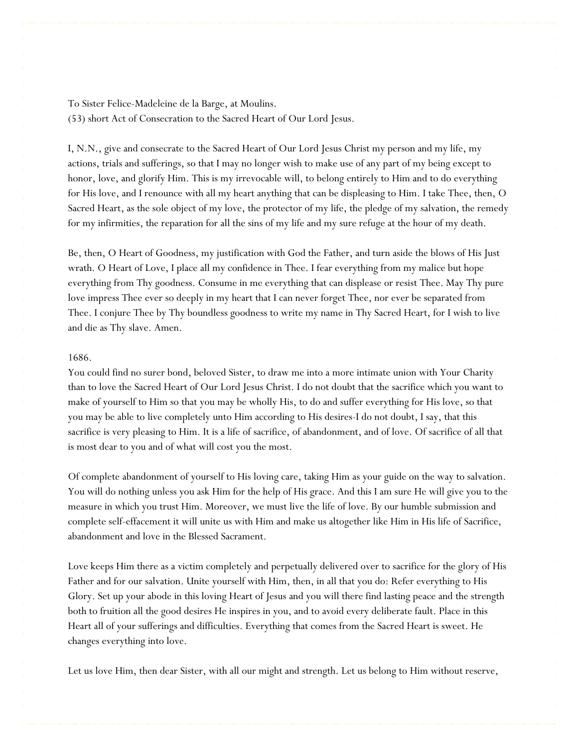To Sister Felice-Madeleine de la Barge, at Moulins.
(53) short Act of Consecration to the Sacred Heart of Our Lord Jesus.

I, N.N., give and consecrate to the Sacred Heart of Our Lord Jesus Christ my person and my life, my actions, trials and sufferings, so that I may no longer wish to make use of any part of my being except to honor, love, and glorify Him. This is my irrevocable will, to belong entirely to Him and to do everything for His love, and I renounce with all my heart anything that can be displeasing to Him. I take Thee, then, O Sacred Heart, as the sole object of my love, the protector of my life, the pledge of my salvation, the remedy for my infirmities, the reparation for all the sins of my life and my sure refuge at the hour of my death.

Be, then, O Heart of Goodness, my justification with God the Father, and turn aside the blows of His Just wrath. O Heart of Love, I place all my confidence in Thee. I fear everything from my malice but hope everything from Thy goodness. Consume in me everything that can displease or resist Thee. May Thy pure love impress Thee ever so deeply in my heart that I can never forget Thee, nor ever be separated from Thee. I conjure Thee by Thy boundless goodness to write my name in Thy Sacred Heart, for I wish to live and die as Thy slave. Amen.

1686.
You could find no surer bond, beloved Sister, to draw me into a more intimate union with Your Charity than to love the Sacred Heart of Our Lord Jesus Christ. I do not doubt that the sacrifice which you want to make of yourself to Him so that you may be wholly His, to do and suffer everything for His love, so that you may be able to live completely unto Him according to His desires-I do not doubt, I say, that this sacrifice is very pleasing to Him. It is a life of sacrifice, of abandonment, and of love. Of sacrifice of all that is most dear to you and of what will cost you the most.

Of complete abandonment of yourself to His loving care, taking Him as your guide on the way to salvation. You will do nothing unless you ask Him for the help of His grace. And this I am sure He will give you to the measure in which you trust Him. Moreover, we must live the life of love. By our humble submission and complete self-effacement it will unite us with Him and make us altogether like Him in His life of Sacrifice, abandonment and love in the Blessed Sacrament.

Love keeps Him there as a victim completely and perpetually delivered over to sacrifice for the glory of His Father and for our salvation. Unite yourself with Him, then, in all that you do: Refer everything to His Glory. Set up your abode in this loving Heart of Jesus and you will there find lasting peace and the strength both to fruition all the good desires He inspires in you, and to avoid every deliberate fault. Place in this Heart all of your sufferings and difficulties. Everything that comes from the Sacred Heart is sweet. He changes everything into love.

Let us love Him, then dear Sister, with all our might and strength. Let us belong to Him without reserve,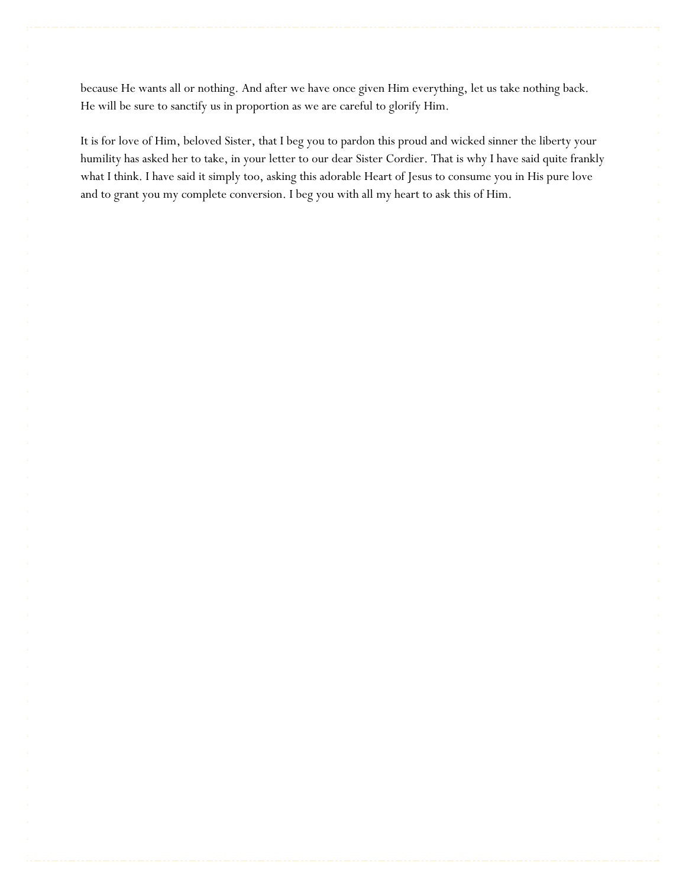because He wants all or nothing. And after we have once given Him everything, let us take nothing back. He will be sure to sanctify us in proportion as we are careful to glorify Him.

It is for love of Him, beloved Sister, that I beg you to pardon this proud and wicked sinner the liberty your humility has asked her to take, in your letter to our dear Sister Cordier. That is why I have said quite frankly what I think. I have said it simply too, asking this adorable Heart of Jesus to consume you in His pure love and to grant you my complete conversion. I beg you with all my heart to ask this of Him.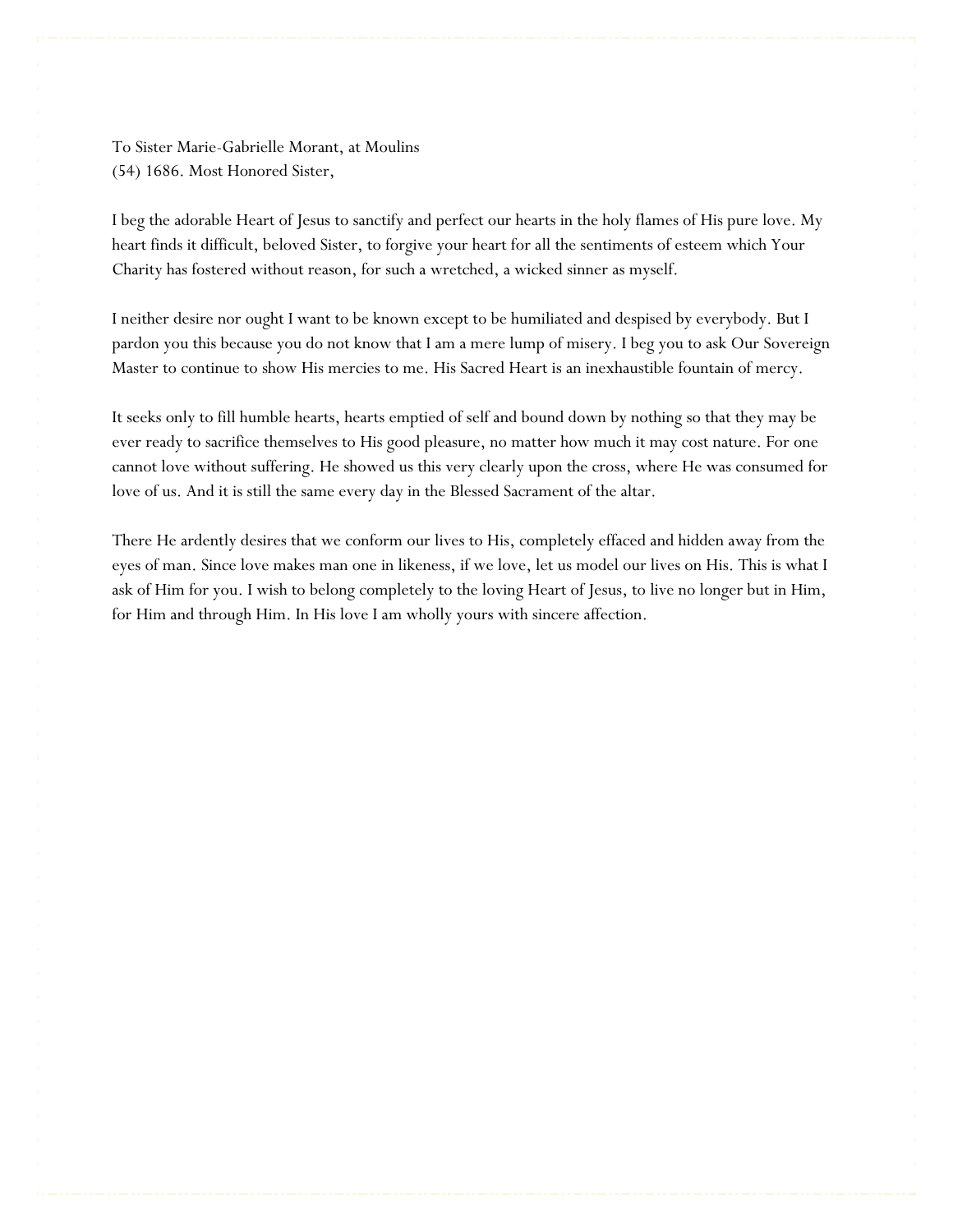To Sister Marie-Gabrielle Morant, at Moulins
(54) 1686. Most Honored Sister,

I beg the adorable Heart of Jesus to sanctify and perfect our hearts in the holy flames of His pure love. My heart finds it difficult, beloved Sister, to forgive your heart for all the sentiments of esteem which Your Charity has fostered without reason, for such a wretched, a wicked sinner as myself.

I neither desire nor ought I want to be known except to be humiliated and despised by everybody. But I pardon you this because you do not know that I am a mere lump of misery. I beg you to ask Our Sovereign Master to continue to show His mercies to me. His Sacred Heart is an inexhaustible fountain of mercy.

It seeks only to fill humble hearts, hearts emptied of self and bound down by nothing so that they may be ever ready to sacrifice themselves to His good pleasure, no matter how much it may cost nature. For one cannot love without suffering. He showed us this very clearly upon the cross, where He was consumed for love of us. And it is still the same every day in the Blessed Sacrament of the altar.

There He ardently desires that we conform our lives to His, completely effaced and hidden away from the eyes of man. Since love makes man one in likeness, if we love, let us model our lives on His. This is what I ask of Him for you. I wish to belong completely to the loving Heart of Jesus, to live no longer but in Him, for Him and through Him. In His love I am wholly yours with sincere affection.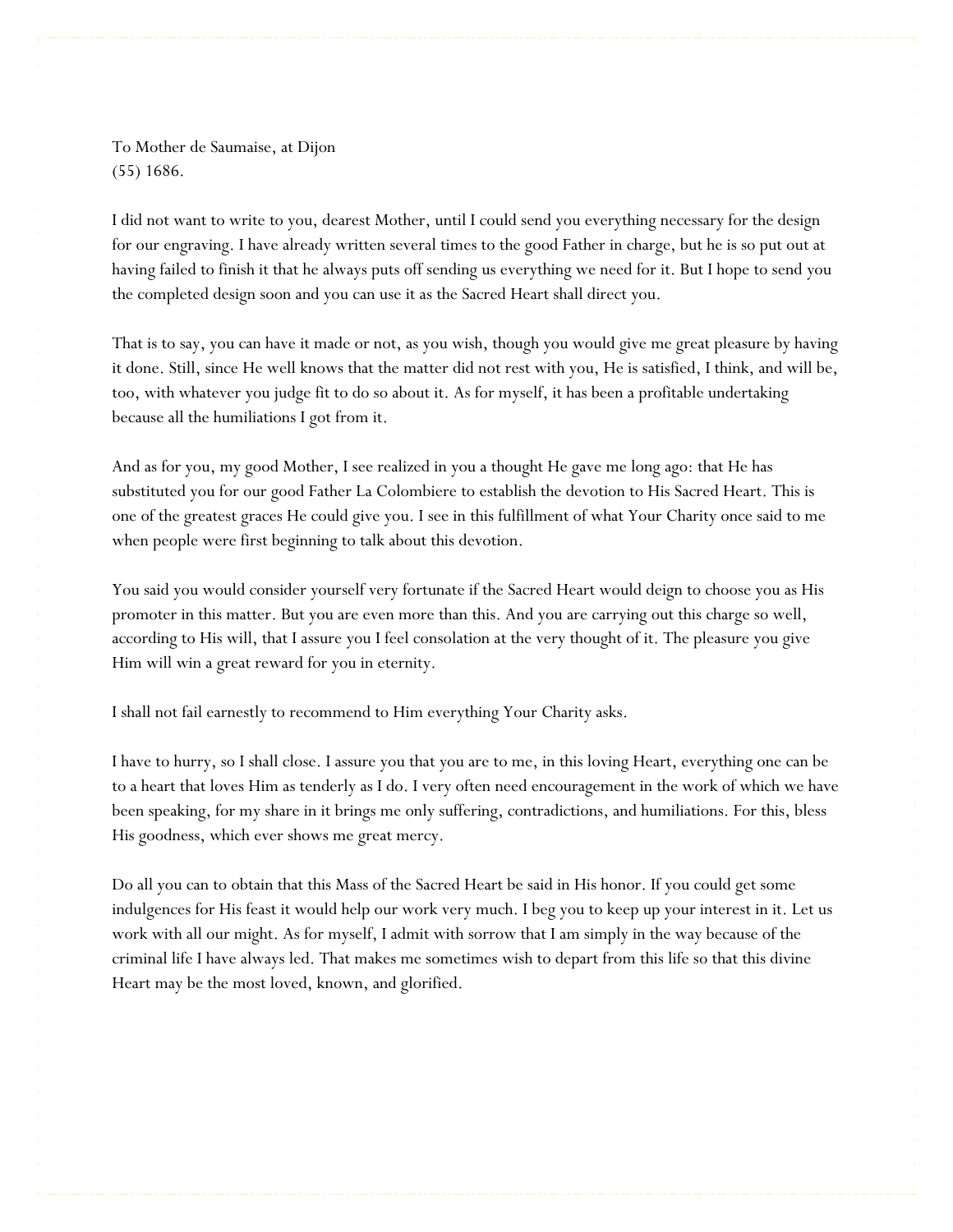To Mother de Saumaise, at Dijon
(55) 1686.

I did not want to write to you, dearest Mother, until I could send you everything necessary for the design for our engraving. I have already written several times to the good Father in charge, but he is so put out at having failed to finish it that he always puts off sending us everything we need for it. But I hope to send you the completed design soon and you can use it as the Sacred Heart shall direct you.

That is to say, you can have it made or not, as you wish, though you would give me great pleasure by having it done. Still, since He well knows that the matter did not rest with you, He is satisfied, I think, and will be, too, with whatever you judge fit to do so about it. As for myself, it has been a profitable undertaking because all the humiliations I got from it.

And as for you, my good Mother, I see realized in you a thought He gave me long ago: that He has substituted you for our good Father La Colombiere to establish the devotion to His Sacred Heart. This is one of the greatest graces He could give you. I see in this fulfillment of what Your Charity once said to me when people were first beginning to talk about this devotion.

You said you would consider yourself very fortunate if the Sacred Heart would deign to choose you as His promoter in this matter. But you are even more than this. And you are carrying out this charge so well, according to His will, that I assure you I feel consolation at the very thought of it. The pleasure you give Him will win a great reward for you in eternity.

I shall not fail earnestly to recommend to Him everything Your Charity asks.

I have to hurry, so I shall close. I assure you that you are to me, in this loving Heart, everything one can be to a heart that loves Him as tenderly as I do. I very often need encouragement in the work of which we have been speaking, for my share in it brings me only suffering, contradictions, and humiliations. For this, bless His goodness, which ever shows me great mercy.

Do all you can to obtain that this Mass of the Sacred Heart be said in His honor. If you could get some indulgences for His feast it would help our work very much. I beg you to keep up your interest in it. Let us work with all our might. As for myself, I admit with sorrow that I am simply in the way because of the criminal life I have always led. That makes me sometimes wish to depart from this life so that this divine Heart may be the most loved, known, and glorified.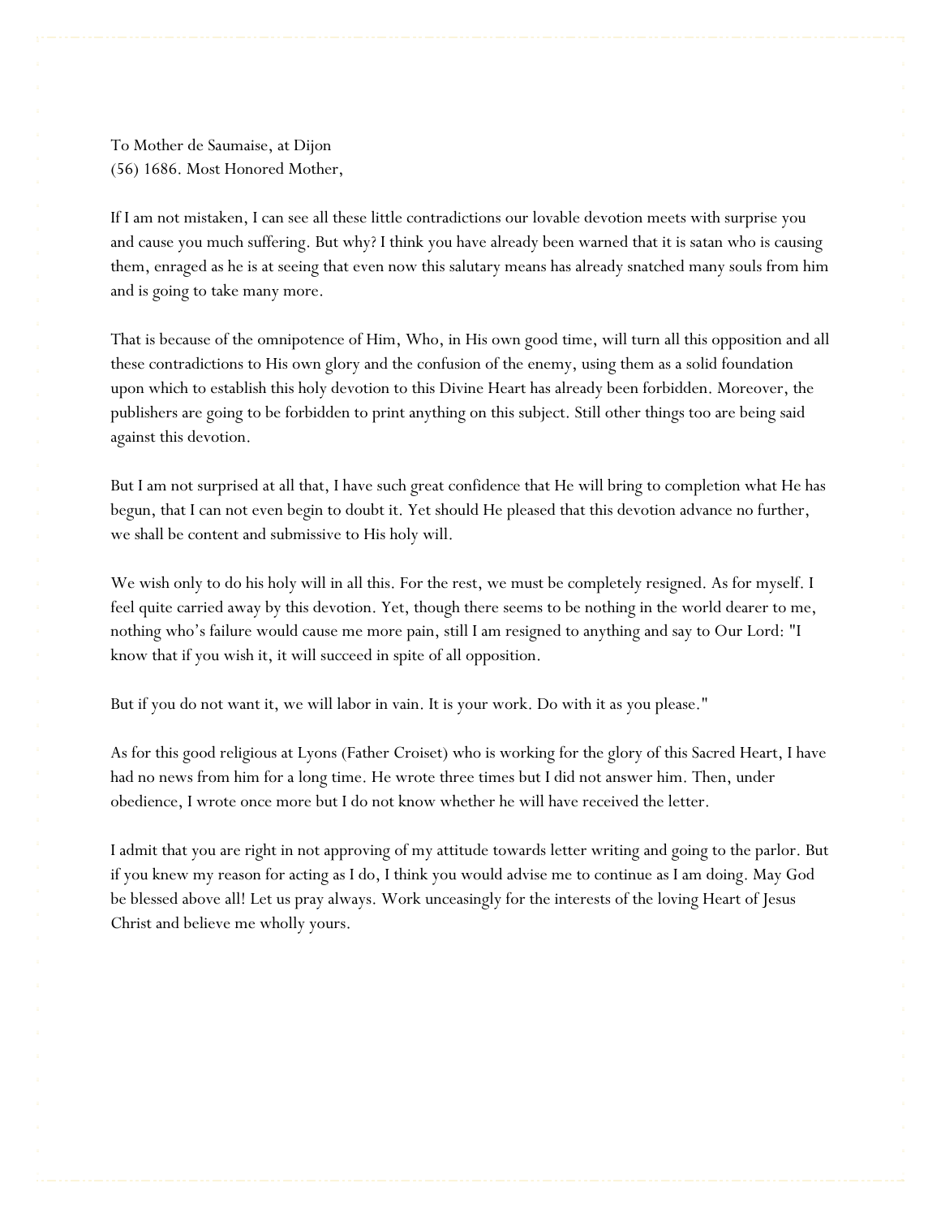To Mother de Saumaise, at Dijon
(56) 1686. Most Honored Mother,

If I am not mistaken, I can see all these little contradictions our lovable devotion meets with surprise you and cause you much suffering. But why? I think you have already been warned that it is satan who is causing them, enraged as he is at seeing that even now this salutary means has already snatched many souls from him and is going to take many more.

That is because of the omnipotence of Him, Who, in His own good time, will turn all this opposition and all these contradictions to His own glory and the confusion of the enemy, using them as a solid foundation upon which to establish this holy devotion to this Divine Heart has already been forbidden. Moreover, the publishers are going to be forbidden to print anything on this subject. Still other things too are being said against this devotion.

But I am not surprised at all that, I have such great confidence that He will bring to completion what He has begun, that I can not even begin to doubt it. Yet should He pleased that this devotion advance no further, we shall be content and submissive to His holy will.

We wish only to do his holy will in all this. For the rest, we must be completely resigned. As for myself. I feel quite carried away by this devotion. Yet, though there seems to be nothing in the world dearer to me, nothing who's failure would cause me more pain, still I am resigned to anything and say to Our Lord: "I know that if you wish it, it will succeed in spite of all opposition.

But if you do not want it, we will labor in vain. It is your work. Do with it as you please."

As for this good religious at Lyons (Father Croiset) who is working for the glory of this Sacred Heart, I have had no news from him for a long time. He wrote three times but I did not answer him. Then, under obedience, I wrote once more but I do not know whether he will have received the letter.

I admit that you are right in not approving of my attitude towards letter writing and going to the parlor. But if you knew my reason for acting as I do, I think you would advise me to continue as I am doing. May God be blessed above all! Let us pray always. Work unceasingly for the interests of the loving Heart of Jesus Christ and believe me wholly yours.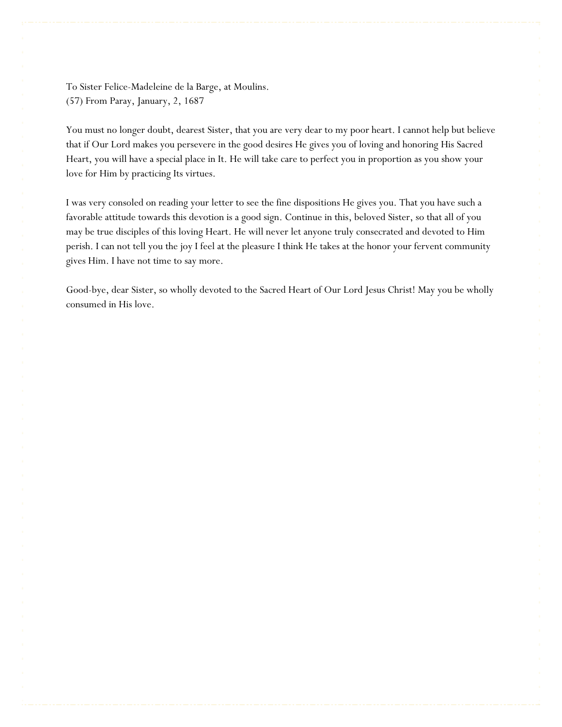To Sister Felice-Madeleine de la Barge, at Moulins.
(57) From Paray, January, 2, 1687

You must no longer doubt, dearest Sister, that you are very dear to my poor heart. I cannot help but believe that if Our Lord makes you persevere in the good desires He gives you of loving and honoring His Sacred Heart, you will have a special place in It. He will take care to perfect you in proportion as you show your love for Him by practicing Its virtues.

I was very consoled on reading your letter to see the fine dispositions He gives you. That you have such a favorable attitude towards this devotion is a good sign. Continue in this, beloved Sister, so that all of you may be true disciples of this loving Heart. He will never let anyone truly consecrated and devoted to Him perish. I can not tell you the joy I feel at the pleasure I think He takes at the honor your fervent community gives Him. I have not time to say more.

Good-bye, dear Sister, so wholly devoted to the Sacred Heart of Our Lord Jesus Christ! May you be wholly consumed in His love.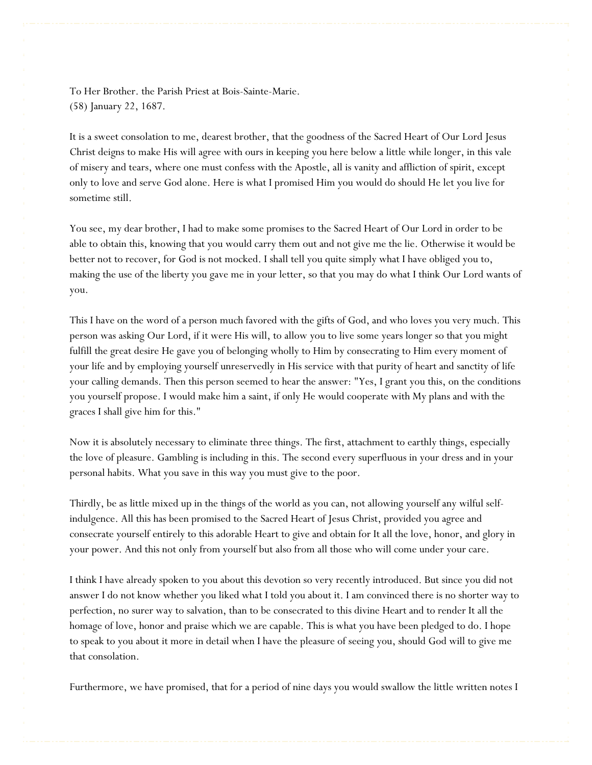To Her Brother. the Parish Priest at Bois-Sainte-Marie.
(58) January 22, 1687.

It is a sweet consolation to me, dearest brother, that the goodness of the Sacred Heart of Our Lord Jesus Christ deigns to make His will agree with ours in keeping you here below a little while longer, in this vale of misery and tears, where one must confess with the Apostle, all is vanity and affliction of spirit, except only to love and serve God alone. Here is what I promised Him you would do should He let you live for sometime still.

You see, my dear brother, I had to make some promises to the Sacred Heart of Our Lord in order to be able to obtain this, knowing that you would carry them out and not give me the lie. Otherwise it would be better not to recover, for God is not mocked. I shall tell you quite simply what I have obliged you to, making the use of the liberty you gave me in your letter, so that you may do what I think Our Lord wants of you.

This I have on the word of a person much favored with the gifts of God, and who loves you very much. This person was asking Our Lord, if it were His will, to allow you to live some years longer so that you might fulfill the great desire He gave you of belonging wholly to Him by consecrating to Him every moment of your life and by employing yourself unreservedly in His service with that purity of heart and sanctity of life your calling demands. Then this person seemed to hear the answer: "Yes, I grant you this, on the conditions you yourself propose. I would make him a saint, if only He would cooperate with My plans and with the graces I shall give him for this."

Now it is absolutely necessary to eliminate three things. The first, attachment to earthly things, especially the love of pleasure. Gambling is including in this. The second every superfluous in your dress and in your personal habits. What you save in this way you must give to the poor.

Thirdly, be as little mixed up in the things of the world as you can, not allowing yourself any wilful self-indulgence. All this has been promised to the Sacred Heart of Jesus Christ, provided you agree and consecrate yourself entirely to this adorable Heart to give and obtain for It all the love, honor, and glory in your power. And this not only from yourself but also from all those who will come under your care.

I think I have already spoken to you about this devotion so very recently introduced. But since you did not answer I do not know whether you liked what I told you about it. I am convinced there is no shorter way to perfection, no surer way to salvation, than to be consecrated to this divine Heart and to render It all the homage of love, honor and praise which we are capable. This is what you have been pledged to do. I hope to speak to you about it more in detail when I have the pleasure of seeing you, should God will to give me that consolation.

Furthermore, we have promised, that for a period of nine days you would swallow the little written notes I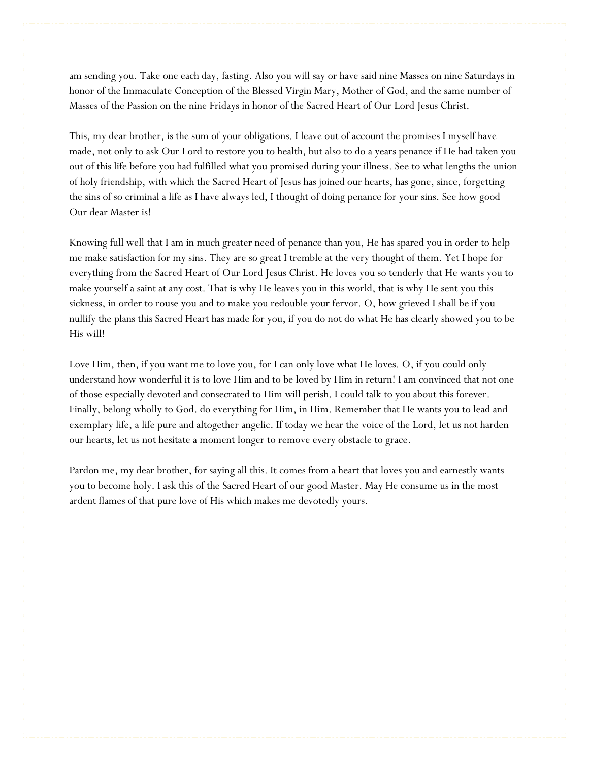am sending you. Take one each day, fasting. Also you will say or have said nine Masses on nine Saturdays in honor of the Immaculate Conception of the Blessed Virgin Mary, Mother of God, and the same number of Masses of the Passion on the nine Fridays in honor of the Sacred Heart of Our Lord Jesus Christ.

This, my dear brother, is the sum of your obligations. I leave out of account the promises I myself have made, not only to ask Our Lord to restore you to health, but also to do a years penance if He had taken you out of this life before you had fulfilled what you promised during your illness. See to what lengths the union of holy friendship, with which the Sacred Heart of Jesus has joined our hearts, has gone, since, forgetting the sins of so criminal a life as I have always led, I thought of doing penance for your sins. See how good Our dear Master is!

Knowing full well that I am in much greater need of penance than you, He has spared you in order to help me make satisfaction for my sins. They are so great I tremble at the very thought of them. Yet I hope for everything from the Sacred Heart of Our Lord Jesus Christ. He loves you so tenderly that He wants you to make yourself a saint at any cost. That is why He leaves you in this world, that is why He sent you this sickness, in order to rouse you and to make you redouble your fervor. O, how grieved I shall be if you nullify the plans this Sacred Heart has made for you, if you do not do what He has clearly showed you to be His will!

Love Him, then, if you want me to love you, for I can only love what He loves. O, if you could only understand how wonderful it is to love Him and to be loved by Him in return! I am convinced that not one of those especially devoted and consecrated to Him will perish. I could talk to you about this forever. Finally, belong wholly to God. do everything for Him, in Him. Remember that He wants you to lead and exemplary life, a life pure and altogether angelic. If today we hear the voice of the Lord, let us not harden our hearts, let us not hesitate a moment longer to remove every obstacle to grace.

Pardon me, my dear brother, for saying all this. It comes from a heart that loves you and earnestly wants you to become holy. I ask this of the Sacred Heart of our good Master. May He consume us in the most ardent flames of that pure love of His which makes me devotedly yours.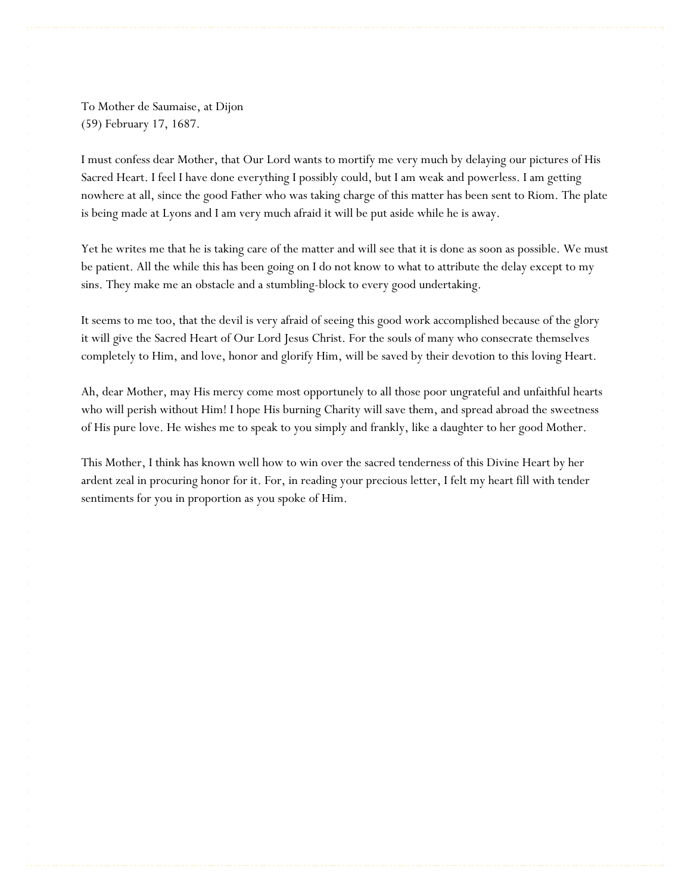To Mother de Saumaise, at Dijon
(59) February 17, 1687.

I must confess dear Mother, that Our Lord wants to mortify me very much by delaying our pictures of His Sacred Heart. I feel I have done everything I possibly could, but I am weak and powerless. I am getting nowhere at all, since the good Father who was taking charge of this matter has been sent to Riom. The plate is being made at Lyons and I am very much afraid it will be put aside while he is away.

Yet he writes me that he is taking care of the matter and will see that it is done as soon as possible. We must be patient. All the while this has been going on I do not know to what to attribute the delay except to my sins. They make me an obstacle and a stumbling-block to every good undertaking.

It seems to me too, that the devil is very afraid of seeing this good work accomplished because of the glory it will give the Sacred Heart of Our Lord Jesus Christ. For the souls of many who consecrate themselves completely to Him, and love, honor and glorify Him, will be saved by their devotion to this loving Heart.

Ah, dear Mother, may His mercy come most opportunely to all those poor ungrateful and unfaithful hearts who will perish without Him! I hope His burning Charity will save them, and spread abroad the sweetness of His pure love. He wishes me to speak to you simply and frankly, like a daughter to her good Mother.

This Mother, I think has known well how to win over the sacred tenderness of this Divine Heart by her ardent zeal in procuring honor for it. For, in reading your precious letter, I felt my heart fill with tender sentiments for you in proportion as you spoke of Him.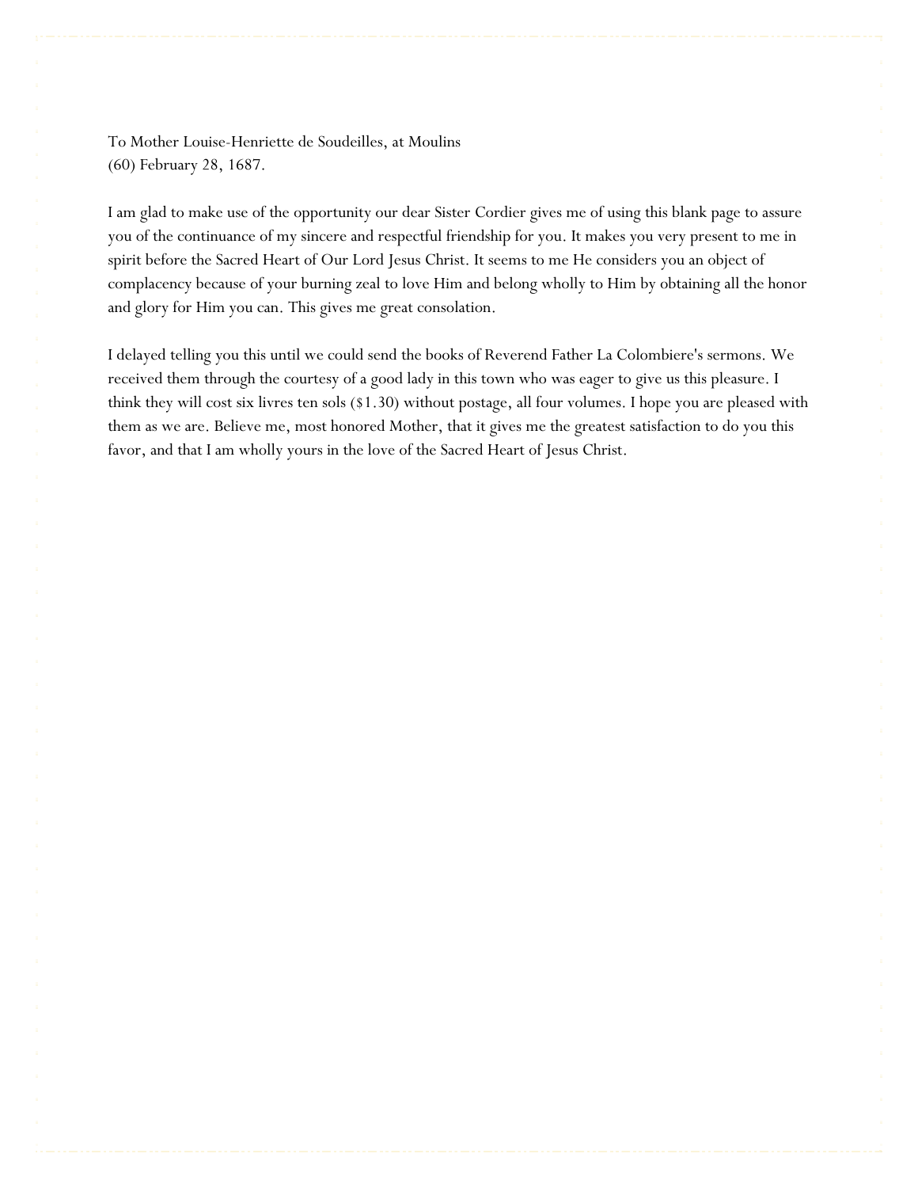To Mother Louise-Henriette de Soudeilles, at Moulins
(60) February 28, 1687.

I am glad to make use of the opportunity our dear Sister Cordier gives me of using this blank page to assure you of the continuance of my sincere and respectful friendship for you. It makes you very present to me in spirit before the Sacred Heart of Our Lord Jesus Christ. It seems to me He considers you an object of complacency because of your burning zeal to love Him and belong wholly to Him by obtaining all the honor and glory for Him you can. This gives me great consolation.

I delayed telling you this until we could send the books of Reverend Father La Colombiere's sermons. We received them through the courtesy of a good lady in this town who was eager to give us this pleasure. I think they will cost six livres ten sols ($1.30) without postage, all four volumes. I hope you are pleased with them as we are. Believe me, most honored Mother, that it gives me the greatest satisfaction to do you this favor, and that I am wholly yours in the love of the Sacred Heart of Jesus Christ.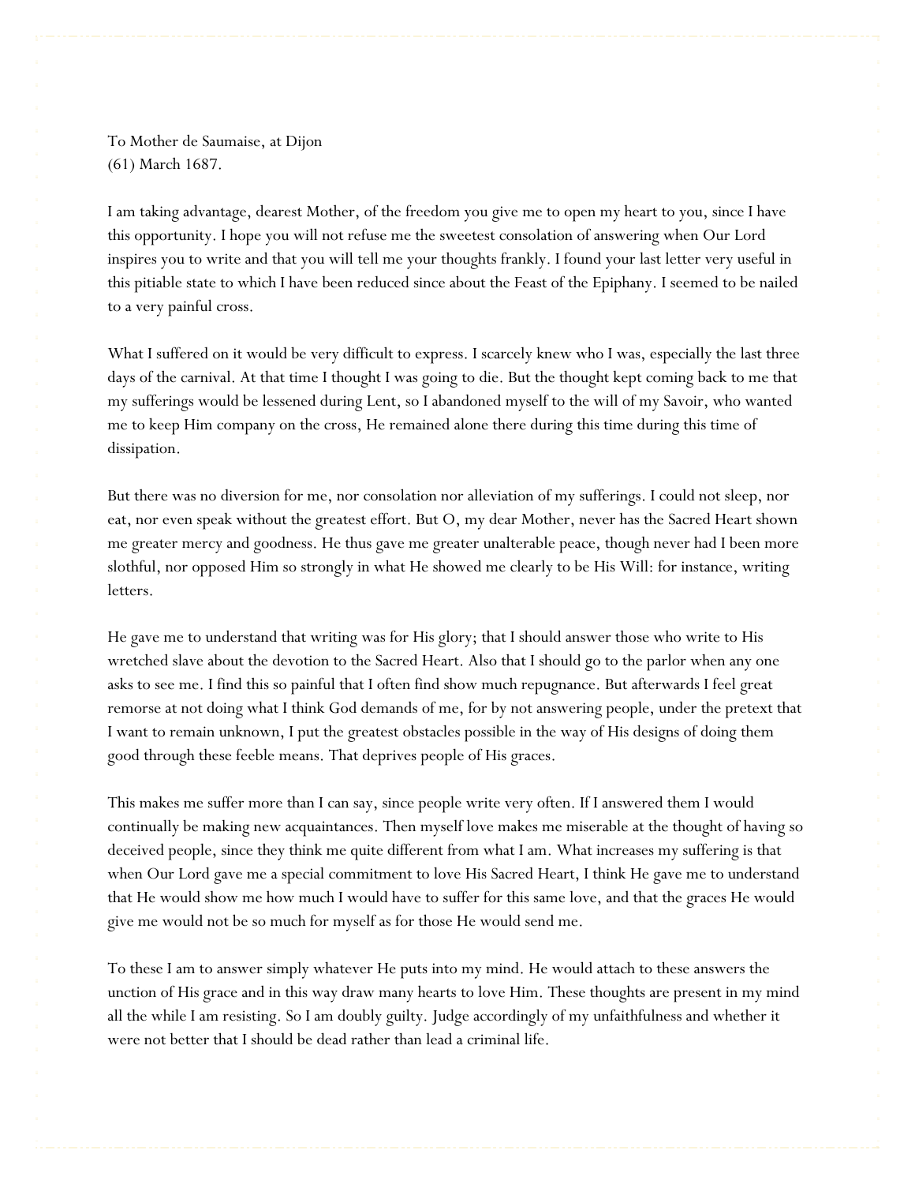To Mother de Saumaise, at Dijon
(61) March 1687.

I am taking advantage, dearest Mother, of the freedom you give me to open my heart to you, since I have this opportunity. I hope you will not refuse me the sweetest consolation of answering when Our Lord inspires you to write and that you will tell me your thoughts frankly. I found your last letter very useful in this pitiable state to which I have been reduced since about the Feast of the Epiphany. I seemed to be nailed to a very painful cross.

What I suffered on it would be very difficult to express. I scarcely knew who I was, especially the last three days of the carnival. At that time I thought I was going to die. But the thought kept coming back to me that my sufferings would be lessened during Lent, so I abandoned myself to the will of my Savoir, who wanted me to keep Him company on the cross, He remained alone there during this time during this time of dissipation.

But there was no diversion for me, nor consolation nor alleviation of my sufferings. I could not sleep, nor eat, nor even speak without the greatest effort. But O, my dear Mother, never has the Sacred Heart shown me greater mercy and goodness. He thus gave me greater unalterable peace, though never had I been more slothful, nor opposed Him so strongly in what He showed me clearly to be His Will: for instance, writing letters.

He gave me to understand that writing was for His glory; that I should answer those who write to His wretched slave about the devotion to the Sacred Heart. Also that I should go to the parlor when any one asks to see me. I find this so painful that I often find show much repugnance. But afterwards I feel great remorse at not doing what I think God demands of me, for by not answering people, under the pretext that I want to remain unknown, I put the greatest obstacles possible in the way of His designs of doing them good through these feeble means. That deprives people of His graces.

This makes me suffer more than I can say, since people write very often. If I answered them I would continually be making new acquaintances. Then myself love makes me miserable at the thought of having so deceived people, since they think me quite different from what I am. What increases my suffering is that when Our Lord gave me a special commitment to love His Sacred Heart, I think He gave me to understand that He would show me how much I would have to suffer for this same love, and that the graces He would give me would not be so much for myself as for those He would send me.

To these I am to answer simply whatever He puts into my mind. He would attach to these answers the unction of His grace and in this way draw many hearts to love Him. These thoughts are present in my mind all the while I am resisting. So I am doubly guilty. Judge accordingly of my unfaithfulness and whether it were not better that I should be dead rather than lead a criminal life.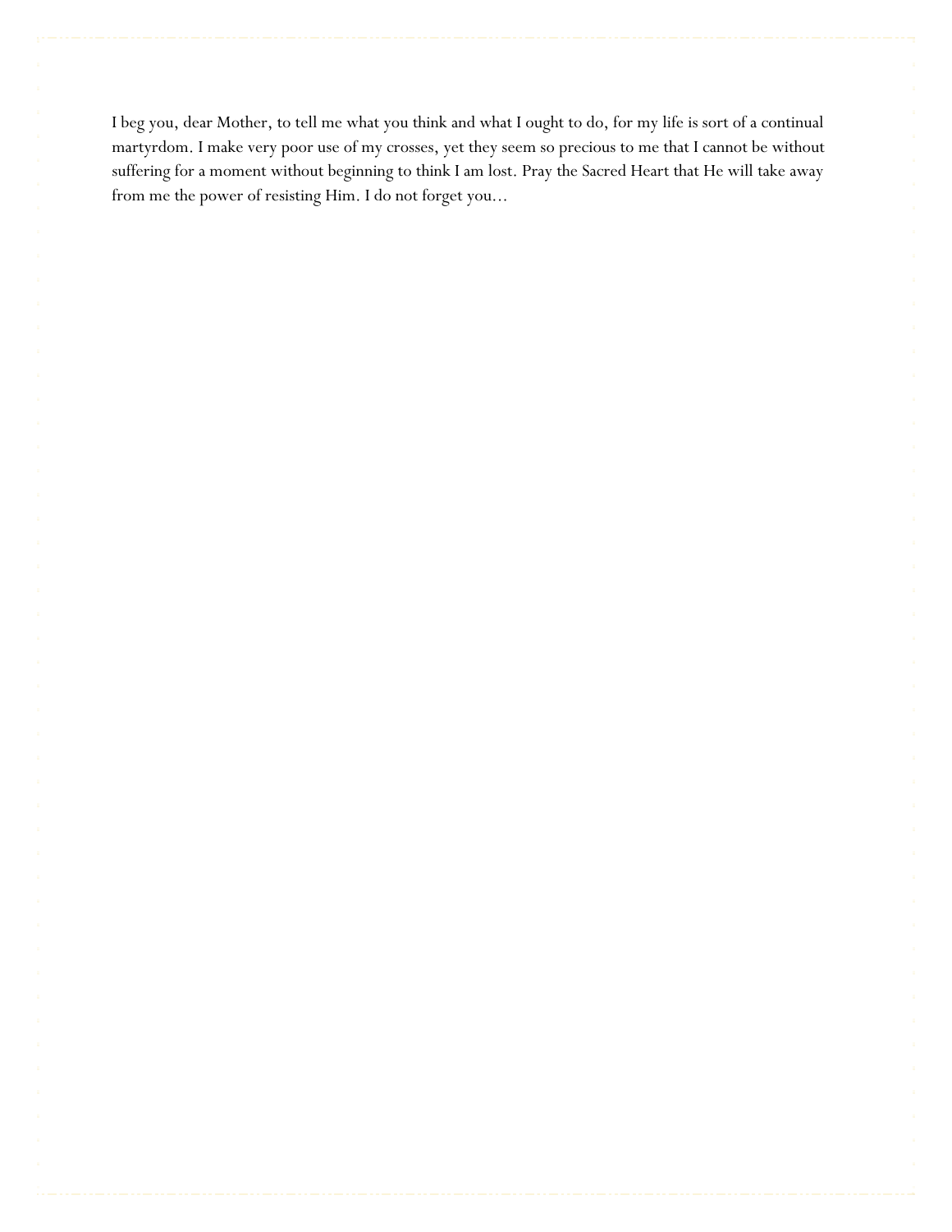I beg you, dear Mother, to tell me what you think and what I ought to do, for my life is sort of a continual martyrdom. I make very poor use of my crosses, yet they seem so precious to me that I cannot be without suffering for a moment without beginning to think I am lost. Pray the Sacred Heart that He will take away from me the power of resisting Him. I do not forget you...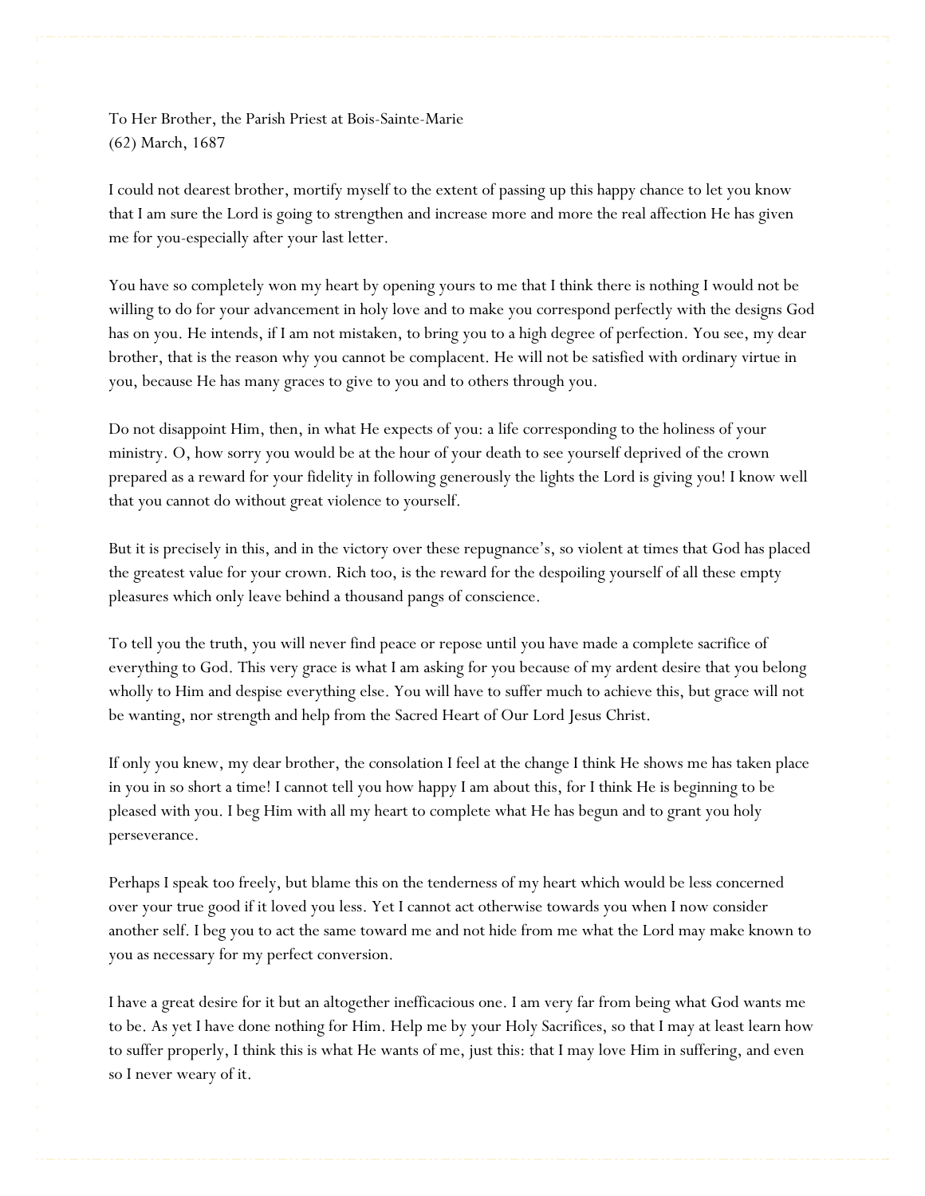To Her Brother, the Parish Priest at Bois-Sainte-Marie
(62) March, 1687

I could not dearest brother, mortify myself to the extent of passing up this happy chance to let you know that I am sure the Lord is going to strengthen and increase more and more the real affection He has given me for you-especially after your last letter.

You have so completely won my heart by opening yours to me that I think there is nothing I would not be willing to do for your advancement in holy love and to make you correspond perfectly with the designs God has on you. He intends, if I am not mistaken, to bring you to a high degree of perfection. You see, my dear brother, that is the reason why you cannot be complacent. He will not be satisfied with ordinary virtue in you, because He has many graces to give to you and to others through you.

Do not disappoint Him, then, in what He expects of you: a life corresponding to the holiness of your ministry. O, how sorry you would be at the hour of your death to see yourself deprived of the crown prepared as a reward for your fidelity in following generously the lights the Lord is giving you! I know well that you cannot do without great violence to yourself.

But it is precisely in this, and in the victory over these repugnance's, so violent at times that God has placed the greatest value for your crown. Rich too, is the reward for the despoiling yourself of all these empty pleasures which only leave behind a thousand pangs of conscience.

To tell you the truth, you will never find peace or repose until you have made a complete sacrifice of everything to God. This very grace is what I am asking for you because of my ardent desire that you belong wholly to Him and despise everything else. You will have to suffer much to achieve this, but grace will not be wanting, nor strength and help from the Sacred Heart of Our Lord Jesus Christ.

If only you knew, my dear brother, the consolation I feel at the change I think He shows me has taken place in you in so short a time! I cannot tell you how happy I am about this, for I think He is beginning to be pleased with you. I beg Him with all my heart to complete what He has begun and to grant you holy perseverance.

Perhaps I speak too freely, but blame this on the tenderness of my heart which would be less concerned over your true good if it loved you less. Yet I cannot act otherwise towards you when I now consider another self. I beg you to act the same toward me and not hide from me what the Lord may make known to you as necessary for my perfect conversion.

I have a great desire for it but an altogether inefficacious one. I am very far from being what God wants me to be. As yet I have done nothing for Him. Help me by your Holy Sacrifices, so that I may at least learn how to suffer properly, I think this is what He wants of me, just this: that I may love Him in suffering, and even so I never weary of it.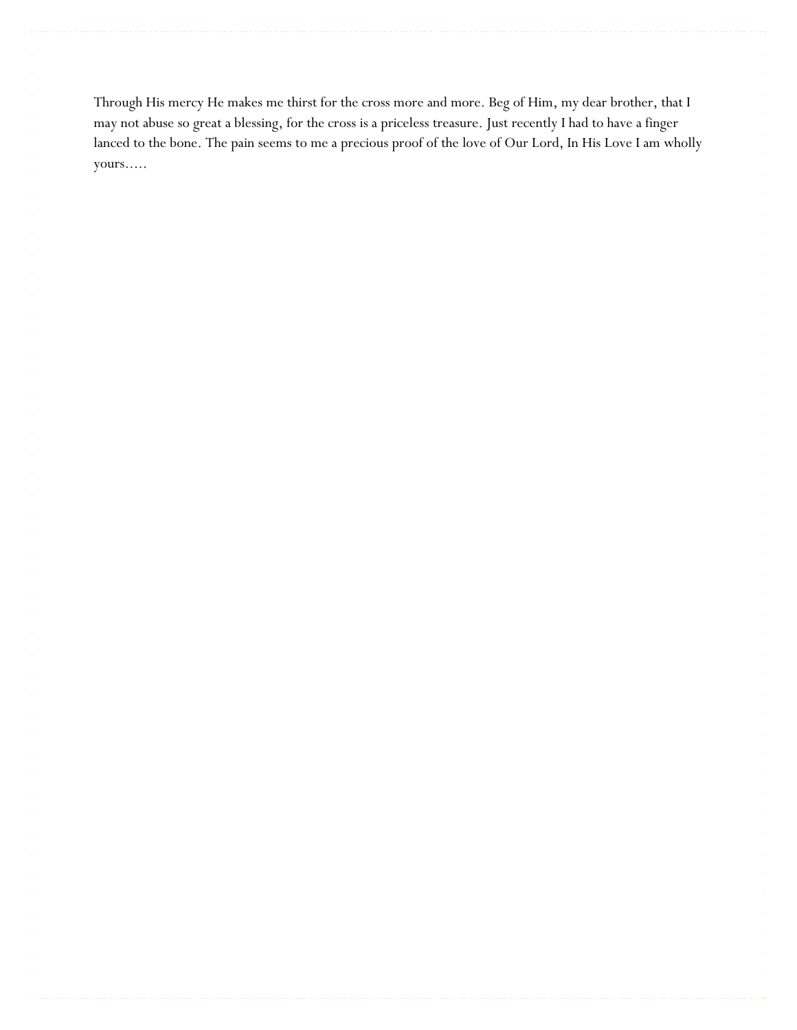Through His mercy He makes me thirst for the cross more and more. Beg of Him, my dear brother, that I may not abuse so great a blessing, for the cross is a priceless treasure. Just recently I had to have a finger lanced to the bone. The pain seems to me a precious proof of the love of Our Lord, In His Love I am wholly yours.....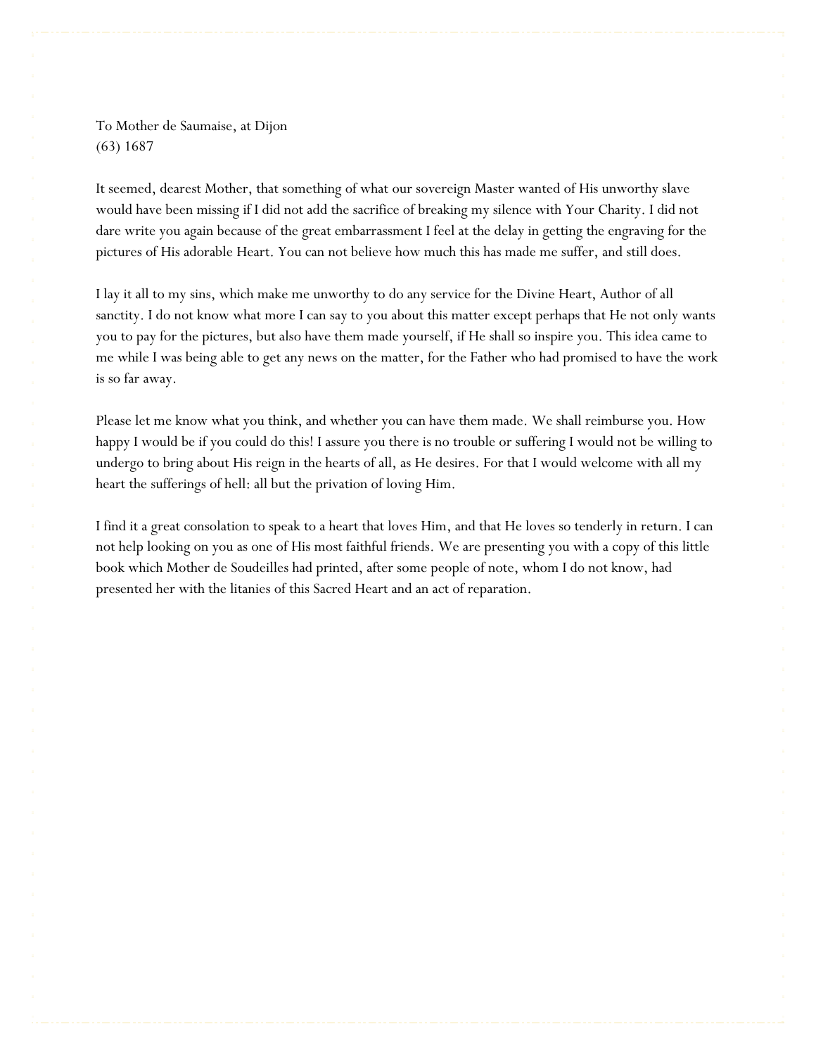To Mother de Saumaise, at Dijon
(63) 1687

It seemed, dearest Mother, that something of what our sovereign Master wanted of His unworthy slave would have been missing if I did not add the sacrifice of breaking my silence with Your Charity. I did not dare write you again because of the great embarrassment I feel at the delay in getting the engraving for the pictures of His adorable Heart. You can not believe how much this has made me suffer, and still does.

I lay it all to my sins, which make me unworthy to do any service for the Divine Heart, Author of all sanctity. I do not know what more I can say to you about this matter except perhaps that He not only wants you to pay for the pictures, but also have them made yourself, if He shall so inspire you. This idea came to me while I was being able to get any news on the matter, for the Father who had promised to have the work is so far away.

Please let me know what you think, and whether you can have them made. We shall reimburse you. How happy I would be if you could do this! I assure you there is no trouble or suffering I would not be willing to undergo to bring about His reign in the hearts of all, as He desires. For that I would welcome with all my heart the sufferings of hell: all but the privation of loving Him.

I find it a great consolation to speak to a heart that loves Him, and that He loves so tenderly in return. I can not help looking on you as one of His most faithful friends. We are presenting you with a copy of this little book which Mother de Soudeilles had printed, after some people of note, whom I do not know, had presented her with the litanies of this Sacred Heart and an act of reparation.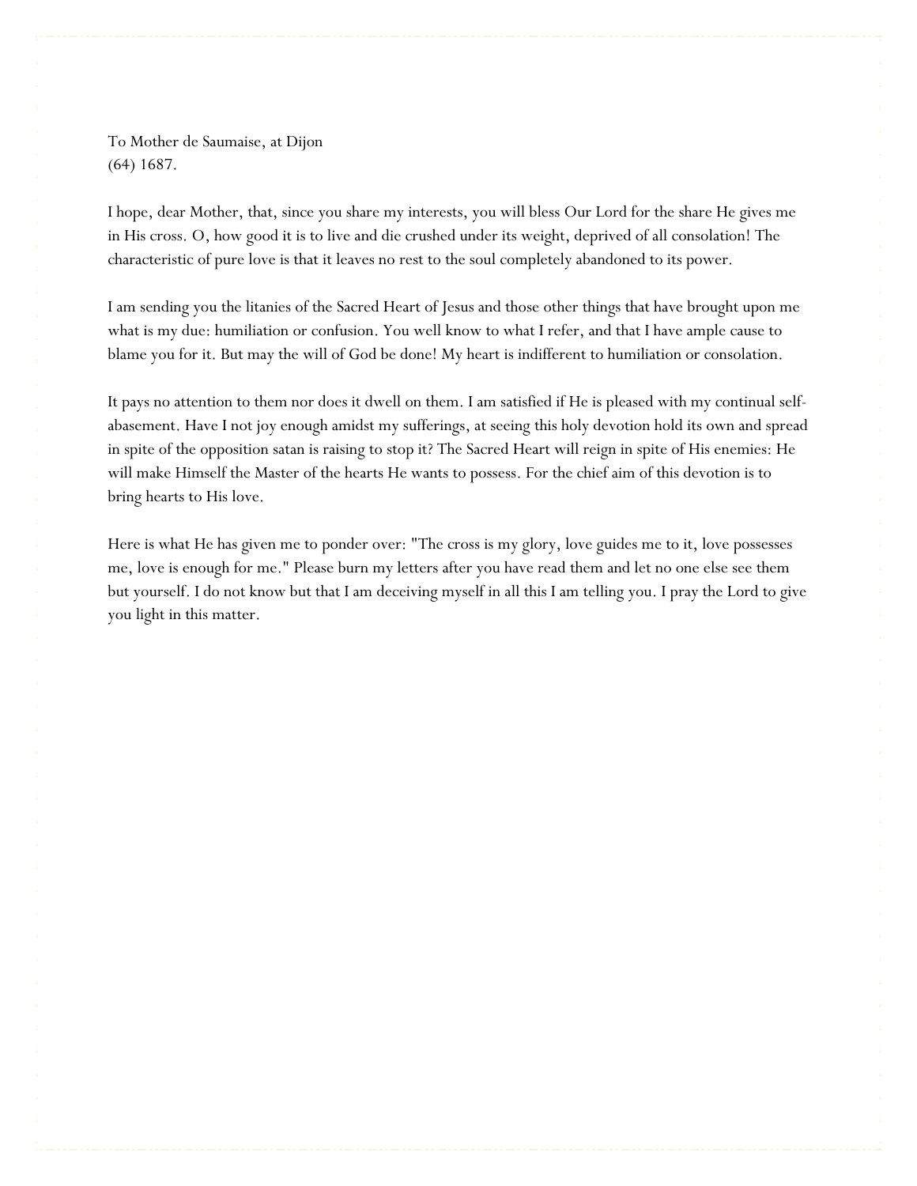To Mother de Saumaise, at Dijon
(64) 1687.

I hope, dear Mother, that, since you share my interests, you will bless Our Lord for the share He gives me in His cross. O, how good it is to live and die crushed under its weight, deprived of all consolation! The characteristic of pure love is that it leaves no rest to the soul completely abandoned to its power.

I am sending you the litanies of the Sacred Heart of Jesus and those other things that have brought upon me what is my due: humiliation or confusion. You well know to what I refer, and that I have ample cause to blame you for it. But may the will of God be done! My heart is indifferent to humiliation or consolation.

It pays no attention to them nor does it dwell on them. I am satisfied if He is pleased with my continual self-abasement. Have I not joy enough amidst my sufferings, at seeing this holy devotion hold its own and spread in spite of the opposition satan is raising to stop it? The Sacred Heart will reign in spite of His enemies: He will make Himself the Master of the hearts He wants to possess. For the chief aim of this devotion is to bring hearts to His love.

Here is what He has given me to ponder over: "The cross is my glory, love guides me to it, love possesses me, love is enough for me." Please burn my letters after you have read them and let no one else see them but yourself. I do not know but that I am deceiving myself in all this I am telling you. I pray the Lord to give you light in this matter.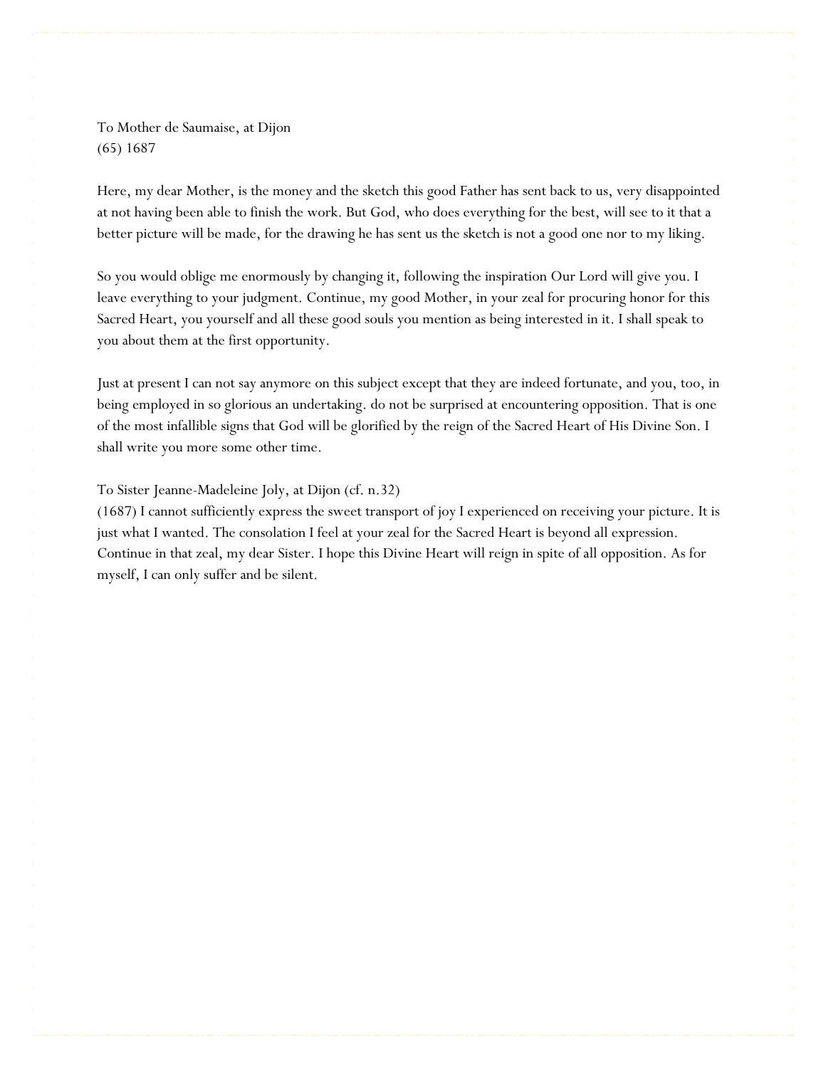To Mother de Saumaise, at Dijon
(65) 1687

Here, my dear Mother, is the money and the sketch this good Father has sent back to us, very disappointed at not having been able to finish the work. But God, who does everything for the best, will see to it that a better picture will be made, for the drawing he has sent us the sketch is not a good one nor to my liking.

So you would oblige me enormously by changing it, following the inspiration Our Lord will give you. I leave everything to your judgment. Continue, my good Mother, in your zeal for procuring honor for this Sacred Heart, you yourself and all these good souls you mention as being interested in it. I shall speak to you about them at the first opportunity.

Just at present I can not say anymore on this subject except that they are indeed fortunate, and you, too, in being employed in so glorious an undertaking. do not be surprised at encountering opposition. That is one of the most infallible signs that God will be glorified by the reign of the Sacred Heart of His Divine Son. I shall write you more some other time.

To Sister Jeanne-Madeleine Joly, at Dijon (cf. n.32)
(1687) I cannot sufficiently express the sweet transport of joy I experienced on receiving your picture. It is just what I wanted. The consolation I feel at your zeal for the Sacred Heart is beyond all expression. Continue in that zeal, my dear Sister. I hope this Divine Heart will reign in spite of all opposition. As for myself, I can only suffer and be silent.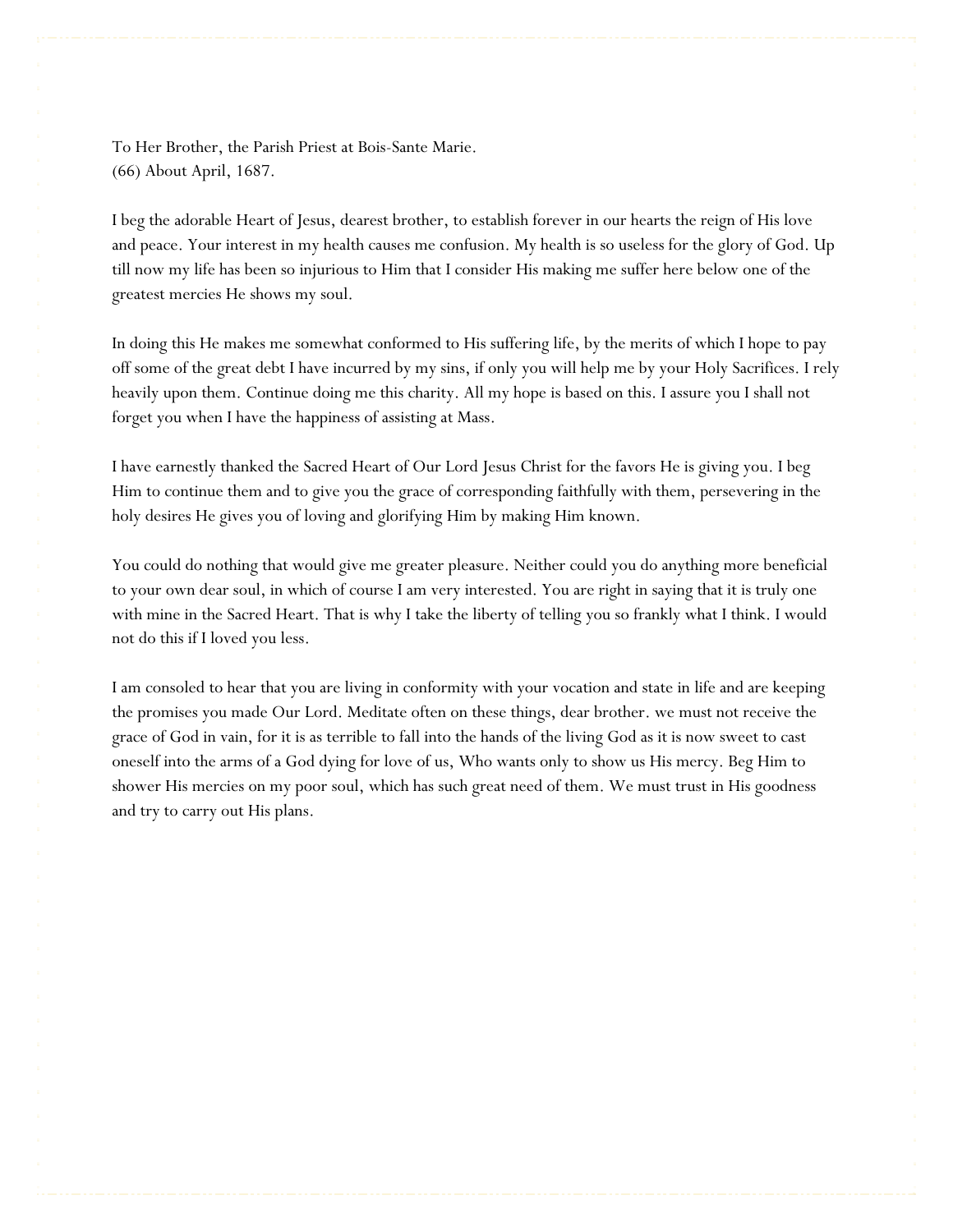To Her Brother, the Parish Priest at Bois-Sante Marie.
(66) About April, 1687.

I beg the adorable Heart of Jesus, dearest brother, to establish forever in our hearts the reign of His love and peace. Your interest in my health causes me confusion. My health is so useless for the glory of God. Up till now my life has been so injurious to Him that I consider His making me suffer here below one of the greatest mercies He shows my soul.

In doing this He makes me somewhat conformed to His suffering life, by the merits of which I hope to pay off some of the great debt I have incurred by my sins, if only you will help me by your Holy Sacrifices. I rely heavily upon them. Continue doing me this charity. All my hope is based on this. I assure you I shall not forget you when I have the happiness of assisting at Mass.

I have earnestly thanked the Sacred Heart of Our Lord Jesus Christ for the favors He is giving you. I beg Him to continue them and to give you the grace of corresponding faithfully with them, persevering in the holy desires He gives you of loving and glorifying Him by making Him known.

You could do nothing that would give me greater pleasure. Neither could you do anything more beneficial to your own dear soul, in which of course I am very interested. You are right in saying that it is truly one with mine in the Sacred Heart. That is why I take the liberty of telling you so frankly what I think. I would not do this if I loved you less.

I am consoled to hear that you are living in conformity with your vocation and state in life and are keeping the promises you made Our Lord. Meditate often on these things, dear brother. we must not receive the grace of God in vain, for it is as terrible to fall into the hands of the living God as it is now sweet to cast oneself into the arms of a God dying for love of us, Who wants only to show us His mercy. Beg Him to shower His mercies on my poor soul, which has such great need of them. We must trust in His goodness and try to carry out His plans.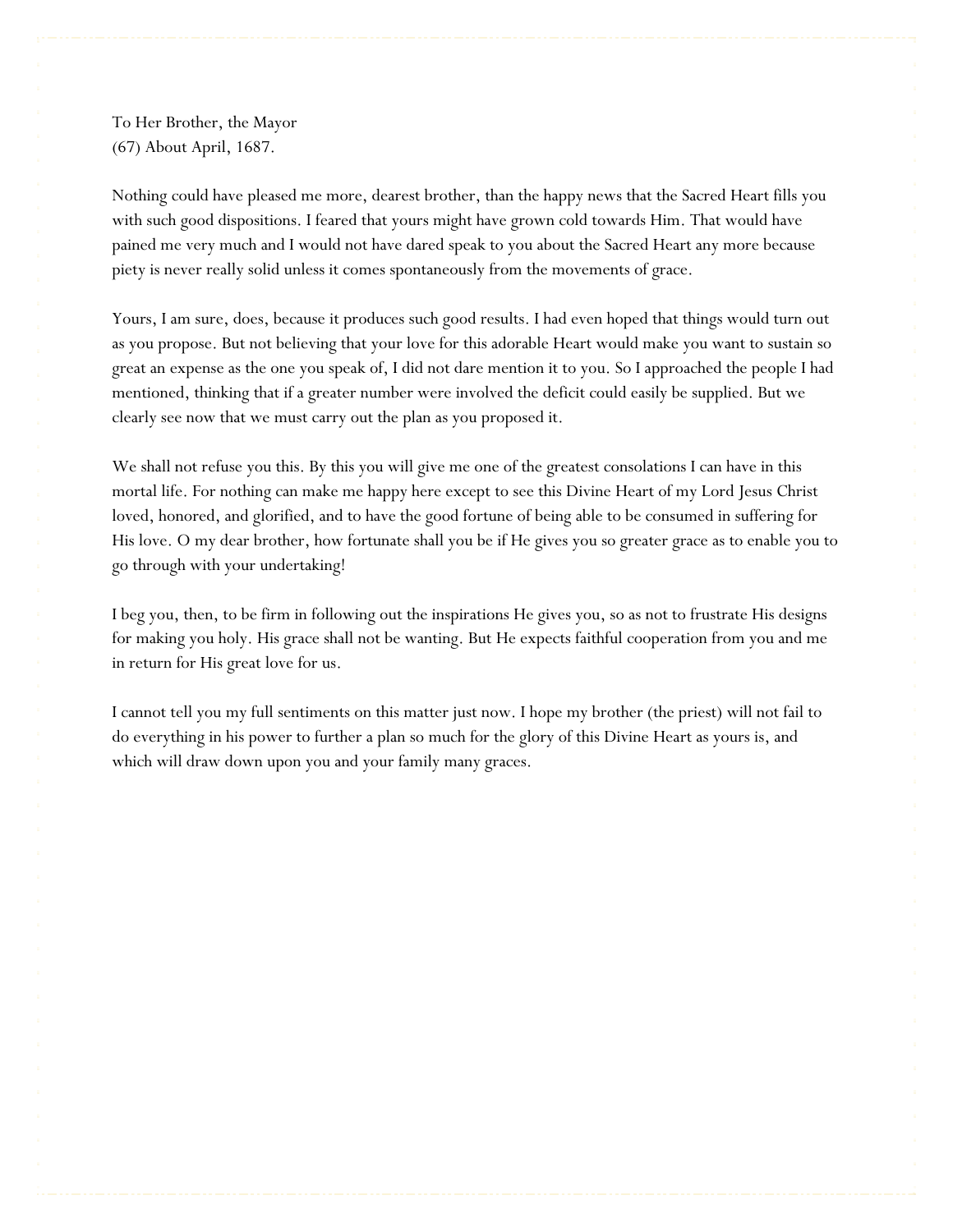To Her Brother, the Mayor
(67) About April, 1687.

Nothing could have pleased me more, dearest brother, than the happy news that the Sacred Heart fills you with such good dispositions. I feared that yours might have grown cold towards Him. That would have pained me very much and I would not have dared speak to you about the Sacred Heart any more because piety is never really solid unless it comes spontaneously from the movements of grace.

Yours, I am sure, does, because it produces such good results. I had even hoped that things would turn out as you propose. But not believing that your love for this adorable Heart would make you want to sustain so great an expense as the one you speak of, I did not dare mention it to you. So I approached the people I had mentioned, thinking that if a greater number were involved the deficit could easily be supplied. But we clearly see now that we must carry out the plan as you proposed it.

We shall not refuse you this. By this you will give me one of the greatest consolations I can have in this mortal life. For nothing can make me happy here except to see this Divine Heart of my Lord Jesus Christ loved, honored, and glorified, and to have the good fortune of being able to be consumed in suffering for His love. O my dear brother, how fortunate shall you be if He gives you so greater grace as to enable you to go through with your undertaking!

I beg you, then, to be firm in following out the inspirations He gives you, so as not to frustrate His designs for making you holy. His grace shall not be wanting. But He expects faithful cooperation from you and me in return for His great love for us.

I cannot tell you my full sentiments on this matter just now. I hope my brother (the priest) will not fail to do everything in his power to further a plan so much for the glory of this Divine Heart as yours is, and which will draw down upon you and your family many graces.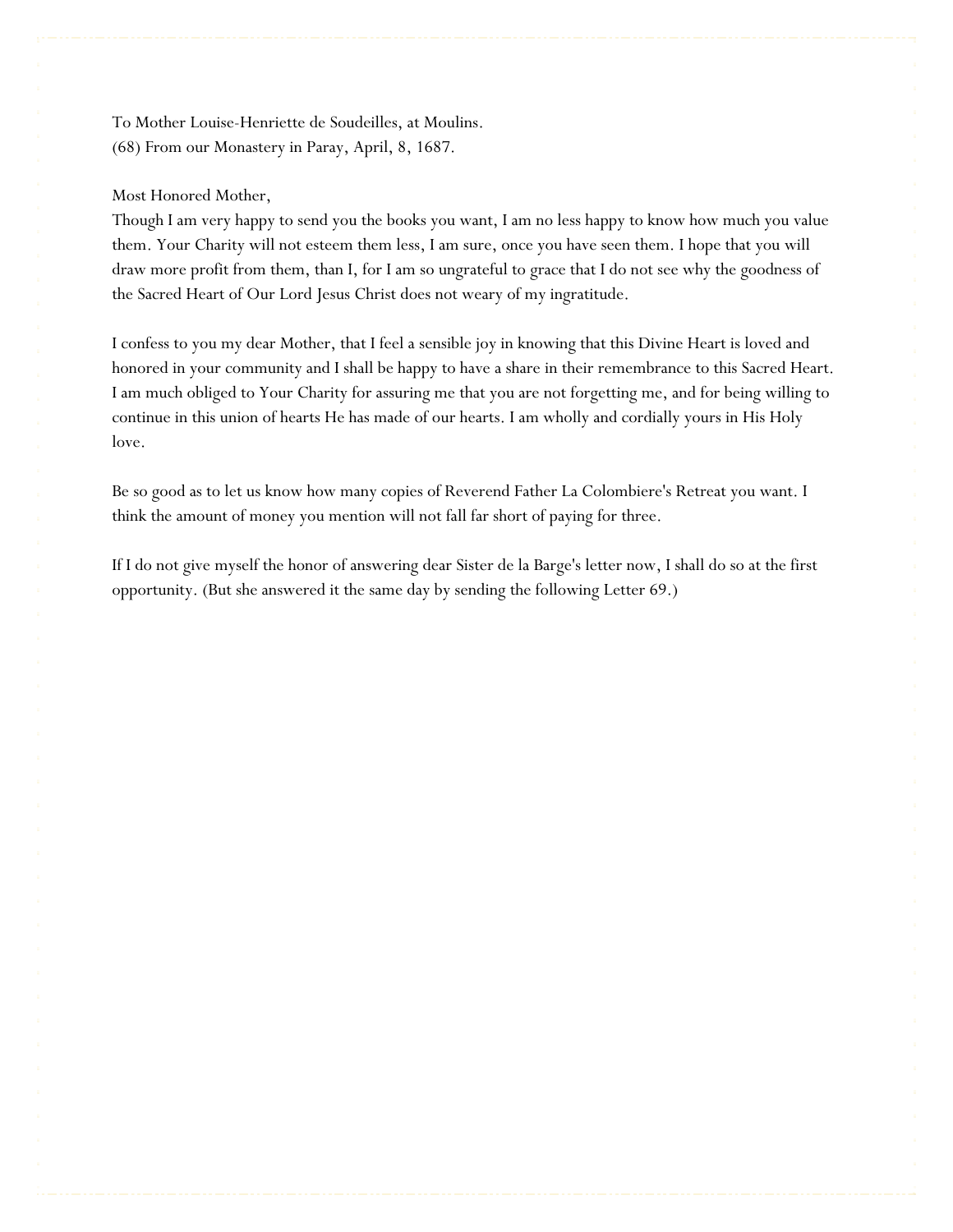To Mother Louise-Henriette de Soudeilles, at Moulins.
(68) From our Monastery in Paray, April, 8, 1687.

Most Honored Mother,
Though I am very happy to send you the books you want, I am no less happy to know how much you value them. Your Charity will not esteem them less, I am sure, once you have seen them. I hope that you will draw more profit from them, than I, for I am so ungrateful to grace that I do not see why the goodness of the Sacred Heart of Our Lord Jesus Christ does not weary of my ingratitude.

I confess to you my dear Mother, that I feel a sensible joy in knowing that this Divine Heart is loved and honored in your community and I shall be happy to have a share in their remembrance to this Sacred Heart. I am much obliged to Your Charity for assuring me that you are not forgetting me, and for being willing to continue in this union of hearts He has made of our hearts. I am wholly and cordially yours in His Holy love.

Be so good as to let us know how many copies of Reverend Father La Colombiere's Retreat you want. I think the amount of money you mention will not fall far short of paying for three.

If I do not give myself the honor of answering dear Sister de la Barge's letter now, I shall do so at the first opportunity. (But she answered it the same day by sending the following Letter 69.)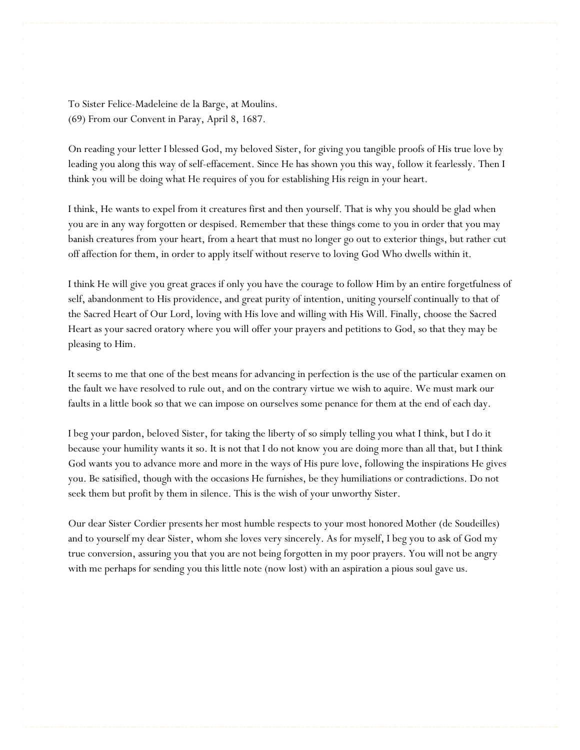To Sister Felice-Madeleine de la Barge, at Moulins.
(69) From our Convent in Paray, April 8, 1687.

On reading your letter I blessed God, my beloved Sister, for giving you tangible proofs of His true love by leading you along this way of self-effacement. Since He has shown you this way, follow it fearlessly. Then I think you will be doing what He requires of you for establishing His reign in your heart.

I think, He wants to expel from it creatures first and then yourself. That is why you should be glad when you are in any way forgotten or despised. Remember that these things come to you in order that you may banish creatures from your heart, from a heart that must no longer go out to exterior things, but rather cut off affection for them, in order to apply itself without reserve to loving God Who dwells within it.

I think He will give you great graces if only you have the courage to follow Him by an entire forgetfulness of self, abandonment to His providence, and great purity of intention, uniting yourself continually to that of the Sacred Heart of Our Lord, loving with His love and willing with His Will. Finally, choose the Sacred Heart as your sacred oratory where you will offer your prayers and petitions to God, so that they may be pleasing to Him.

It seems to me that one of the best means for advancing in perfection is the use of the particular examen on the fault we have resolved to rule out, and on the contrary virtue we wish to aquire. We must mark our faults in a little book so that we can impose on ourselves some penance for them at the end of each day.

I beg your pardon, beloved Sister, for taking the liberty of so simply telling you what I think, but I do it because your humility wants it so. It is not that I do not know you are doing more than all that, but I think God wants you to advance more and more in the ways of His pure love, following the inspirations He gives you. Be satisified, though with the occasions He furnishes, be they humiliations or contradictions. Do not seek them but profit by them in silence. This is the wish of your unworthy Sister.

Our dear Sister Cordier presents her most humble respects to your most honored Mother (de Soudeilles) and to yourself my dear Sister, whom she loves very sincerely. As for myself, I beg you to ask of God my true conversion, assuring you that you are not being forgotten in my poor prayers. You will not be angry with me perhaps for sending you this little note (now lost) with an aspiration a pious soul gave us.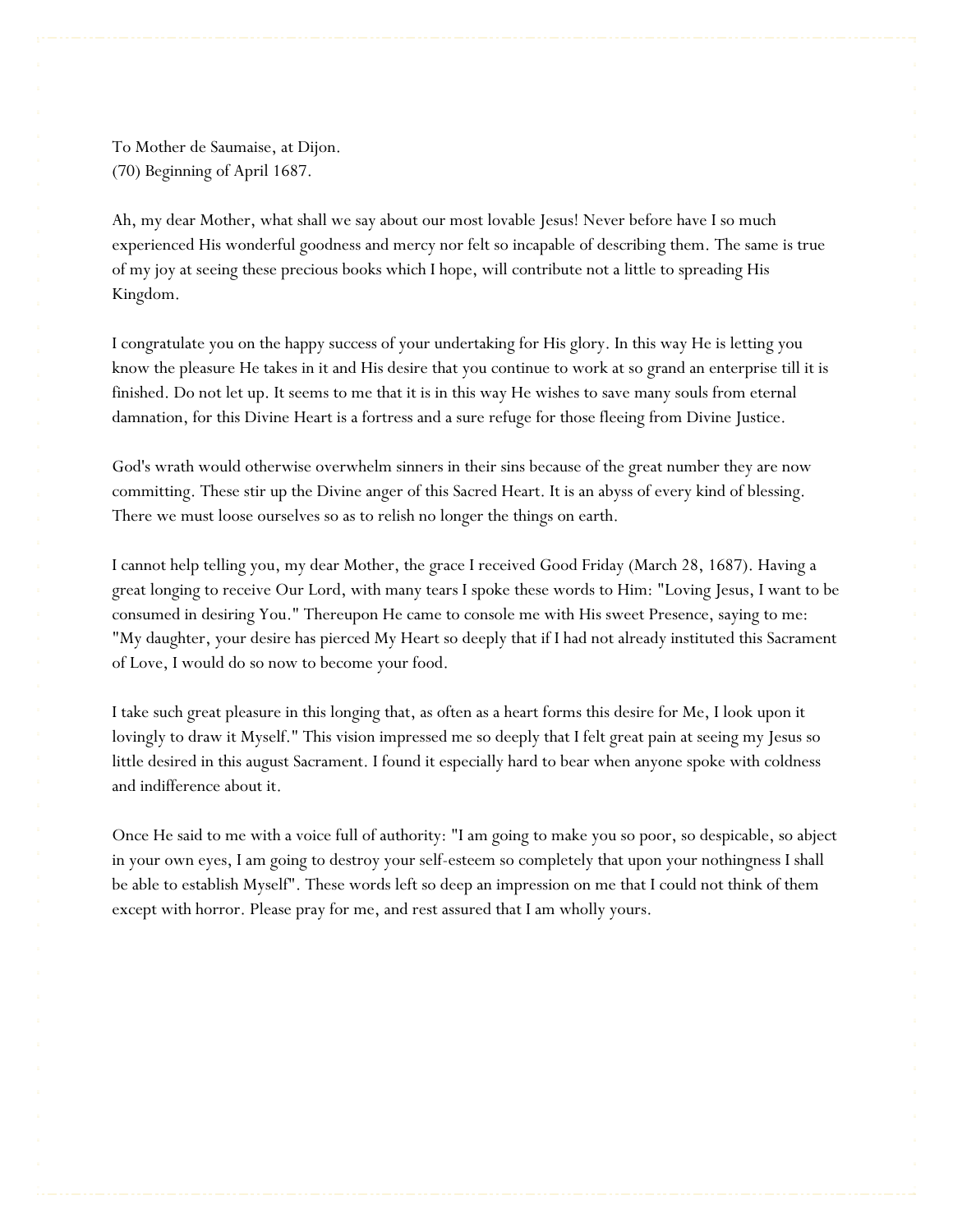To Mother de Saumaise, at Dijon.
(70) Beginning of April 1687.

Ah, my dear Mother, what shall we say about our most lovable Jesus! Never before have I so much experienced His wonderful goodness and mercy nor felt so incapable of describing them. The same is true of my joy at seeing these precious books which I hope, will contribute not a little to spreading His Kingdom.

I congratulate you on the happy success of your undertaking for His glory. In this way He is letting you know the pleasure He takes in it and His desire that you continue to work at so grand an enterprise till it is finished. Do not let up. It seems to me that it is in this way He wishes to save many souls from eternal damnation, for this Divine Heart is a fortress and a sure refuge for those fleeing from Divine Justice.

God's wrath would otherwise overwhelm sinners in their sins because of the great number they are now committing. These stir up the Divine anger of this Sacred Heart. It is an abyss of every kind of blessing. There we must loose ourselves so as to relish no longer the things on earth.

I cannot help telling you, my dear Mother, the grace I received Good Friday (March 28, 1687). Having a great longing to receive Our Lord, with many tears I spoke these words to Him: "Loving Jesus, I want to be consumed in desiring You." Thereupon He came to console me with His sweet Presence, saying to me: "My daughter, your desire has pierced My Heart so deeply that if I had not already instituted this Sacrament of Love, I would do so now to become your food.

I take such great pleasure in this longing that, as often as a heart forms this desire for Me, I look upon it lovingly to draw it Myself." This vision impressed me so deeply that I felt great pain at seeing my Jesus so little desired in this august Sacrament. I found it especially hard to bear when anyone spoke with coldness and indifference about it.

Once He said to me with a voice full of authority: "I am going to make you so poor, so despicable, so abject in your own eyes, I am going to destroy your self-esteem so completely that upon your nothingness I shall be able to establish Myself". These words left so deep an impression on me that I could not think of them except with horror. Please pray for me, and rest assured that I am wholly yours.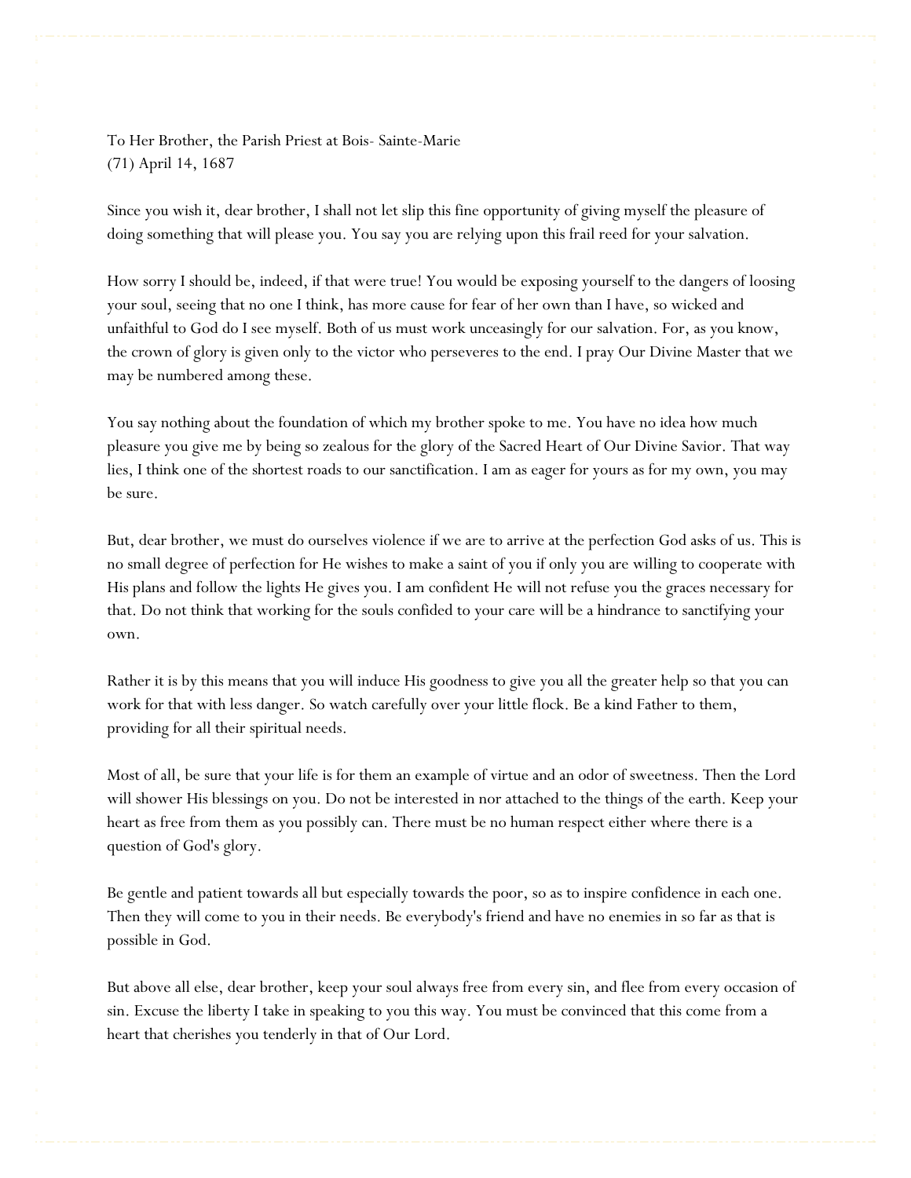To Her Brother, the Parish Priest at Bois- Sainte-Marie
(71) April 14, 1687

Since you wish it, dear brother, I shall not let slip this fine opportunity of giving myself the pleasure of doing something that will please you. You say you are relying upon this frail reed for your salvation.

How sorry I should be, indeed, if that were true! You would be exposing yourself to the dangers of loosing your soul, seeing that no one I think, has more cause for fear of her own than I have, so wicked and unfaithful to God do I see myself. Both of us must work unceasingly for our salvation. For, as you know, the crown of glory is given only to the victor who perseveres to the end. I pray Our Divine Master that we may be numbered among these.

You say nothing about the foundation of which my brother spoke to me. You have no idea how much pleasure you give me by being so zealous for the glory of the Sacred Heart of Our Divine Savior. That way lies, I think one of the shortest roads to our sanctification. I am as eager for yours as for my own, you may be sure.

But, dear brother, we must do ourselves violence if we are to arrive at the perfection God asks of us. This is no small degree of perfection for He wishes to make a saint of you if only you are willing to cooperate with His plans and follow the lights He gives you. I am confident He will not refuse you the graces necessary for that. Do not think that working for the souls confided to your care will be a hindrance to sanctifying your own.

Rather it is by this means that you will induce His goodness to give you all the greater help so that you can work for that with less danger. So watch carefully over your little flock. Be a kind Father to them, providing for all their spiritual needs.

Most of all, be sure that your life is for them an example of virtue and an odor of sweetness. Then the Lord will shower His blessings on you. Do not be interested in nor attached to the things of the earth. Keep your heart as free from them as you possibly can. There must be no human respect either where there is a question of God's glory.

Be gentle and patient towards all but especially towards the poor, so as to inspire confidence in each one. Then they will come to you in their needs. Be everybody's friend and have no enemies in so far as that is possible in God.

But above all else, dear brother, keep your soul always free from every sin, and flee from every occasion of sin. Excuse the liberty I take in speaking to you this way. You must be convinced that this come from a heart that cherishes you tenderly in that of Our Lord.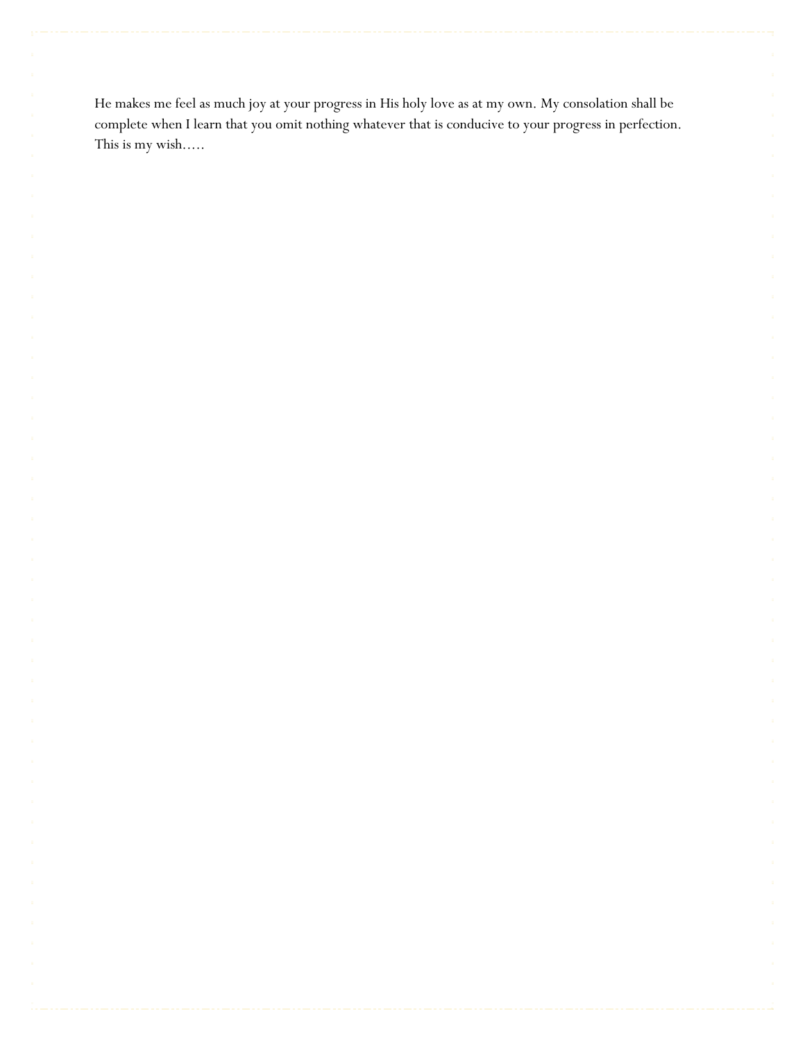He makes me feel as much joy at your progress in His holy love as at my own. My consolation shall be complete when I learn that you omit nothing whatever that is conducive to your progress in perfection. This is my wish.....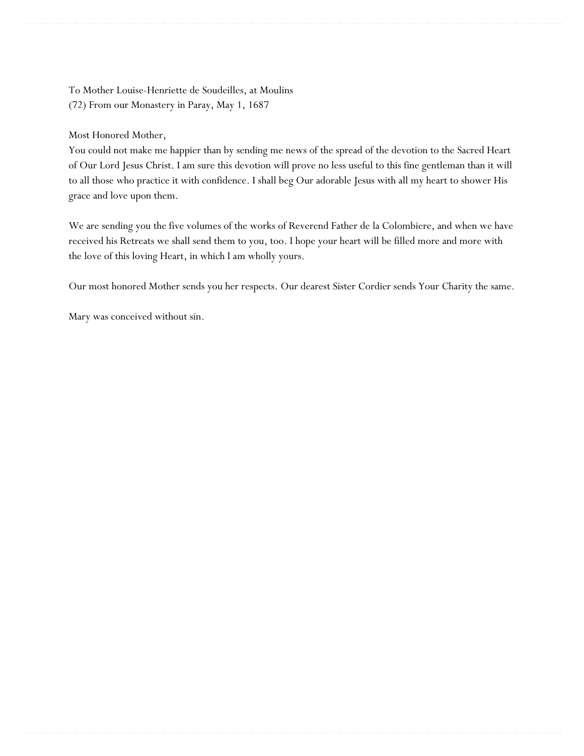To Mother Louise-Henriette de Soudeilles, at Moulins
(72) From our Monastery in Paray, May 1, 1687

Most Honored Mother,
You could not make me happier than by sending me news of the spread of the devotion to the Sacred Heart of Our Lord Jesus Christ. I am sure this devotion will prove no less useful to this fine gentleman than it will to all those who practice it with confidence. I shall beg Our adorable Jesus with all my heart to shower His grace and love upon them.

We are sending you the five volumes of the works of Reverend Father de la Colombiere, and when we have received his Retreats we shall send them to you, too. I hope your heart will be filled more and more with the love of this loving Heart, in which I am wholly yours.

Our most honored Mother sends you her respects. Our dearest Sister Cordier sends Your Charity the same.

Mary was conceived without sin.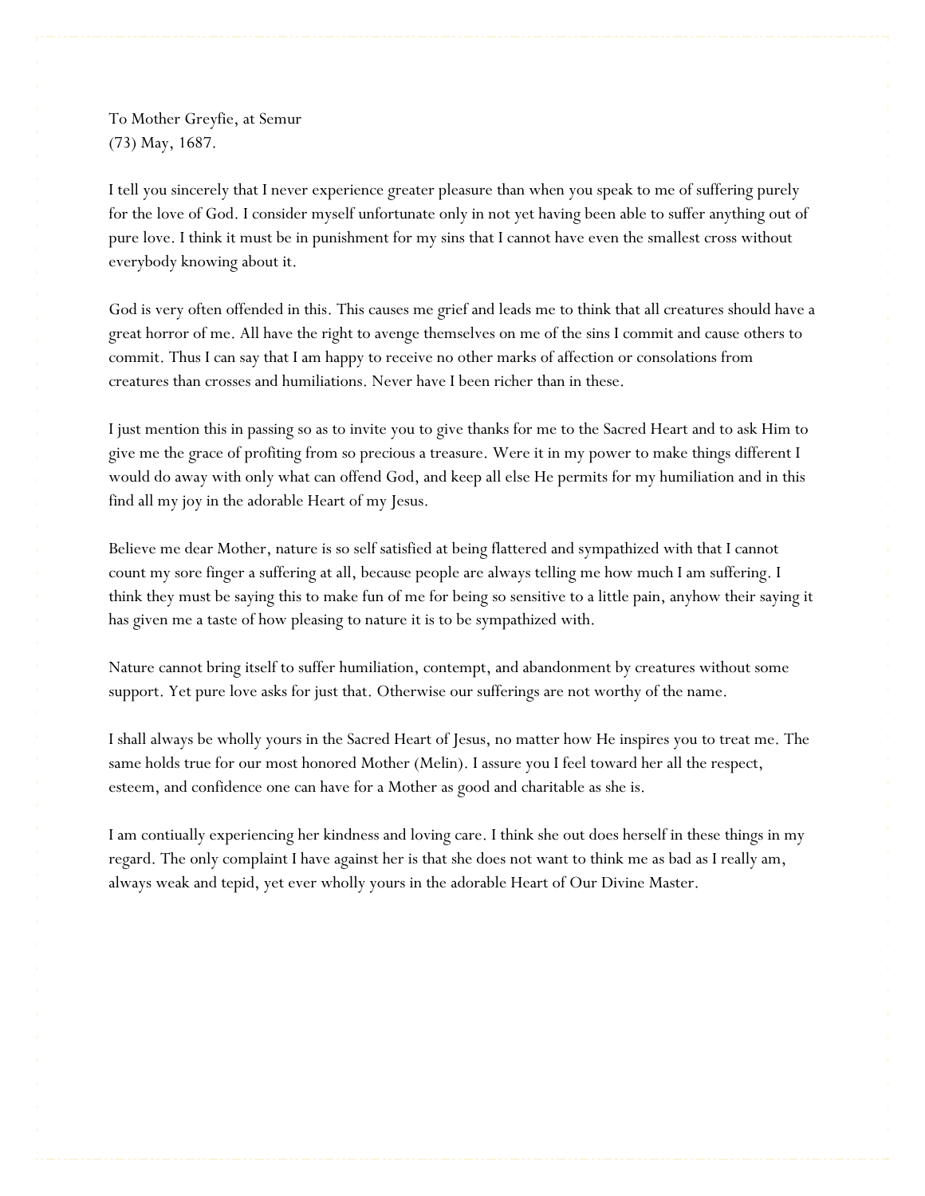To Mother Greyfie, at Semur
(73) May, 1687.

I tell you sincerely that I never experience greater pleasure than when you speak to me of suffering purely for the love of God. I consider myself unfortunate only in not yet having been able to suffer anything out of pure love. I think it must be in punishment for my sins that I cannot have even the smallest cross without everybody knowing about it.

God is very often offended in this. This causes me grief and leads me to think that all creatures should have a great horror of me. All have the right to avenge themselves on me of the sins I commit and cause others to commit. Thus I can say that I am happy to receive no other marks of affection or consolations from creatures than crosses and humiliations. Never have I been richer than in these.

I just mention this in passing so as to invite you to give thanks for me to the Sacred Heart and to ask Him to give me the grace of profiting from so precious a treasure. Were it in my power to make things different I would do away with only what can offend God, and keep all else He permits for my humiliation and in this find all my joy in the adorable Heart of my Jesus.

Believe me dear Mother, nature is so self satisfied at being flattered and sympathized with that I cannot count my sore finger a suffering at all, because people are always telling me how much I am suffering. I think they must be saying this to make fun of me for being so sensitive to a little pain, anyhow their saying it has given me a taste of how pleasing to nature it is to be sympathized with.

Nature cannot bring itself to suffer humiliation, contempt, and abandonment by creatures without some support. Yet pure love asks for just that. Otherwise our sufferings are not worthy of the name.

I shall always be wholly yours in the Sacred Heart of Jesus, no matter how He inspires you to treat me. The same holds true for our most honored Mother (Melin). I assure you I feel toward her all the respect, esteem, and confidence one can have for a Mother as good and charitable as she is.

I am contiually experiencing her kindness and loving care. I think she out does herself in these things in my regard. The only complaint I have against her is that she does not want to think me as bad as I really am, always weak and tepid, yet ever wholly yours in the adorable Heart of Our Divine Master.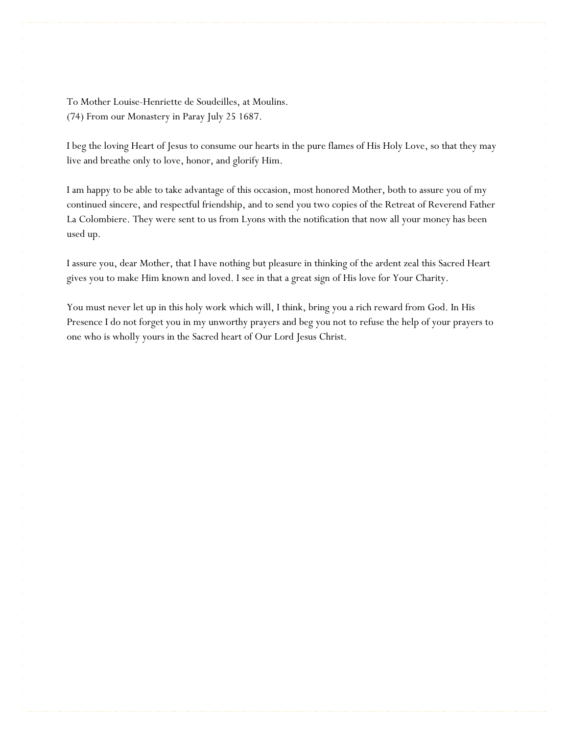To Mother Louise-Henriette de Soudeilles, at Moulins.
(74) From our Monastery in Paray July 25 1687.

I beg the loving Heart of Jesus to consume our hearts in the pure flames of His Holy Love, so that they may live and breathe only to love, honor, and glorify Him.

I am happy to be able to take advantage of this occasion, most honored Mother, both to assure you of my continued sincere, and respectful friendship, and to send you two copies of the Retreat of Reverend Father La Colombiere. They were sent to us from Lyons with the notification that now all your money has been used up.

I assure you, dear Mother, that I have nothing but pleasure in thinking of the ardent zeal this Sacred Heart gives you to make Him known and loved. I see in that a great sign of His love for Your Charity.

You must never let up in this holy work which will, I think, bring you a rich reward from God. In His Presence I do not forget you in my unworthy prayers and beg you not to refuse the help of your prayers to one who is wholly yours in the Sacred heart of Our Lord Jesus Christ.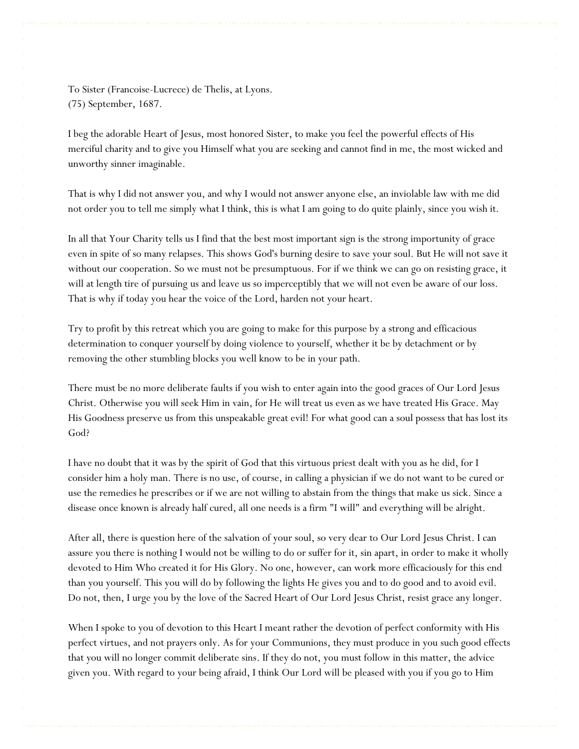To Sister (Francoise-Lucrece) de Thelis, at Lyons.
(75) September, 1687.

I beg the adorable Heart of Jesus, most honored Sister, to make you feel the powerful effects of His merciful charity and to give you Himself what you are seeking and cannot find in me, the most wicked and unworthy sinner imaginable.

That is why I did not answer you, and why I would not answer anyone else, an inviolable law with me did not order you to tell me simply what I think, this is what I am going to do quite plainly, since you wish it.

In all that Your Charity tells us I find that the best most important sign is the strong importunity of grace even in spite of so many relapses. This shows God's burning desire to save your soul. But He will not save it without our cooperation. So we must not be presumptuous. For if we think we can go on resisting grace, it will at length tire of pursuing us and leave us so imperceptibly that we will not even be aware of our loss. That is why if today you hear the voice of the Lord, harden not your heart.

Try to profit by this retreat which you are going to make for this purpose by a strong and efficacious determination to conquer yourself by doing violence to yourself, whether it be by detachment or by removing the other stumbling blocks you well know to be in your path.

There must be no more deliberate faults if you wish to enter again into the good graces of Our Lord Jesus Christ. Otherwise you will seek Him in vain, for He will treat us even as we have treated His Grace. May His Goodness preserve us from this unspeakable great evil! For what good can a soul possess that has lost its God?

I have no doubt that it was by the spirit of God that this virtuous priest dealt with you as he did, for I consider him a holy man. There is no use, of course, in calling a physician if we do not want to be cured or use the remedies he prescribes or if we are not willing to abstain from the things that make us sick. Since a disease once known is already half cured, all one needs is a firm "I will" and everything will be alright.

After all, there is question here of the salvation of your soul, so very dear to Our Lord Jesus Christ. I can assure you there is nothing I would not be willing to do or suffer for it, sin apart, in order to make it wholly devoted to Him Who created it for His Glory. No one, however, can work more efficaciously for this end than you yourself. This you will do by following the lights He gives you and to do good and to avoid evil. Do not, then, I urge you by the love of the Sacred Heart of Our Lord Jesus Christ, resist grace any longer.

When I spoke to you of devotion to this Heart I meant rather the devotion of perfect conformity with His perfect virtues, and not prayers only. As for your Communions, they must produce in you such good effects that you will no longer commit deliberate sins. If they do not, you must follow in this matter, the advice given you. With regard to your being afraid, I think Our Lord will be pleased with you if you go to Him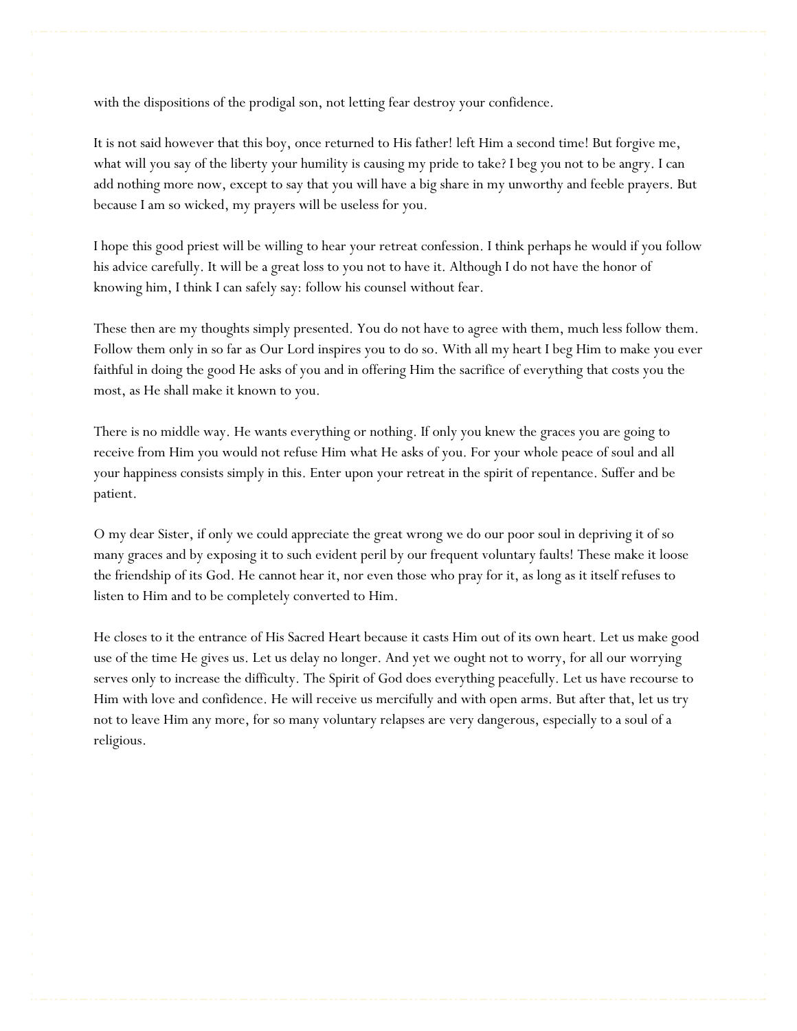with the dispositions of the prodigal son, not letting fear destroy your confidence.

It is not said however that this boy, once returned to His father! left Him a second time! But forgive me, what will you say of the liberty your humility is causing my pride to take? I beg you not to be angry. I can add nothing more now, except to say that you will have a big share in my unworthy and feeble prayers. But because I am so wicked, my prayers will be useless for you.

I hope this good priest will be willing to hear your retreat confession. I think perhaps he would if you follow his advice carefully. It will be a great loss to you not to have it. Although I do not have the honor of knowing him, I think I can safely say: follow his counsel without fear.

These then are my thoughts simply presented. You do not have to agree with them, much less follow them. Follow them only in so far as Our Lord inspires you to do so. With all my heart I beg Him to make you ever faithful in doing the good He asks of you and in offering Him the sacrifice of everything that costs you the most, as He shall make it known to you.

There is no middle way. He wants everything or nothing. If only you knew the graces you are going to receive from Him you would not refuse Him what He asks of you. For your whole peace of soul and all your happiness consists simply in this. Enter upon your retreat in the spirit of repentance. Suffer and be patient.

O my dear Sister, if only we could appreciate the great wrong we do our poor soul in depriving it of so many graces and by exposing it to such evident peril by our frequent voluntary faults! These make it loose the friendship of its God. He cannot hear it, nor even those who pray for it, as long as it itself refuses to listen to Him and to be completely converted to Him.

He closes to it the entrance of His Sacred Heart because it casts Him out of its own heart. Let us make good use of the time He gives us. Let us delay no longer. And yet we ought not to worry, for all our worrying serves only to increase the difficulty. The Spirit of God does everything peacefully. Let us have recourse to Him with love and confidence. He will receive us mercifully and with open arms. But after that, let us try not to leave Him any more, for so many voluntary relapses are very dangerous, especially to a soul of a religious.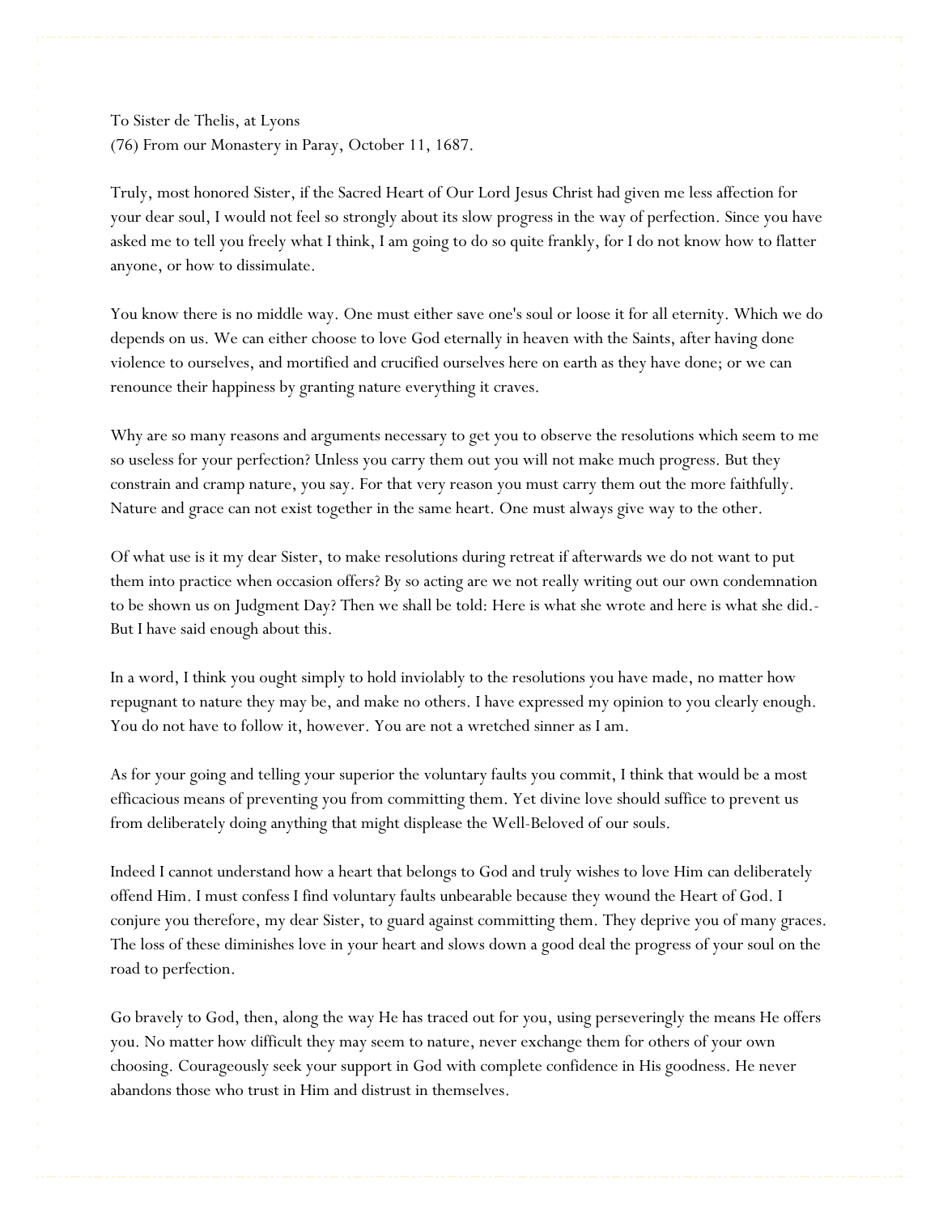To Sister de Thelis, at Lyons
(76) From our Monastery in Paray, October 11, 1687.

Truly, most honored Sister, if the Sacred Heart of Our Lord Jesus Christ had given me less affection for your dear soul, I would not feel so strongly about its slow progress in the way of perfection. Since you have asked me to tell you freely what I think, I am going to do so quite frankly, for I do not know how to flatter anyone, or how to dissimulate.

You know there is no middle way. One must either save one's soul or loose it for all eternity. Which we do depends on us. We can either choose to love God eternally in heaven with the Saints, after having done violence to ourselves, and mortified and crucified ourselves here on earth as they have done; or we can renounce their happiness by granting nature everything it craves.

Why are so many reasons and arguments necessary to get you to observe the resolutions which seem to me so useless for your perfection? Unless you carry them out you will not make much progress. But they constrain and cramp nature, you say. For that very reason you must carry them out the more faithfully. Nature and grace can not exist together in the same heart. One must always give way to the other.

Of what use is it my dear Sister, to make resolutions during retreat if afterwards we do not want to put them into practice when occasion offers? By so acting are we not really writing out our own condemnation to be shown us on Judgment Day? Then we shall be told: Here is what she wrote and here is what she did.- But I have said enough about this.

In a word, I think you ought simply to hold inviolably to the resolutions you have made, no matter how repugnant to nature they may be, and make no others. I have expressed my opinion to you clearly enough. You do not have to follow it, however. You are not a wretched sinner as I am.

As for your going and telling your superior the voluntary faults you commit, I think that would be a most efficacious means of preventing you from committing them. Yet divine love should suffice to prevent us from deliberately doing anything that might displease the Well-Beloved of our souls.

Indeed I cannot understand how a heart that belongs to God and truly wishes to love Him can deliberately offend Him. I must confess I find voluntary faults unbearable because they wound the Heart of God. I conjure you therefore, my dear Sister, to guard against committing them. They deprive you of many graces. The loss of these diminishes love in your heart and slows down a good deal the progress of your soul on the road to perfection.

Go bravely to God, then, along the way He has traced out for you, using perseveringly the means He offers you. No matter how difficult they may seem to nature, never exchange them for others of your own choosing. Courageously seek your support in God with complete confidence in His goodness. He never abandons those who trust in Him and distrust in themselves.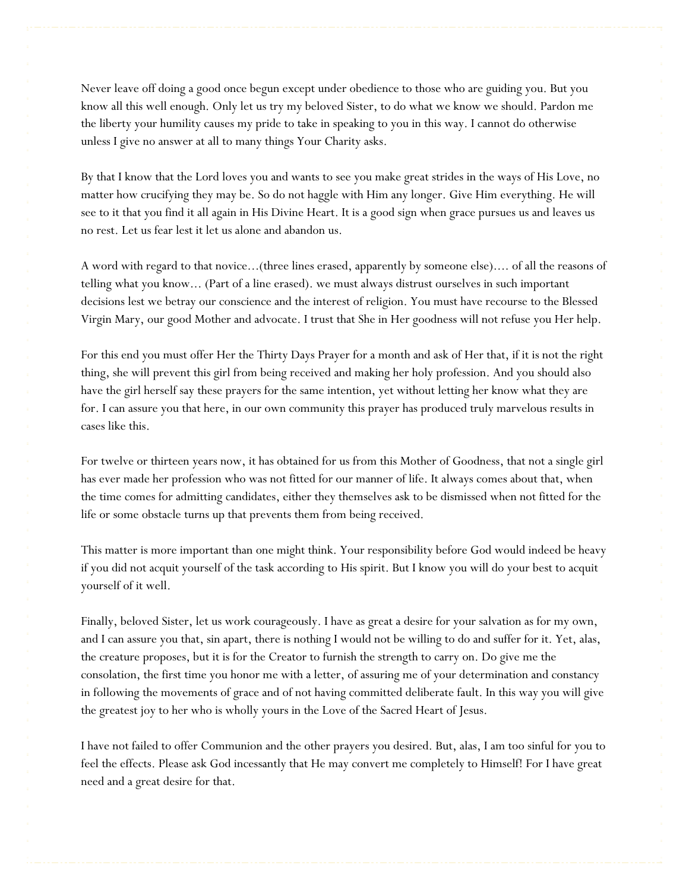Never leave off doing a good once begun except under obedience to those who are guiding you. But you know all this well enough. Only let us try my beloved Sister, to do what we know we should. Pardon me the liberty your humility causes my pride to take in speaking to you in this way. I cannot do otherwise unless I give no answer at all to many things Your Charity asks.

By that I know that the Lord loves you and wants to see you make great strides in the ways of His Love, no matter how crucifying they may be. So do not haggle with Him any longer. Give Him everything. He will see to it that you find it all again in His Divine Heart. It is a good sign when grace pursues us and leaves us no rest. Let us fear lest it let us alone and abandon us.

A word with regard to that novice...(three lines erased, apparently by someone else).... of all the reasons of telling what you know... (Part of a line erased). we must always distrust ourselves in such important decisions lest we betray our conscience and the interest of religion. You must have recourse to the Blessed Virgin Mary, our good Mother and advocate. I trust that She in Her goodness will not refuse you Her help.

For this end you must offer Her the Thirty Days Prayer for a month and ask of Her that, if it is not the right thing, she will prevent this girl from being received and making her holy profession. And you should also have the girl herself say these prayers for the same intention, yet without letting her know what they are for. I can assure you that here, in our own community this prayer has produced truly marvelous results in cases like this.

For twelve or thirteen years now, it has obtained for us from this Mother of Goodness, that not a single girl has ever made her profession who was not fitted for our manner of life. It always comes about that, when the time comes for admitting candidates, either they themselves ask to be dismissed when not fitted for the life or some obstacle turns up that prevents them from being received.

This matter is more important than one might think. Your responsibility before God would indeed be heavy if you did not acquit yourself of the task according to His spirit. But I know you will do your best to acquit yourself of it well.

Finally, beloved Sister, let us work courageously. I have as great a desire for your salvation as for my own, and I can assure you that, sin apart, there is nothing I would not be willing to do and suffer for it. Yet, alas, the creature proposes, but it is for the Creator to furnish the strength to carry on. Do give me the consolation, the first time you honor me with a letter, of assuring me of your determination and constancy in following the movements of grace and of not having committed deliberate fault. In this way you will give the greatest joy to her who is wholly yours in the Love of the Sacred Heart of Jesus.

I have not failed to offer Communion and the other prayers you desired. But, alas, I am too sinful for you to feel the effects. Please ask God incessantly that He may convert me completely to Himself! For I have great need and a great desire for that.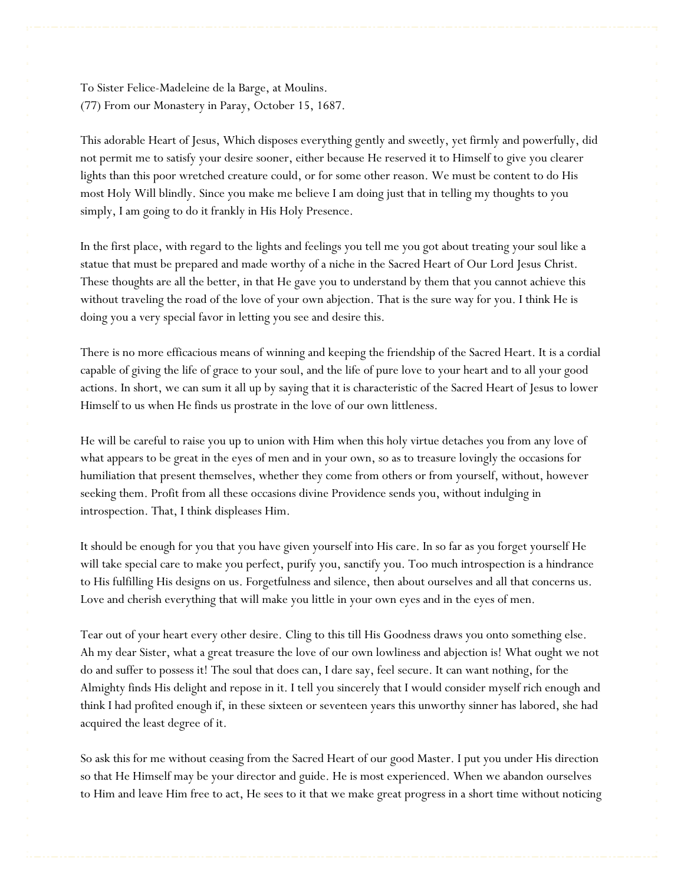To Sister Felice-Madeleine de la Barge, at Moulins.
(77) From our Monastery in Paray, October 15, 1687.

This adorable Heart of Jesus, Which disposes everything gently and sweetly, yet firmly and powerfully, did not permit me to satisfy your desire sooner, either because He reserved it to Himself to give you clearer lights than this poor wretched creature could, or for some other reason. We must be content to do His most Holy Will blindly. Since you make me believe I am doing just that in telling my thoughts to you simply, I am going to do it frankly in His Holy Presence.

In the first place, with regard to the lights and feelings you tell me you got about treating your soul like a statue that must be prepared and made worthy of a niche in the Sacred Heart of Our Lord Jesus Christ. These thoughts are all the better, in that He gave you to understand by them that you cannot achieve this without traveling the road of the love of your own abjection. That is the sure way for you. I think He is doing you a very special favor in letting you see and desire this.

There is no more efficacious means of winning and keeping the friendship of the Sacred Heart. It is a cordial capable of giving the life of grace to your soul, and the life of pure love to your heart and to all your good actions. In short, we can sum it all up by saying that it is characteristic of the Sacred Heart of Jesus to lower Himself to us when He finds us prostrate in the love of our own littleness.

He will be careful to raise you up to union with Him when this holy virtue detaches you from any love of what appears to be great in the eyes of men and in your own, so as to treasure lovingly the occasions for humiliation that present themselves, whether they come from others or from yourself, without, however seeking them. Profit from all these occasions divine Providence sends you, without indulging in introspection. That, I think displeases Him.

It should be enough for you that you have given yourself into His care. In so far as you forget yourself He will take special care to make you perfect, purify you, sanctify you. Too much introspection is a hindrance to His fulfilling His designs on us. Forgetfulness and silence, then about ourselves and all that concerns us. Love and cherish everything that will make you little in your own eyes and in the eyes of men.

Tear out of your heart every other desire. Cling to this till His Goodness draws you onto something else. Ah my dear Sister, what a great treasure the love of our own lowliness and abjection is! What ought we not do and suffer to possess it! The soul that does can, I dare say, feel secure. It can want nothing, for the Almighty finds His delight and repose in it. I tell you sincerely that I would consider myself rich enough and think I had profited enough if, in these sixteen or seventeen years this unworthy sinner has labored, she had acquired the least degree of it.

So ask this for me without ceasing from the Sacred Heart of our good Master. I put you under His direction so that He Himself may be your director and guide. He is most experienced. When we abandon ourselves to Him and leave Him free to act, He sees to it that we make great progress in a short time without noticing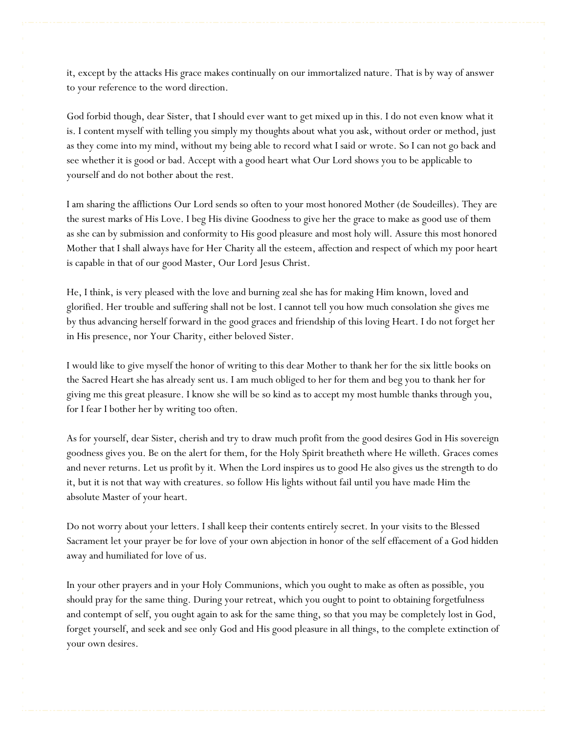it, except by the attacks His grace makes continually on our immortalized nature. That is by way of answer to your reference to the word direction.

God forbid though, dear Sister, that I should ever want to get mixed up in this. I do not even know what it is. I content myself with telling you simply my thoughts about what you ask, without order or method, just as they come into my mind, without my being able to record what I said or wrote. So I can not go back and see whether it is good or bad. Accept with a good heart what Our Lord shows you to be applicable to yourself and do not bother about the rest.

I am sharing the afflictions Our Lord sends so often to your most honored Mother (de Soudeilles). They are the surest marks of His Love. I beg His divine Goodness to give her the grace to make as good use of them as she can by submission and conformity to His good pleasure and most holy will. Assure this most honored Mother that I shall always have for Her Charity all the esteem, affection and respect of which my poor heart is capable in that of our good Master, Our Lord Jesus Christ.

He, I think, is very pleased with the love and burning zeal she has for making Him known, loved and glorified. Her trouble and suffering shall not be lost. I cannot tell you how much consolation she gives me by thus advancing herself forward in the good graces and friendship of this loving Heart. I do not forget her in His presence, nor Your Charity, either beloved Sister.

I would like to give myself the honor of writing to this dear Mother to thank her for the six little books on the Sacred Heart she has already sent us. I am much obliged to her for them and beg you to thank her for giving me this great pleasure. I know she will be so kind as to accept my most humble thanks through you, for I fear I bother her by writing too often.

As for yourself, dear Sister, cherish and try to draw much profit from the good desires God in His sovereign goodness gives you. Be on the alert for them, for the Holy Spirit breatheth where He willeth. Graces comes and never returns. Let us profit by it. When the Lord inspires us to good He also gives us the strength to do it, but it is not that way with creatures. so follow His lights without fail until you have made Him the absolute Master of your heart.

Do not worry about your letters. I shall keep their contents entirely secret. In your visits to the Blessed Sacrament let your prayer be for love of your own abjection in honor of the self effacement of a God hidden away and humiliated for love of us.

In your other prayers and in your Holy Communions, which you ought to make as often as possible, you should pray for the same thing. During your retreat, which you ought to point to obtaining forgetfulness and contempt of self, you ought again to ask for the same thing, so that you may be completely lost in God, forget yourself, and seek and see only God and His good pleasure in all things, to the complete extinction of your own desires.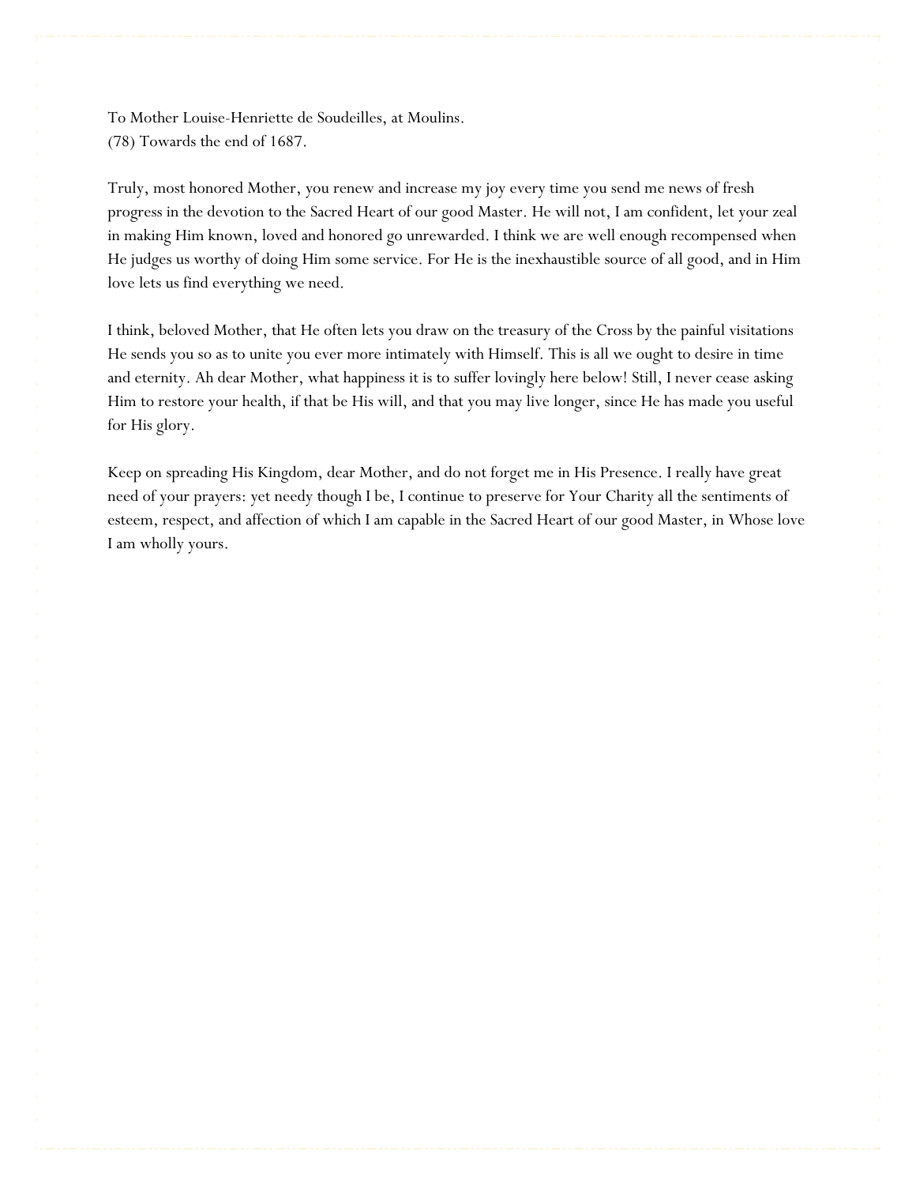To Mother Louise-Henriette de Soudeilles, at Moulins.
(78) Towards the end of 1687.

Truly, most honored Mother, you renew and increase my joy every time you send me news of fresh progress in the devotion to the Sacred Heart of our good Master. He will not, I am confident, let your zeal in making Him known, loved and honored go unrewarded. I think we are well enough recompensed when He judges us worthy of doing Him some service. For He is the inexhaustible source of all good, and in Him love lets us find everything we need.

I think, beloved Mother, that He often lets you draw on the treasury of the Cross by the painful visitations He sends you so as to unite you ever more intimately with Himself. This is all we ought to desire in time and eternity. Ah dear Mother, what happiness it is to suffer lovingly here below! Still, I never cease asking Him to restore your health, if that be His will, and that you may live longer, since He has made you useful for His glory.

Keep on spreading His Kingdom, dear Mother, and do not forget me in His Presence. I really have great need of your prayers: yet needy though I be, I continue to preserve for Your Charity all the sentiments of esteem, respect, and affection of which I am capable in the Sacred Heart of our good Master, in Whose love I am wholly yours.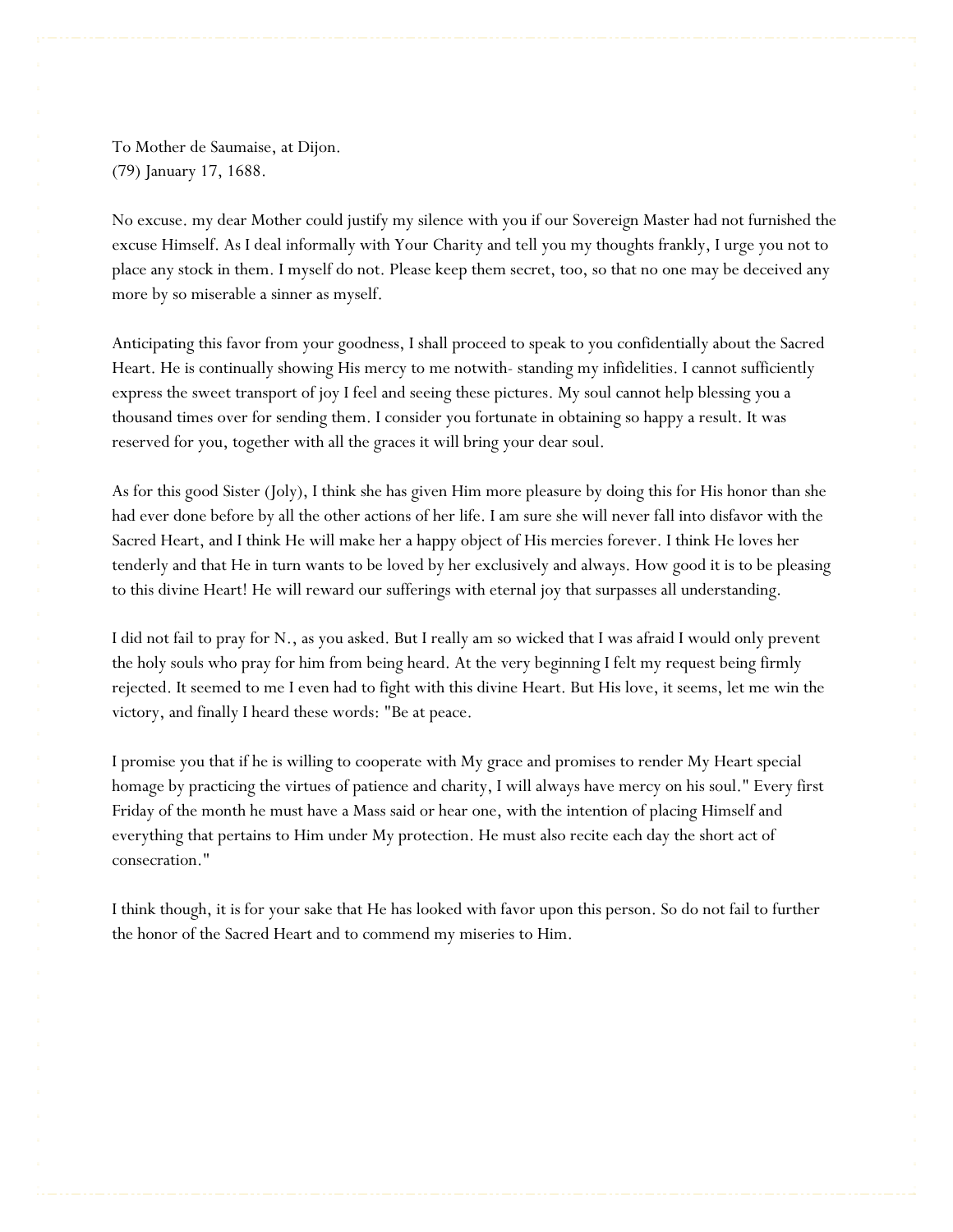To Mother de Saumaise, at Dijon.
(79) January 17, 1688.

No excuse. my dear Mother could justify my silence with you if our Sovereign Master had not furnished the excuse Himself. As I deal informally with Your Charity and tell you my thoughts frankly, I urge you not to place any stock in them. I myself do not. Please keep them secret, too, so that no one may be deceived any more by so miserable a sinner as myself.

Anticipating this favor from your goodness, I shall proceed to speak to you confidentially about the Sacred Heart. He is continually showing His mercy to me notwith- standing my infidelities. I cannot sufficiently express the sweet transport of joy I feel and seeing these pictures. My soul cannot help blessing you a thousand times over for sending them. I consider you fortunate in obtaining so happy a result. It was reserved for you, together with all the graces it will bring your dear soul.

As for this good Sister (Joly), I think she has given Him more pleasure by doing this for His honor than she had ever done before by all the other actions of her life. I am sure she will never fall into disfavor with the Sacred Heart, and I think He will make her a happy object of His mercies forever. I think He loves her tenderly and that He in turn wants to be loved by her exclusively and always. How good it is to be pleasing to this divine Heart! He will reward our sufferings with eternal joy that surpasses all understanding.

I did not fail to pray for N., as you asked. But I really am so wicked that I was afraid I would only prevent the holy souls who pray for him from being heard. At the very beginning I felt my request being firmly rejected. It seemed to me I even had to fight with this divine Heart. But His love, it seems, let me win the victory, and finally I heard these words: "Be at peace.

I promise you that if he is willing to cooperate with My grace and promises to render My Heart special homage by practicing the virtues of patience and charity, I will always have mercy on his soul." Every first Friday of the month he must have a Mass said or hear one, with the intention of placing Himself and everything that pertains to Him under My protection. He must also recite each day the short act of consecration."

I think though, it is for your sake that He has looked with favor upon this person. So do not fail to further the honor of the Sacred Heart and to commend my miseries to Him.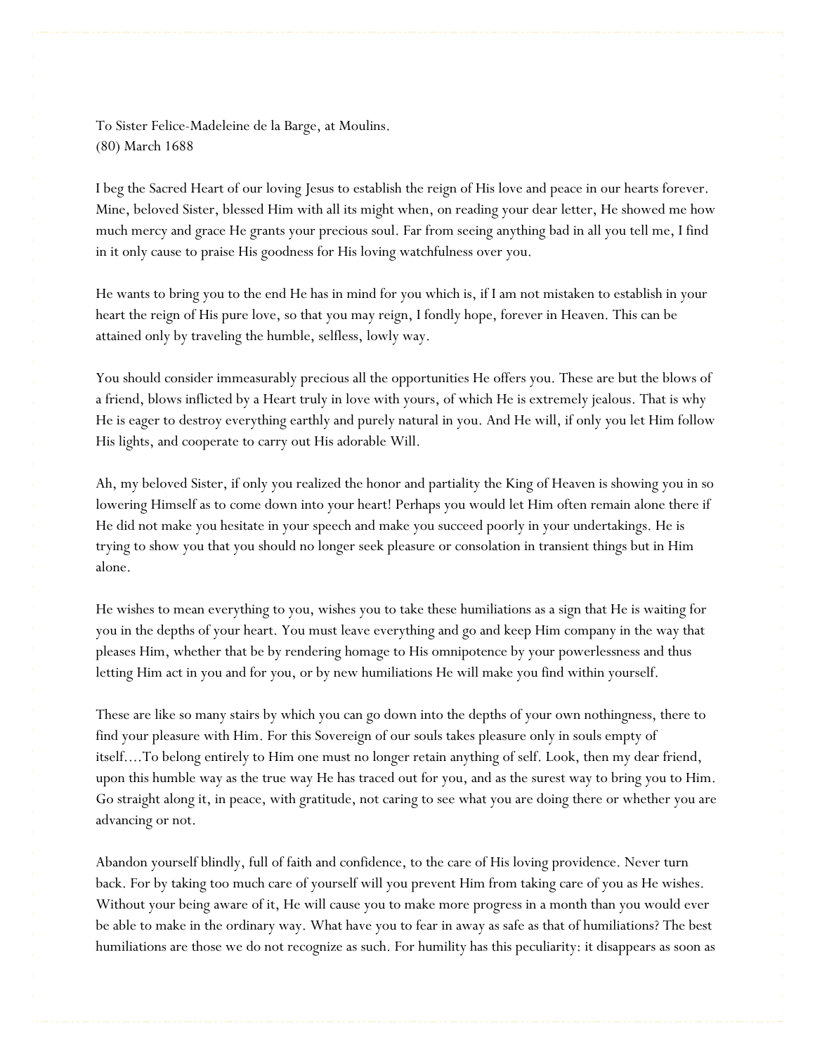To Sister Felice-Madeleine de la Barge, at Moulins.
(80) March 1688

I beg the Sacred Heart of our loving Jesus to establish the reign of His love and peace in our hearts forever. Mine, beloved Sister, blessed Him with all its might when, on reading your dear letter, He showed me how much mercy and grace He grants your precious soul. Far from seeing anything bad in all you tell me, I find in it only cause to praise His goodness for His loving watchfulness over you.

He wants to bring you to the end He has in mind for you which is, if I am not mistaken to establish in your heart the reign of His pure love, so that you may reign, I fondly hope, forever in Heaven. This can be attained only by traveling the humble, selfless, lowly way.

You should consider immeasurably precious all the opportunities He offers you. These are but the blows of a friend, blows inflicted by a Heart truly in love with yours, of which He is extremely jealous. That is why He is eager to destroy everything earthly and purely natural in you. And He will, if only you let Him follow His lights, and cooperate to carry out His adorable Will.

Ah, my beloved Sister, if only you realized the honor and partiality the King of Heaven is showing you in so lowering Himself as to come down into your heart! Perhaps you would let Him often remain alone there if He did not make you hesitate in your speech and make you succeed poorly in your undertakings. He is trying to show you that you should no longer seek pleasure or consolation in transient things but in Him alone.

He wishes to mean everything to you, wishes you to take these humiliations as a sign that He is waiting for you in the depths of your heart. You must leave everything and go and keep Him company in the way that pleases Him, whether that be by rendering homage to His omnipotence by your powerlessness and thus letting Him act in you and for you, or by new humiliations He will make you find within yourself.

These are like so many stairs by which you can go down into the depths of your own nothingness, there to find your pleasure with Him. For this Sovereign of our souls takes pleasure only in souls empty of itself....To belong entirely to Him one must no longer retain anything of self. Look, then my dear friend, upon this humble way as the true way He has traced out for you, and as the surest way to bring you to Him. Go straight along it, in peace, with gratitude, not caring to see what you are doing there or whether you are advancing or not.

Abandon yourself blindly, full of faith and confidence, to the care of His loving providence. Never turn back. For by taking too much care of yourself will you prevent Him from taking care of you as He wishes. Without your being aware of it, He will cause you to make more progress in a month than you would ever be able to make in the ordinary way. What have you to fear in away as safe as that of humiliations? The best humiliations are those we do not recognize as such. For humility has this peculiarity: it disappears as soon as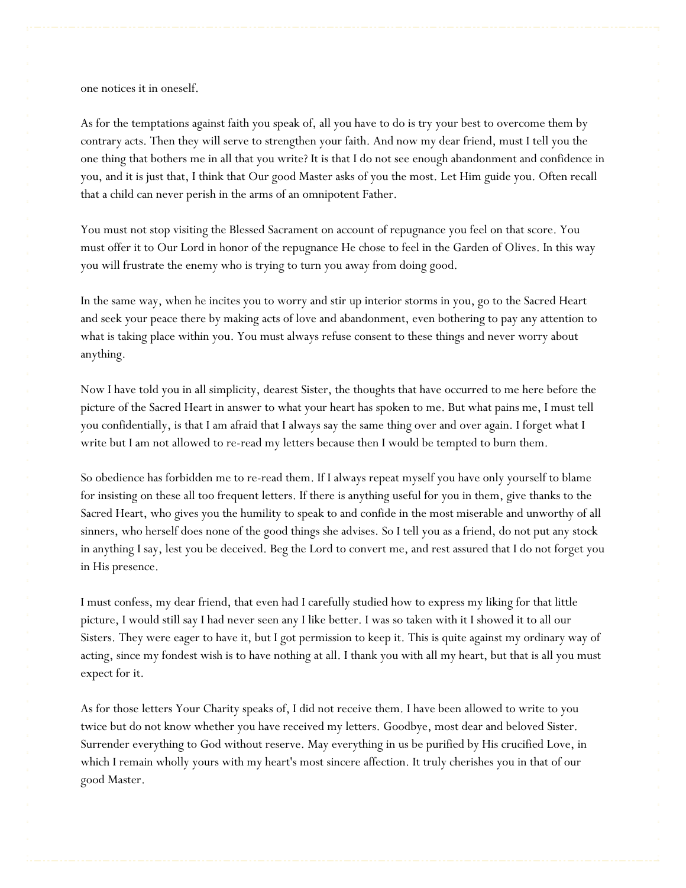one notices it in oneself.

As for the temptations against faith you speak of, all you have to do is try your best to overcome them by contrary acts. Then they will serve to strengthen your faith. And now my dear friend, must I tell you the one thing that bothers me in all that you write? It is that I do not see enough abandonment and confidence in you, and it is just that, I think that Our good Master asks of you the most. Let Him guide you. Often recall that a child can never perish in the arms of an omnipotent Father.

You must not stop visiting the Blessed Sacrament on account of repugnance you feel on that score. You must offer it to Our Lord in honor of the repugnance He chose to feel in the Garden of Olives. In this way you will frustrate the enemy who is trying to turn you away from doing good.

In the same way, when he incites you to worry and stir up interior storms in you, go to the Sacred Heart and seek your peace there by making acts of love and abandonment, even bothering to pay any attention to what is taking place within you. You must always refuse consent to these things and never worry about anything.

Now I have told you in all simplicity, dearest Sister, the thoughts that have occurred to me here before the picture of the Sacred Heart in answer to what your heart has spoken to me. But what pains me, I must tell you confidentially, is that I am afraid that I always say the same thing over and over again. I forget what I write but I am not allowed to re-read my letters because then I would be tempted to burn them.

So obedience has forbidden me to re-read them. If I always repeat myself you have only yourself to blame for insisting on these all too frequent letters. If there is anything useful for you in them, give thanks to the Sacred Heart, who gives you the humility to speak to and confide in the most miserable and unworthy of all sinners, who herself does none of the good things she advises. So I tell you as a friend, do not put any stock in anything I say, lest you be deceived. Beg the Lord to convert me, and rest assured that I do not forget you in His presence.

I must confess, my dear friend, that even had I carefully studied how to express my liking for that little picture, I would still say I had never seen any I like better. I was so taken with it I showed it to all our Sisters. They were eager to have it, but I got permission to keep it. This is quite against my ordinary way of acting, since my fondest wish is to have nothing at all. I thank you with all my heart, but that is all you must expect for it.

As for those letters Your Charity speaks of, I did not receive them. I have been allowed to write to you twice but do not know whether you have received my letters. Goodbye, most dear and beloved Sister. Surrender everything to God without reserve. May everything in us be purified by His crucified Love, in which I remain wholly yours with my heart's most sincere affection. It truly cherishes you in that of our good Master.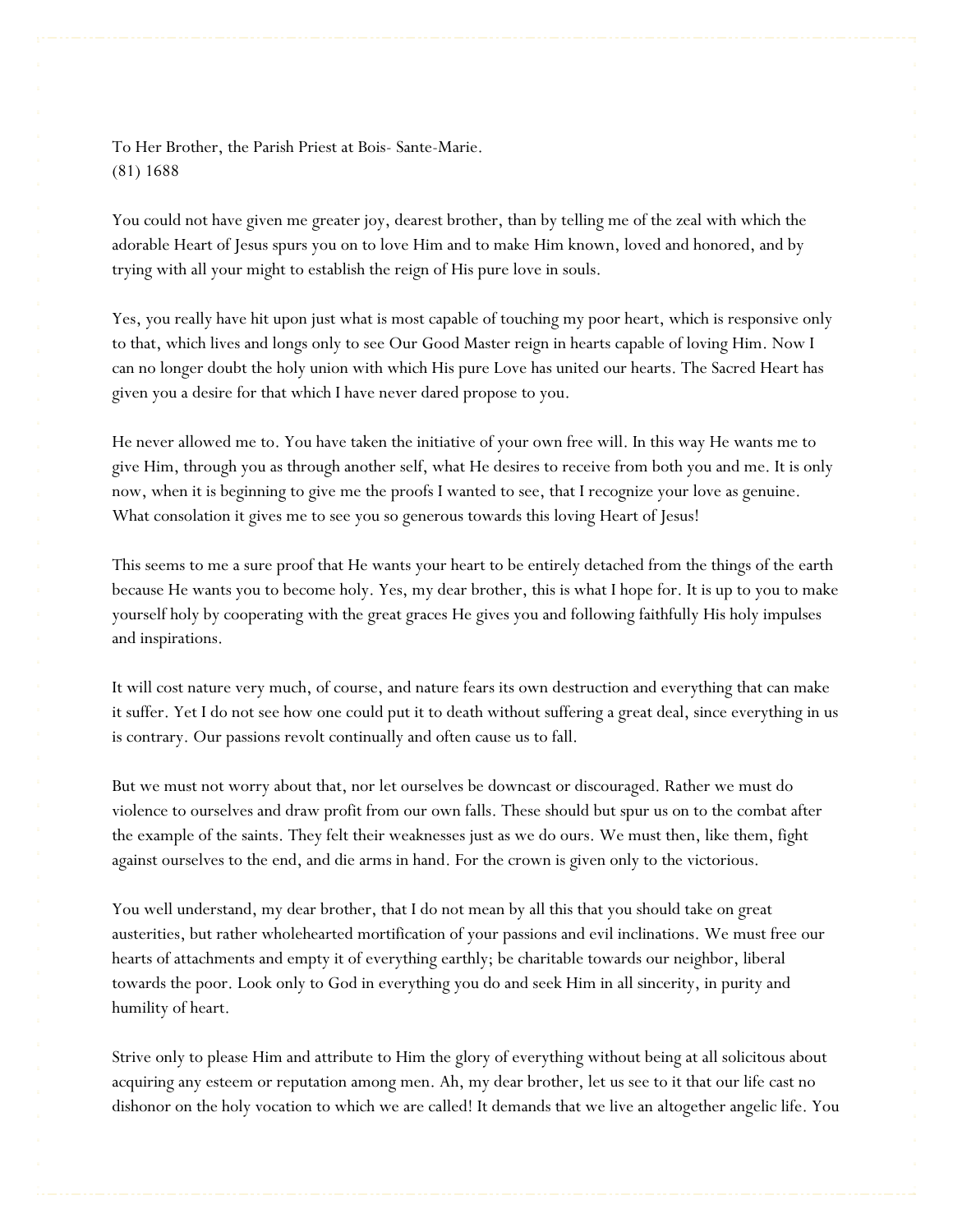To Her Brother, the Parish Priest at Bois- Sante-Marie.
(81) 1688

You could not have given me greater joy, dearest brother, than by telling me of the zeal with which the adorable Heart of Jesus spurs you on to love Him and to make Him known, loved and honored, and by trying with all your might to establish the reign of His pure love in souls.

Yes, you really have hit upon just what is most capable of touching my poor heart, which is responsive only to that, which lives and longs only to see Our Good Master reign in hearts capable of loving Him. Now I can no longer doubt the holy union with which His pure Love has united our hearts. The Sacred Heart has given you a desire for that which I have never dared propose to you.

He never allowed me to. You have taken the initiative of your own free will. In this way He wants me to give Him, through you as through another self, what He desires to receive from both you and me. It is only now, when it is beginning to give me the proofs I wanted to see, that I recognize your love as genuine. What consolation it gives me to see you so generous towards this loving Heart of Jesus!

This seems to me a sure proof that He wants your heart to be entirely detached from the things of the earth because He wants you to become holy. Yes, my dear brother, this is what I hope for. It is up to you to make yourself holy by cooperating with the great graces He gives you and following faithfully His holy impulses and inspirations.

It will cost nature very much, of course, and nature fears its own destruction and everything that can make it suffer. Yet I do not see how one could put it to death without suffering a great deal, since everything in us is contrary. Our passions revolt continually and often cause us to fall.

But we must not worry about that, nor let ourselves be downcast or discouraged. Rather we must do violence to ourselves and draw profit from our own falls. These should but spur us on to the combat after the example of the saints. They felt their weaknesses just as we do ours. We must then, like them, fight against ourselves to the end, and die arms in hand. For the crown is given only to the victorious.

You well understand, my dear brother, that I do not mean by all this that you should take on great austerities, but rather wholehearted mortification of your passions and evil inclinations. We must free our hearts of attachments and empty it of everything earthly; be charitable towards our neighbor, liberal towards the poor. Look only to God in everything you do and seek Him in all sincerity, in purity and humility of heart.

Strive only to please Him and attribute to Him the glory of everything without being at all solicitous about acquiring any esteem or reputation among men. Ah, my dear brother, let us see to it that our life cast no dishonor on the holy vocation to which we are called! It demands that we live an altogether angelic life. You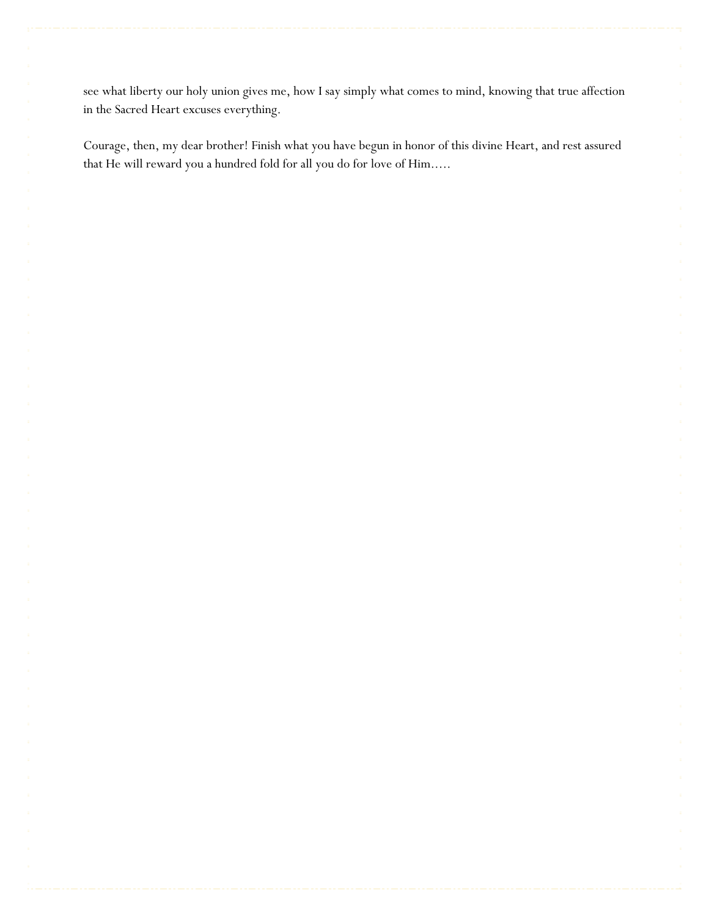see what liberty our holy union gives me, how I say simply what comes to mind, knowing that true affection in the Sacred Heart excuses everything.

Courage, then, my dear brother! Finish what you have begun in honor of this divine Heart, and rest assured that He will reward you a hundred fold for all you do for love of Him.....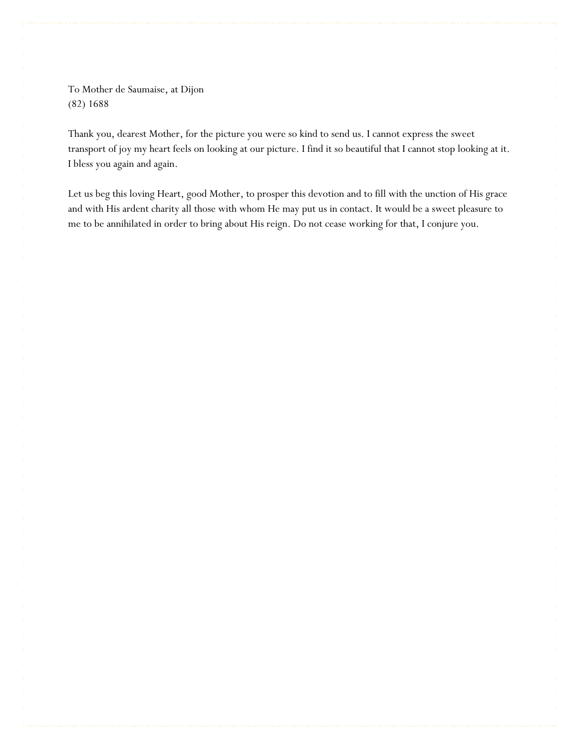To Mother de Saumaise, at Dijon
(82) 1688

Thank you, dearest Mother, for the picture you were so kind to send us. I cannot express the sweet transport of joy my heart feels on looking at our picture. I find it so beautiful that I cannot stop looking at it. I bless you again and again.

Let us beg this loving Heart, good Mother, to prosper this devotion and to fill with the unction of His grace and with His ardent charity all those with whom He may put us in contact. It would be a sweet pleasure to me to be annihilated in order to bring about His reign. Do not cease working for that, I conjure you.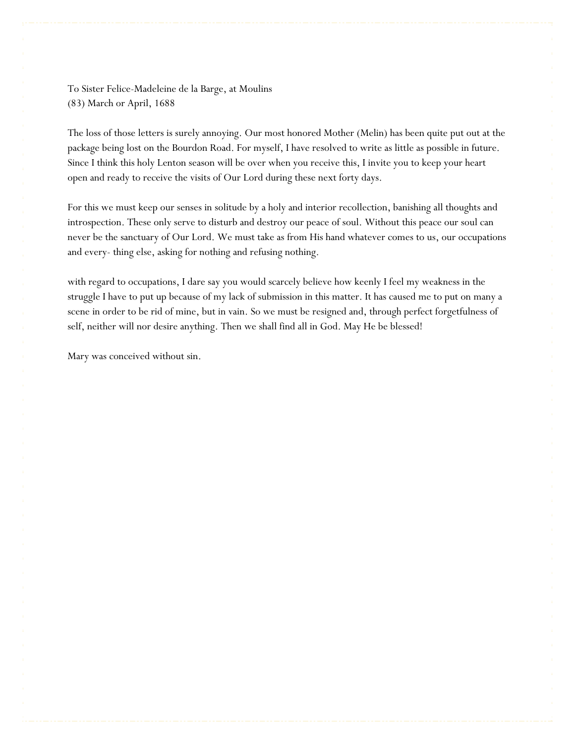To Sister Felice-Madeleine de la Barge, at Moulins
(83) March or April, 1688

The loss of those letters is surely annoying. Our most honored Mother (Melin) has been quite put out at the package being lost on the Bourdon Road. For myself, I have resolved to write as little as possible in future. Since I think this holy Lenton season will be over when you receive this, I invite you to keep your heart open and ready to receive the visits of Our Lord during these next forty days.

For this we must keep our senses in solitude by a holy and interior recollection, banishing all thoughts and introspection. These only serve to disturb and destroy our peace of soul. Without this peace our soul can never be the sanctuary of Our Lord. We must take as from His hand whatever comes to us, our occupations and every- thing else, asking for nothing and refusing nothing.

with regard to occupations, I dare say you would scarcely believe how keenly I feel my weakness in the struggle I have to put up because of my lack of submission in this matter. It has caused me to put on many a scene in order to be rid of mine, but in vain. So we must be resigned and, through perfect forgetfulness of self, neither will nor desire anything. Then we shall find all in God. May He be blessed!

Mary was conceived without sin.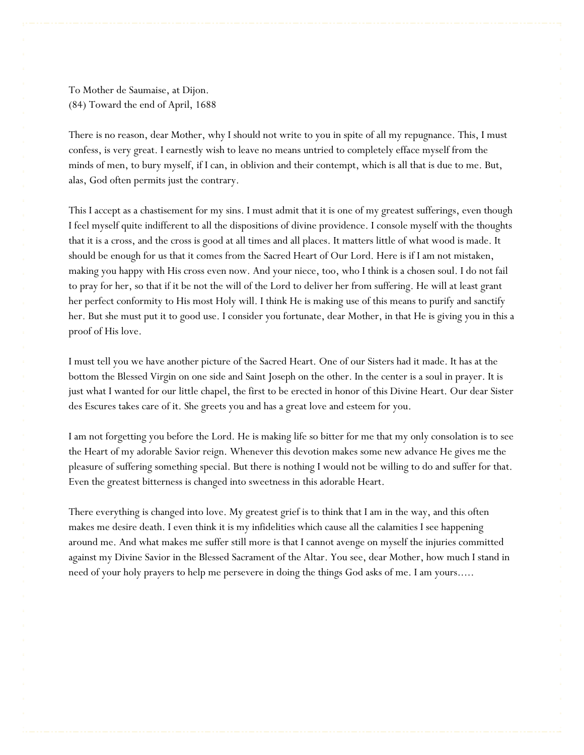To Mother de Saumaise, at Dijon.
(84) Toward the end of April, 1688

There is no reason, dear Mother, why I should not write to you in spite of all my repugnance. This, I must confess, is very great. I earnestly wish to leave no means untried to completely efface myself from the minds of men, to bury myself, if I can, in oblivion and their contempt, which is all that is due to me. But, alas, God often permits just the contrary.

This I accept as a chastisement for my sins. I must admit that it is one of my greatest sufferings, even though I feel myself quite indifferent to all the dispositions of divine providence. I console myself with the thoughts that it is a cross, and the cross is good at all times and all places. It matters little of what wood is made. It should be enough for us that it comes from the Sacred Heart of Our Lord. Here is if I am not mistaken, making you happy with His cross even now. And your niece, too, who I think is a chosen soul. I do not fail to pray for her, so that if it be not the will of the Lord to deliver her from suffering. He will at least grant her perfect conformity to His most Holy will. I think He is making use of this means to purify and sanctify her. But she must put it to good use. I consider you fortunate, dear Mother, in that He is giving you in this a proof of His love.

I must tell you we have another picture of the Sacred Heart. One of our Sisters had it made. It has at the bottom the Blessed Virgin on one side and Saint Joseph on the other. In the center is a soul in prayer. It is just what I wanted for our little chapel, the first to be erected in honor of this Divine Heart. Our dear Sister des Escures takes care of it. She greets you and has a great love and esteem for you.

I am not forgetting you before the Lord. He is making life so bitter for me that my only consolation is to see the Heart of my adorable Savior reign. Whenever this devotion makes some new advance He gives me the pleasure of suffering something special. But there is nothing I would not be willing to do and suffer for that. Even the greatest bitterness is changed into sweetness in this adorable Heart.

There everything is changed into love. My greatest grief is to think that I am in the way, and this often makes me desire death. I even think it is my infidelities which cause all the calamities I see happening around me. And what makes me suffer still more is that I cannot avenge on myself the injuries committed against my Divine Savior in the Blessed Sacrament of the Altar. You see, dear Mother, how much I stand in need of your holy prayers to help me persevere in doing the things God asks of me. I am yours.....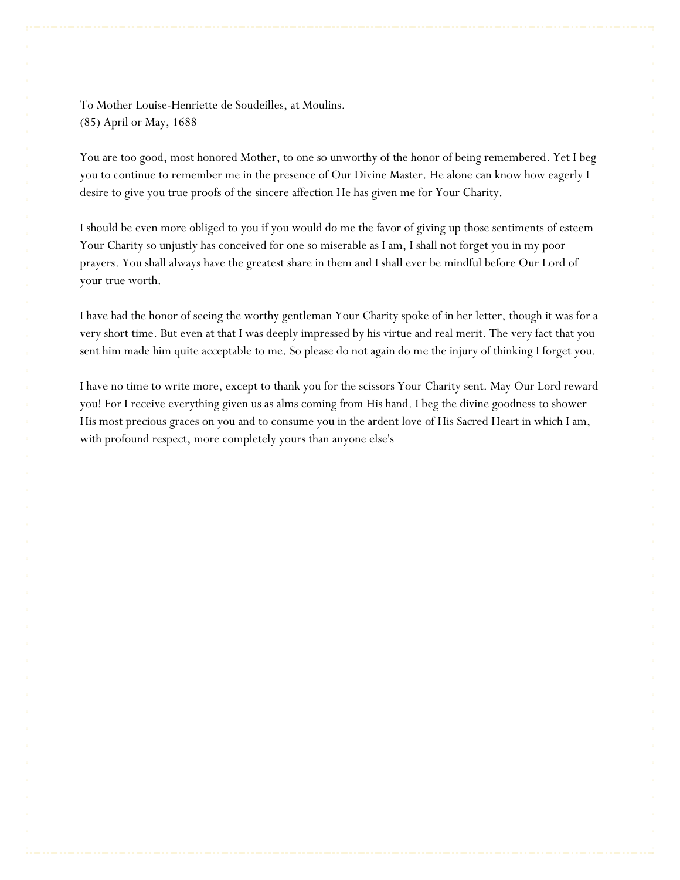To Mother Louise-Henriette de Soudeilles, at Moulins.
(85) April or May, 1688

You are too good, most honored Mother, to one so unworthy of the honor of being remembered. Yet I beg you to continue to remember me in the presence of Our Divine Master. He alone can know how eagerly I desire to give you true proofs of the sincere affection He has given me for Your Charity.

I should be even more obliged to you if you would do me the favor of giving up those sentiments of esteem Your Charity so unjustly has conceived for one so miserable as I am, I shall not forget you in my poor prayers. You shall always have the greatest share in them and I shall ever be mindful before Our Lord of your true worth.

I have had the honor of seeing the worthy gentleman Your Charity spoke of in her letter, though it was for a very short time. But even at that I was deeply impressed by his virtue and real merit. The very fact that you sent him made him quite acceptable to me. So please do not again do me the injury of thinking I forget you.

I have no time to write more, except to thank you for the scissors Your Charity sent. May Our Lord reward you! For I receive everything given us as alms coming from His hand. I beg the divine goodness to shower His most precious graces on you and to consume you in the ardent love of His Sacred Heart in which I am, with profound respect, more completely yours than anyone else's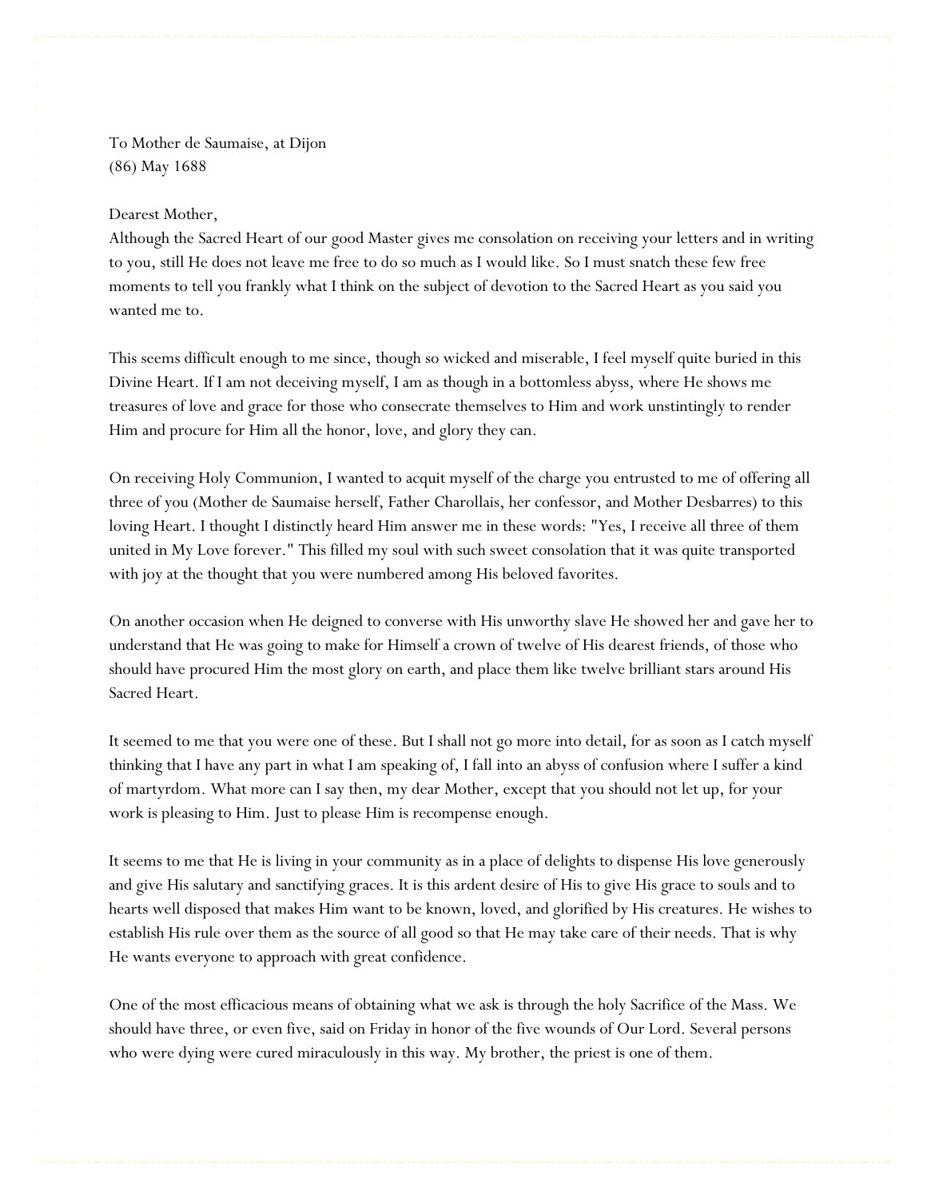To Mother de Saumaise, at Dijon
(86) May 1688

Dearest Mother,
Although the Sacred Heart of our good Master gives me consolation on receiving your letters and in writing to you, still He does not leave me free to do so much as I would like. So I must snatch these few free moments to tell you frankly what I think on the subject of devotion to the Sacred Heart as you said you wanted me to.

This seems difficult enough to me since, though so wicked and miserable, I feel myself quite buried in this Divine Heart. If I am not deceiving myself, I am as though in a bottomless abyss, where He shows me treasures of love and grace for those who consecrate themselves to Him and work unstintingly to render Him and procure for Him all the honor, love, and glory they can.

On receiving Holy Communion, I wanted to acquit myself of the charge you entrusted to me of offering all three of you (Mother de Saumaise herself, Father Charollais, her confessor, and Mother Desbarres) to this loving Heart. I thought I distinctly heard Him answer me in these words: "Yes, I receive all three of them united in My Love forever." This filled my soul with such sweet consolation that it was quite transported with joy at the thought that you were numbered among His beloved favorites.

On another occasion when He deigned to converse with His unworthy slave He showed her and gave her to understand that He was going to make for Himself a crown of twelve of His dearest friends, of those who should have procured Him the most glory on earth, and place them like twelve brilliant stars around His Sacred Heart.

It seemed to me that you were one of these. But I shall not go more into detail, for as soon as I catch myself thinking that I have any part in what I am speaking of, I fall into an abyss of confusion where I suffer a kind of martyrdom. What more can I say then, my dear Mother, except that you should not let up, for your work is pleasing to Him. Just to please Him is recompense enough.

It seems to me that He is living in your community as in a place of delights to dispense His love generously and give His salutary and sanctifying graces. It is this ardent desire of His to give His grace to souls and to hearts well disposed that makes Him want to be known, loved, and glorified by His creatures. He wishes to establish His rule over them as the source of all good so that He may take care of their needs. That is why He wants everyone to approach with great confidence.

One of the most efficacious means of obtaining what we ask is through the holy Sacrifice of the Mass. We should have three, or even five, said on Friday in honor of the five wounds of Our Lord. Several persons who were dying were cured miraculously in this way. My brother, the priest is one of them.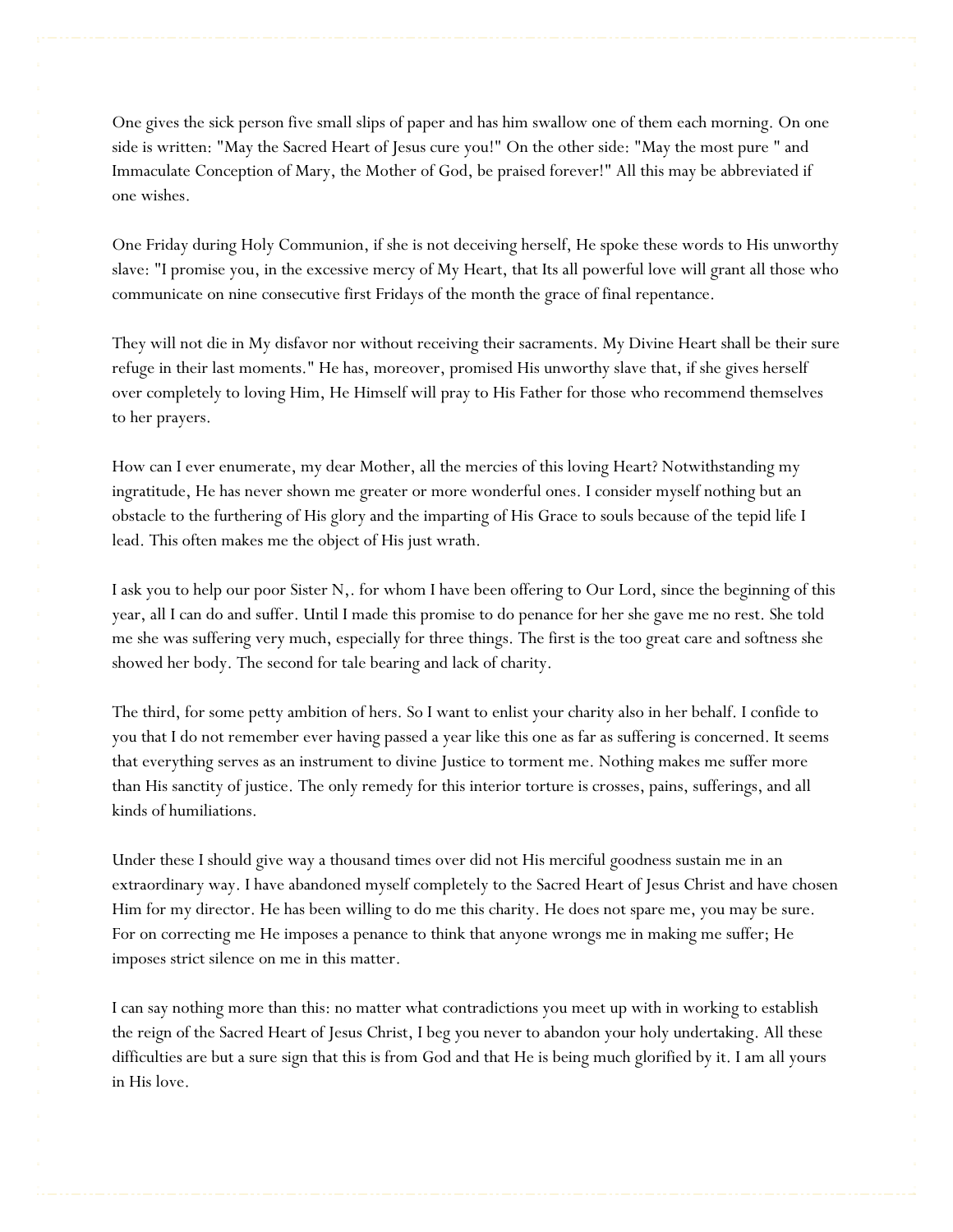One gives the sick person five small slips of paper and has him swallow one of them each morning. On one side is written: "May the Sacred Heart of Jesus cure you!" On the other side: "May the most pure " and Immaculate Conception of Mary, the Mother of God, be praised forever!" All this may be abbreviated if one wishes.

One Friday during Holy Communion, if she is not deceiving herself, He spoke these words to His unworthy slave: "I promise you, in the excessive mercy of My Heart, that Its all powerful love will grant all those who communicate on nine consecutive first Fridays of the month the grace of final repentance.

They will not die in My disfavor nor without receiving their sacraments. My Divine Heart shall be their sure refuge in their last moments." He has, moreover, promised His unworthy slave that, if she gives herself over completely to loving Him, He Himself will pray to His Father for those who recommend themselves to her prayers.

How can I ever enumerate, my dear Mother, all the mercies of this loving Heart? Notwithstanding my ingratitude, He has never shown me greater or more wonderful ones. I consider myself nothing but an obstacle to the furthering of His glory and the imparting of His Grace to souls because of the tepid life I lead. This often makes me the object of His just wrath.

I ask you to help our poor Sister N,. for whom I have been offering to Our Lord, since the beginning of this year, all I can do and suffer. Until I made this promise to do penance for her she gave me no rest. She told me she was suffering very much, especially for three things. The first is the too great care and softness she showed her body. The second for tale bearing and lack of charity.

The third, for some petty ambition of hers. So I want to enlist your charity also in her behalf. I confide to you that I do not remember ever having passed a year like this one as far as suffering is concerned. It seems that everything serves as an instrument to divine Justice to torment me. Nothing makes me suffer more than His sanctity of justice. The only remedy for this interior torture is crosses, pains, sufferings, and all kinds of humiliations.

Under these I should give way a thousand times over did not His merciful goodness sustain me in an extraordinary way. I have abandoned myself completely to the Sacred Heart of Jesus Christ and have chosen Him for my director. He has been willing to do me this charity. He does not spare me, you may be sure. For on correcting me He imposes a penance to think that anyone wrongs me in making me suffer; He imposes strict silence on me in this matter.

I can say nothing more than this: no matter what contradictions you meet up with in working to establish the reign of the Sacred Heart of Jesus Christ, I beg you never to abandon your holy undertaking. All these difficulties are but a sure sign that this is from God and that He is being much glorified by it. I am all yours in His love.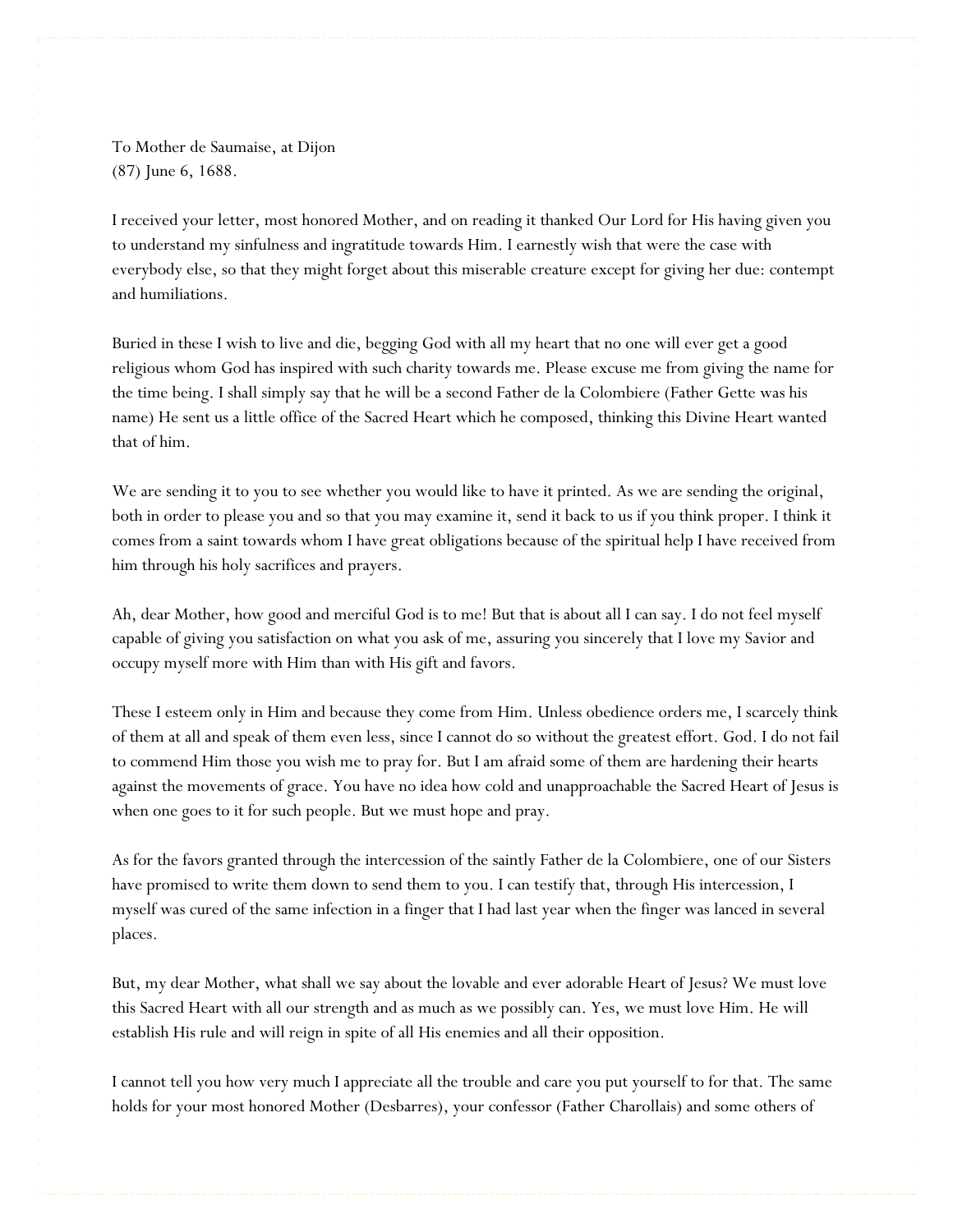To Mother de Saumaise, at Dijon
(87) June 6, 1688.

I received your letter, most honored Mother, and on reading it thanked Our Lord for His having given you to understand my sinfulness and ingratitude towards Him. I earnestly wish that were the case with everybody else, so that they might forget about this miserable creature except for giving her due: contempt and humiliations.

Buried in these I wish to live and die, begging God with all my heart that no one will ever get a good religious whom God has inspired with such charity towards me. Please excuse me from giving the name for the time being. I shall simply say that he will be a second Father de la Colombiere (Father Gette was his name) He sent us a little office of the Sacred Heart which he composed, thinking this Divine Heart wanted that of him.

We are sending it to you to see whether you would like to have it printed. As we are sending the original, both in order to please you and so that you may examine it, send it back to us if you think proper. I think it comes from a saint towards whom I have great obligations because of the spiritual help I have received from him through his holy sacrifices and prayers.

Ah, dear Mother, how good and merciful God is to me! But that is about all I can say. I do not feel myself capable of giving you satisfaction on what you ask of me, assuring you sincerely that I love my Savior and occupy myself more with Him than with His gift and favors.

These I esteem only in Him and because they come from Him. Unless obedience orders me, I scarcely think of them at all and speak of them even less, since I cannot do so without the greatest effort. God. I do not fail to commend Him those you wish me to pray for. But I am afraid some of them are hardening their hearts against the movements of grace. You have no idea how cold and unapproachable the Sacred Heart of Jesus is when one goes to it for such people. But we must hope and pray.

As for the favors granted through the intercession of the saintly Father de la Colombiere, one of our Sisters have promised to write them down to send them to you. I can testify that, through His intercession, I myself was cured of the same infection in a finger that I had last year when the finger was lanced in several places.

But, my dear Mother, what shall we say about the lovable and ever adorable Heart of Jesus? We must love this Sacred Heart with all our strength and as much as we possibly can. Yes, we must love Him. He will establish His rule and will reign in spite of all His enemies and all their opposition.

I cannot tell you how very much I appreciate all the trouble and care you put yourself to for that. The same holds for your most honored Mother (Desbarres), your confessor (Father Charollais) and some others of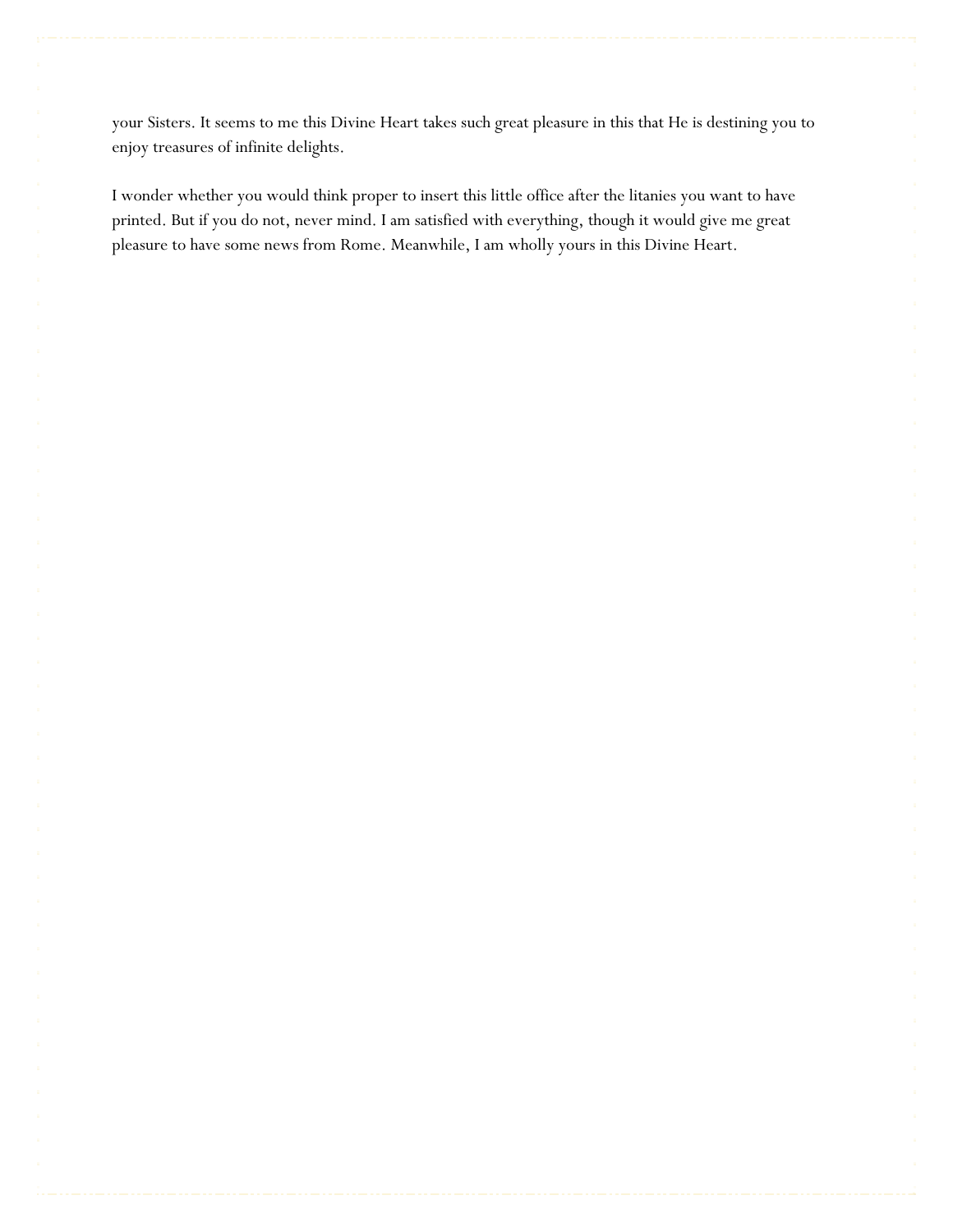your Sisters. It seems to me this Divine Heart takes such great pleasure in this that He is destining you to enjoy treasures of infinite delights.

I wonder whether you would think proper to insert this little office after the litanies you want to have printed. But if you do not, never mind. I am satisfied with everything, though it would give me great pleasure to have some news from Rome. Meanwhile, I am wholly yours in this Divine Heart.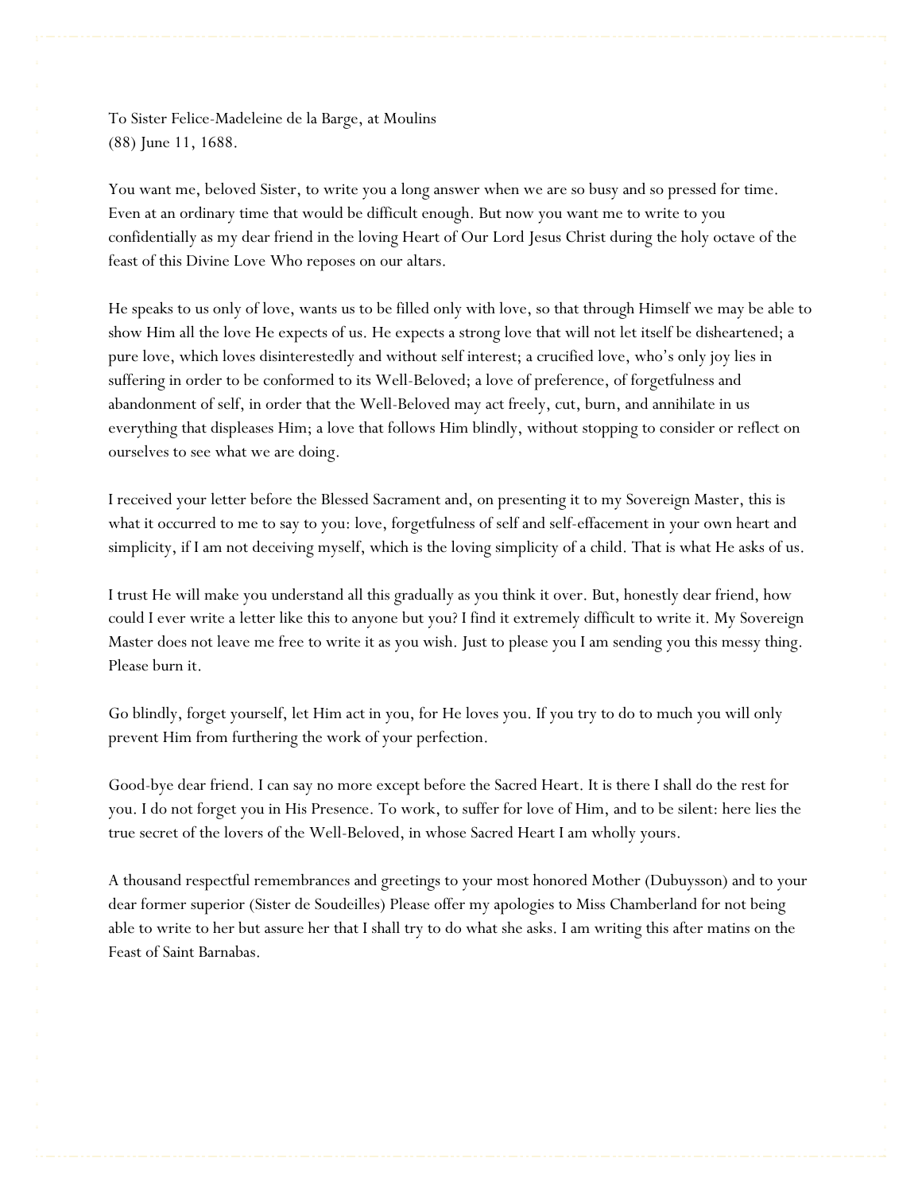To Sister Felice-Madeleine de la Barge, at Moulins
(88) June 11, 1688.

You want me, beloved Sister, to write you a long answer when we are so busy and so pressed for time. Even at an ordinary time that would be difficult enough. But now you want me to write to you confidentially as my dear friend in the loving Heart of Our Lord Jesus Christ during the holy octave of the feast of this Divine Love Who reposes on our altars.

He speaks to us only of love, wants us to be filled only with love, so that through Himself we may be able to show Him all the love He expects of us. He expects a strong love that will not let itself be disheartened; a pure love, which loves disinterestedly and without self interest; a crucified love, who's only joy lies in suffering in order to be conformed to its Well-Beloved; a love of preference, of forgetfulness and abandonment of self, in order that the Well-Beloved may act freely, cut, burn, and annihilate in us everything that displeases Him; a love that follows Him blindly, without stopping to consider or reflect on ourselves to see what we are doing.

I received your letter before the Blessed Sacrament and, on presenting it to my Sovereign Master, this is what it occurred to me to say to you: love, forgetfulness of self and self-effacement in your own heart and simplicity, if I am not deceiving myself, which is the loving simplicity of a child. That is what He asks of us.

I trust He will make you understand all this gradually as you think it over. But, honestly dear friend, how could I ever write a letter like this to anyone but you? I find it extremely difficult to write it. My Sovereign Master does not leave me free to write it as you wish. Just to please you I am sending you this messy thing. Please burn it.

Go blindly, forget yourself, let Him act in you, for He loves you. If you try to do to much you will only prevent Him from furthering the work of your perfection.

Good-bye dear friend. I can say no more except before the Sacred Heart. It is there I shall do the rest for you. I do not forget you in His Presence. To work, to suffer for love of Him, and to be silent: here lies the true secret of the lovers of the Well-Beloved, in whose Sacred Heart I am wholly yours.

A thousand respectful remembrances and greetings to your most honored Mother (Dubuysson) and to your dear former superior (Sister de Soudeilles) Please offer my apologies to Miss Chamberland for not being able to write to her but assure her that I shall try to do what she asks. I am writing this after matins on the Feast of Saint Barnabas.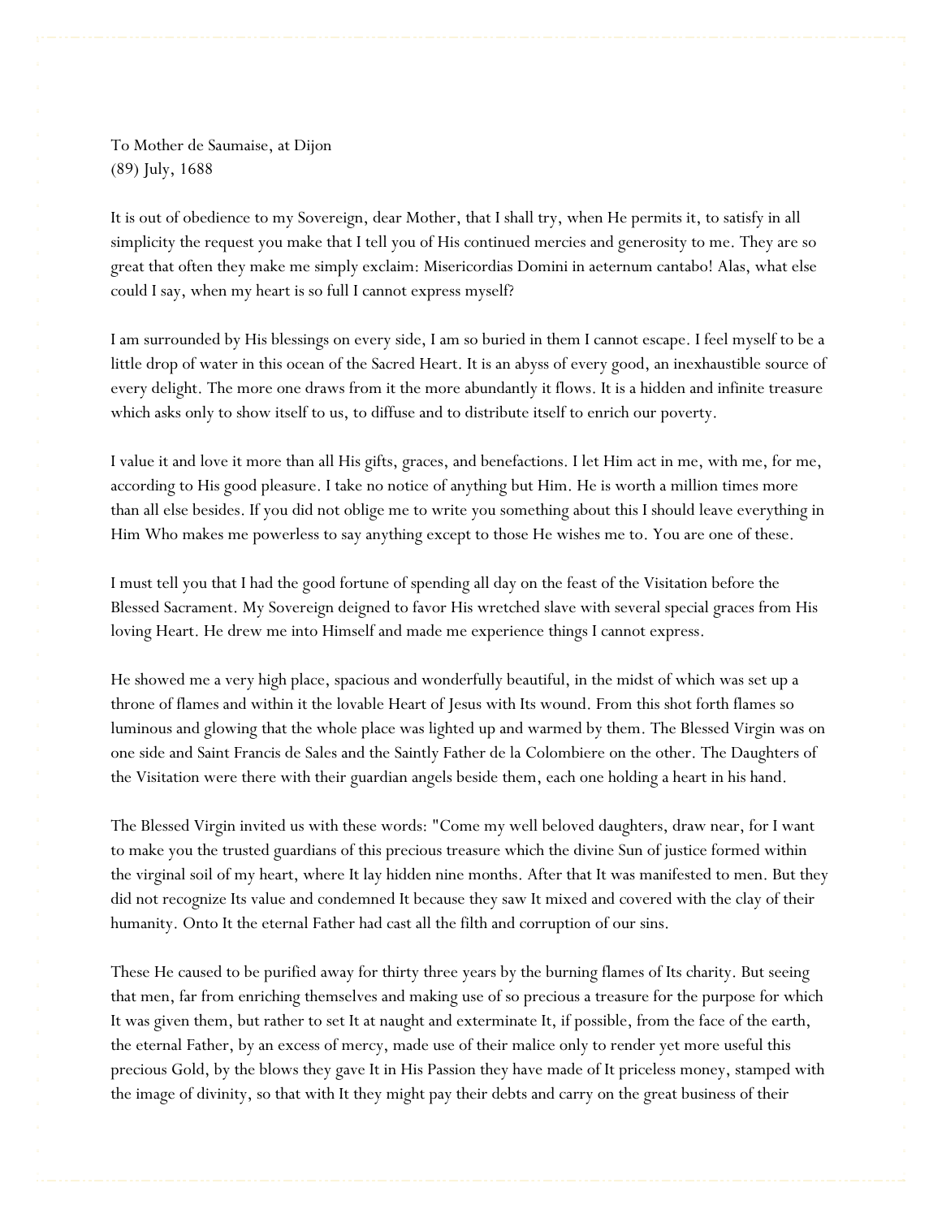To Mother de Saumaise, at Dijon
(89) July, 1688

It is out of obedience to my Sovereign, dear Mother, that I shall try, when He permits it, to satisfy in all simplicity the request you make that I tell you of His continued mercies and generosity to me. They are so great that often they make me simply exclaim: Misericordias Domini in aeternum cantabo! Alas, what else could I say, when my heart is so full I cannot express myself?

I am surrounded by His blessings on every side, I am so buried in them I cannot escape. I feel myself to be a little drop of water in this ocean of the Sacred Heart. It is an abyss of every good, an inexhaustible source of every delight. The more one draws from it the more abundantly it flows. It is a hidden and infinite treasure which asks only to show itself to us, to diffuse and to distribute itself to enrich our poverty.

I value it and love it more than all His gifts, graces, and benefactions. I let Him act in me, with me, for me, according to His good pleasure. I take no notice of anything but Him. He is worth a million times more than all else besides. If you did not oblige me to write you something about this I should leave everything in Him Who makes me powerless to say anything except to those He wishes me to. You are one of these.

I must tell you that I had the good fortune of spending all day on the feast of the Visitation before the Blessed Sacrament. My Sovereign deigned to favor His wretched slave with several special graces from His loving Heart. He drew me into Himself and made me experience things I cannot express.

He showed me a very high place, spacious and wonderfully beautiful, in the midst of which was set up a throne of flames and within it the lovable Heart of Jesus with Its wound. From this shot forth flames so luminous and glowing that the whole place was lighted up and warmed by them. The Blessed Virgin was on one side and Saint Francis de Sales and the Saintly Father de la Colombiere on the other. The Daughters of the Visitation were there with their guardian angels beside them, each one holding a heart in his hand.

The Blessed Virgin invited us with these words: "Come my well beloved daughters, draw near, for I want to make you the trusted guardians of this precious treasure which the divine Sun of justice formed within the virginal soil of my heart, where It lay hidden nine months. After that It was manifested to men. But they did not recognize Its value and condemned It because they saw It mixed and covered with the clay of their humanity. Onto It the eternal Father had cast all the filth and corruption of our sins.

These He caused to be purified away for thirty three years by the burning flames of Its charity. But seeing that men, far from enriching themselves and making use of so precious a treasure for the purpose for which It was given them, but rather to set It at naught and exterminate It, if possible, from the face of the earth, the eternal Father, by an excess of mercy, made use of their malice only to render yet more useful this precious Gold, by the blows they gave It in His Passion they have made of It priceless money, stamped with the image of divinity, so that with It they might pay their debts and carry on the great business of their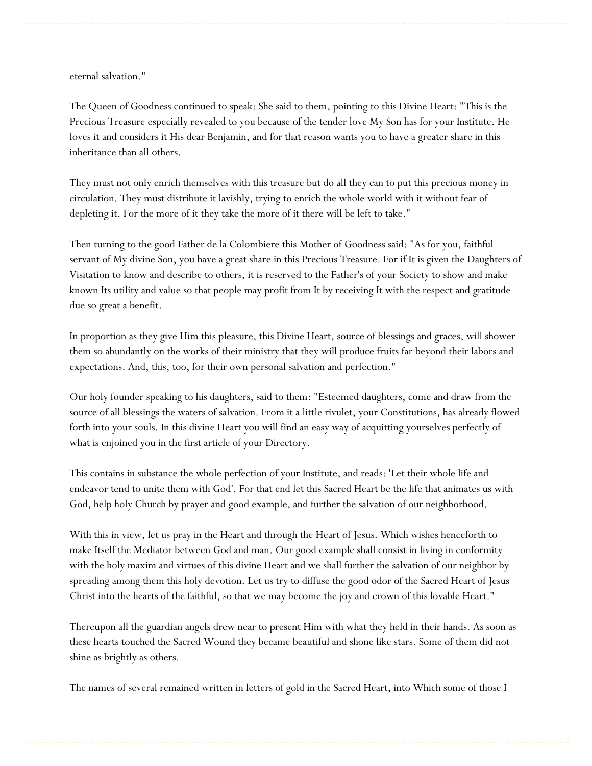eternal salvation."

The Queen of Goodness continued to speak: She said to them, pointing to this Divine Heart: "This is the Precious Treasure especially revealed to you because of the tender love My Son has for your Institute. He loves it and considers it His dear Benjamin, and for that reason wants you to have a greater share in this inheritance than all others.

They must not only enrich themselves with this treasure but do all they can to put this precious money in circulation. They must distribute it lavishly, trying to enrich the whole world with it without fear of depleting it. For the more of it they take the more of it there will be left to take."

Then turning to the good Father de la Colombiere this Mother of Goodness said: "As for you, faithful servant of My divine Son, you have a great share in this Precious Treasure. For if It is given the Daughters of Visitation to know and describe to others, it is reserved to the Father's of your Society to show and make known Its utility and value so that people may profit from It by receiving It with the respect and gratitude due so great a benefit.

In proportion as they give Him this pleasure, this Divine Heart, source of blessings and graces, will shower them so abundantly on the works of their ministry that they will produce fruits far beyond their labors and expectations. And, this, too, for their own personal salvation and perfection."

Our holy founder speaking to his daughters, said to them: "Esteemed daughters, come and draw from the source of all blessings the waters of salvation. From it a little rivulet, your Constitutions, has already flowed forth into your souls. In this divine Heart you will find an easy way of acquitting yourselves perfectly of what is enjoined you in the first article of your Directory.

This contains in substance the whole perfection of your Institute, and reads: 'Let their whole life and endeavor tend to unite them with God'. For that end let this Sacred Heart be the life that animates us with God, help holy Church by prayer and good example, and further the salvation of our neighborhood.

With this in view, let us pray in the Heart and through the Heart of Jesus. Which wishes henceforth to make Itself the Mediator between God and man. Our good example shall consist in living in conformity with the holy maxim and virtues of this divine Heart and we shall further the salvation of our neighbor by spreading among them this holy devotion. Let us try to diffuse the good odor of the Sacred Heart of Jesus Christ into the hearts of the faithful, so that we may become the joy and crown of this lovable Heart."

Thereupon all the guardian angels drew near to present Him with what they held in their hands. As soon as these hearts touched the Sacred Wound they became beautiful and shone like stars. Some of them did not shine as brightly as others.

The names of several remained written in letters of gold in the Sacred Heart, into Which some of those I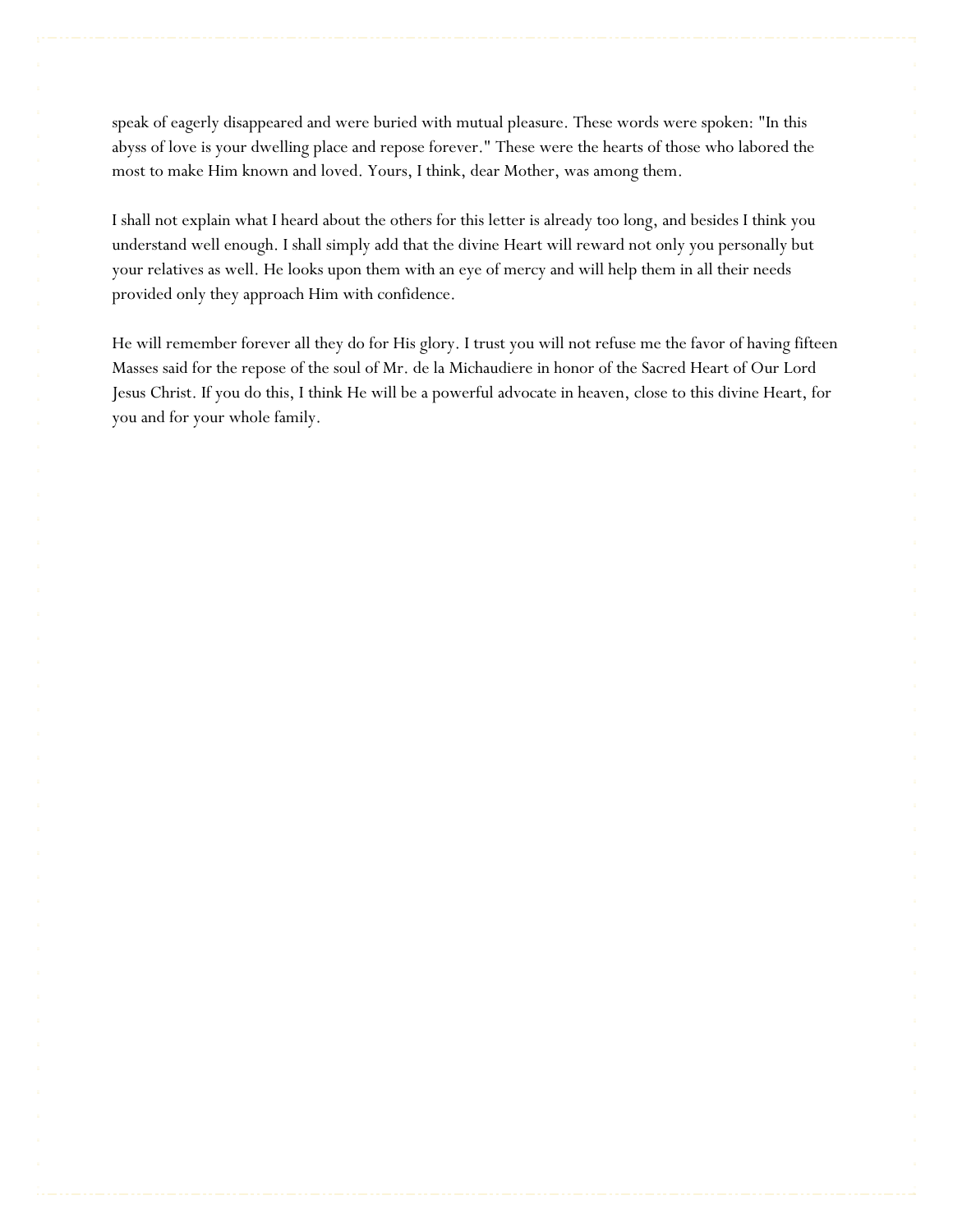speak of eagerly disappeared and were buried with mutual pleasure. These words were spoken: "In this abyss of love is your dwelling place and repose forever." These were the hearts of those who labored the most to make Him known and loved. Yours, I think, dear Mother, was among them.

I shall not explain what I heard about the others for this letter is already too long, and besides I think you understand well enough. I shall simply add that the divine Heart will reward not only you personally but your relatives as well. He looks upon them with an eye of mercy and will help them in all their needs provided only they approach Him with confidence.

He will remember forever all they do for His glory. I trust you will not refuse me the favor of having fifteen Masses said for the repose of the soul of Mr. de la Michaudiere in honor of the Sacred Heart of Our Lord Jesus Christ. If you do this, I think He will be a powerful advocate in heaven, close to this divine Heart, for you and for your whole family.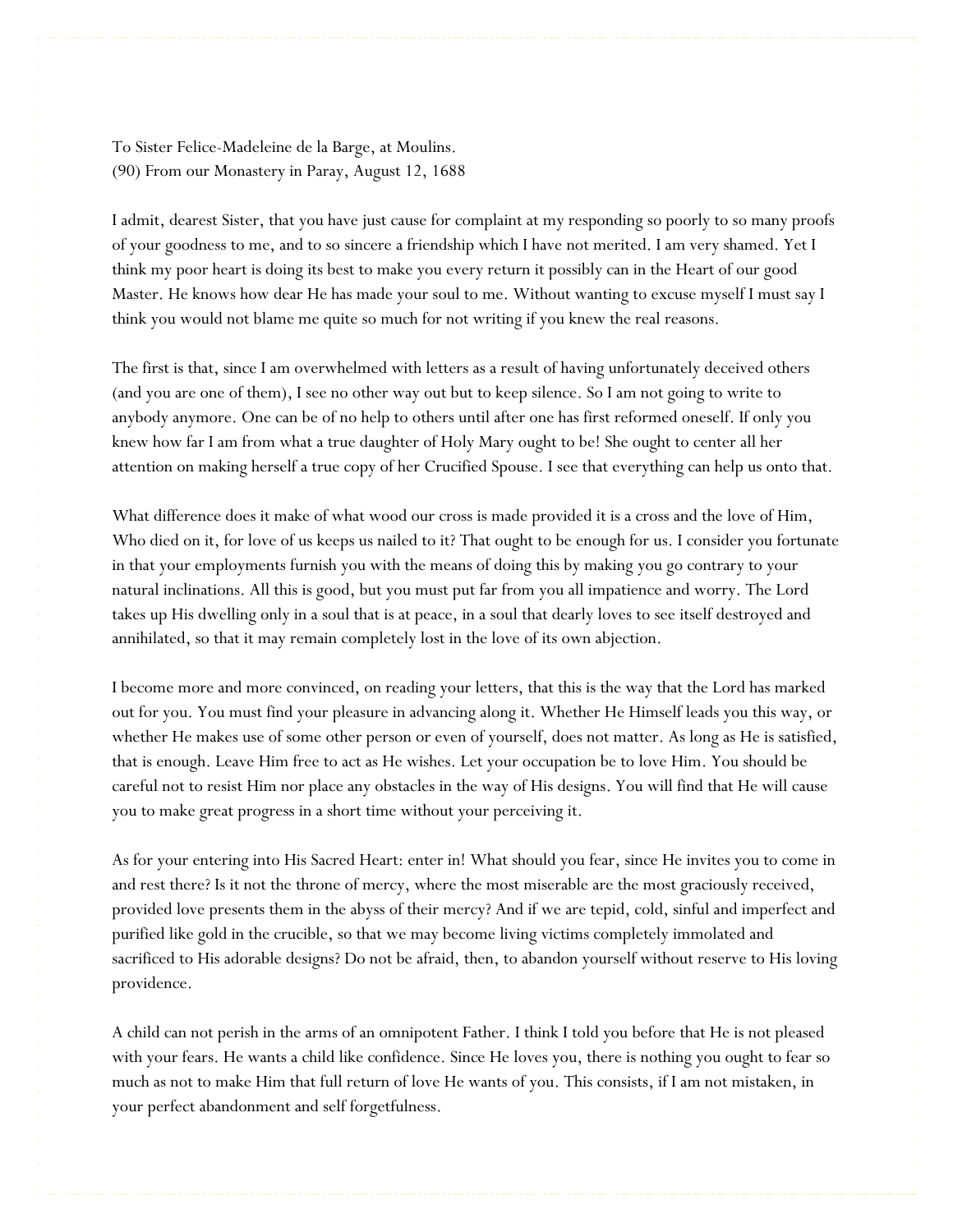To Sister Felice-Madeleine de la Barge, at Moulins.
(90) From our Monastery in Paray, August 12, 1688

I admit, dearest Sister, that you have just cause for complaint at my responding so poorly to so many proofs of your goodness to me, and to so sincere a friendship which I have not merited. I am very shamed. Yet I think my poor heart is doing its best to make you every return it possibly can in the Heart of our good Master. He knows how dear He has made your soul to me. Without wanting to excuse myself I must say I think you would not blame me quite so much for not writing if you knew the real reasons.

The first is that, since I am overwhelmed with letters as a result of having unfortunately deceived others (and you are one of them), I see no other way out but to keep silence. So I am not going to write to anybody anymore. One can be of no help to others until after one has first reformed oneself. If only you knew how far I am from what a true daughter of Holy Mary ought to be! She ought to center all her attention on making herself a true copy of her Crucified Spouse. I see that everything can help us onto that.

What difference does it make of what wood our cross is made provided it is a cross and the love of Him, Who died on it, for love of us keeps us nailed to it? That ought to be enough for us. I consider you fortunate in that your employments furnish you with the means of doing this by making you go contrary to your natural inclinations. All this is good, but you must put far from you all impatience and worry. The Lord takes up His dwelling only in a soul that is at peace, in a soul that dearly loves to see itself destroyed and annihilated, so that it may remain completely lost in the love of its own abjection.

I become more and more convinced, on reading your letters, that this is the way that the Lord has marked out for you. You must find your pleasure in advancing along it. Whether He Himself leads you this way, or whether He makes use of some other person or even of yourself, does not matter. As long as He is satisfied, that is enough. Leave Him free to act as He wishes. Let your occupation be to love Him. You should be careful not to resist Him nor place any obstacles in the way of His designs. You will find that He will cause you to make great progress in a short time without your perceiving it.

As for your entering into His Sacred Heart: enter in! What should you fear, since He invites you to come in and rest there? Is it not the throne of mercy, where the most miserable are the most graciously received, provided love presents them in the abyss of their mercy? And if we are tepid, cold, sinful and imperfect and purified like gold in the crucible, so that we may become living victims completely immolated and sacrificed to His adorable designs? Do not be afraid, then, to abandon yourself without reserve to His loving providence.

A child can not perish in the arms of an omnipotent Father. I think I told you before that He is not pleased with your fears. He wants a child like confidence. Since He loves you, there is nothing you ought to fear so much as not to make Him that full return of love He wants of you. This consists, if I am not mistaken, in your perfect abandonment and self forgetfulness.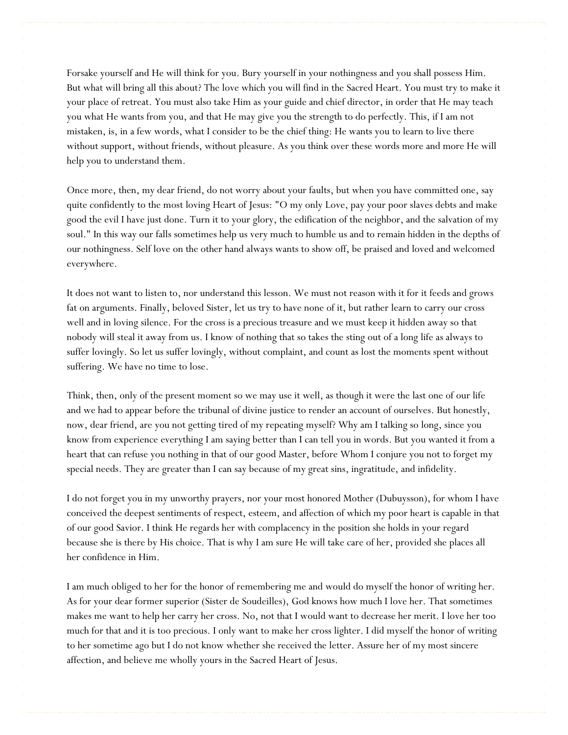Forsake yourself and He will think for you. Bury yourself in your nothingness and you shall possess Him. But what will bring all this about? The love which you will find in the Sacred Heart. You must try to make it your place of retreat. You must also take Him as your guide and chief director, in order that He may teach you what He wants from you, and that He may give you the strength to do perfectly. This, if I am not mistaken, is, in a few words, what I consider to be the chief thing: He wants you to learn to live there without support, without friends, without pleasure. As you think over these words more and more He will help you to understand them.

Once more, then, my dear friend, do not worry about your faults, but when you have committed one, say quite confidently to the most loving Heart of Jesus: "O my only Love, pay your poor slaves debts and make good the evil I have just done. Turn it to your glory, the edification of the neighbor, and the salvation of my soul." In this way our falls sometimes help us very much to humble us and to remain hidden in the depths of our nothingness. Self love on the other hand always wants to show off, be praised and loved and welcomed everywhere.

It does not want to listen to, nor understand this lesson. We must not reason with it for it feeds and grows fat on arguments. Finally, beloved Sister, let us try to have none of it, but rather learn to carry our cross well and in loving silence. For the cross is a precious treasure and we must keep it hidden away so that nobody will steal it away from us. I know of nothing that so takes the sting out of a long life as always to suffer lovingly. So let us suffer lovingly, without complaint, and count as lost the moments spent without suffering. We have no time to lose.

Think, then, only of the present moment so we may use it well, as though it were the last one of our life and we had to appear before the tribunal of divine justice to render an account of ourselves. But honestly, now, dear friend, are you not getting tired of my repeating myself? Why am I talking so long, since you know from experience everything I am saying better than I can tell you in words. But you wanted it from a heart that can refuse you nothing in that of our good Master, before Whom I conjure you not to forget my special needs. They are greater than I can say because of my great sins, ingratitude, and infidelity.

I do not forget you in my unworthy prayers, nor your most honored Mother (Dubuysson), for whom I have conceived the deepest sentiments of respect, esteem, and affection of which my poor heart is capable in that of our good Savior. I think He regards her with complacency in the position she holds in your regard because she is there by His choice. That is why I am sure He will take care of her, provided she places all her confidence in Him.

I am much obliged to her for the honor of remembering me and would do myself the honor of writing her. As for your dear former superior (Sister de Soudeilles), God knows how much I love her. That sometimes makes me want to help her carry her cross. No, not that I would want to decrease her merit. I love her too much for that and it is too precious. I only want to make her cross lighter. I did myself the honor of writing to her sometime ago but I do not know whether she received the letter. Assure her of my most sincere affection, and believe me wholly yours in the Sacred Heart of Jesus.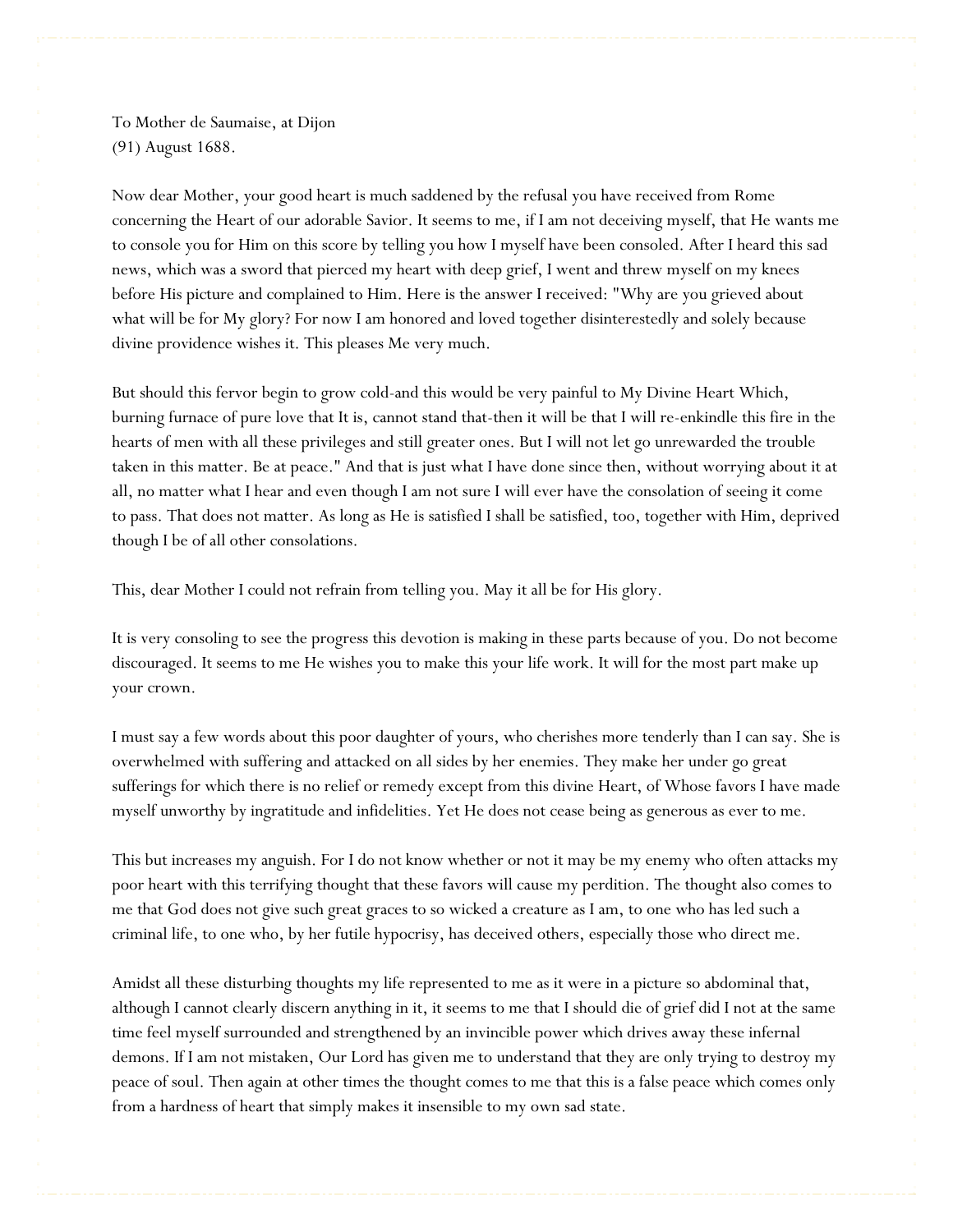To Mother de Saumaise, at Dijon
(91) August 1688.

Now dear Mother, your good heart is much saddened by the refusal you have received from Rome concerning the Heart of our adorable Savior. It seems to me, if I am not deceiving myself, that He wants me to console you for Him on this score by telling you how I myself have been consoled. After I heard this sad news, which was a sword that pierced my heart with deep grief, I went and threw myself on my knees before His picture and complained to Him. Here is the answer I received: "Why are you grieved about what will be for My glory? For now I am honored and loved together disinterestedly and solely because divine providence wishes it. This pleases Me very much.

But should this fervor begin to grow cold-and this would be very painful to My Divine Heart Which, burning furnace of pure love that It is, cannot stand that-then it will be that I will re-enkindle this fire in the hearts of men with all these privileges and still greater ones. But I will not let go unrewarded the trouble taken in this matter. Be at peace." And that is just what I have done since then, without worrying about it at all, no matter what I hear and even though I am not sure I will ever have the consolation of seeing it come to pass. That does not matter. As long as He is satisfied I shall be satisfied, too, together with Him, deprived though I be of all other consolations.

This, dear Mother I could not refrain from telling you. May it all be for His glory.

It is very consoling to see the progress this devotion is making in these parts because of you. Do not become discouraged. It seems to me He wishes you to make this your life work. It will for the most part make up your crown.

I must say a few words about this poor daughter of yours, who cherishes more tenderly than I can say. She is overwhelmed with suffering and attacked on all sides by her enemies. They make her under go great sufferings for which there is no relief or remedy except from this divine Heart, of Whose favors I have made myself unworthy by ingratitude and infidelities. Yet He does not cease being as generous as ever to me.

This but increases my anguish. For I do not know whether or not it may be my enemy who often attacks my poor heart with this terrifying thought that these favors will cause my perdition. The thought also comes to me that God does not give such great graces to so wicked a creature as I am, to one who has led such a criminal life, to one who, by her futile hypocrisy, has deceived others, especially those who direct me.

Amidst all these disturbing thoughts my life represented to me as it were in a picture so abdominal that, although I cannot clearly discern anything in it, it seems to me that I should die of grief did I not at the same time feel myself surrounded and strengthened by an invincible power which drives away these infernal demons. If I am not mistaken, Our Lord has given me to understand that they are only trying to destroy my peace of soul. Then again at other times the thought comes to me that this is a false peace which comes only from a hardness of heart that simply makes it insensible to my own sad state.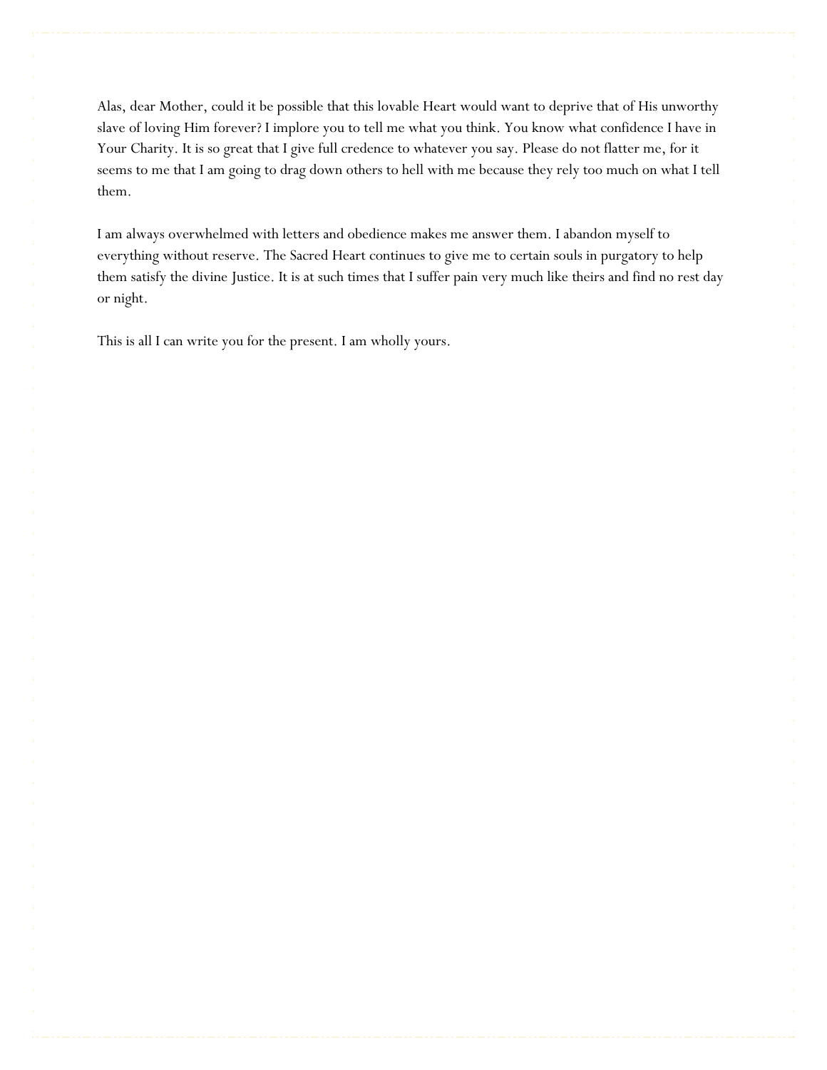Alas, dear Mother, could it be possible that this lovable Heart would want to deprive that of His unworthy slave of loving Him forever? I implore you to tell me what you think. You know what confidence I have in Your Charity. It is so great that I give full credence to whatever you say. Please do not flatter me, for it seems to me that I am going to drag down others to hell with me because they rely too much on what I tell them.

I am always overwhelmed with letters and obedience makes me answer them. I abandon myself to everything without reserve. The Sacred Heart continues to give me to certain souls in purgatory to help them satisfy the divine Justice. It is at such times that I suffer pain very much like theirs and find no rest day or night.

This is all I can write you for the present. I am wholly yours.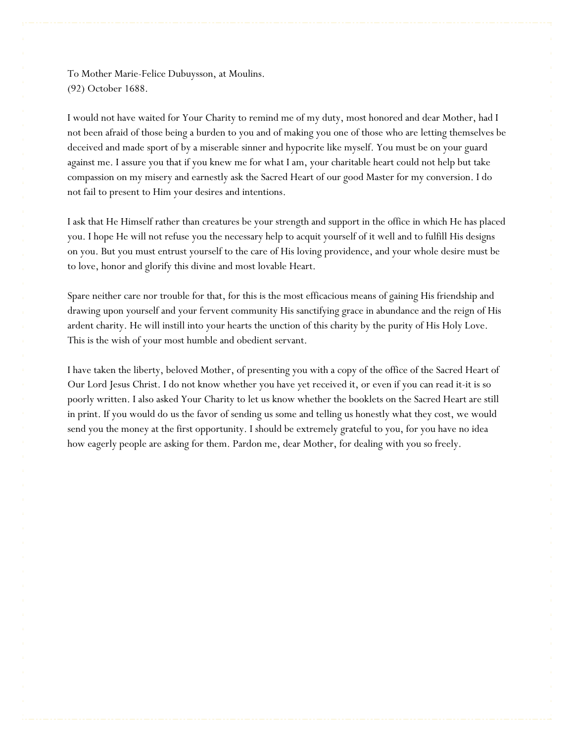To Mother Marie-Felice Dubuysson, at Moulins.
(92) October 1688.

I would not have waited for Your Charity to remind me of my duty, most honored and dear Mother, had I not been afraid of those being a burden to you and of making you one of those who are letting themselves be deceived and made sport of by a miserable sinner and hypocrite like myself. You must be on your guard against me. I assure you that if you knew me for what I am, your charitable heart could not help but take compassion on my misery and earnestly ask the Sacred Heart of our good Master for my conversion. I do not fail to present to Him your desires and intentions.

I ask that He Himself rather than creatures be your strength and support in the office in which He has placed you. I hope He will not refuse you the necessary help to acquit yourself of it well and to fulfill His designs on you. But you must entrust yourself to the care of His loving providence, and your whole desire must be to love, honor and glorify this divine and most lovable Heart.

Spare neither care nor trouble for that, for this is the most efficacious means of gaining His friendship and drawing upon yourself and your fervent community His sanctifying grace in abundance and the reign of His ardent charity. He will instill into your hearts the unction of this charity by the purity of His Holy Love. This is the wish of your most humble and obedient servant.

I have taken the liberty, beloved Mother, of presenting you with a copy of the office of the Sacred Heart of Our Lord Jesus Christ. I do not know whether you have yet received it, or even if you can read it-it is so poorly written. I also asked Your Charity to let us know whether the booklets on the Sacred Heart are still in print. If you would do us the favor of sending us some and telling us honestly what they cost, we would send you the money at the first opportunity. I should be extremely grateful to you, for you have no idea how eagerly people are asking for them. Pardon me, dear Mother, for dealing with you so freely.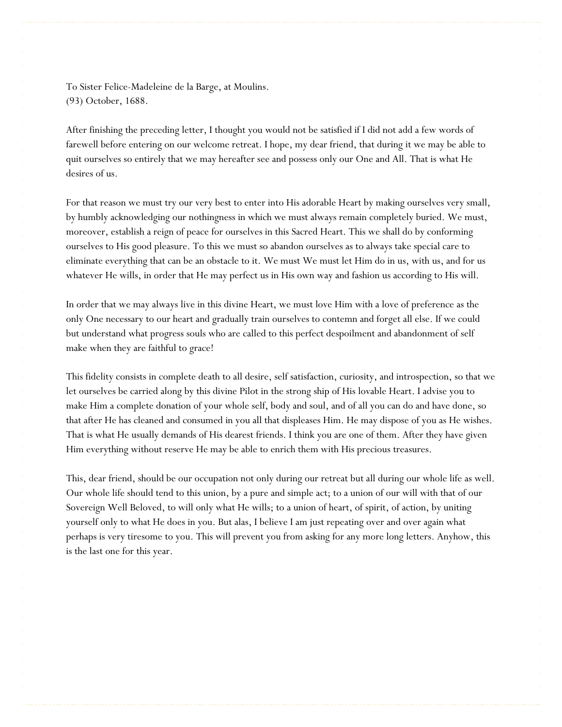To Sister Felice-Madeleine de la Barge, at Moulins.
(93) October, 1688.

After finishing the preceding letter, I thought you would not be satisfied if I did not add a few words of farewell before entering on our welcome retreat. I hope, my dear friend, that during it we may be able to quit ourselves so entirely that we may hereafter see and possess only our One and All. That is what He desires of us.

For that reason we must try our very best to enter into His adorable Heart by making ourselves very small, by humbly acknowledging our nothingness in which we must always remain completely buried. We must, moreover, establish a reign of peace for ourselves in this Sacred Heart. This we shall do by conforming ourselves to His good pleasure. To this we must so abandon ourselves as to always take special care to eliminate everything that can be an obstacle to it. We must We must let Him do in us, with us, and for us whatever He wills, in order that He may perfect us in His own way and fashion us according to His will.

In order that we may always live in this divine Heart, we must love Him with a love of preference as the only One necessary to our heart and gradually train ourselves to contemn and forget all else. If we could but understand what progress souls who are called to this perfect despoilment and abandonment of self make when they are faithful to grace!

This fidelity consists in complete death to all desire, self satisfaction, curiosity, and introspection, so that we let ourselves be carried along by this divine Pilot in the strong ship of His lovable Heart. I advise you to make Him a complete donation of your whole self, body and soul, and of all you can do and have done, so that after He has cleaned and consumed in you all that displeases Him. He may dispose of you as He wishes. That is what He usually demands of His dearest friends. I think you are one of them. After they have given Him everything without reserve He may be able to enrich them with His precious treasures.

This, dear friend, should be our occupation not only during our retreat but all during our whole life as well. Our whole life should tend to this union, by a pure and simple act; to a union of our will with that of our Sovereign Well Beloved, to will only what He wills; to a union of heart, of spirit, of action, by uniting yourself only to what He does in you. But alas, I believe I am just repeating over and over again what perhaps is very tiresome to you. This will prevent you from asking for any more long letters. Anyhow, this is the last one for this year.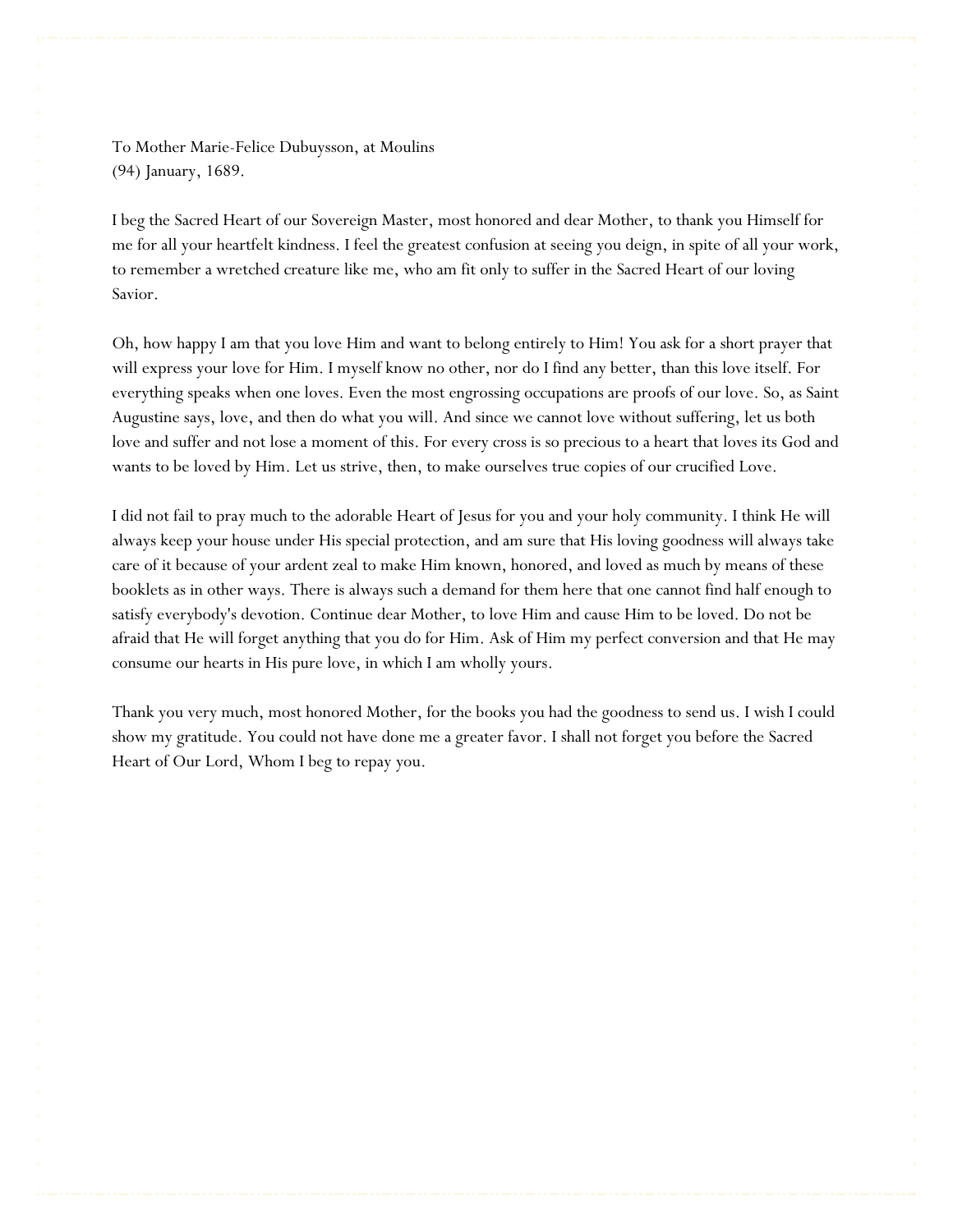To Mother Marie-Felice Dubuysson, at Moulins
(94) January, 1689.

I beg the Sacred Heart of our Sovereign Master, most honored and dear Mother, to thank you Himself for me for all your heartfelt kindness. I feel the greatest confusion at seeing you deign, in spite of all your work, to remember a wretched creature like me, who am fit only to suffer in the Sacred Heart of our loving Savior.

Oh, how happy I am that you love Him and want to belong entirely to Him! You ask for a short prayer that will express your love for Him. I myself know no other, nor do I find any better, than this love itself. For everything speaks when one loves. Even the most engrossing occupations are proofs of our love. So, as Saint Augustine says, love, and then do what you will. And since we cannot love without suffering, let us both love and suffer and not lose a moment of this. For every cross is so precious to a heart that loves its God and wants to be loved by Him. Let us strive, then, to make ourselves true copies of our crucified Love.

I did not fail to pray much to the adorable Heart of Jesus for you and your holy community. I think He will always keep your house under His special protection, and am sure that His loving goodness will always take care of it because of your ardent zeal to make Him known, honored, and loved as much by means of these booklets as in other ways. There is always such a demand for them here that one cannot find half enough to satisfy everybody's devotion. Continue dear Mother, to love Him and cause Him to be loved. Do not be afraid that He will forget anything that you do for Him. Ask of Him my perfect conversion and that He may consume our hearts in His pure love, in which I am wholly yours.

Thank you very much, most honored Mother, for the books you had the goodness to send us. I wish I could show my gratitude. You could not have done me a greater favor. I shall not forget you before the Sacred Heart of Our Lord, Whom I beg to repay you.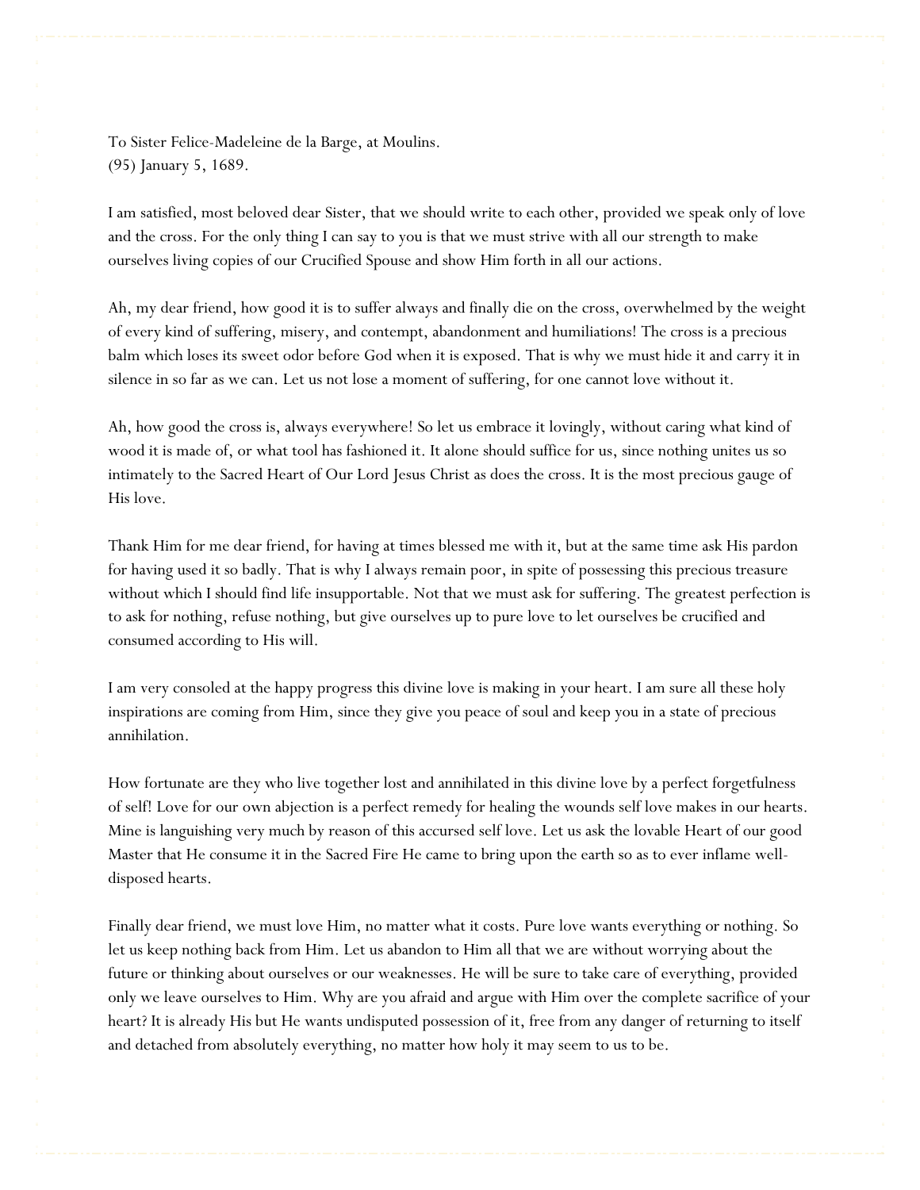To Sister Felice-Madeleine de la Barge, at Moulins.
(95) January 5, 1689.

I am satisfied, most beloved dear Sister, that we should write to each other, provided we speak only of love and the cross. For the only thing I can say to you is that we must strive with all our strength to make ourselves living copies of our Crucified Spouse and show Him forth in all our actions.

Ah, my dear friend, how good it is to suffer always and finally die on the cross, overwhelmed by the weight of every kind of suffering, misery, and contempt, abandonment and humiliations! The cross is a precious balm which loses its sweet odor before God when it is exposed. That is why we must hide it and carry it in silence in so far as we can. Let us not lose a moment of suffering, for one cannot love without it.

Ah, how good the cross is, always everywhere! So let us embrace it lovingly, without caring what kind of wood it is made of, or what tool has fashioned it. It alone should suffice for us, since nothing unites us so intimately to the Sacred Heart of Our Lord Jesus Christ as does the cross. It is the most precious gauge of His love.

Thank Him for me dear friend, for having at times blessed me with it, but at the same time ask His pardon for having used it so badly. That is why I always remain poor, in spite of possessing this precious treasure without which I should find life insupportable. Not that we must ask for suffering. The greatest perfection is to ask for nothing, refuse nothing, but give ourselves up to pure love to let ourselves be crucified and consumed according to His will.

I am very consoled at the happy progress this divine love is making in your heart. I am sure all these holy inspirations are coming from Him, since they give you peace of soul and keep you in a state of precious annihilation.

How fortunate are they who live together lost and annihilated in this divine love by a perfect forgetfulness of self! Love for our own abjection is a perfect remedy for healing the wounds self love makes in our hearts. Mine is languishing very much by reason of this accursed self love. Let us ask the lovable Heart of our good Master that He consume it in the Sacred Fire He came to bring upon the earth so as to ever inflame well-disposed hearts.

Finally dear friend, we must love Him, no matter what it costs. Pure love wants everything or nothing. So let us keep nothing back from Him. Let us abandon to Him all that we are without worrying about the future or thinking about ourselves or our weaknesses. He will be sure to take care of everything, provided only we leave ourselves to Him. Why are you afraid and argue with Him over the complete sacrifice of your heart? It is already His but He wants undisputed possession of it, free from any danger of returning to itself and detached from absolutely everything, no matter how holy it may seem to us to be.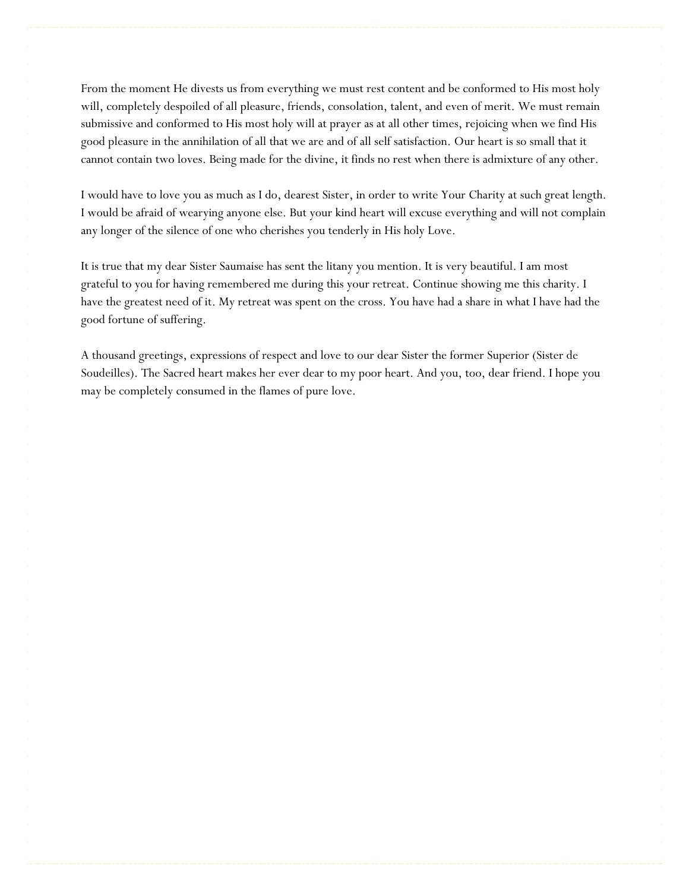From the moment He divests us from everything we must rest content and be conformed to His most holy will, completely despoiled of all pleasure, friends, consolation, talent, and even of merit. We must remain submissive and conformed to His most holy will at prayer as at all other times, rejoicing when we find His good pleasure in the annihilation of all that we are and of all self satisfaction. Our heart is so small that it cannot contain two loves. Being made for the divine, it finds no rest when there is admixture of any other.

I would have to love you as much as I do, dearest Sister, in order to write Your Charity at such great length. I would be afraid of wearying anyone else. But your kind heart will excuse everything and will not complain any longer of the silence of one who cherishes you tenderly in His holy Love.

It is true that my dear Sister Saumaise has sent the litany you mention. It is very beautiful. I am most grateful to you for having remembered me during this your retreat. Continue showing me this charity. I have the greatest need of it. My retreat was spent on the cross. You have had a share in what I have had the good fortune of suffering.

A thousand greetings, expressions of respect and love to our dear Sister the former Superior (Sister de Soudeilles). The Sacred heart makes her ever dear to my poor heart. And you, too, dear friend. I hope you may be completely consumed in the flames of pure love.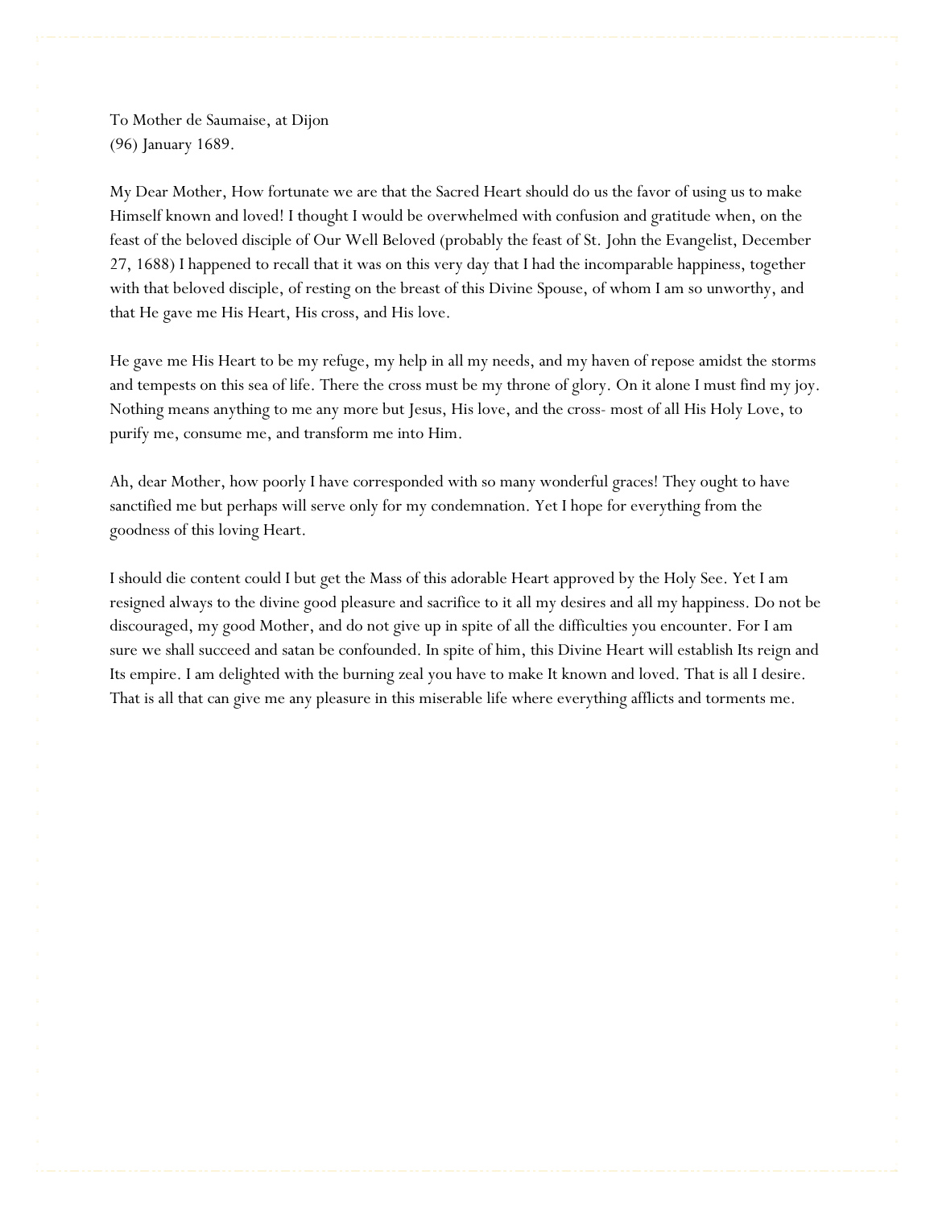To Mother de Saumaise, at Dijon
(96) January 1689.

My Dear Mother, How fortunate we are that the Sacred Heart should do us the favor of using us to make Himself known and loved! I thought I would be overwhelmed with confusion and gratitude when, on the feast of the beloved disciple of Our Well Beloved (probably the feast of St. John the Evangelist, December 27, 1688) I happened to recall that it was on this very day that I had the incomparable happiness, together with that beloved disciple, of resting on the breast of this Divine Spouse, of whom I am so unworthy, and that He gave me His Heart, His cross, and His love.

He gave me His Heart to be my refuge, my help in all my needs, and my haven of repose amidst the storms and tempests on this sea of life. There the cross must be my throne of glory. On it alone I must find my joy. Nothing means anything to me any more but Jesus, His love, and the cross- most of all His Holy Love, to purify me, consume me, and transform me into Him.

Ah, dear Mother, how poorly I have corresponded with so many wonderful graces! They ought to have sanctified me but perhaps will serve only for my condemnation. Yet I hope for everything from the goodness of this loving Heart.

I should die content could I but get the Mass of this adorable Heart approved by the Holy See. Yet I am resigned always to the divine good pleasure and sacrifice to it all my desires and all my happiness. Do not be discouraged, my good Mother, and do not give up in spite of all the difficulties you encounter. For I am sure we shall succeed and satan be confounded. In spite of him, this Divine Heart will establish Its reign and Its empire. I am delighted with the burning zeal you have to make It known and loved. That is all I desire. That is all that can give me any pleasure in this miserable life where everything afflicts and torments me.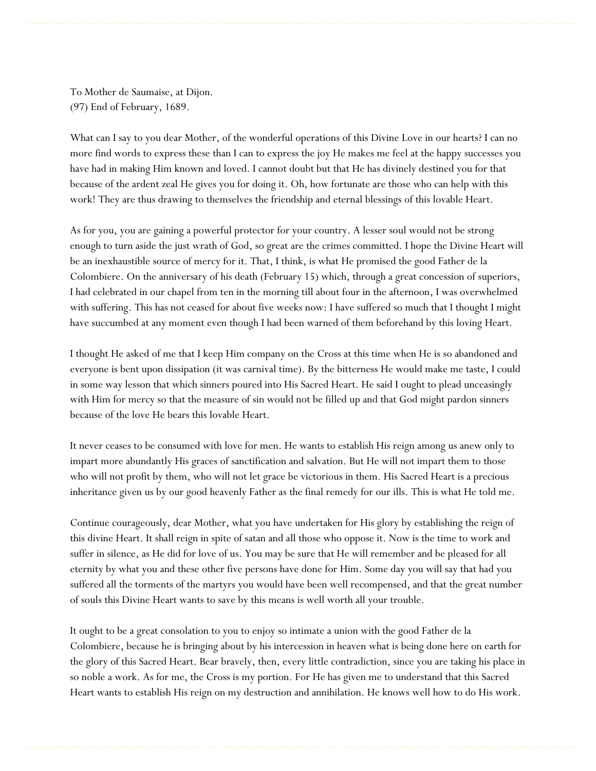To Mother de Saumaise, at Dijon.
(97) End of February, 1689.

What can I say to you dear Mother, of the wonderful operations of this Divine Love in our hearts? I can no more find words to express these than I can to express the joy He makes me feel at the happy successes you have had in making Him known and loved. I cannot doubt but that He has divinely destined you for that because of the ardent zeal He gives you for doing it. Oh, how fortunate are those who can help with this work! They are thus drawing to themselves the friendship and eternal blessings of this lovable Heart.

As for you, you are gaining a powerful protector for your country. A lesser soul would not be strong enough to turn aside the just wrath of God, so great are the crimes committed. I hope the Divine Heart will be an inexhaustible source of mercy for it. That, I think, is what He promised the good Father de la Colombiere. On the anniversary of his death (February 15) which, through a great concession of superiors, I had celebrated in our chapel from ten in the morning till about four in the afternoon, I was overwhelmed with suffering. This has not ceased for about five weeks now: I have suffered so much that I thought I might have succumbed at any moment even though I had been warned of them beforehand by this loving Heart.

I thought He asked of me that I keep Him company on the Cross at this time when He is so abandoned and everyone is bent upon dissipation (it was carnival time). By the bitterness He would make me taste, I could in some way lesson that which sinners poured into His Sacred Heart. He said I ought to plead unceasingly with Him for mercy so that the measure of sin would not be filled up and that God might pardon sinners because of the love He bears this lovable Heart.

It never ceases to be consumed with love for men. He wants to establish His reign among us anew only to impart more abundantly His graces of sanctification and salvation. But He will not impart them to those who will not profit by them, who will not let grace be victorious in them. His Sacred Heart is a precious inheritance given us by our good heavenly Father as the final remedy for our ills. This is what He told me.

Continue courageously, dear Mother, what you have undertaken for His glory by establishing the reign of this divine Heart. It shall reign in spite of satan and all those who oppose it. Now is the time to work and suffer in silence, as He did for love of us. You may be sure that He will remember and be pleased for all eternity by what you and these other five persons have done for Him. Some day you will say that had you suffered all the torments of the martyrs you would have been well recompensed, and that the great number of souls this Divine Heart wants to save by this means is well worth all your trouble.

It ought to be a great consolation to you to enjoy so intimate a union with the good Father de la Colombiere, because he is bringing about by his intercession in heaven what is being done here on earth for the glory of this Sacred Heart. Bear bravely, then, every little contradiction, since you are taking his place in so noble a work. As for me, the Cross is my portion. For He has given me to understand that this Sacred Heart wants to establish His reign on my destruction and annihilation. He knows well how to do His work.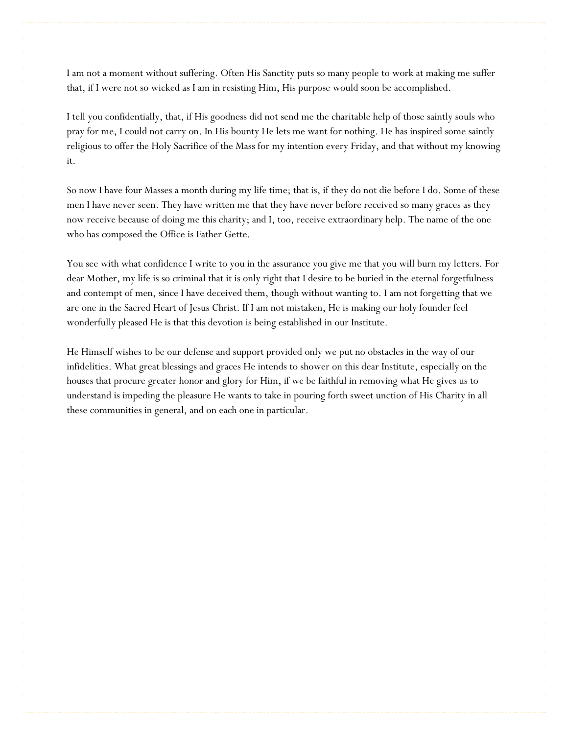I am not a moment without suffering. Often His Sanctity puts so many people to work at making me suffer that, if I were not so wicked as I am in resisting Him, His purpose would soon be accomplished.

I tell you confidentially, that, if His goodness did not send me the charitable help of those saintly souls who pray for me, I could not carry on. In His bounty He lets me want for nothing. He has inspired some saintly religious to offer the Holy Sacrifice of the Mass for my intention every Friday, and that without my knowing it.

So now I have four Masses a month during my life time; that is, if they do not die before I do. Some of these men I have never seen. They have written me that they have never before received so many graces as they now receive because of doing me this charity; and I, too, receive extraordinary help. The name of the one who has composed the Office is Father Gette.

You see with what confidence I write to you in the assurance you give me that you will burn my letters. For dear Mother, my life is so criminal that it is only right that I desire to be buried in the eternal forgetfulness and contempt of men, since I have deceived them, though without wanting to. I am not forgetting that we are one in the Sacred Heart of Jesus Christ. If I am not mistaken, He is making our holy founder feel wonderfully pleased He is that this devotion is being established in our Institute.

He Himself wishes to be our defense and support provided only we put no obstacles in the way of our infidelities. What great blessings and graces He intends to shower on this dear Institute, especially on the houses that procure greater honor and glory for Him, if we be faithful in removing what He gives us to understand is impeding the pleasure He wants to take in pouring forth sweet unction of His Charity in all these communities in general, and on each one in particular.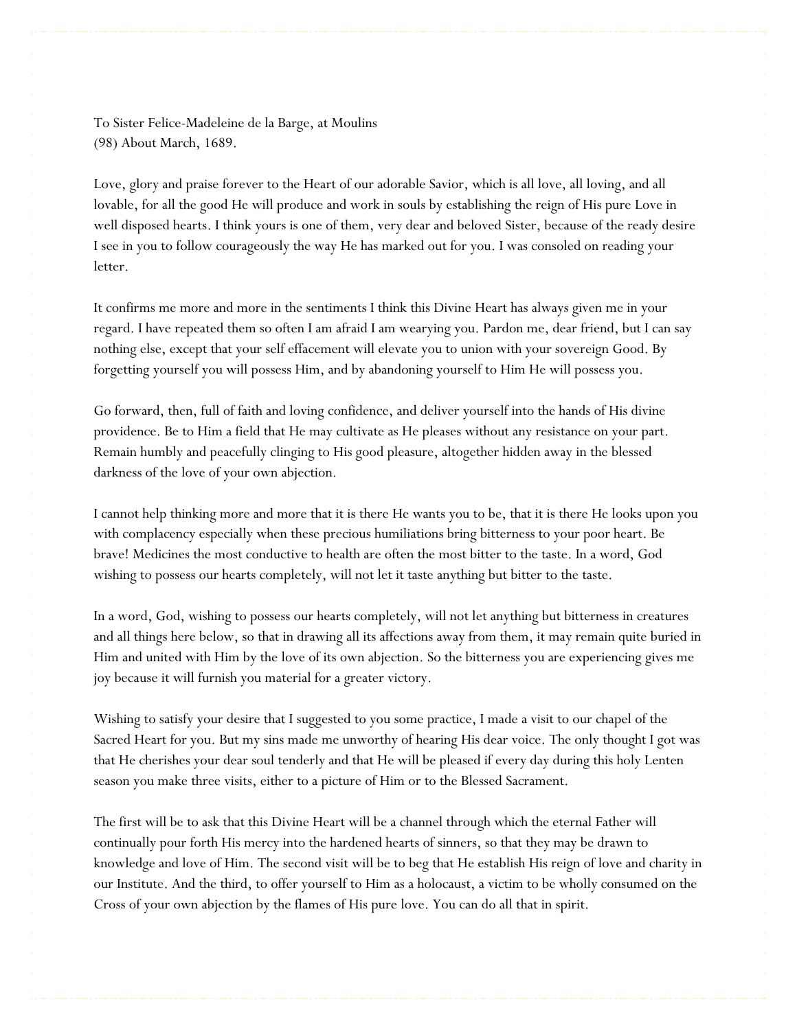To Sister Felice-Madeleine de la Barge, at Moulins
(98) About March, 1689.

Love, glory and praise forever to the Heart of our adorable Savior, which is all love, all loving, and all lovable, for all the good He will produce and work in souls by establishing the reign of His pure Love in well disposed hearts. I think yours is one of them, very dear and beloved Sister, because of the ready desire I see in you to follow courageously the way He has marked out for you. I was consoled on reading your letter.

It confirms me more and more in the sentiments I think this Divine Heart has always given me in your regard. I have repeated them so often I am afraid I am wearying you. Pardon me, dear friend, but I can say nothing else, except that your self effacement will elevate you to union with your sovereign Good. By forgetting yourself you will possess Him, and by abandoning yourself to Him He will possess you.

Go forward, then, full of faith and loving confidence, and deliver yourself into the hands of His divine providence. Be to Him a field that He may cultivate as He pleases without any resistance on your part. Remain humbly and peacefully clinging to His good pleasure, altogether hidden away in the blessed darkness of the love of your own abjection.

I cannot help thinking more and more that it is there He wants you to be, that it is there He looks upon you with complacency especially when these precious humiliations bring bitterness to your poor heart. Be brave! Medicines the most conductive to health are often the most bitter to the taste. In a word, God wishing to possess our hearts completely, will not let it taste anything but bitter to the taste.

In a word, God, wishing to possess our hearts completely, will not let anything but bitterness in creatures and all things here below, so that in drawing all its affections away from them, it may remain quite buried in Him and united with Him by the love of its own abjection. So the bitterness you are experiencing gives me joy because it will furnish you material for a greater victory.

Wishing to satisfy your desire that I suggested to you some practice, I made a visit to our chapel of the Sacred Heart for you. But my sins made me unworthy of hearing His dear voice. The only thought I got was that He cherishes your dear soul tenderly and that He will be pleased if every day during this holy Lenten season you make three visits, either to a picture of Him or to the Blessed Sacrament.

The first will be to ask that this Divine Heart will be a channel through which the eternal Father will continually pour forth His mercy into the hardened hearts of sinners, so that they may be drawn to knowledge and love of Him. The second visit will be to beg that He establish His reign of love and charity in our Institute. And the third, to offer yourself to Him as a holocaust, a victim to be wholly consumed on the Cross of your own abjection by the flames of His pure love. You can do all that in spirit.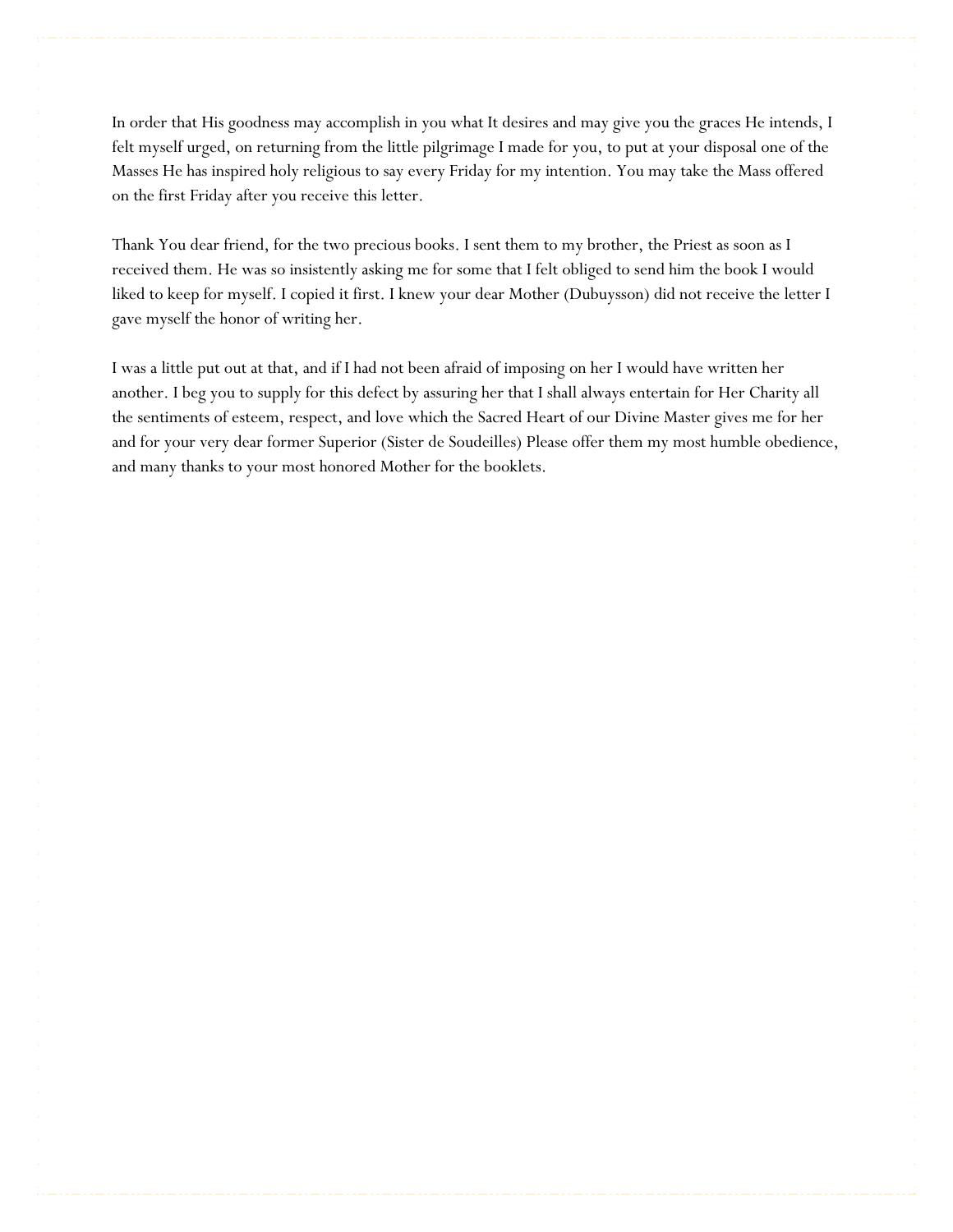In order that His goodness may accomplish in you what It desires and may give you the graces He intends, I felt myself urged, on returning from the little pilgrimage I made for you, to put at your disposal one of the Masses He has inspired holy religious to say every Friday for my intention. You may take the Mass offered on the first Friday after you receive this letter.

Thank You dear friend, for the two precious books. I sent them to my brother, the Priest as soon as I received them. He was so insistently asking me for some that I felt obliged to send him the book I would liked to keep for myself. I copied it first. I knew your dear Mother (Dubuysson) did not receive the letter I gave myself the honor of writing her.

I was a little put out at that, and if I had not been afraid of imposing on her I would have written her another. I beg you to supply for this defect by assuring her that I shall always entertain for Her Charity all the sentiments of esteem, respect, and love which the Sacred Heart of our Divine Master gives me for her and for your very dear former Superior (Sister de Soudeilles) Please offer them my most humble obedience, and many thanks to your most honored Mother for the booklets.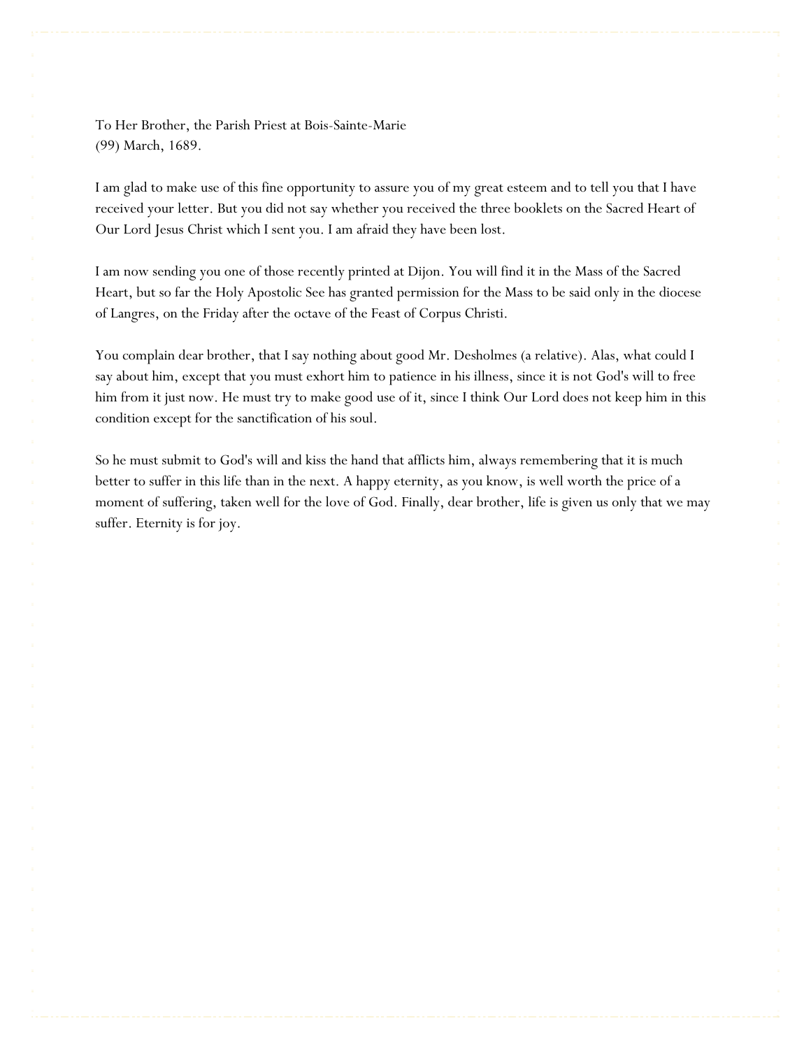To Her Brother, the Parish Priest at Bois-Sainte-Marie
(99) March, 1689.

I am glad to make use of this fine opportunity to assure you of my great esteem and to tell you that I have received your letter. But you did not say whether you received the three booklets on the Sacred Heart of Our Lord Jesus Christ which I sent you. I am afraid they have been lost.

I am now sending you one of those recently printed at Dijon. You will find it in the Mass of the Sacred Heart, but so far the Holy Apostolic See has granted permission for the Mass to be said only in the diocese of Langres, on the Friday after the octave of the Feast of Corpus Christi.

You complain dear brother, that I say nothing about good Mr. Desholmes (a relative). Alas, what could I say about him, except that you must exhort him to patience in his illness, since it is not God's will to free him from it just now. He must try to make good use of it, since I think Our Lord does not keep him in this condition except for the sanctification of his soul.

So he must submit to God's will and kiss the hand that afflicts him, always remembering that it is much better to suffer in this life than in the next. A happy eternity, as you know, is well worth the price of a moment of suffering, taken well for the love of God. Finally, dear brother, life is given us only that we may suffer. Eternity is for joy.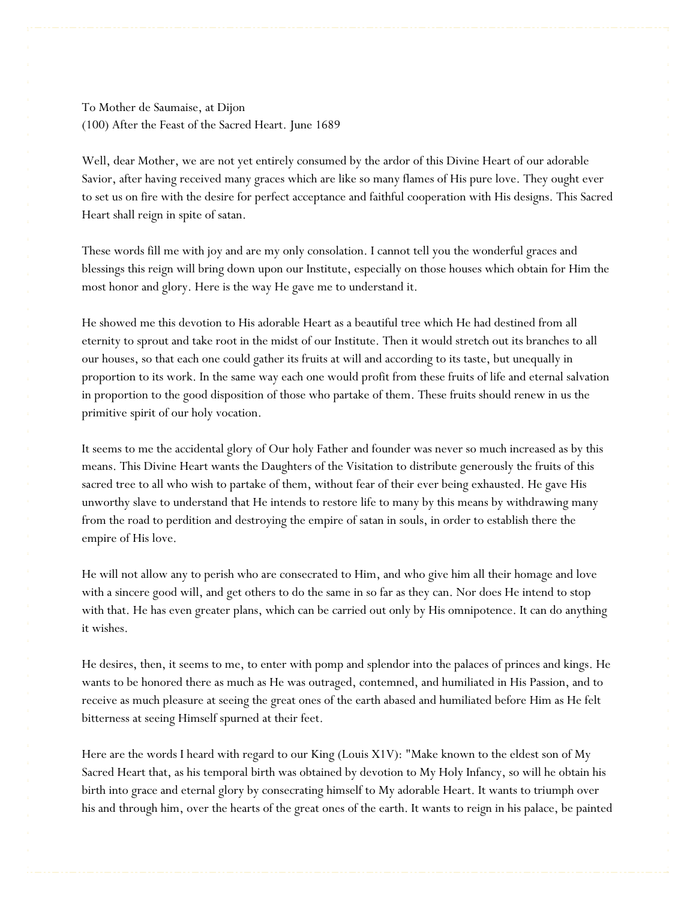To Mother de Saumaise, at Dijon
(100) After the Feast of the Sacred Heart. June 1689

Well, dear Mother, we are not yet entirely consumed by the ardor of this Divine Heart of our adorable Savior, after having received many graces which are like so many flames of His pure love. They ought ever to set us on fire with the desire for perfect acceptance and faithful cooperation with His designs. This Sacred Heart shall reign in spite of satan.

These words fill me with joy and are my only consolation. I cannot tell you the wonderful graces and blessings this reign will bring down upon our Institute, especially on those houses which obtain for Him the most honor and glory. Here is the way He gave me to understand it.

He showed me this devotion to His adorable Heart as a beautiful tree which He had destined from all eternity to sprout and take root in the midst of our Institute. Then it would stretch out its branches to all our houses, so that each one could gather its fruits at will and according to its taste, but unequally in proportion to its work. In the same way each one would profit from these fruits of life and eternal salvation in proportion to the good disposition of those who partake of them. These fruits should renew in us the primitive spirit of our holy vocation.

It seems to me the accidental glory of Our holy Father and founder was never so much increased as by this means. This Divine Heart wants the Daughters of the Visitation to distribute generously the fruits of this sacred tree to all who wish to partake of them, without fear of their ever being exhausted. He gave His unworthy slave to understand that He intends to restore life to many by this means by withdrawing many from the road to perdition and destroying the empire of satan in souls, in order to establish there the empire of His love.

He will not allow any to perish who are consecrated to Him, and who give him all their homage and love with a sincere good will, and get others to do the same in so far as they can. Nor does He intend to stop with that. He has even greater plans, which can be carried out only by His omnipotence. It can do anything it wishes.

He desires, then, it seems to me, to enter with pomp and splendor into the palaces of princes and kings. He wants to be honored there as much as He was outraged, contemned, and humiliated in His Passion, and to receive as much pleasure at seeing the great ones of the earth abased and humiliated before Him as He felt bitterness at seeing Himself spurned at their feet.

Here are the words I heard with regard to our King (Louis X1V): "Make known to the eldest son of My Sacred Heart that, as his temporal birth was obtained by devotion to My Holy Infancy, so will he obtain his birth into grace and eternal glory by consecrating himself to My adorable Heart. It wants to triumph over his and through him, over the hearts of the great ones of the earth. It wants to reign in his palace, be painted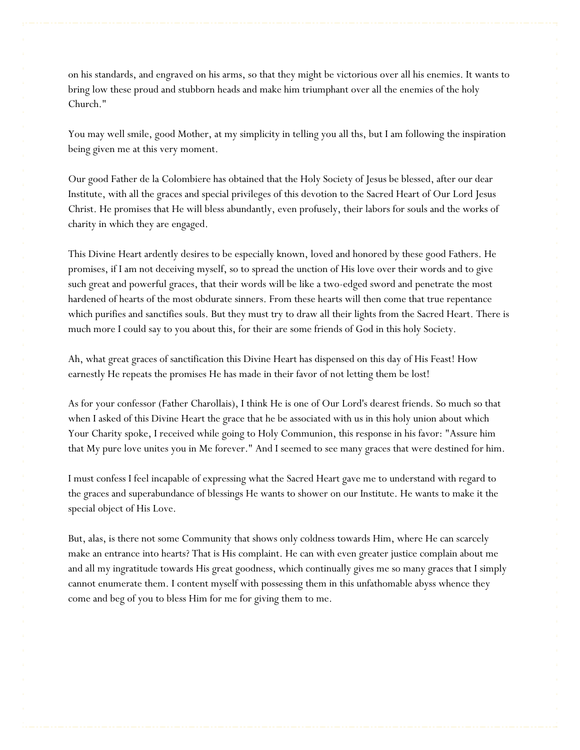on his standards, and engraved on his arms, so that they might be victorious over all his enemies. It wants to bring low these proud and stubborn heads and make him triumphant over all the enemies of the holy Church."

You may well smile, good Mother, at my simplicity in telling you all ths, but I am following the inspiration being given me at this very moment.

Our good Father de la Colombiere has obtained that the Holy Society of Jesus be blessed, after our dear Institute, with all the graces and special privileges of this devotion to the Sacred Heart of Our Lord Jesus Christ. He promises that He will bless abundantly, even profusely, their labors for souls and the works of charity in which they are engaged.

This Divine Heart ardently desires to be especially known, loved and honored by these good Fathers. He promises, if I am not deceiving myself, so to spread the unction of His love over their words and to give such great and powerful graces, that their words will be like a two-edged sword and penetrate the most hardened of hearts of the most obdurate sinners. From these hearts will then come that true repentance which purifies and sanctifies souls. But they must try to draw all their lights from the Sacred Heart. There is much more I could say to you about this, for their are some friends of God in this holy Society.

Ah, what great graces of sanctification this Divine Heart has dispensed on this day of His Feast! How earnestly He repeats the promises He has made in their favor of not letting them be lost!

As for your confessor (Father Charollais), I think He is one of Our Lord's dearest friends. So much so that when I asked of this Divine Heart the grace that he be associated with us in this holy union about which Your Charity spoke, I received while going to Holy Communion, this response in his favor: "Assure him that My pure love unites you in Me forever." And I seemed to see many graces that were destined for him.

I must confess I feel incapable of expressing what the Sacred Heart gave me to understand with regard to the graces and superabundance of blessings He wants to shower on our Institute. He wants to make it the special object of His Love.

But, alas, is there not some Community that shows only coldness towards Him, where He can scarcely make an entrance into hearts? That is His complaint. He can with even greater justice complain about me and all my ingratitude towards His great goodness, which continually gives me so many graces that I simply cannot enumerate them. I content myself with possessing them in this unfathomable abyss whence they come and beg of you to bless Him for me for giving them to me.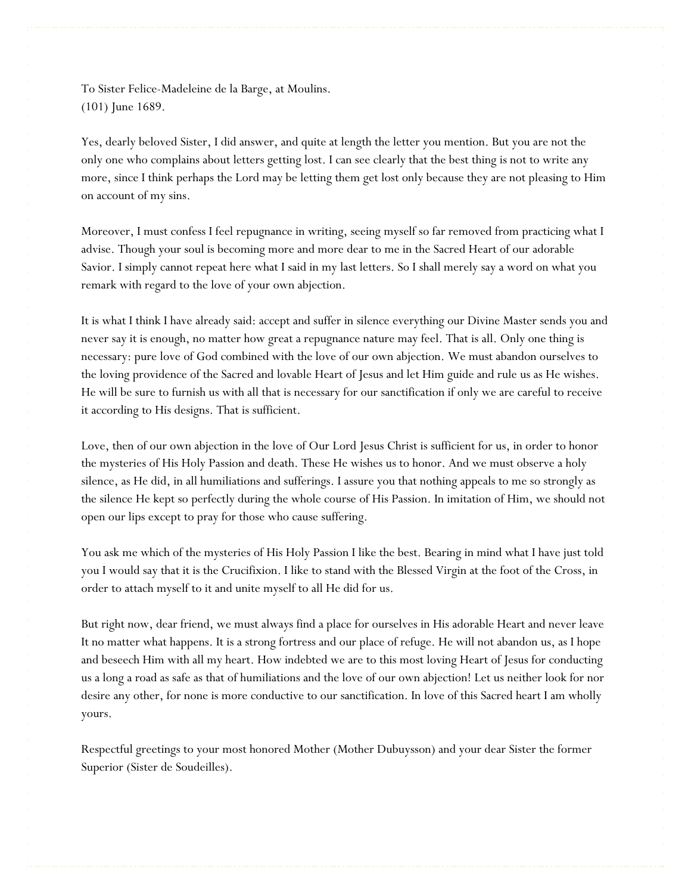To Sister Felice-Madeleine de la Barge, at Moulins.
(101) June 1689.

Yes, dearly beloved Sister, I did answer, and quite at length the letter you mention. But you are not the only one who complains about letters getting lost. I can see clearly that the best thing is not to write any more, since I think perhaps the Lord may be letting them get lost only because they are not pleasing to Him on account of my sins.

Moreover, I must confess I feel repugnance in writing, seeing myself so far removed from practicing what I advise. Though your soul is becoming more and more dear to me in the Sacred Heart of our adorable Savior. I simply cannot repeat here what I said in my last letters. So I shall merely say a word on what you remark with regard to the love of your own abjection.

It is what I think I have already said: accept and suffer in silence everything our Divine Master sends you and never say it is enough, no matter how great a repugnance nature may feel. That is all. Only one thing is necessary: pure love of God combined with the love of our own abjection. We must abandon ourselves to the loving providence of the Sacred and lovable Heart of Jesus and let Him guide and rule us as He wishes. He will be sure to furnish us with all that is necessary for our sanctification if only we are careful to receive it according to His designs. That is sufficient.

Love, then of our own abjection in the love of Our Lord Jesus Christ is sufficient for us, in order to honor the mysteries of His Holy Passion and death. These He wishes us to honor. And we must observe a holy silence, as He did, in all humiliations and sufferings. I assure you that nothing appeals to me so strongly as the silence He kept so perfectly during the whole course of His Passion. In imitation of Him, we should not open our lips except to pray for those who cause suffering.

You ask me which of the mysteries of His Holy Passion I like the best. Bearing in mind what I have just told you I would say that it is the Crucifixion. I like to stand with the Blessed Virgin at the foot of the Cross, in order to attach myself to it and unite myself to all He did for us.

But right now, dear friend, we must always find a place for ourselves in His adorable Heart and never leave It no matter what happens. It is a strong fortress and our place of refuge. He will not abandon us, as I hope and beseech Him with all my heart. How indebted we are to this most loving Heart of Jesus for conducting us a long a road as safe as that of humiliations and the love of our own abjection! Let us neither look for nor desire any other, for none is more conductive to our sanctification. In love of this Sacred heart I am wholly yours.

Respectful greetings to your most honored Mother (Mother Dubuysson) and your dear Sister the former Superior (Sister de Soudeilles).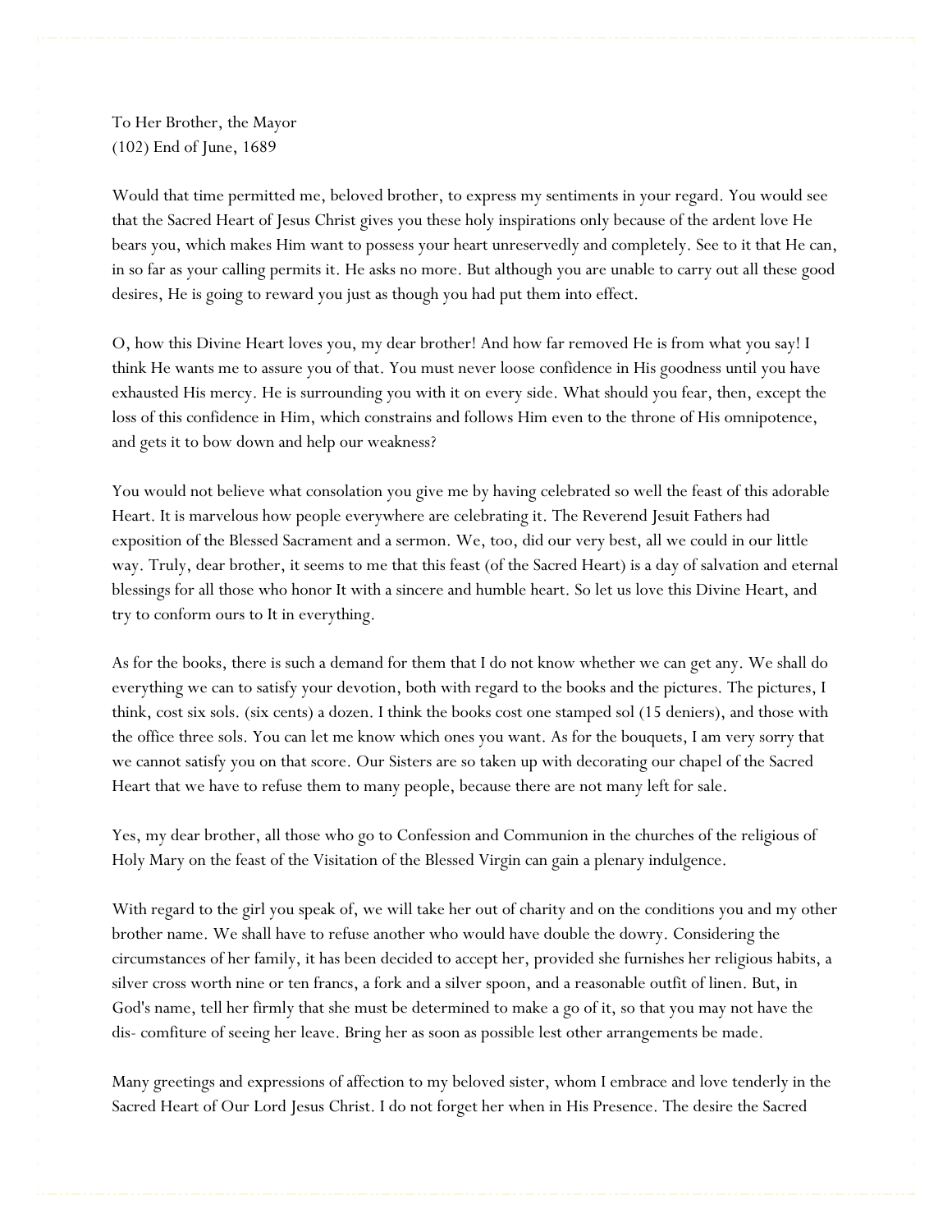To Her Brother, the Mayor
(102) End of June, 1689

Would that time permitted me, beloved brother, to express my sentiments in your regard. You would see that the Sacred Heart of Jesus Christ gives you these holy inspirations only because of the ardent love He bears you, which makes Him want to possess your heart unreservedly and completely. See to it that He can, in so far as your calling permits it. He asks no more. But although you are unable to carry out all these good desires, He is going to reward you just as though you had put them into effect.

O, how this Divine Heart loves you, my dear brother! And how far removed He is from what you say! I think He wants me to assure you of that. You must never loose confidence in His goodness until you have exhausted His mercy. He is surrounding you with it on every side. What should you fear, then, except the loss of this confidence in Him, which constrains and follows Him even to the throne of His omnipotence, and gets it to bow down and help our weakness?

You would not believe what consolation you give me by having celebrated so well the feast of this adorable Heart. It is marvelous how people everywhere are celebrating it. The Reverend Jesuit Fathers had exposition of the Blessed Sacrament and a sermon. We, too, did our very best, all we could in our little way. Truly, dear brother, it seems to me that this feast (of the Sacred Heart) is a day of salvation and eternal blessings for all those who honor It with a sincere and humble heart. So let us love this Divine Heart, and try to conform ours to It in everything.

As for the books, there is such a demand for them that I do not know whether we can get any. We shall do everything we can to satisfy your devotion, both with regard to the books and the pictures. The pictures, I think, cost six sols. (six cents) a dozen. I think the books cost one stamped sol (15 deniers), and those with the office three sols. You can let me know which ones you want. As for the bouquets, I am very sorry that we cannot satisfy you on that score. Our Sisters are so taken up with decorating our chapel of the Sacred Heart that we have to refuse them to many people, because there are not many left for sale.

Yes, my dear brother, all those who go to Confession and Communion in the churches of the religious of Holy Mary on the feast of the Visitation of the Blessed Virgin can gain a plenary indulgence.

With regard to the girl you speak of, we will take her out of charity and on the conditions you and my other brother name. We shall have to refuse another who would have double the dowry. Considering the circumstances of her family, it has been decided to accept her, provided she furnishes her religious habits, a silver cross worth nine or ten francs, a fork and a silver spoon, and a reasonable outfit of linen. But, in God's name, tell her firmly that she must be determined to make a go of it, so that you may not have the dis- comfiture of seeing her leave. Bring her as soon as possible lest other arrangements be made.

Many greetings and expressions of affection to my beloved sister, whom I embrace and love tenderly in the Sacred Heart of Our Lord Jesus Christ. I do not forget her when in His Presence. The desire the Sacred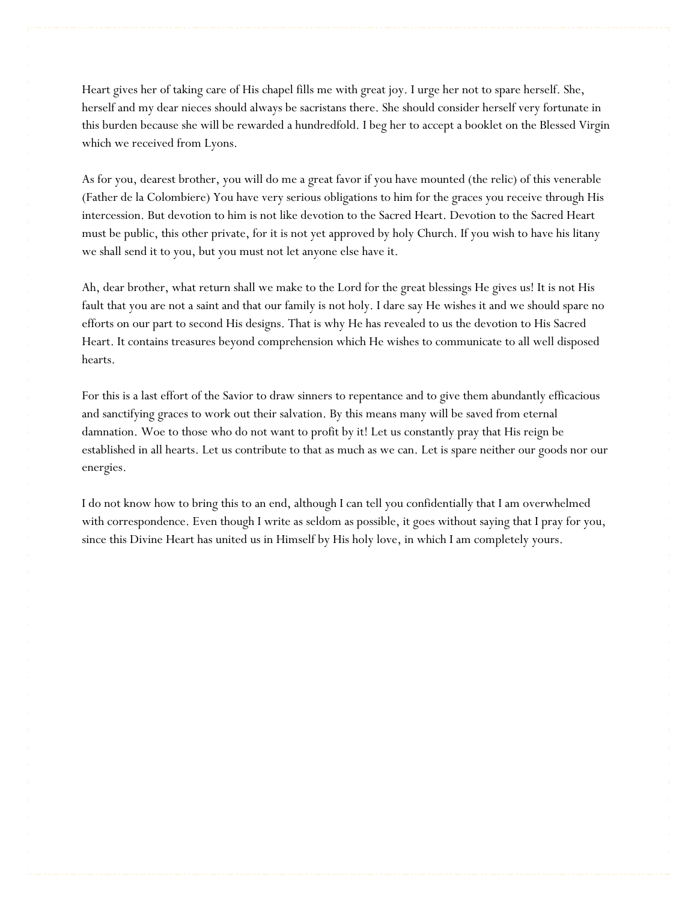Heart gives her of taking care of His chapel fills me with great joy. I urge her not to spare herself. She, herself and my dear nieces should always be sacristans there. She should consider herself very fortunate in this burden because she will be rewarded a hundredfold. I beg her to accept a booklet on the Blessed Virgin which we received from Lyons.

As for you, dearest brother, you will do me a great favor if you have mounted (the relic) of this venerable (Father de la Colombiere) You have very serious obligations to him for the graces you receive through His intercession. But devotion to him is not like devotion to the Sacred Heart. Devotion to the Sacred Heart must be public, this other private, for it is not yet approved by holy Church. If you wish to have his litany we shall send it to you, but you must not let anyone else have it.

Ah, dear brother, what return shall we make to the Lord for the great blessings He gives us! It is not His fault that you are not a saint and that our family is not holy. I dare say He wishes it and we should spare no efforts on our part to second His designs. That is why He has revealed to us the devotion to His Sacred Heart. It contains treasures beyond comprehension which He wishes to communicate to all well disposed hearts.

For this is a last effort of the Savior to draw sinners to repentance and to give them abundantly efficacious and sanctifying graces to work out their salvation. By this means many will be saved from eternal damnation. Woe to those who do not want to profit by it! Let us constantly pray that His reign be established in all hearts. Let us contribute to that as much as we can. Let is spare neither our goods nor our energies.

I do not know how to bring this to an end, although I can tell you confidentially that I am overwhelmed with correspondence. Even though I write as seldom as possible, it goes without saying that I pray for you, since this Divine Heart has united us in Himself by His holy love, in which I am completely yours.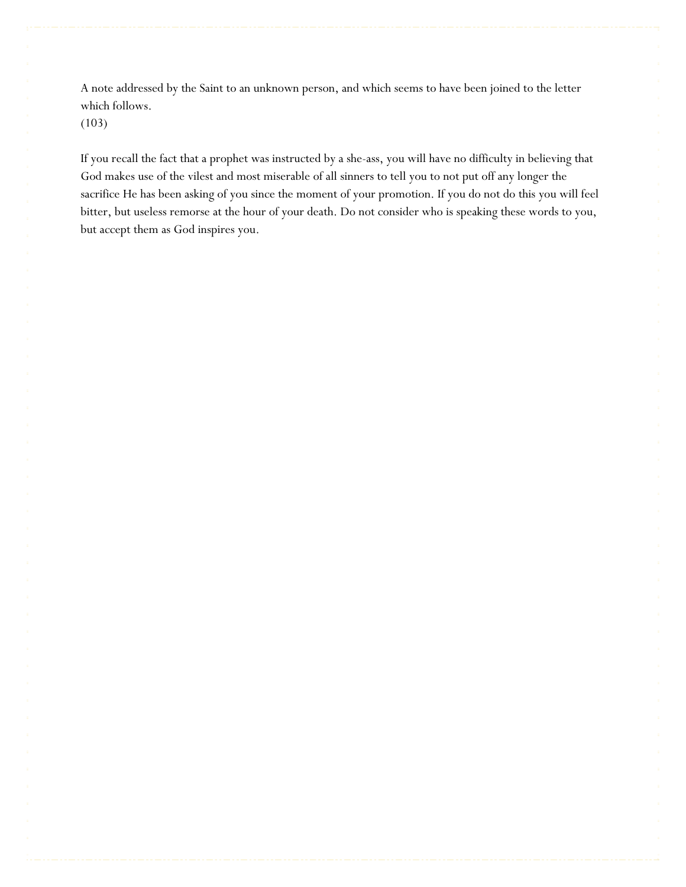A note addressed by the Saint to an unknown person, and which seems to have been joined to the letter which follows.
(103)

If you recall the fact that a prophet was instructed by a she-ass, you will have no difficulty in believing that God makes use of the vilest and most miserable of all sinners to tell you to not put off any longer the sacrifice He has been asking of you since the moment of your promotion. If you do not do this you will feel bitter, but useless remorse at the hour of your death. Do not consider who is speaking these words to you, but accept them as God inspires you.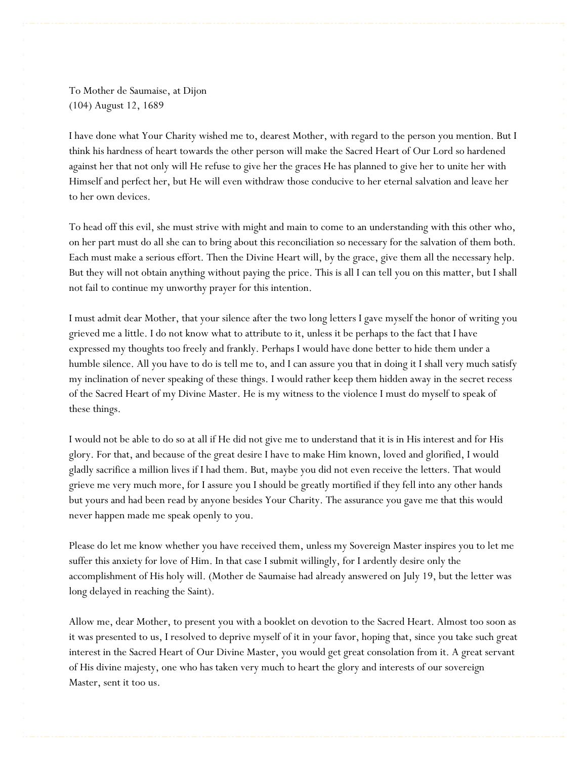To Mother de Saumaise, at Dijon
(104) August 12, 1689

I have done what Your Charity wished me to, dearest Mother, with regard to the person you mention. But I think his hardness of heart towards the other person will make the Sacred Heart of Our Lord so hardened against her that not only will He refuse to give her the graces He has planned to give her to unite her with Himself and perfect her, but He will even withdraw those conducive to her eternal salvation and leave her to her own devices.

To head off this evil, she must strive with might and main to come to an understanding with this other who, on her part must do all she can to bring about this reconciliation so necessary for the salvation of them both. Each must make a serious effort. Then the Divine Heart will, by the grace, give them all the necessary help. But they will not obtain anything without paying the price. This is all I can tell you on this matter, but I shall not fail to continue my unworthy prayer for this intention.

I must admit dear Mother, that your silence after the two long letters I gave myself the honor of writing you grieved me a little. I do not know what to attribute to it, unless it be perhaps to the fact that I have expressed my thoughts too freely and frankly. Perhaps I would have done better to hide them under a humble silence. All you have to do is tell me to, and I can assure you that in doing it I shall very much satisfy my inclination of never speaking of these things. I would rather keep them hidden away in the secret recess of the Sacred Heart of my Divine Master. He is my witness to the violence I must do myself to speak of these things.

I would not be able to do so at all if He did not give me to understand that it is in His interest and for His glory. For that, and because of the great desire I have to make Him known, loved and glorified, I would gladly sacrifice a million lives if I had them. But, maybe you did not even receive the letters. That would grieve me very much more, for I assure you I should be greatly mortified if they fell into any other hands but yours and had been read by anyone besides Your Charity. The assurance you gave me that this would never happen made me speak openly to you.

Please do let me know whether you have received them, unless my Sovereign Master inspires you to let me suffer this anxiety for love of Him. In that case I submit willingly, for I ardently desire only the accomplishment of His holy will. (Mother de Saumaise had already answered on July 19, but the letter was long delayed in reaching the Saint).

Allow me, dear Mother, to present you with a booklet on devotion to the Sacred Heart. Almost too soon as it was presented to us, I resolved to deprive myself of it in your favor, hoping that, since you take such great interest in the Sacred Heart of Our Divine Master, you would get great consolation from it. A great servant of His divine majesty, one who has taken very much to heart the glory and interests of our sovereign Master, sent it too us.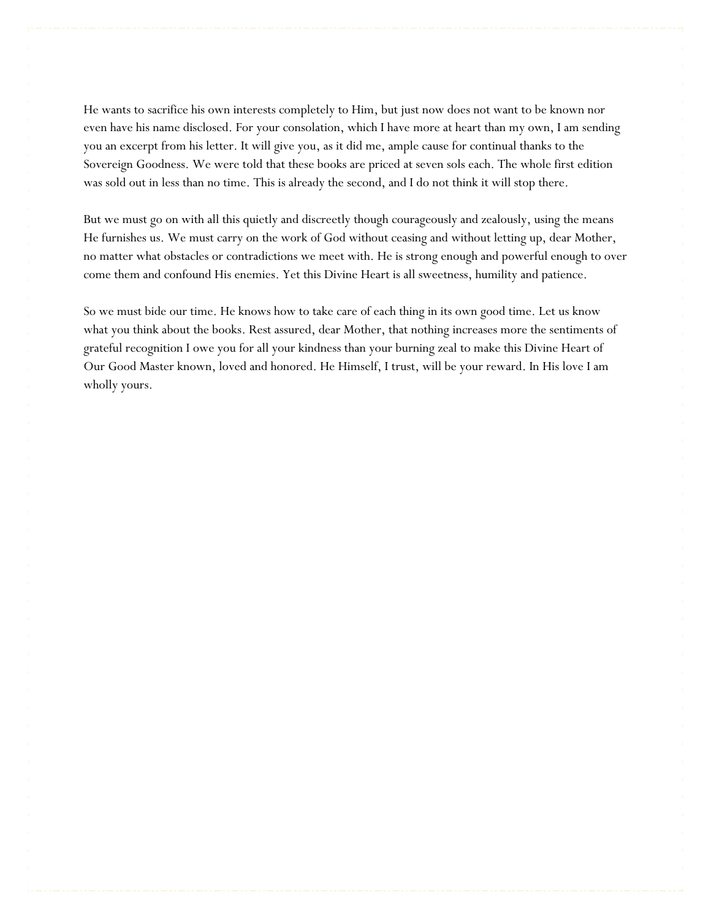He wants to sacrifice his own interests completely to Him, but just now does not want to be known nor even have his name disclosed. For your consolation, which I have more at heart than my own, I am sending you an excerpt from his letter. It will give you, as it did me, ample cause for continual thanks to the Sovereign Goodness. We were told that these books are priced at seven sols each. The whole first edition was sold out in less than no time. This is already the second, and I do not think it will stop there.

But we must go on with all this quietly and discreetly though courageously and zealously, using the means He furnishes us. We must carry on the work of God without ceasing and without letting up, dear Mother, no matter what obstacles or contradictions we meet with. He is strong enough and powerful enough to over come them and confound His enemies. Yet this Divine Heart is all sweetness, humility and patience.

So we must bide our time. He knows how to take care of each thing in its own good time. Let us know what you think about the books. Rest assured, dear Mother, that nothing increases more the sentiments of grateful recognition I owe you for all your kindness than your burning zeal to make this Divine Heart of Our Good Master known, loved and honored. He Himself, I trust, will be your reward. In His love I am wholly yours.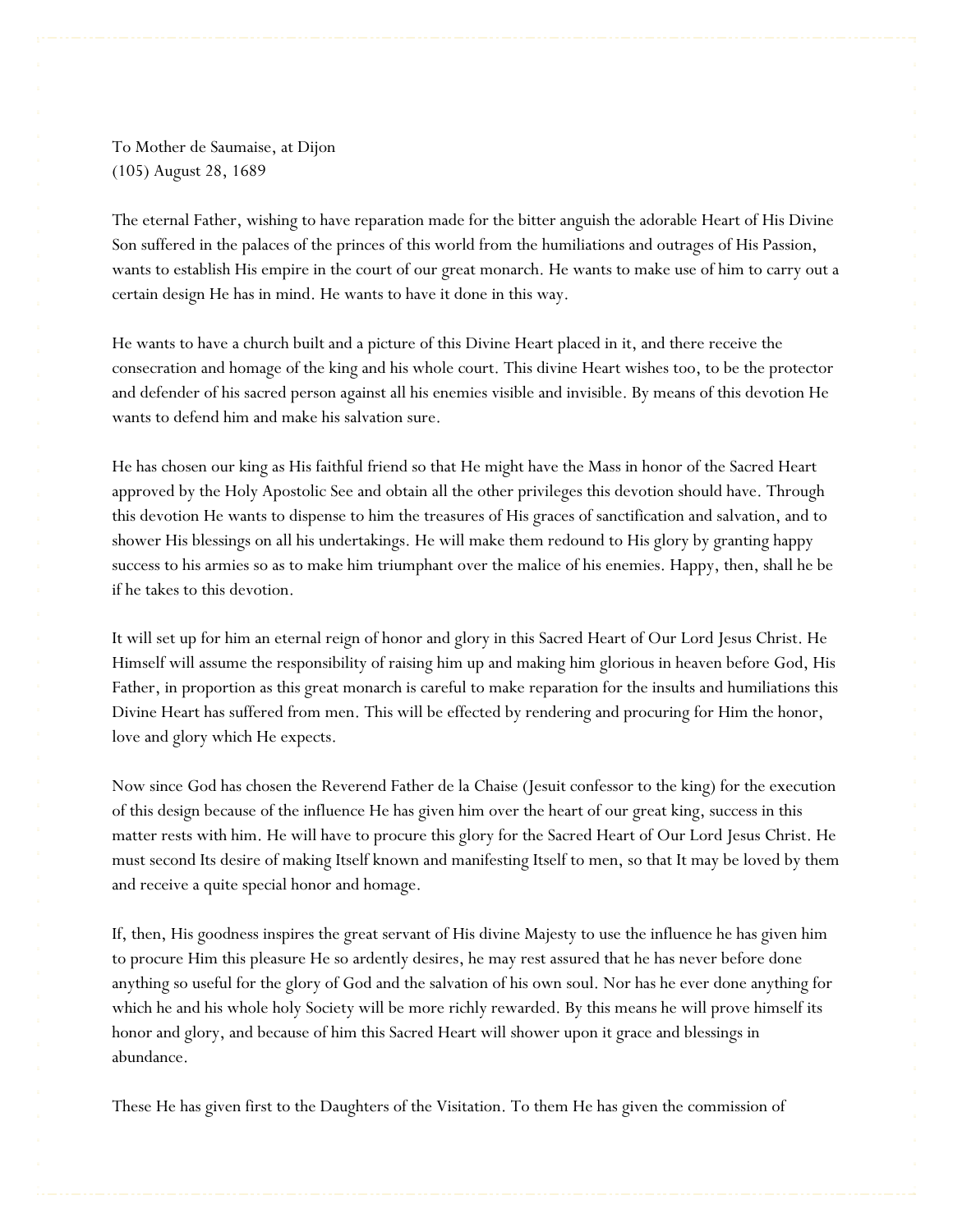To Mother de Saumaise, at Dijon
(105) August 28, 1689

The eternal Father, wishing to have reparation made for the bitter anguish the adorable Heart of His Divine Son suffered in the palaces of the princes of this world from the humiliations and outrages of His Passion, wants to establish His empire in the court of our great monarch. He wants to make use of him to carry out a certain design He has in mind. He wants to have it done in this way.

He wants to have a church built and a picture of this Divine Heart placed in it, and there receive the consecration and homage of the king and his whole court. This divine Heart wishes too, to be the protector and defender of his sacred person against all his enemies visible and invisible. By means of this devotion He wants to defend him and make his salvation sure.

He has chosen our king as His faithful friend so that He might have the Mass in honor of the Sacred Heart approved by the Holy Apostolic See and obtain all the other privileges this devotion should have. Through this devotion He wants to dispense to him the treasures of His graces of sanctification and salvation, and to shower His blessings on all his undertakings. He will make them redound to His glory by granting happy success to his armies so as to make him triumphant over the malice of his enemies. Happy, then, shall he be if he takes to this devotion.

It will set up for him an eternal reign of honor and glory in this Sacred Heart of Our Lord Jesus Christ. He Himself will assume the responsibility of raising him up and making him glorious in heaven before God, His Father, in proportion as this great monarch is careful to make reparation for the insults and humiliations this Divine Heart has suffered from men. This will be effected by rendering and procuring for Him the honor, love and glory which He expects.

Now since God has chosen the Reverend Father de la Chaise (Jesuit confessor to the king) for the execution of this design because of the influence He has given him over the heart of our great king, success in this matter rests with him. He will have to procure this glory for the Sacred Heart of Our Lord Jesus Christ. He must second Its desire of making Itself known and manifesting Itself to men, so that It may be loved by them and receive a quite special honor and homage.

If, then, His goodness inspires the great servant of His divine Majesty to use the influence he has given him to procure Him this pleasure He so ardently desires, he may rest assured that he has never before done anything so useful for the glory of God and the salvation of his own soul. Nor has he ever done anything for which he and his whole holy Society will be more richly rewarded. By this means he will prove himself its honor and glory, and because of him this Sacred Heart will shower upon it grace and blessings in abundance.

These He has given first to the Daughters of the Visitation. To them He has given the commission of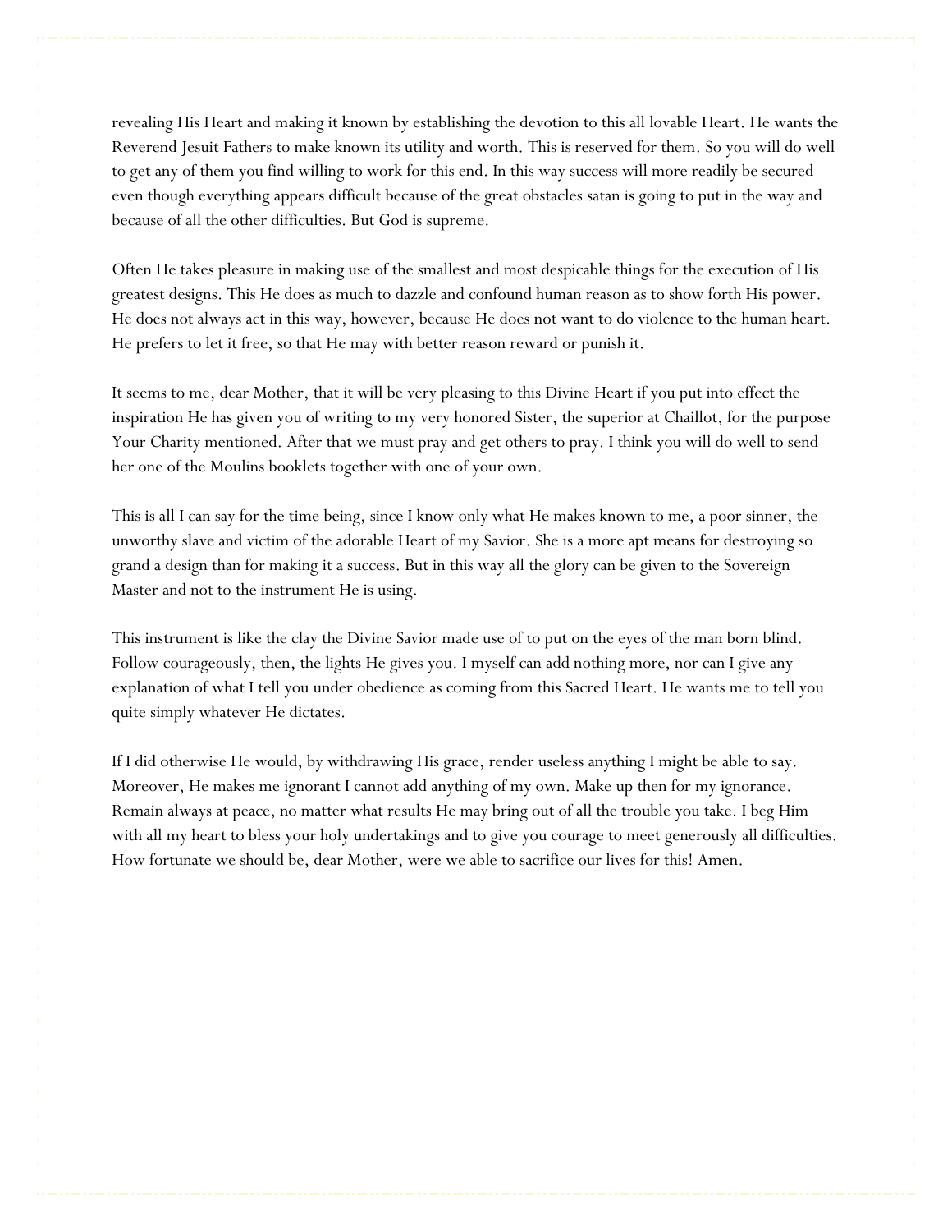revealing His Heart and making it known by establishing the devotion to this all lovable Heart. He wants the Reverend Jesuit Fathers to make known its utility and worth. This is reserved for them. So you will do well to get any of them you find willing to work for this end. In this way success will more readily be secured even though everything appears difficult because of the great obstacles satan is going to put in the way and because of all the other difficulties. But God is supreme.

Often He takes pleasure in making use of the smallest and most despicable things for the execution of His greatest designs. This He does as much to dazzle and confound human reason as to show forth His power. He does not always act in this way, however, because He does not want to do violence to the human heart. He prefers to let it free, so that He may with better reason reward or punish it.

It seems to me, dear Mother, that it will be very pleasing to this Divine Heart if you put into effect the inspiration He has given you of writing to my very honored Sister, the superior at Chaillot, for the purpose Your Charity mentioned. After that we must pray and get others to pray. I think you will do well to send her one of the Moulins booklets together with one of your own.

This is all I can say for the time being, since I know only what He makes known to me, a poor sinner, the unworthy slave and victim of the adorable Heart of my Savior. She is a more apt means for destroying so grand a design than for making it a success. But in this way all the glory can be given to the Sovereign Master and not to the instrument He is using.

This instrument is like the clay the Divine Savior made use of to put on the eyes of the man born blind. Follow courageously, then, the lights He gives you. I myself can add nothing more, nor can I give any explanation of what I tell you under obedience as coming from this Sacred Heart. He wants me to tell you quite simply whatever He dictates.

If I did otherwise He would, by withdrawing His grace, render useless anything I might be able to say. Moreover, He makes me ignorant I cannot add anything of my own. Make up then for my ignorance. Remain always at peace, no matter what results He may bring out of all the trouble you take. I beg Him with all my heart to bless your holy undertakings and to give you courage to meet generously all difficulties. How fortunate we should be, dear Mother, were we able to sacrifice our lives for this! Amen.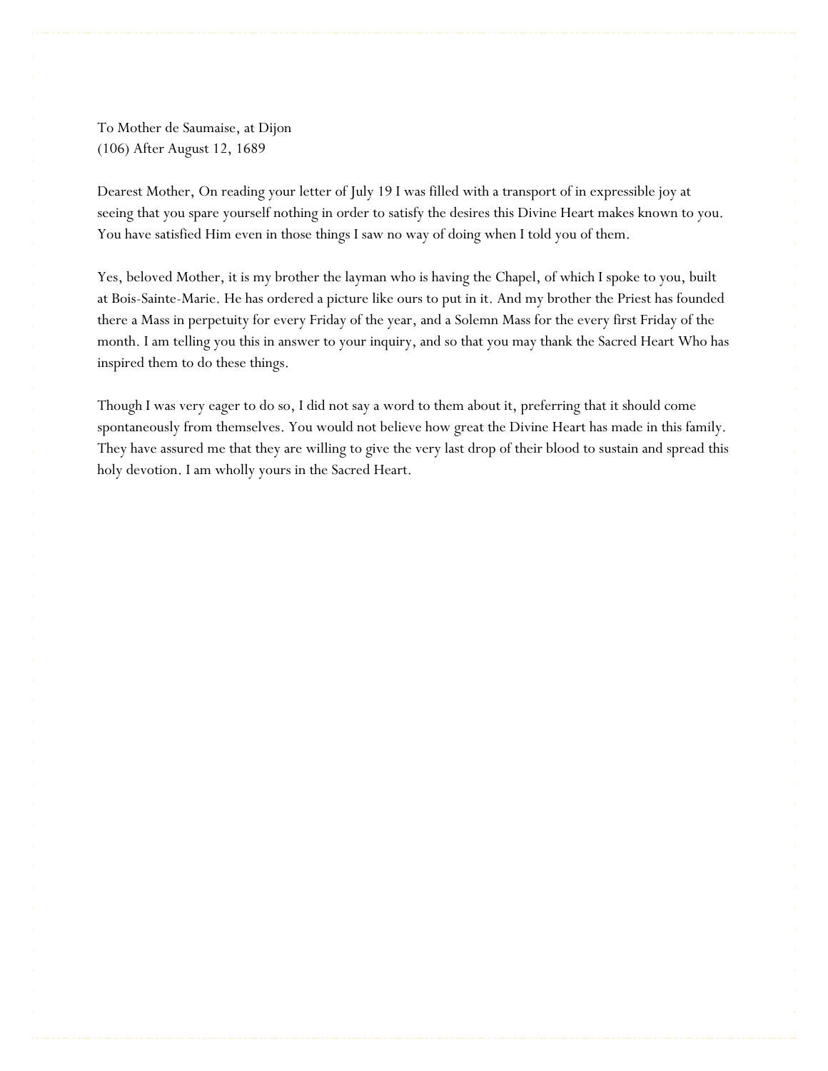To Mother de Saumaise, at Dijon
(106) After August 12, 1689

Dearest Mother, On reading your letter of July 19 I was filled with a transport of in expressible joy at seeing that you spare yourself nothing in order to satisfy the desires this Divine Heart makes known to you. You have satisfied Him even in those things I saw no way of doing when I told you of them.

Yes, beloved Mother, it is my brother the layman who is having the Chapel, of which I spoke to you, built at Bois-Sainte-Marie. He has ordered a picture like ours to put in it. And my brother the Priest has founded there a Mass in perpetuity for every Friday of the year, and a Solemn Mass for the every first Friday of the month. I am telling you this in answer to your inquiry, and so that you may thank the Sacred Heart Who has inspired them to do these things.

Though I was very eager to do so, I did not say a word to them about it, preferring that it should come spontaneously from themselves. You would not believe how great the Divine Heart has made in this family. They have assured me that they are willing to give the very last drop of their blood to sustain and spread this holy devotion. I am wholly yours in the Sacred Heart.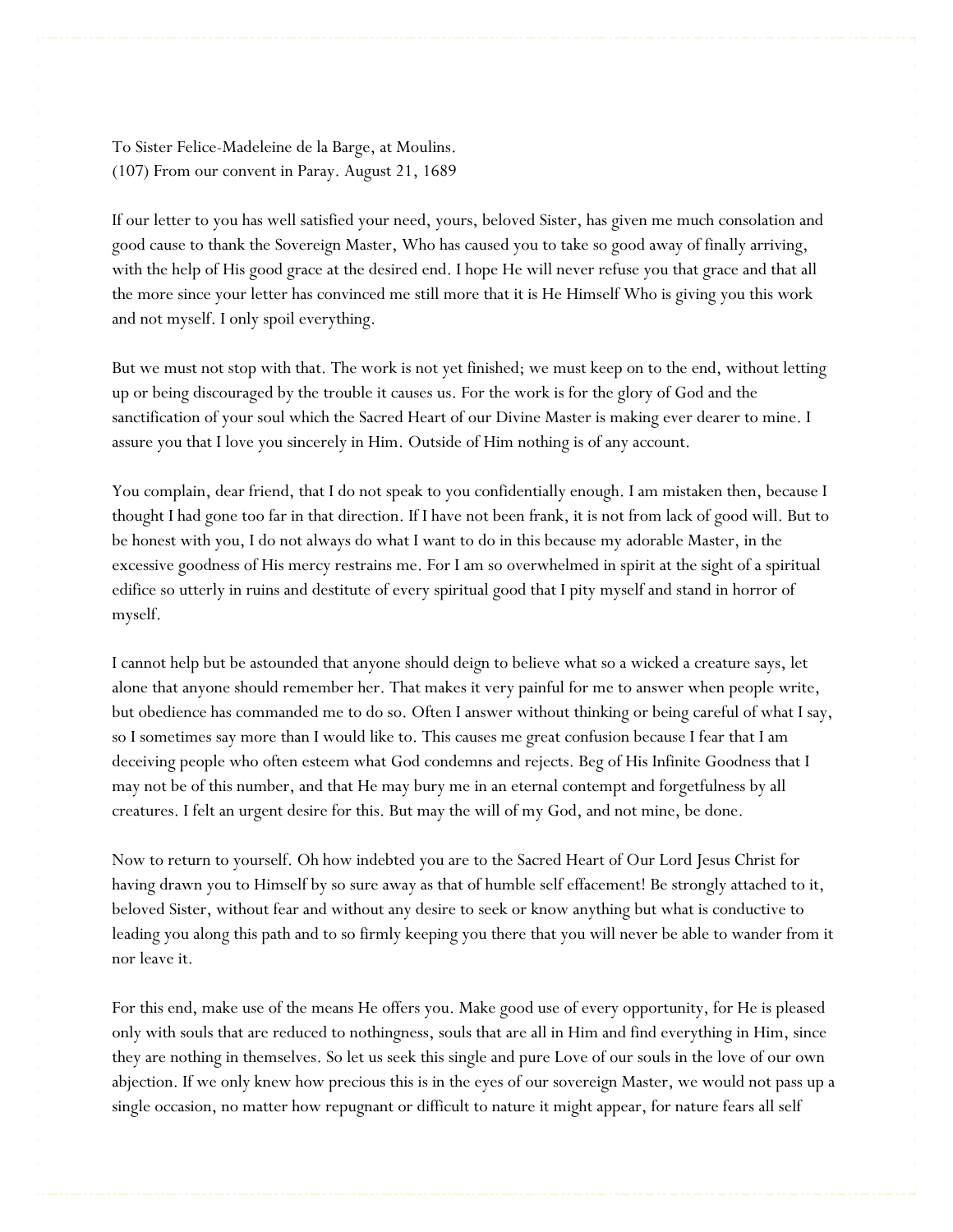To Sister Felice-Madeleine de la Barge, at Moulins.
(107) From our convent in Paray. August 21, 1689

If our letter to you has well satisfied your need, yours, beloved Sister, has given me much consolation and good cause to thank the Sovereign Master, Who has caused you to take so good away of finally arriving, with the help of His good grace at the desired end. I hope He will never refuse you that grace and that all the more since your letter has convinced me still more that it is He Himself Who is giving you this work and not myself. I only spoil everything.

But we must not stop with that. The work is not yet finished; we must keep on to the end, without letting up or being discouraged by the trouble it causes us. For the work is for the glory of God and the sanctification of your soul which the Sacred Heart of our Divine Master is making ever dearer to mine. I assure you that I love you sincerely in Him. Outside of Him nothing is of any account.

You complain, dear friend, that I do not speak to you confidentially enough. I am mistaken then, because I thought I had gone too far in that direction. If I have not been frank, it is not from lack of good will. But to be honest with you, I do not always do what I want to do in this because my adorable Master, in the excessive goodness of His mercy restrains me. For I am so overwhelmed in spirit at the sight of a spiritual edifice so utterly in ruins and destitute of every spiritual good that I pity myself and stand in horror of myself.

I cannot help but be astounded that anyone should deign to believe what so a wicked a creature says, let alone that anyone should remember her. That makes it very painful for me to answer when people write, but obedience has commanded me to do so. Often I answer without thinking or being careful of what I say, so I sometimes say more than I would like to. This causes me great confusion because I fear that I am deceiving people who often esteem what God condemns and rejects. Beg of His Infinite Goodness that I may not be of this number, and that He may bury me in an eternal contempt and forgetfulness by all creatures. I felt an urgent desire for this. But may the will of my God, and not mine, be done.

Now to return to yourself. Oh how indebted you are to the Sacred Heart of Our Lord Jesus Christ for having drawn you to Himself by so sure away as that of humble self effacement! Be strongly attached to it, beloved Sister, without fear and without any desire to seek or know anything but what is conductive to leading you along this path and to so firmly keeping you there that you will never be able to wander from it nor leave it.

For this end, make use of the means He offers you. Make good use of every opportunity, for He is pleased only with souls that are reduced to nothingness, souls that are all in Him and find everything in Him, since they are nothing in themselves. So let us seek this single and pure Love of our souls in the love of our own abjection. If we only knew how precious this is in the eyes of our sovereign Master, we would not pass up a single occasion, no matter how repugnant or difficult to nature it might appear, for nature fears all self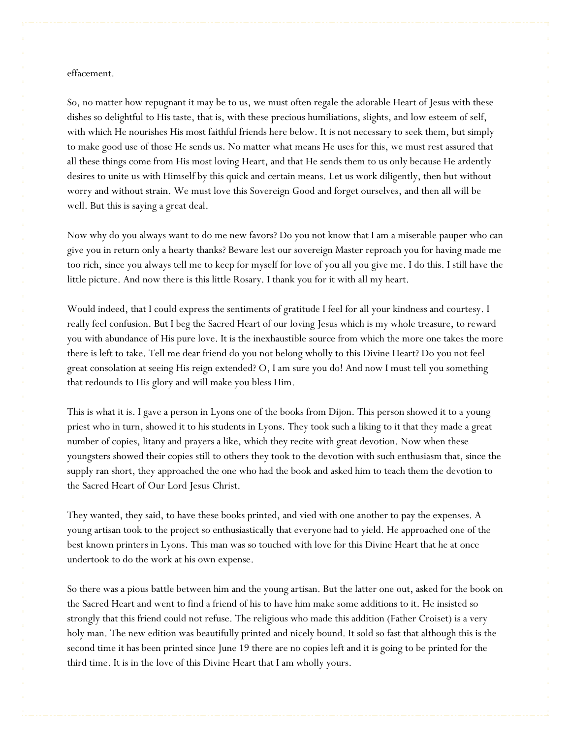effacement.

So, no matter how repugnant it may be to us, we must often regale the adorable Heart of Jesus with these dishes so delightful to His taste, that is, with these precious humiliations, slights, and low esteem of self, with which He nourishes His most faithful friends here below. It is not necessary to seek them, but simply to make good use of those He sends us. No matter what means He uses for this, we must rest assured that all these things come from His most loving Heart, and that He sends them to us only because He ardently desires to unite us with Himself by this quick and certain means. Let us work diligently, then but without worry and without strain. We must love this Sovereign Good and forget ourselves, and then all will be well. But this is saying a great deal.

Now why do you always want to do me new favors? Do you not know that I am a miserable pauper who can give you in return only a hearty thanks? Beware lest our sovereign Master reproach you for having made me too rich, since you always tell me to keep for myself for love of you all you give me. I do this. I still have the little picture. And now there is this little Rosary. I thank you for it with all my heart.

Would indeed, that I could express the sentiments of gratitude I feel for all your kindness and courtesy. I really feel confusion. But I beg the Sacred Heart of our loving Jesus which is my whole treasure, to reward you with abundance of His pure love. It is the inexhaustible source from which the more one takes the more there is left to take. Tell me dear friend do you not belong wholly to this Divine Heart? Do you not feel great consolation at seeing His reign extended? O, I am sure you do! And now I must tell you something that redounds to His glory and will make you bless Him.

This is what it is. I gave a person in Lyons one of the books from Dijon. This person showed it to a young priest who in turn, showed it to his students in Lyons. They took such a liking to it that they made a great number of copies, litany and prayers a like, which they recite with great devotion. Now when these youngsters showed their copies still to others they took to the devotion with such enthusiasm that, since the supply ran short, they approached the one who had the book and asked him to teach them the devotion to the Sacred Heart of Our Lord Jesus Christ.

They wanted, they said, to have these books printed, and vied with one another to pay the expenses. A young artisan took to the project so enthusiastically that everyone had to yield. He approached one of the best known printers in Lyons. This man was so touched with love for this Divine Heart that he at once undertook to do the work at his own expense.

So there was a pious battle between him and the young artisan. But the latter one out, asked for the book on the Sacred Heart and went to find a friend of his to have him make some additions to it. He insisted so strongly that this friend could not refuse. The religious who made this addition (Father Croiset) is a very holy man. The new edition was beautifully printed and nicely bound. It sold so fast that although this is the second time it has been printed since June 19 there are no copies left and it is going to be printed for the third time. It is in the love of this Divine Heart that I am wholly yours.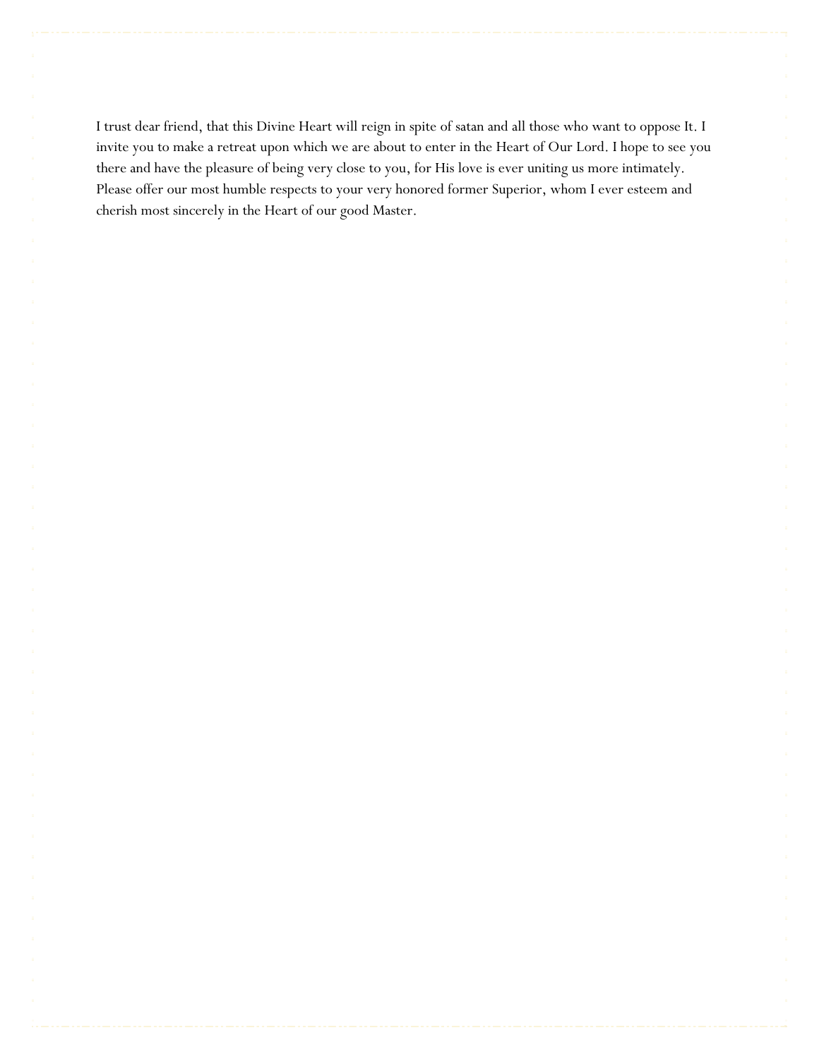I trust dear friend, that this Divine Heart will reign in spite of satan and all those who want to oppose It. I invite you to make a retreat upon which we are about to enter in the Heart of Our Lord. I hope to see you there and have the pleasure of being very close to you, for His love is ever uniting us more intimately. Please offer our most humble respects to your very honored former Superior, whom I ever esteem and cherish most sincerely in the Heart of our good Master.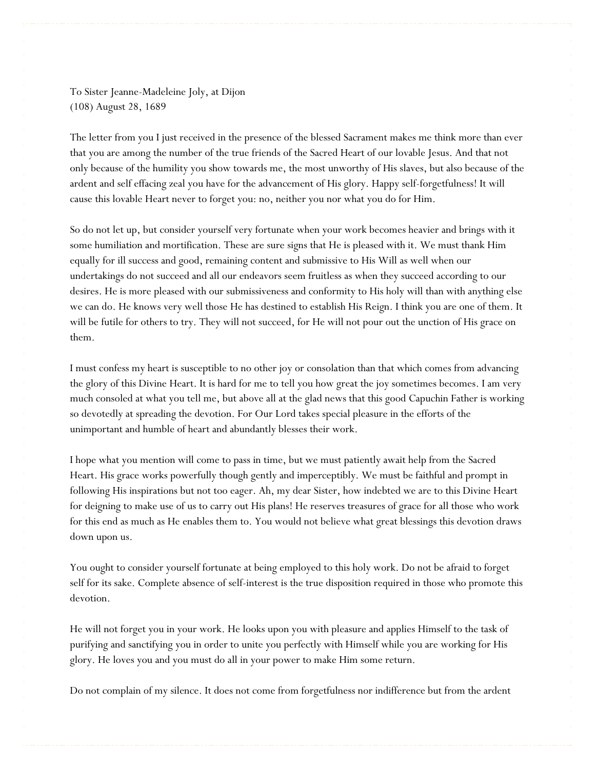To Sister Jeanne-Madeleine Joly, at Dijon
(108) August 28, 1689

The letter from you I just received in the presence of the blessed Sacrament makes me think more than ever that you are among the number of the true friends of the Sacred Heart of our lovable Jesus. And that not only because of the humility you show towards me, the most unworthy of His slaves, but also because of the ardent and self effacing zeal you have for the advancement of His glory. Happy self-forgetfulness! It will cause this lovable Heart never to forget you: no, neither you nor what you do for Him.

So do not let up, but consider yourself very fortunate when your work becomes heavier and brings with it some humiliation and mortification. These are sure signs that He is pleased with it. We must thank Him equally for ill success and good, remaining content and submissive to His Will as well when our undertakings do not succeed and all our endeavors seem fruitless as when they succeed according to our desires. He is more pleased with our submissiveness and conformity to His holy will than with anything else we can do. He knows very well those He has destined to establish His Reign. I think you are one of them. It will be futile for others to try. They will not succeed, for He will not pour out the unction of His grace on them.

I must confess my heart is susceptible to no other joy or consolation than that which comes from advancing the glory of this Divine Heart. It is hard for me to tell you how great the joy sometimes becomes. I am very much consoled at what you tell me, but above all at the glad news that this good Capuchin Father is working so devotedly at spreading the devotion. For Our Lord takes special pleasure in the efforts of the unimportant and humble of heart and abundantly blesses their work.

I hope what you mention will come to pass in time, but we must patiently await help from the Sacred Heart. His grace works powerfully though gently and imperceptibly. We must be faithful and prompt in following His inspirations but not too eager. Ah, my dear Sister, how indebted we are to this Divine Heart for deigning to make use of us to carry out His plans! He reserves treasures of grace for all those who work for this end as much as He enables them to. You would not believe what great blessings this devotion draws down upon us.

You ought to consider yourself fortunate at being employed to this holy work. Do not be afraid to forget self for its sake. Complete absence of self-interest is the true disposition required in those who promote this devotion.

He will not forget you in your work. He looks upon you with pleasure and applies Himself to the task of purifying and sanctifying you in order to unite you perfectly with Himself while you are working for His glory. He loves you and you must do all in your power to make Him some return.

Do not complain of my silence. It does not come from forgetfulness nor indifference but from the ardent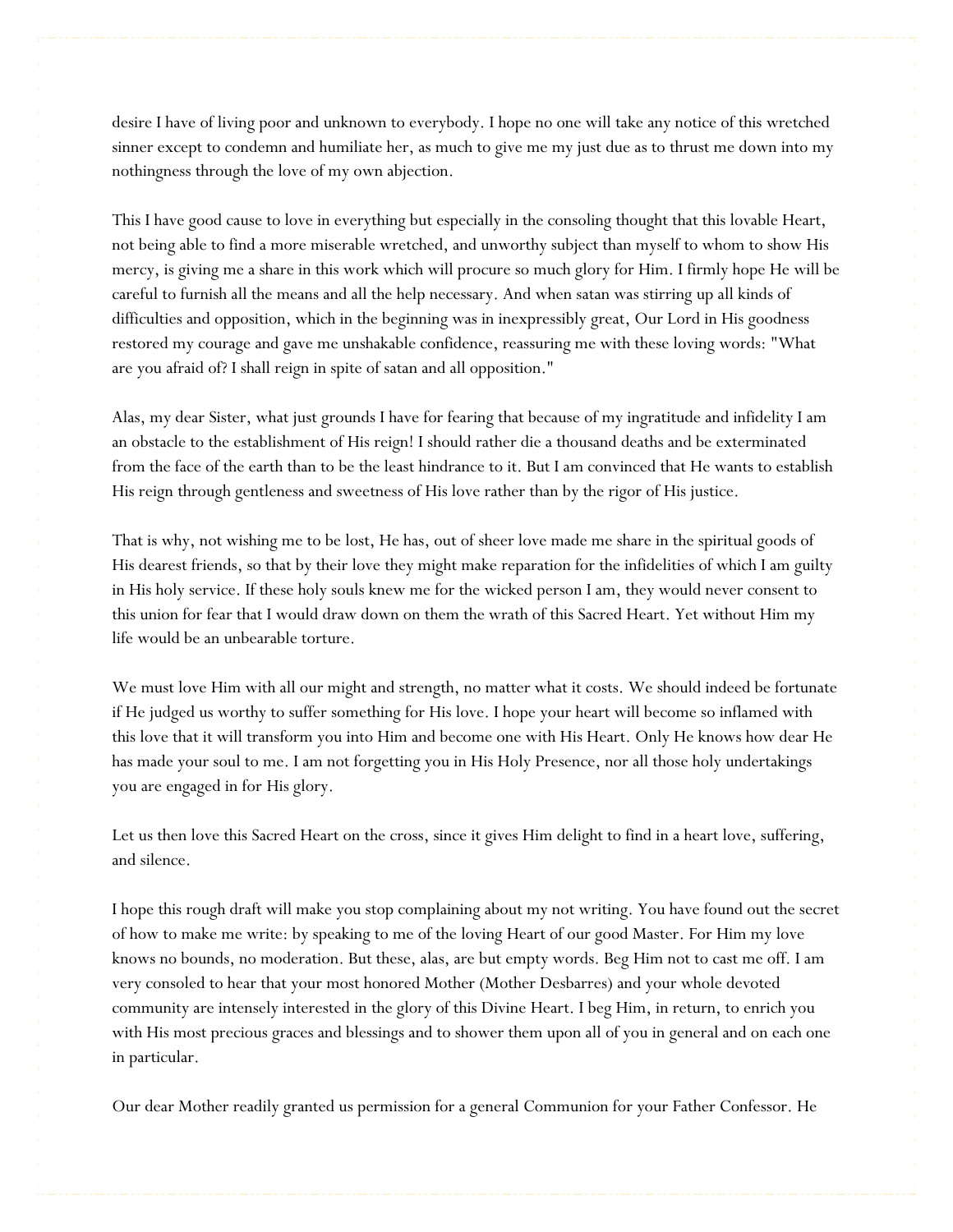desire I have of living poor and unknown to everybody. I hope no one will take any notice of this wretched sinner except to condemn and humiliate her, as much to give me my just due as to thrust me down into my nothingness through the love of my own abjection.

This I have good cause to love in everything but especially in the consoling thought that this lovable Heart, not being able to find a more miserable wretched, and unworthy subject than myself to whom to show His mercy, is giving me a share in this work which will procure so much glory for Him. I firmly hope He will be careful to furnish all the means and all the help necessary. And when satan was stirring up all kinds of difficulties and opposition, which in the beginning was in inexpressibly great, Our Lord in His goodness restored my courage and gave me unshakable confidence, reassuring me with these loving words: "What are you afraid of? I shall reign in spite of satan and all opposition."

Alas, my dear Sister, what just grounds I have for fearing that because of my ingratitude and infidelity I am an obstacle to the establishment of His reign! I should rather die a thousand deaths and be exterminated from the face of the earth than to be the least hindrance to it. But I am convinced that He wants to establish His reign through gentleness and sweetness of His love rather than by the rigor of His justice.

That is why, not wishing me to be lost, He has, out of sheer love made me share in the spiritual goods of His dearest friends, so that by their love they might make reparation for the infidelities of which I am guilty in His holy service. If these holy souls knew me for the wicked person I am, they would never consent to this union for fear that I would draw down on them the wrath of this Sacred Heart. Yet without Him my life would be an unbearable torture.

We must love Him with all our might and strength, no matter what it costs. We should indeed be fortunate if He judged us worthy to suffer something for His love. I hope your heart will become so inflamed with this love that it will transform you into Him and become one with His Heart. Only He knows how dear He has made your soul to me. I am not forgetting you in His Holy Presence, nor all those holy undertakings you are engaged in for His glory.

Let us then love this Sacred Heart on the cross, since it gives Him delight to find in a heart love, suffering, and silence.

I hope this rough draft will make you stop complaining about my not writing. You have found out the secret of how to make me write: by speaking to me of the loving Heart of our good Master. For Him my love knows no bounds, no moderation. But these, alas, are but empty words. Beg Him not to cast me off. I am very consoled to hear that your most honored Mother (Mother Desbarres) and your whole devoted community are intensely interested in the glory of this Divine Heart. I beg Him, in return, to enrich you with His most precious graces and blessings and to shower them upon all of you in general and on each one in particular.

Our dear Mother readily granted us permission for a general Communion for your Father Confessor. He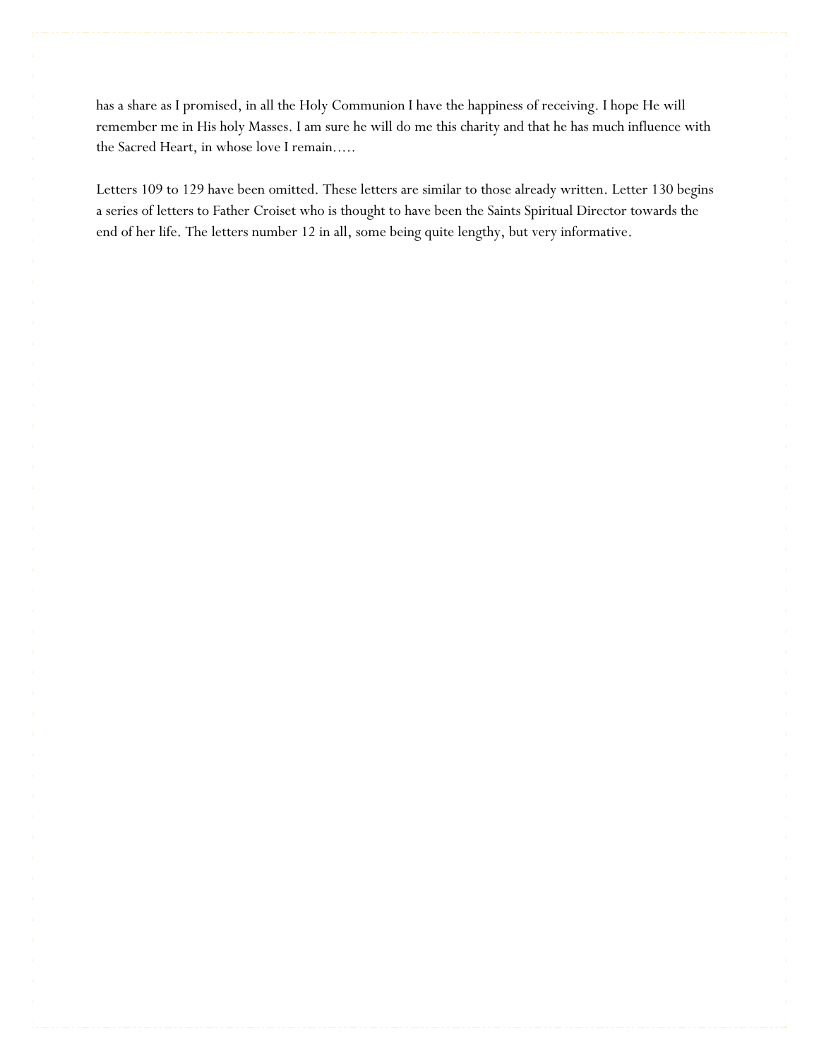has a share as I promised, in all the Holy Communion I have the happiness of receiving. I hope He will remember me in His holy Masses. I am sure he will do me this charity and that he has much influence with the Sacred Heart, in whose love I remain.....

Letters 109 to 129 have been omitted. These letters are similar to those already written. Letter 130 begins a series of letters to Father Croiset who is thought to have been the Saints Spiritual Director towards the end of her life. The letters number 12 in all, some being quite lengthy, but very informative.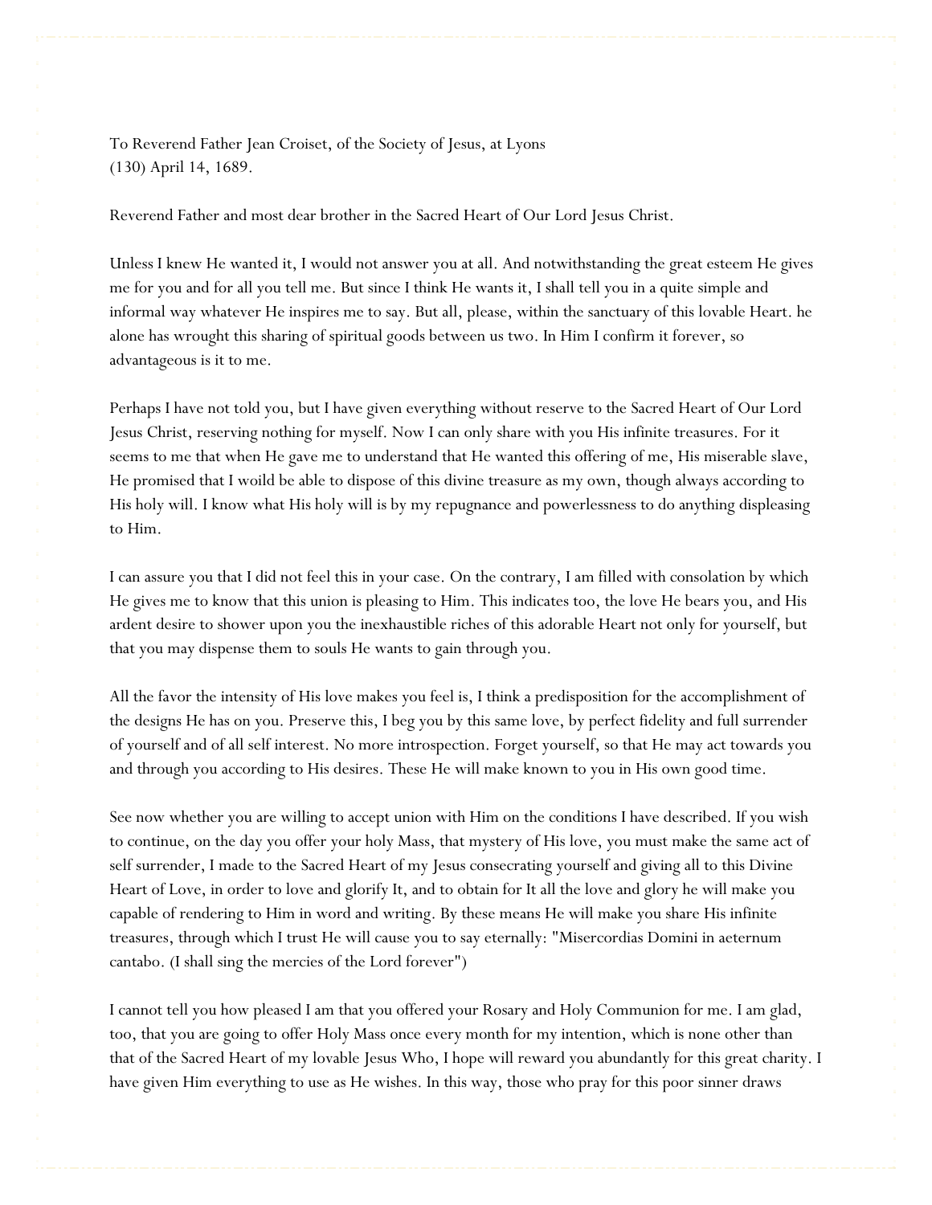To Reverend Father Jean Croiset, of the Society of Jesus, at Lyons
(130) April 14, 1689.

Reverend Father and most dear brother in the Sacred Heart of Our Lord Jesus Christ.

Unless I knew He wanted it, I would not answer you at all. And notwithstanding the great esteem He gives me for you and for all you tell me. But since I think He wants it, I shall tell you in a quite simple and informal way whatever He inspires me to say. But all, please, within the sanctuary of this lovable Heart. he alone has wrought this sharing of spiritual goods between us two. In Him I confirm it forever, so advantageous is it to me.

Perhaps I have not told you, but I have given everything without reserve to the Sacred Heart of Our Lord Jesus Christ, reserving nothing for myself. Now I can only share with you His infinite treasures. For it seems to me that when He gave me to understand that He wanted this offering of me, His miserable slave, He promised that I woild be able to dispose of this divine treasure as my own, though always according to His holy will. I know what His holy will is by my repugnance and powerlessness to do anything displeasing to Him.

I can assure you that I did not feel this in your case. On the contrary, I am filled with consolation by which He gives me to know that this union is pleasing to Him. This indicates too, the love He bears you, and His ardent desire to shower upon you the inexhaustible riches of this adorable Heart not only for yourself, but that you may dispense them to souls He wants to gain through you.

All the favor the intensity of His love makes you feel is, I think a predisposition for the accomplishment of the designs He has on you. Preserve this, I beg you by this same love, by perfect fidelity and full surrender of yourself and of all self interest. No more introspection. Forget yourself, so that He may act towards you and through you according to His desires. These He will make known to you in His own good time.

See now whether you are willing to accept union with Him on the conditions I have described. If you wish to continue, on the day you offer your holy Mass, that mystery of His love, you must make the same act of self surrender, I made to the Sacred Heart of my Jesus consecrating yourself and giving all to this Divine Heart of Love, in order to love and glorify It, and to obtain for It all the love and glory he will make you capable of rendering to Him in word and writing. By these means He will make you share His infinite treasures, through which I trust He will cause you to say eternally: "Misercordias Domini in aeternum cantabo. (I shall sing the mercies of the Lord forever")

I cannot tell you how pleased I am that you offered your Rosary and Holy Communion for me. I am glad, too, that you are going to offer Holy Mass once every month for my intention, which is none other than that of the Sacred Heart of my lovable Jesus Who, I hope will reward you abundantly for this great charity. I have given Him everything to use as He wishes. In this way, those who pray for this poor sinner draws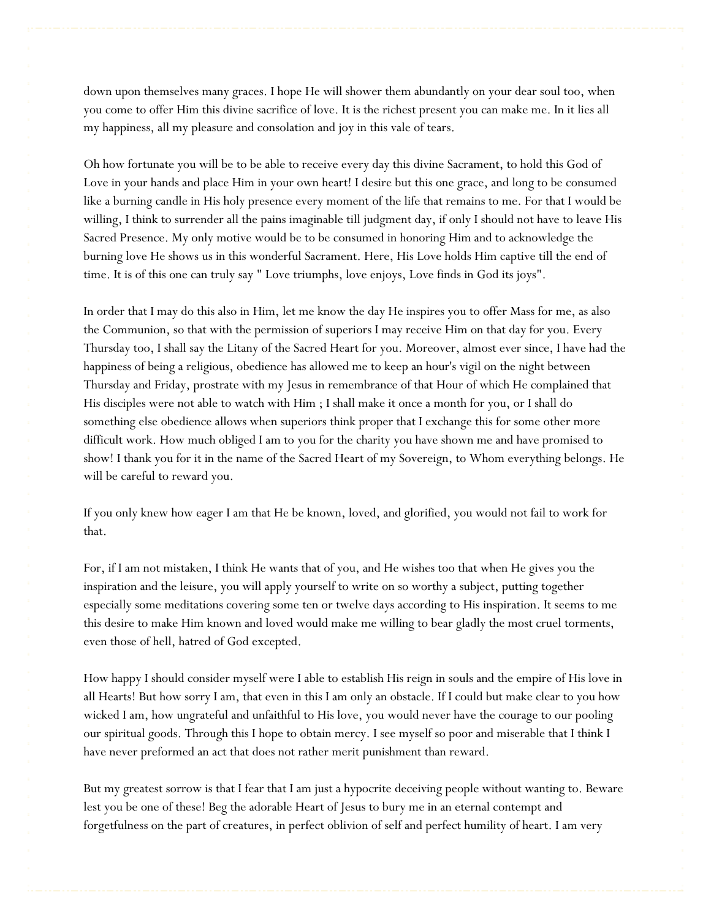down upon themselves many graces. I hope He will shower them abundantly on your dear soul too, when you come to offer Him this divine sacrifice of love. It is the richest present you can make me. In it lies all my happiness, all my pleasure and consolation and joy in this vale of tears.

Oh how fortunate you will be to be able to receive every day this divine Sacrament, to hold this God of Love in your hands and place Him in your own heart! I desire but this one grace, and long to be consumed like a burning candle in His holy presence every moment of the life that remains to me. For that I would be willing, I think to surrender all the pains imaginable till judgment day, if only I should not have to leave His Sacred Presence. My only motive would be to be consumed in honoring Him and to acknowledge the burning love He shows us in this wonderful Sacrament. Here, His Love holds Him captive till the end of time. It is of this one can truly say " Love triumphs, love enjoys, Love finds in God its joys".

In order that I may do this also in Him, let me know the day He inspires you to offer Mass for me, as also the Communion, so that with the permission of superiors I may receive Him on that day for you. Every Thursday too, I shall say the Litany of the Sacred Heart for you. Moreover, almost ever since, I have had the happiness of being a religious, obedience has allowed me to keep an hour's vigil on the night between Thursday and Friday, prostrate with my Jesus in remembrance of that Hour of which He complained that His disciples were not able to watch with Him ; I shall make it once a month for you, or I shall do something else obedience allows when superiors think proper that I exchange this for some other more difficult work. How much obliged I am to you for the charity you have shown me and have promised to show! I thank you for it in the name of the Sacred Heart of my Sovereign, to Whom everything belongs. He will be careful to reward you.

If you only knew how eager I am that He be known, loved, and glorified, you would not fail to work for that.

For, if I am not mistaken, I think He wants that of you, and He wishes too that when He gives you the inspiration and the leisure, you will apply yourself to write on so worthy a subject, putting together especially some meditations covering some ten or twelve days according to His inspiration. It seems to me this desire to make Him known and loved would make me willing to bear gladly the most cruel torments, even those of hell, hatred of God excepted.

How happy I should consider myself were I able to establish His reign in souls and the empire of His love in all Hearts! But how sorry I am, that even in this I am only an obstacle. If I could but make clear to you how wicked I am, how ungrateful and unfaithful to His love, you would never have the courage to our pooling our spiritual goods. Through this I hope to obtain mercy. I see myself so poor and miserable that I think I have never preformed an act that does not rather merit punishment than reward.

But my greatest sorrow is that I fear that I am just a hypocrite deceiving people without wanting to. Beware lest you be one of these! Beg the adorable Heart of Jesus to bury me in an eternal contempt and forgetfulness on the part of creatures, in perfect oblivion of self and perfect humility of heart. I am very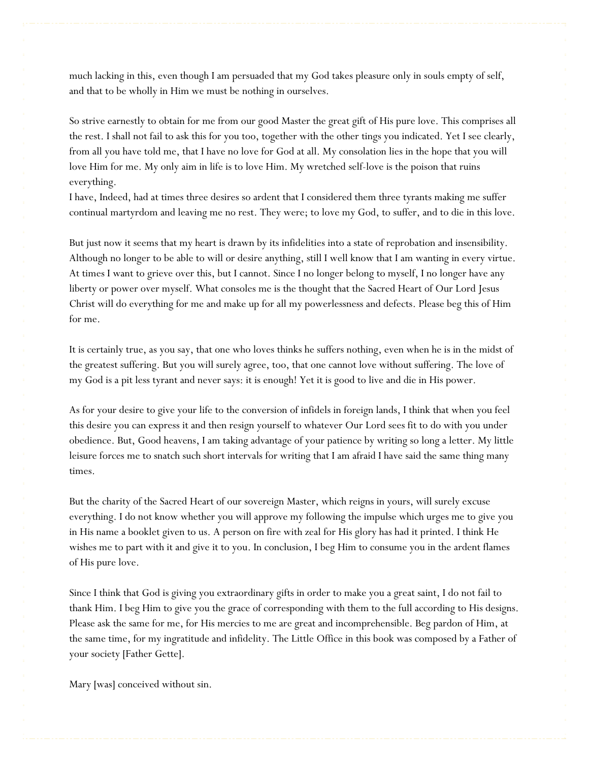much lacking in this, even though I am persuaded that my God takes pleasure only in souls empty of self, and that to be wholly in Him we must be nothing in ourselves.

So strive earnestly to obtain for me from our good Master the great gift of His pure love. This comprises all the rest. I shall not fail to ask this for you too, together with the other tings you indicated. Yet I see clearly, from all you have told me, that I have no love for God at all. My consolation lies in the hope that you will love Him for me. My only aim in life is to love Him. My wretched self-love is the poison that ruins everything.
I have, Indeed, had at times three desires so ardent that I considered them three tyrants making me suffer continual martyrdom and leaving me no rest. They were; to love my God, to suffer, and to die in this love.

But just now it seems that my heart is drawn by its infidelities into a state of reprobation and insensibility. Although no longer to be able to will or desire anything, still I well know that I am wanting in every virtue. At times I want to grieve over this, but I cannot. Since I no longer belong to myself, I no longer have any liberty or power over myself. What consoles me is the thought that the Sacred Heart of Our Lord Jesus Christ will do everything for me and make up for all my powerlessness and defects. Please beg this of Him for me.

It is certainly true, as you say, that one who loves thinks he suffers nothing, even when he is in the midst of the greatest suffering. But you will surely agree, too, that one cannot love without suffering. The love of my God is a pit less tyrant and never says: it is enough! Yet it is good to live and die in His power.

As for your desire to give your life to the conversion of infidels in foreign lands, I think that when you feel this desire you can express it and then resign yourself to whatever Our Lord sees fit to do with you under obedience. But, Good heavens, I am taking advantage of your patience by writing so long a letter. My little leisure forces me to snatch such short intervals for writing that I am afraid I have said the same thing many times.

But the charity of the Sacred Heart of our sovereign Master, which reigns in yours, will surely excuse everything. I do not know whether you will approve my following the impulse which urges me to give you in His name a booklet given to us. A person on fire with zeal for His glory has had it printed. I think He wishes me to part with it and give it to you. In conclusion, I beg Him to consume you in the ardent flames of His pure love.

Since I think that God is giving you extraordinary gifts in order to make you a great saint, I do not fail to thank Him. I beg Him to give you the grace of corresponding with them to the full according to His designs. Please ask the same for me, for His mercies to me are great and incomprehensible. Beg pardon of Him, at the same time, for my ingratitude and infidelity. The Little Office in this book was composed by a Father of your society [Father Gette].

Mary [was] conceived without sin.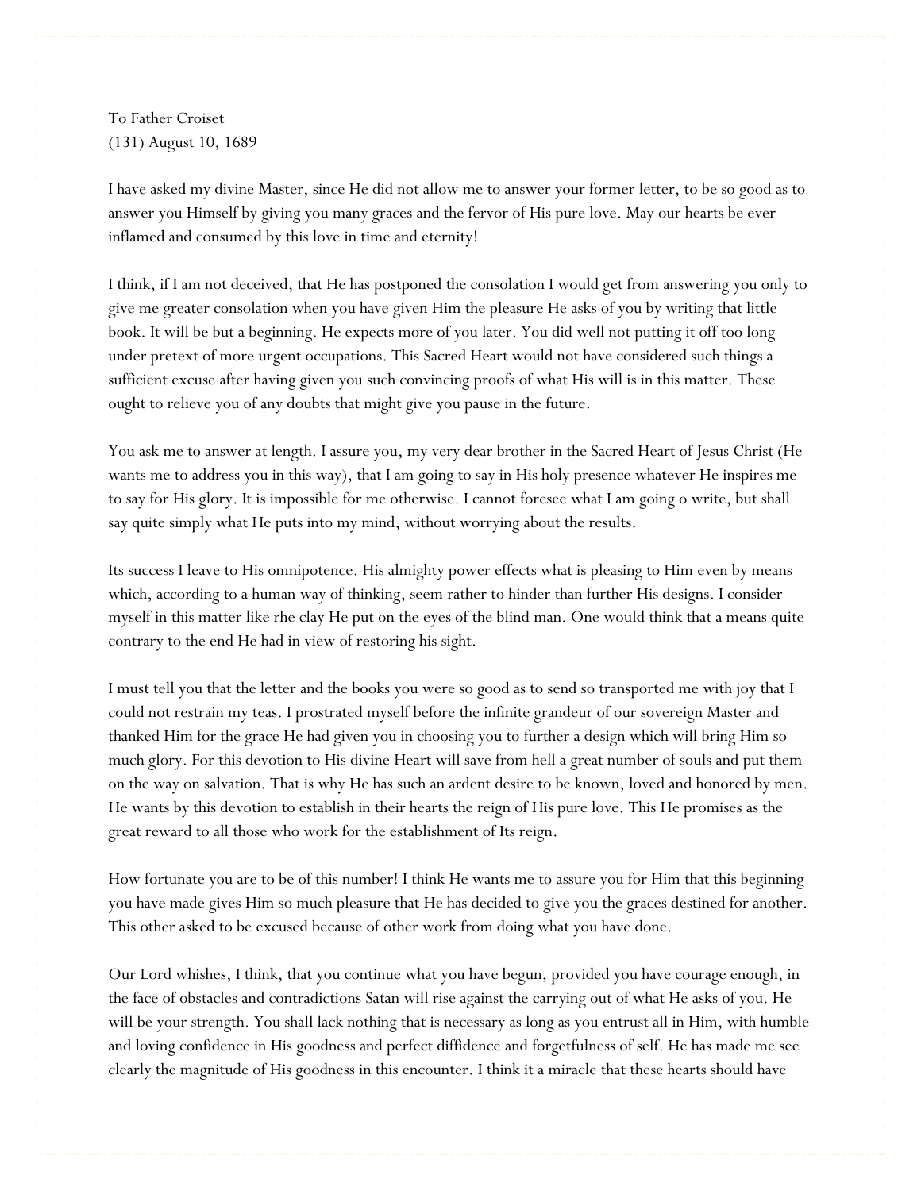To Father Croiset
(131) August 10, 1689

I have asked my divine Master, since He did not allow me to answer your former letter, to be so good as to answer you Himself by giving you many graces and the fervor of His pure love. May our hearts be ever inflamed and consumed by this love in time and eternity!

I think, if I am not deceived, that He has postponed the consolation I would get from answering you only to give me greater consolation when you have given Him the pleasure He asks of you by writing that little book. It will be but a beginning. He expects more of you later. You did well not putting it off too long under pretext of more urgent occupations. This Sacred Heart would not have considered such things a sufficient excuse after having given you such convincing proofs of what His will is in this matter. These ought to relieve you of any doubts that might give you pause in the future.

You ask me to answer at length. I assure you, my very dear brother in the Sacred Heart of Jesus Christ (He wants me to address you in this way), that I am going to say in His holy presence whatever He inspires me to say for His glory. It is impossible for me otherwise. I cannot foresee what I am going o write, but shall say quite simply what He puts into my mind, without worrying about the results.

Its success I leave to His omnipotence. His almighty power effects what is pleasing to Him even by means which, according to a human way of thinking, seem rather to hinder than further His designs. I consider myself in this matter like rhe clay He put on the eyes of the blind man. One would think that a means quite contrary to the end He had in view of restoring his sight.

I must tell you that the letter and the books you were so good as to send so transported me with joy that I could not restrain my teas. I prostrated myself before the infinite grandeur of our sovereign Master and thanked Him for the grace He had given you in choosing you to further a design which will bring Him so much glory. For this devotion to His divine Heart will save from hell a great number of souls and put them on the way on salvation. That is why He has such an ardent desire to be known, loved and honored by men. He wants by this devotion to establish in their hearts the reign of His pure love. This He promises as the great reward to all those who work for the establishment of Its reign.

How fortunate you are to be of this number! I think He wants me to assure you for Him that this beginning you have made gives Him so much pleasure that He has decided to give you the graces destined for another. This other asked to be excused because of other work from doing what you have done.

Our Lord whishes, I think, that you continue what you have begun, provided you have courage enough, in the face of obstacles and contradictions Satan will rise against the carrying out of what He asks of you. He will be your strength. You shall lack nothing that is necessary as long as you entrust all in Him, with humble and loving confidence in His goodness and perfect diffidence and forgetfulness of self. He has made me see clearly the magnitude of His goodness in this encounter. I think it a miracle that these hearts should have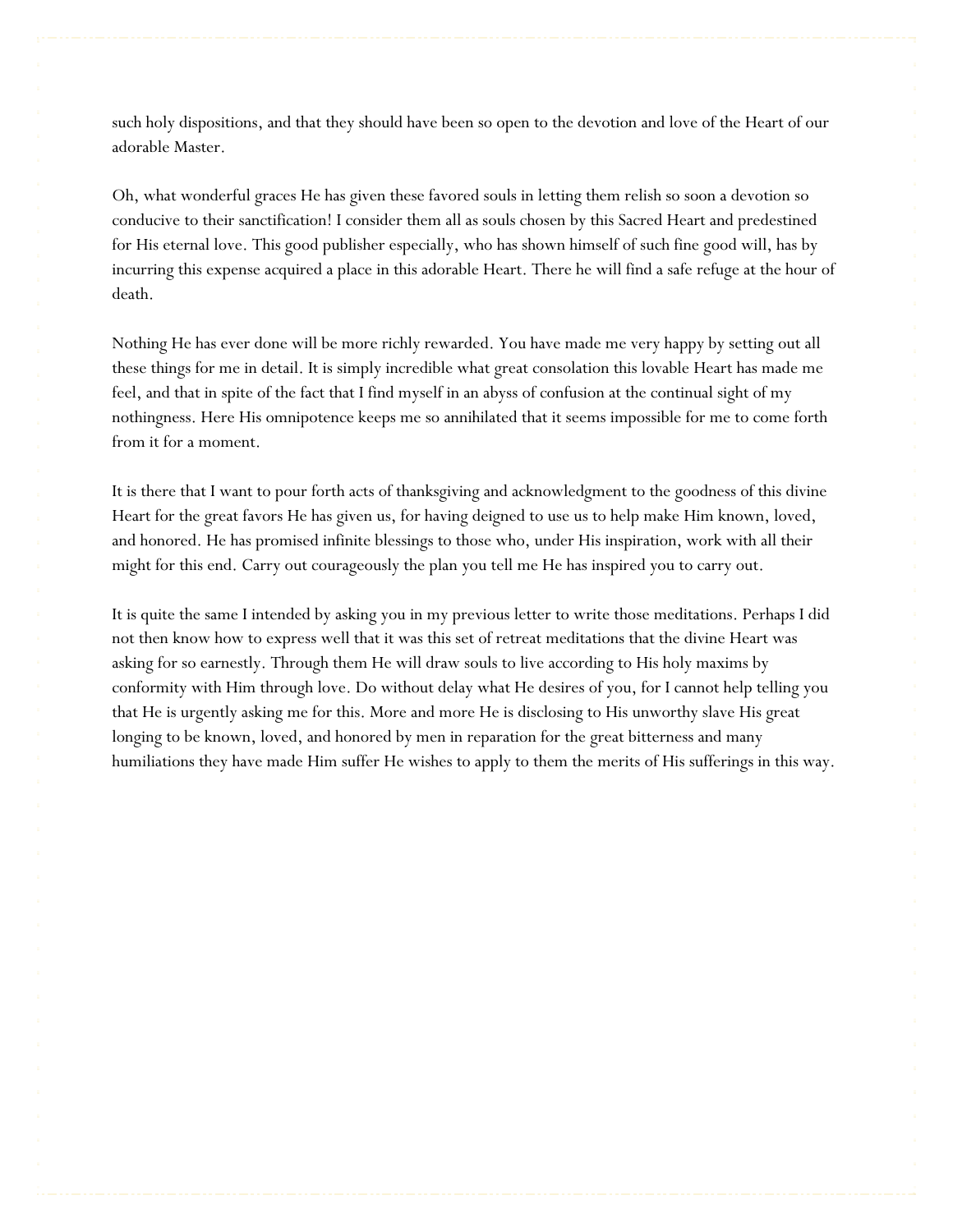such holy dispositions, and that they should have been so open to the devotion and love of the Heart of our adorable Master.

Oh, what wonderful graces He has given these favored souls in letting them relish so soon a devotion so conducive to their sanctification! I consider them all as souls chosen by this Sacred Heart and predestined for His eternal love. This good publisher especially, who has shown himself of such fine good will, has by incurring this expense acquired a place in this adorable Heart. There he will find a safe refuge at the hour of death.

Nothing He has ever done will be more richly rewarded. You have made me very happy by setting out all these things for me in detail. It is simply incredible what great consolation this lovable Heart has made me feel, and that in spite of the fact that I find myself in an abyss of confusion at the continual sight of my nothingness. Here His omnipotence keeps me so annihilated that it seems impossible for me to come forth from it for a moment.

It is there that I want to pour forth acts of thanksgiving and acknowledgment to the goodness of this divine Heart for the great favors He has given us, for having deigned to use us to help make Him known, loved, and honored. He has promised infinite blessings to those who, under His inspiration, work with all their might for this end. Carry out courageously the plan you tell me He has inspired you to carry out.

It is quite the same I intended by asking you in my previous letter to write those meditations. Perhaps I did not then know how to express well that it was this set of retreat meditations that the divine Heart was asking for so earnestly. Through them He will draw souls to live according to His holy maxims by conformity with Him through love. Do without delay what He desires of you, for I cannot help telling you that He is urgently asking me for this. More and more He is disclosing to His unworthy slave His great longing to be known, loved, and honored by men in reparation for the great bitterness and many humiliations they have made Him suffer He wishes to apply to them the merits of His sufferings in this way.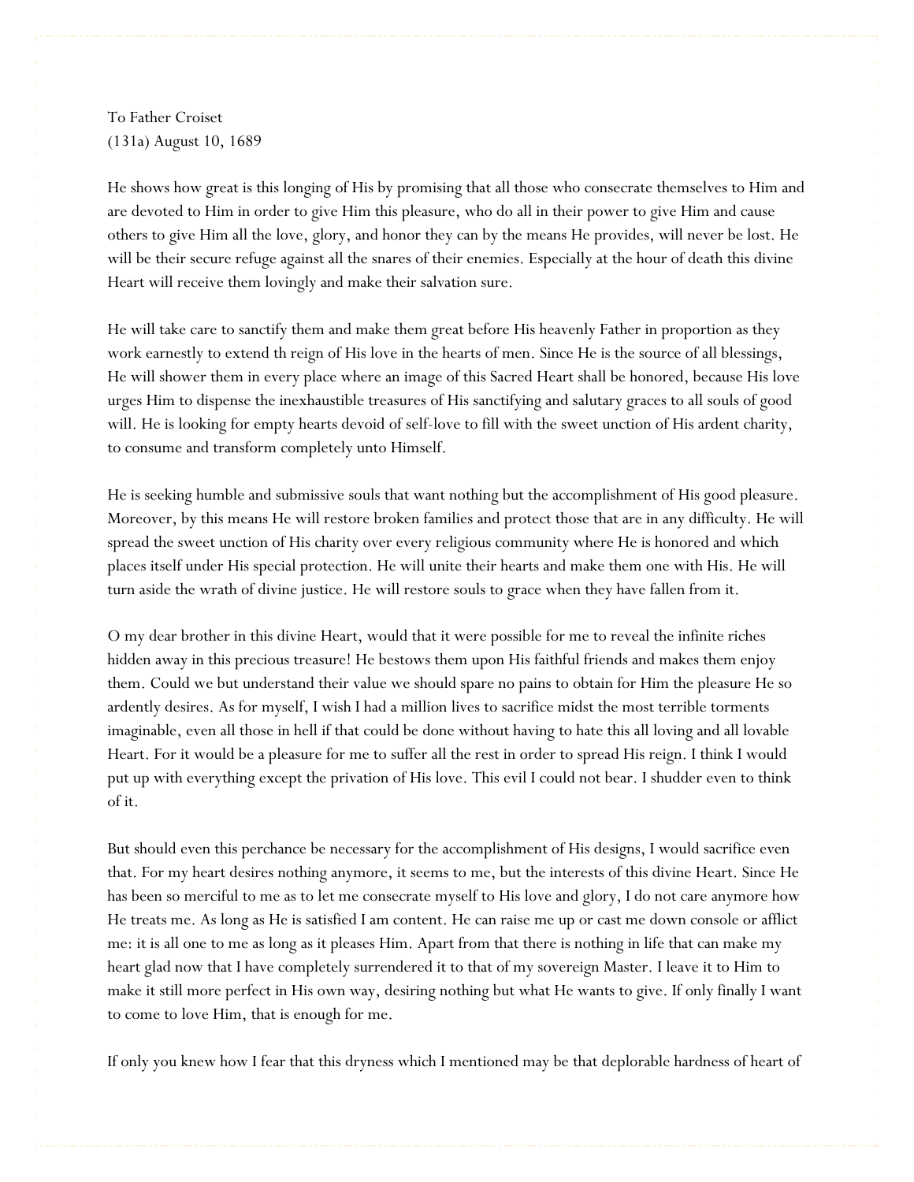To Father Croiset
(131a) August 10, 1689

He shows how great is this longing of His by promising that all those who consecrate themselves to Him and are devoted to Him in order to give Him this pleasure, who do all in their power to give Him and cause others to give Him all the love, glory, and honor they can by the means He provides, will never be lost. He will be their secure refuge against all the snares of their enemies. Especially at the hour of death this divine Heart will receive them lovingly and make their salvation sure.

He will take care to sanctify them and make them great before His heavenly Father in proportion as they work earnestly to extend th reign of His love in the hearts of men. Since He is the source of all blessings, He will shower them in every place where an image of this Sacred Heart shall be honored, because His love urges Him to dispense the inexhaustible treasures of His sanctifying and salutary graces to all souls of good will. He is looking for empty hearts devoid of self-love to fill with the sweet unction of His ardent charity, to consume and transform completely unto Himself.

He is seeking humble and submissive souls that want nothing but the accomplishment of His good pleasure. Moreover, by this means He will restore broken families and protect those that are in any difficulty. He will spread the sweet unction of His charity over every religious community where He is honored and which places itself under His special protection. He will unite their hearts and make them one with His. He will turn aside the wrath of divine justice. He will restore souls to grace when they have fallen from it.

O my dear brother in this divine Heart, would that it were possible for me to reveal the infinite riches hidden away in this precious treasure! He bestows them upon His faithful friends and makes them enjoy them. Could we but understand their value we should spare no pains to obtain for Him the pleasure He so ardently desires. As for myself, I wish I had a million lives to sacrifice midst the most terrible torments imaginable, even all those in hell if that could be done without having to hate this all loving and all lovable Heart. For it would be a pleasure for me to suffer all the rest in order to spread His reign. I think I would put up with everything except the privation of His love. This evil I could not bear. I shudder even to think of it.

But should even this perchance be necessary for the accomplishment of His designs, I would sacrifice even that. For my heart desires nothing anymore, it seems to me, but the interests of this divine Heart. Since He has been so merciful to me as to let me consecrate myself to His love and glory, I do not care anymore how He treats me. As long as He is satisfied I am content. He can raise me up or cast me down console or afflict me: it is all one to me as long as it pleases Him. Apart from that there is nothing in life that can make my heart glad now that I have completely surrendered it to that of my sovereign Master. I leave it to Him to make it still more perfect in His own way, desiring nothing but what He wants to give. If only finally I want to come to love Him, that is enough for me.

If only you knew how I fear that this dryness which I mentioned may be that deplorable hardness of heart of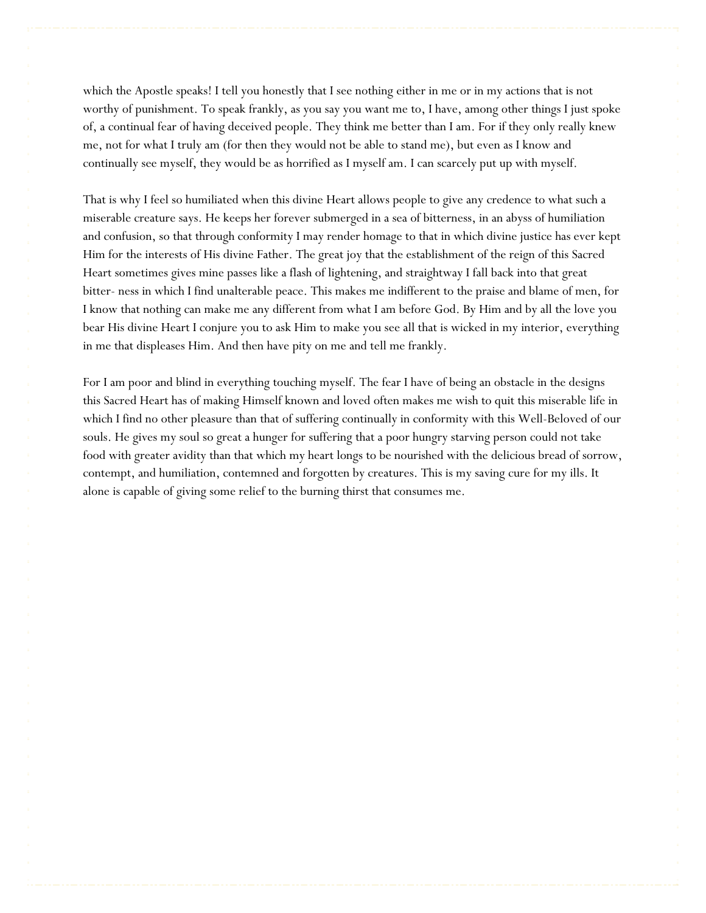which the Apostle speaks! I tell you honestly that I see nothing either in me or in my actions that is not worthy of punishment. To speak frankly, as you say you want me to, I have, among other things I just spoke of, a continual fear of having deceived people. They think me better than I am. For if they only really knew me, not for what I truly am (for then they would not be able to stand me), but even as I know and continually see myself, they would be as horrified as I myself am. I can scarcely put up with myself.

That is why I feel so humiliated when this divine Heart allows people to give any credence to what such a miserable creature says. He keeps her forever submerged in a sea of bitterness, in an abyss of humiliation and confusion, so that through conformity I may render homage to that in which divine justice has ever kept Him for the interests of His divine Father. The great joy that the establishment of the reign of this Sacred Heart sometimes gives mine passes like a flash of lightening, and straightway I fall back into that great bitter- ness in which I find unalterable peace. This makes me indifferent to the praise and blame of men, for I know that nothing can make me any different from what I am before God. By Him and by all the love you bear His divine Heart I conjure you to ask Him to make you see all that is wicked in my interior, everything in me that displeases Him. And then have pity on me and tell me frankly.

For I am poor and blind in everything touching myself. The fear I have of being an obstacle in the designs this Sacred Heart has of making Himself known and loved often makes me wish to quit this miserable life in which I find no other pleasure than that of suffering continually in conformity with this Well-Beloved of our souls. He gives my soul so great a hunger for suffering that a poor hungry starving person could not take food with greater avidity than that which my heart longs to be nourished with the delicious bread of sorrow, contempt, and humiliation, contemned and forgotten by creatures. This is my saving cure for my ills. It alone is capable of giving some relief to the burning thirst that consumes me.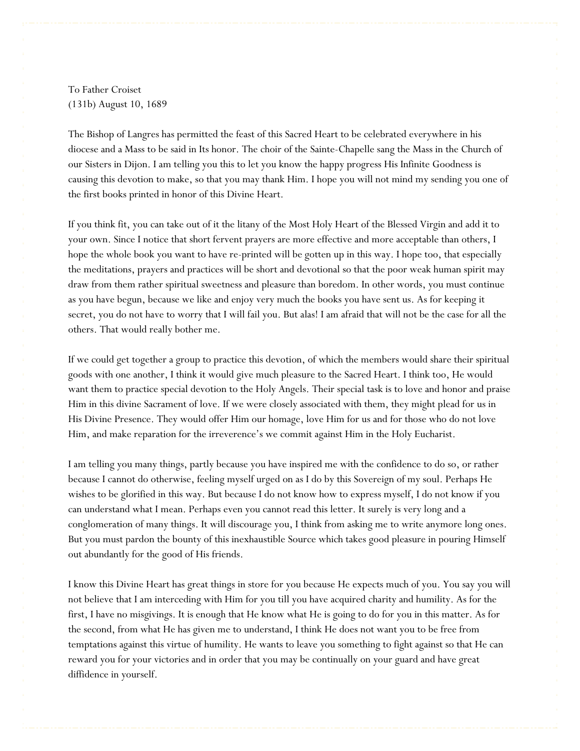To Father Croiset
(131b) August 10, 1689

The Bishop of Langres has permitted the feast of this Sacred Heart to be celebrated everywhere in his diocese and a Mass to be said in Its honor. The choir of the Sainte-Chapelle sang the Mass in the Church of our Sisters in Dijon. I am telling you this to let you know the happy progress His Infinite Goodness is causing this devotion to make, so that you may thank Him. I hope you will not mind my sending you one of the first books printed in honor of this Divine Heart.

If you think fit, you can take out of it the litany of the Most Holy Heart of the Blessed Virgin and add it to your own. Since I notice that short fervent prayers are more effective and more acceptable than others, I hope the whole book you want to have re-printed will be gotten up in this way. I hope too, that especially the meditations, prayers and practices will be short and devotional so that the poor weak human spirit may draw from them rather spiritual sweetness and pleasure than boredom. In other words, you must continue as you have begun, because we like and enjoy very much the books you have sent us. As for keeping it secret, you do not have to worry that I will fail you. But alas! I am afraid that will not be the case for all the others. That would really bother me.

If we could get together a group to practice this devotion, of which the members would share their spiritual goods with one another, I think it would give much pleasure to the Sacred Heart. I think too, He would want them to practice special devotion to the Holy Angels. Their special task is to love and honor and praise Him in this divine Sacrament of love. If we were closely associated with them, they might plead for us in His Divine Presence. They would offer Him our homage, love Him for us and for those who do not love Him, and make reparation for the irreverence's we commit against Him in the Holy Eucharist.

I am telling you many things, partly because you have inspired me with the confidence to do so, or rather because I cannot do otherwise, feeling myself urged on as I do by this Sovereign of my soul. Perhaps He wishes to be glorified in this way. But because I do not know how to express myself, I do not know if you can understand what I mean. Perhaps even you cannot read this letter. It surely is very long and a conglomeration of many things. It will discourage you, I think from asking me to write anymore long ones. But you must pardon the bounty of this inexhaustible Source which takes good pleasure in pouring Himself out abundantly for the good of His friends.

I know this Divine Heart has great things in store for you because He expects much of you. You say you will not believe that I am interceding with Him for you till you have acquired charity and humility. As for the first, I have no misgivings. It is enough that He know what He is going to do for you in this matter. As for the second, from what He has given me to understand, I think He does not want you to be free from temptations against this virtue of humility. He wants to leave you something to fight against so that He can reward you for your victories and in order that you may be continually on your guard and have great diffidence in yourself.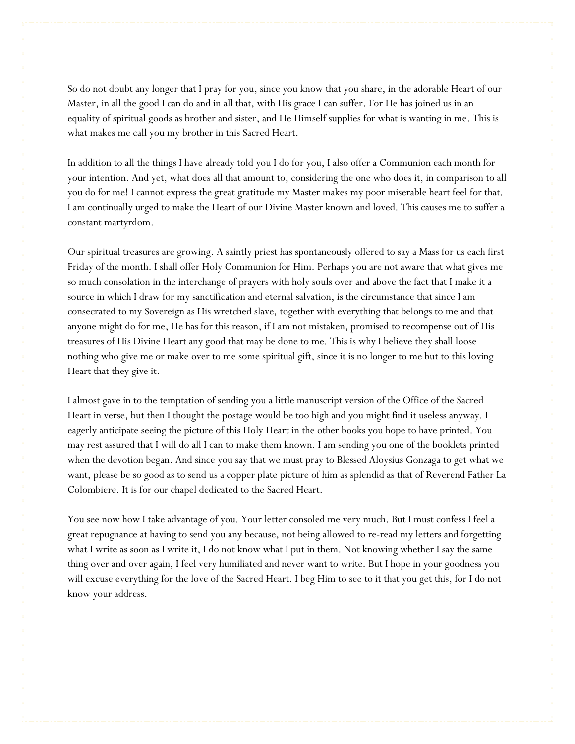So do not doubt any longer that I pray for you, since you know that you share, in the adorable Heart of our Master, in all the good I can do and in all that, with His grace I can suffer. For He has joined us in an equality of spiritual goods as brother and sister, and He Himself supplies for what is wanting in me. This is what makes me call you my brother in this Sacred Heart.

In addition to all the things I have already told you I do for you, I also offer a Communion each month for your intention. And yet, what does all that amount to, considering the one who does it, in comparison to all you do for me! I cannot express the great gratitude my Master makes my poor miserable heart feel for that. I am continually urged to make the Heart of our Divine Master known and loved. This causes me to suffer a constant martyrdom.

Our spiritual treasures are growing. A saintly priest has spontaneously offered to say a Mass for us each first Friday of the month. I shall offer Holy Communion for Him. Perhaps you are not aware that what gives me so much consolation in the interchange of prayers with holy souls over and above the fact that I make it a source in which I draw for my sanctification and eternal salvation, is the circumstance that since I am consecrated to my Sovereign as His wretched slave, together with everything that belongs to me and that anyone might do for me, He has for this reason, if I am not mistaken, promised to recompense out of His treasures of His Divine Heart any good that may be done to me. This is why I believe they shall loose nothing who give me or make over to me some spiritual gift, since it is no longer to me but to this loving Heart that they give it.

I almost gave in to the temptation of sending you a little manuscript version of the Office of the Sacred Heart in verse, but then I thought the postage would be too high and you might find it useless anyway. I eagerly anticipate seeing the picture of this Holy Heart in the other books you hope to have printed. You may rest assured that I will do all I can to make them known. I am sending you one of the booklets printed when the devotion began. And since you say that we must pray to Blessed Aloysius Gonzaga to get what we want, please be so good as to send us a copper plate picture of him as splendid as that of Reverend Father La Colombiere. It is for our chapel dedicated to the Sacred Heart.

You see now how I take advantage of you. Your letter consoled me very much. But I must confess I feel a great repugnance at having to send you any because, not being allowed to re-read my letters and forgetting what I write as soon as I write it, I do not know what I put in them. Not knowing whether I say the same thing over and over again, I feel very humiliated and never want to write. But I hope in your goodness you will excuse everything for the love of the Sacred Heart. I beg Him to see to it that you get this, for I do not know your address.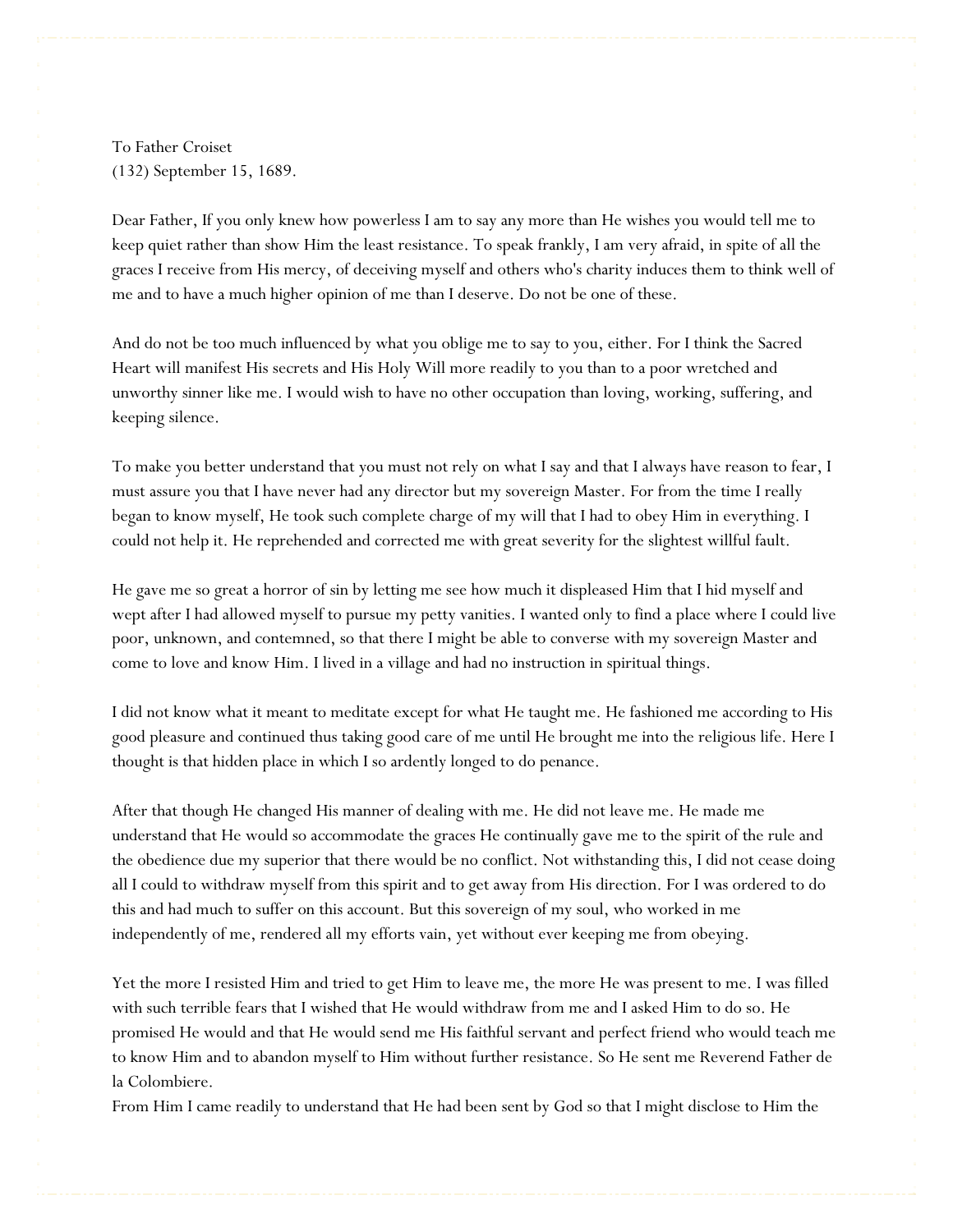To Father Croiset
(132) September 15, 1689.

Dear Father, If you only knew how powerless I am to say any more than He wishes you would tell me to keep quiet rather than show Him the least resistance. To speak frankly, I am very afraid, in spite of all the graces I receive from His mercy, of deceiving myself and others who's charity induces them to think well of me and to have a much higher opinion of me than I deserve. Do not be one of these.

And do not be too much influenced by what you oblige me to say to you, either. For I think the Sacred Heart will manifest His secrets and His Holy Will more readily to you than to a poor wretched and unworthy sinner like me. I would wish to have no other occupation than loving, working, suffering, and keeping silence.

To make you better understand that you must not rely on what I say and that I always have reason to fear, I must assure you that I have never had any director but my sovereign Master. For from the time I really began to know myself, He took such complete charge of my will that I had to obey Him in everything. I could not help it. He reprehended and corrected me with great severity for the slightest willful fault.

He gave me so great a horror of sin by letting me see how much it displeased Him that I hid myself and wept after I had allowed myself to pursue my petty vanities. I wanted only to find a place where I could live poor, unknown, and contemned, so that there I might be able to converse with my sovereign Master and come to love and know Him. I lived in a village and had no instruction in spiritual things.

I did not know what it meant to meditate except for what He taught me. He fashioned me according to His good pleasure and continued thus taking good care of me until He brought me into the religious life. Here I thought is that hidden place in which I so ardently longed to do penance.

After that though He changed His manner of dealing with me. He did not leave me. He made me understand that He would so accommodate the graces He continually gave me to the spirit of the rule and the obedience due my superior that there would be no conflict. Not withstanding this, I did not cease doing all I could to withdraw myself from this spirit and to get away from His direction. For I was ordered to do this and had much to suffer on this account. But this sovereign of my soul, who worked in me independently of me, rendered all my efforts vain, yet without ever keeping me from obeying.

Yet the more I resisted Him and tried to get Him to leave me, the more He was present to me. I was filled with such terrible fears that I wished that He would withdraw from me and I asked Him to do so. He promised He would and that He would send me His faithful servant and perfect friend who would teach me to know Him and to abandon myself to Him without further resistance. So He sent me Reverend Father de la Colombiere.
From Him I came readily to understand that He had been sent by God so that I might disclose to Him the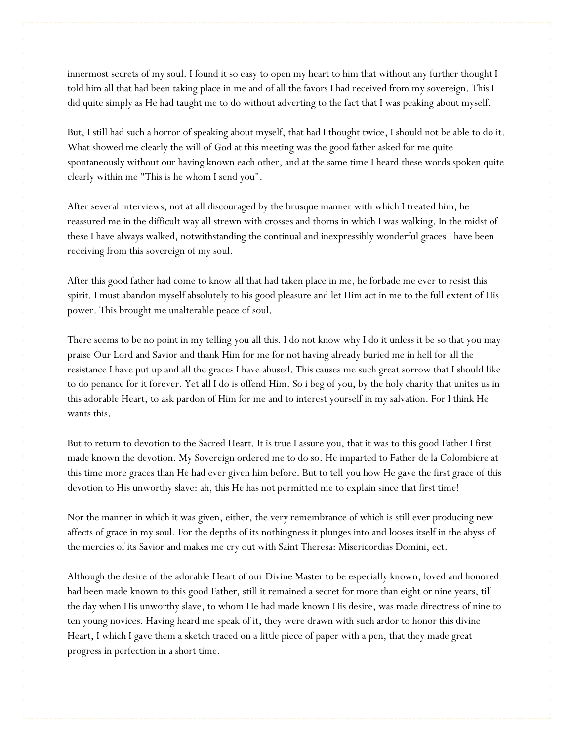innermost secrets of my soul. I found it so easy to open my heart to him that without any further thought I told him all that had been taking place in me and of all the favors I had received from my sovereign. This I did quite simply as He had taught me to do without adverting to the fact that I was peaking about myself.

But, I still had such a horror of speaking about myself, that had I thought twice, I should not be able to do it. What showed me clearly the will of God at this meeting was the good father asked for me quite spontaneously without our having known each other, and at the same time I heard these words spoken quite clearly within me "This is he whom I send you".

After several interviews, not at all discouraged by the brusque manner with which I treated him, he reassured me in the difficult way all strewn with crosses and thorns in which I was walking. In the midst of these I have always walked, notwithstanding the continual and inexpressibly wonderful graces I have been receiving from this sovereign of my soul.

After this good father had come to know all that had taken place in me, he forbade me ever to resist this spirit. I must abandon myself absolutely to his good pleasure and let Him act in me to the full extent of His power. This brought me unalterable peace of soul.

There seems to be no point in my telling you all this. I do not know why I do it unless it be so that you may praise Our Lord and Savior and thank Him for me for not having already buried me in hell for all the resistance I have put up and all the graces I have abused. This causes me such great sorrow that I should like to do penance for it forever. Yet all I do is offend Him. So i beg of you, by the holy charity that unites us in this adorable Heart, to ask pardon of Him for me and to interest yourself in my salvation. For I think He wants this.

But to return to devotion to the Sacred Heart. It is true I assure you, that it was to this good Father I first made known the devotion. My Sovereign ordered me to do so. He imparted to Father de la Colombiere at this time more graces than He had ever given him before. But to tell you how He gave the first grace of this devotion to His unworthy slave: ah, this He has not permitted me to explain since that first time!

Nor the manner in which it was given, either, the very remembrance of which is still ever producing new affects of grace in my soul. For the depths of its nothingness it plunges into and looses itself in the abyss of the mercies of its Savior and makes me cry out with Saint Theresa: Misericordias Domini, ect.

Although the desire of the adorable Heart of our Divine Master to be especially known, loved and honored had been made known to this good Father, still it remained a secret for more than eight or nine years, till the day when His unworthy slave, to whom He had made known His desire, was made directress of nine to ten young novices. Having heard me speak of it, they were drawn with such ardor to honor this divine Heart, I which I gave them a sketch traced on a little piece of paper with a pen, that they made great progress in perfection in a short time.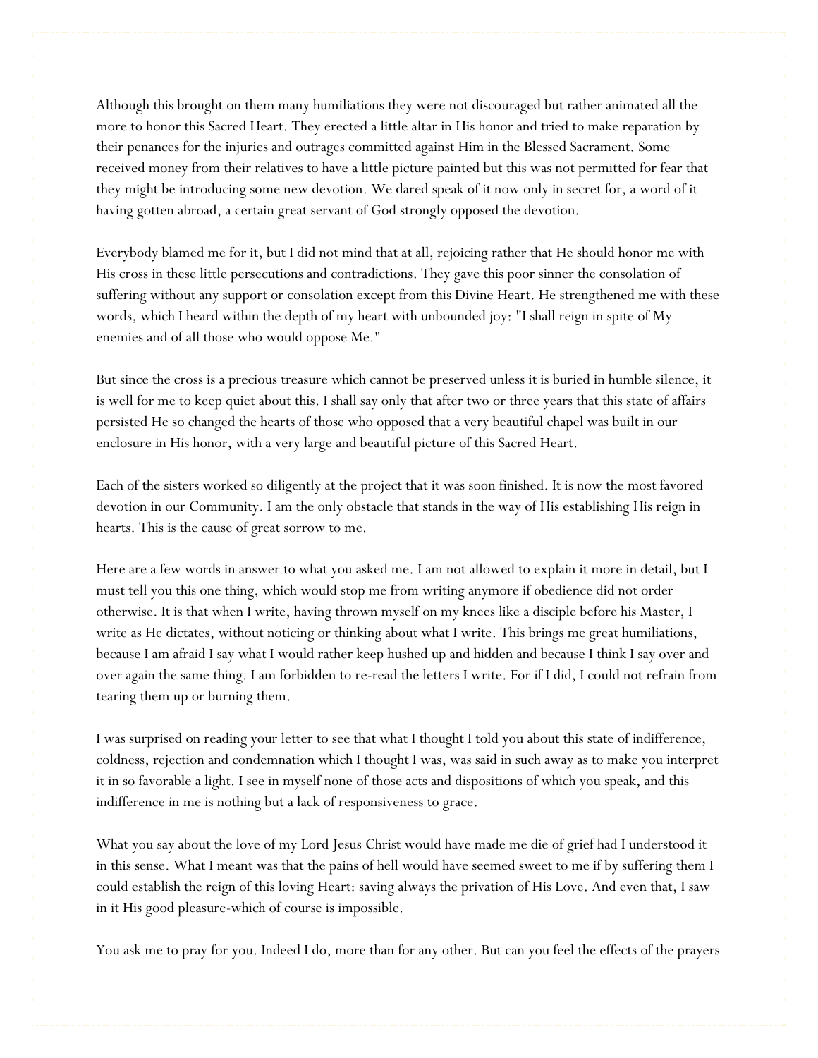Although this brought on them many humiliations they were not discouraged but rather animated all the more to honor this Sacred Heart. They erected a little altar in His honor and tried to make reparation by their penances for the injuries and outrages committed against Him in the Blessed Sacrament. Some received money from their relatives to have a little picture painted but this was not permitted for fear that they might be introducing some new devotion. We dared speak of it now only in secret for, a word of it having gotten abroad, a certain great servant of God strongly opposed the devotion.

Everybody blamed me for it, but I did not mind that at all, rejoicing rather that He should honor me with His cross in these little persecutions and contradictions. They gave this poor sinner the consolation of suffering without any support or consolation except from this Divine Heart. He strengthened me with these words, which I heard within the depth of my heart with unbounded joy: "I shall reign in spite of My enemies and of all those who would oppose Me."

But since the cross is a precious treasure which cannot be preserved unless it is buried in humble silence, it is well for me to keep quiet about this. I shall say only that after two or three years that this state of affairs persisted He so changed the hearts of those who opposed that a very beautiful chapel was built in our enclosure in His honor, with a very large and beautiful picture of this Sacred Heart.

Each of the sisters worked so diligently at the project that it was soon finished. It is now the most favored devotion in our Community. I am the only obstacle that stands in the way of His establishing His reign in hearts. This is the cause of great sorrow to me.

Here are a few words in answer to what you asked me. I am not allowed to explain it more in detail, but I must tell you this one thing, which would stop me from writing anymore if obedience did not order otherwise. It is that when I write, having thrown myself on my knees like a disciple before his Master, I write as He dictates, without noticing or thinking about what I write. This brings me great humiliations, because I am afraid I say what I would rather keep hushed up and hidden and because I think I say over and over again the same thing. I am forbidden to re-read the letters I write. For if I did, I could not refrain from tearing them up or burning them.

I was surprised on reading your letter to see that what I thought I told you about this state of indifference, coldness, rejection and condemnation which I thought I was, was said in such away as to make you interpret it in so favorable a light. I see in myself none of those acts and dispositions of which you speak, and this indifference in me is nothing but a lack of responsiveness to grace.

What you say about the love of my Lord Jesus Christ would have made me die of grief had I understood it in this sense. What I meant was that the pains of hell would have seemed sweet to me if by suffering them I could establish the reign of this loving Heart: saving always the privation of His Love. And even that, I saw in it His good pleasure-which of course is impossible.

You ask me to pray for you. Indeed I do, more than for any other. But can you feel the effects of the prayers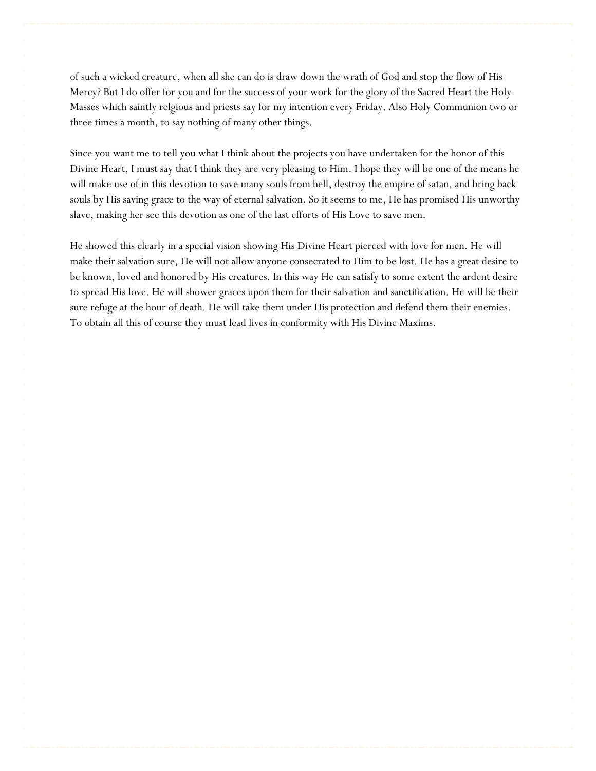of such a wicked creature, when all she can do is draw down the wrath of God and stop the flow of His Mercy? But I do offer for you and for the success of your work for the glory of the Sacred Heart the Holy Masses which saintly relgious and priests say for my intention every Friday. Also Holy Communion two or three times a month, to say nothing of many other things.

Since you want me to tell you what I think about the projects you have undertaken for the honor of this Divine Heart, I must say that I think they are very pleasing to Him. I hope they will be one of the means he will make use of in this devotion to save many souls from hell, destroy the empire of satan, and bring back souls by His saving grace to the way of eternal salvation. So it seems to me, He has promised His unworthy slave, making her see this devotion as one of the last efforts of His Love to save men.

He showed this clearly in a special vision showing His Divine Heart pierced with love for men. He will make their salvation sure, He will not allow anyone consecrated to Him to be lost. He has a great desire to be known, loved and honored by His creatures. In this way He can satisfy to some extent the ardent desire to spread His love. He will shower graces upon them for their salvation and sanctification. He will be their sure refuge at the hour of death. He will take them under His protection and defend them their enemies. To obtain all this of course they must lead lives in conformity with His Divine Maxims.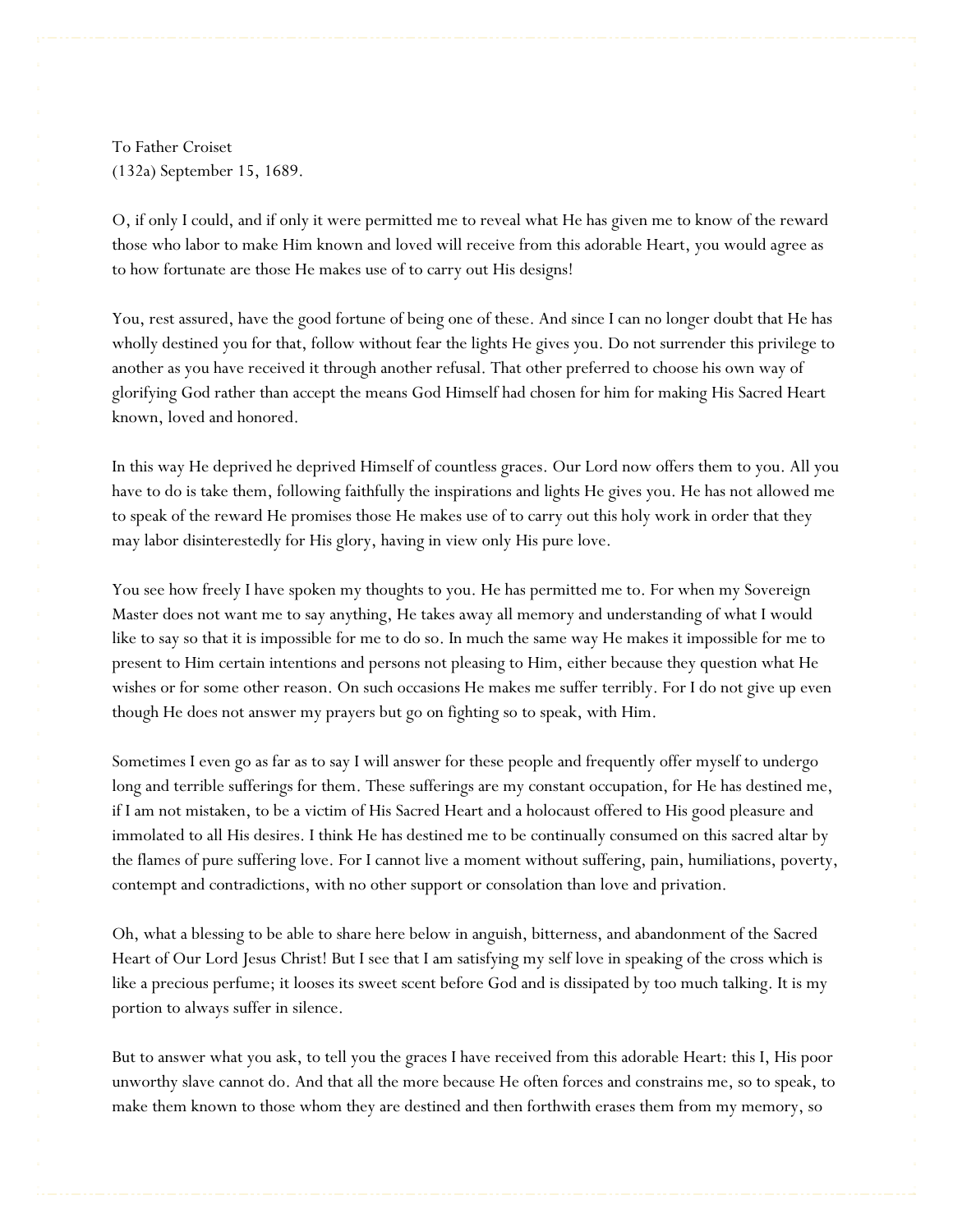To Father Croiset
(132a) September 15, 1689.

O, if only I could, and if only it were permitted me to reveal what He has given me to know of the reward those who labor to make Him known and loved will receive from this adorable Heart, you would agree as to how fortunate are those He makes use of to carry out His designs!

You, rest assured, have the good fortune of being one of these. And since I can no longer doubt that He has wholly destined you for that, follow without fear the lights He gives you. Do not surrender this privilege to another as you have received it through another refusal. That other preferred to choose his own way of glorifying God rather than accept the means God Himself had chosen for him for making His Sacred Heart known, loved and honored.

In this way He deprived he deprived Himself of countless graces. Our Lord now offers them to you. All you have to do is take them, following faithfully the inspirations and lights He gives you. He has not allowed me to speak of the reward He promises those He makes use of to carry out this holy work in order that they may labor disinterestedly for His glory, having in view only His pure love.

You see how freely I have spoken my thoughts to you. He has permitted me to. For when my Sovereign Master does not want me to say anything, He takes away all memory and understanding of what I would like to say so that it is impossible for me to do so. In much the same way He makes it impossible for me to present to Him certain intentions and persons not pleasing to Him, either because they question what He wishes or for some other reason. On such occasions He makes me suffer terribly. For I do not give up even though He does not answer my prayers but go on fighting so to speak, with Him.

Sometimes I even go as far as to say I will answer for these people and frequently offer myself to undergo long and terrible sufferings for them. These sufferings are my constant occupation, for He has destined me, if I am not mistaken, to be a victim of His Sacred Heart and a holocaust offered to His good pleasure and immolated to all His desires. I think He has destined me to be continually consumed on this sacred altar by the flames of pure suffering love. For I cannot live a moment without suffering, pain, humiliations, poverty, contempt and contradictions, with no other support or consolation than love and privation.

Oh, what a blessing to be able to share here below in anguish, bitterness, and abandonment of the Sacred Heart of Our Lord Jesus Christ! But I see that I am satisfying my self love in speaking of the cross which is like a precious perfume; it looses its sweet scent before God and is dissipated by too much talking. It is my portion to always suffer in silence.

But to answer what you ask, to tell you the graces I have received from this adorable Heart: this I, His poor unworthy slave cannot do. And that all the more because He often forces and constrains me, so to speak, to make them known to those whom they are destined and then forthwith erases them from my memory, so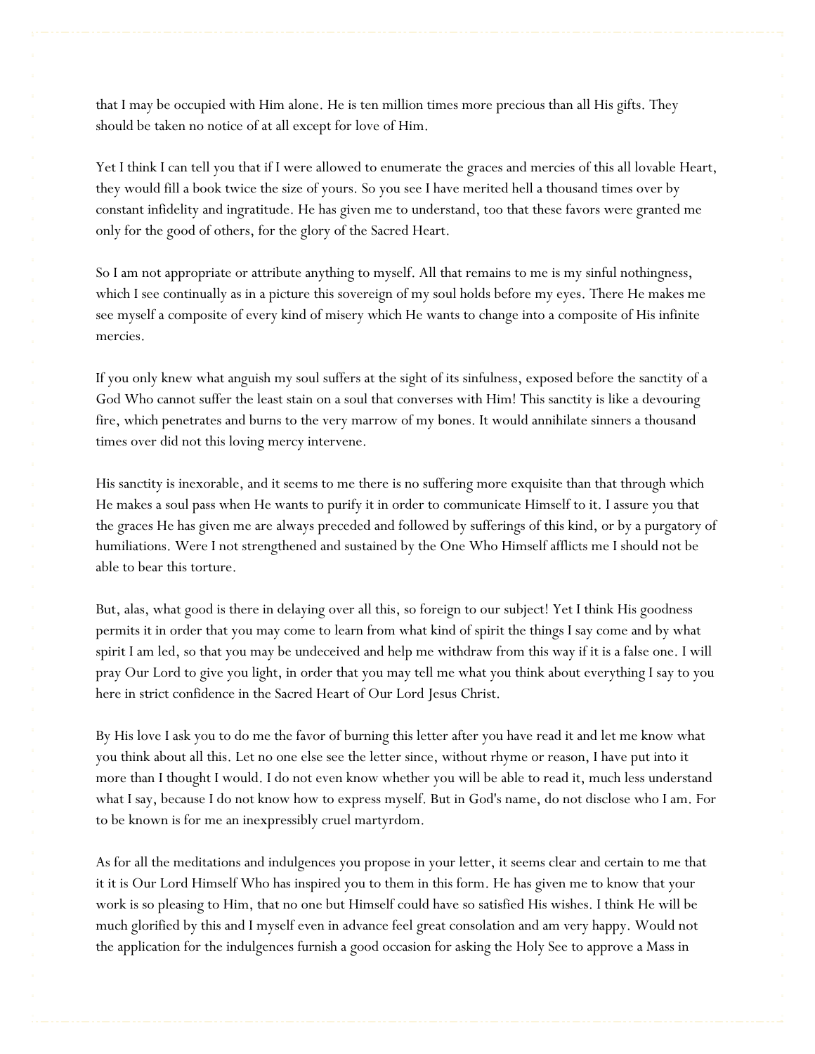that I may be occupied with Him alone. He is ten million times more precious than all His gifts. They should be taken no notice of at all except for love of Him.

Yet I think I can tell you that if I were allowed to enumerate the graces and mercies of this all lovable Heart, they would fill a book twice the size of yours. So you see I have merited hell a thousand times over by constant infidelity and ingratitude. He has given me to understand, too that these favors were granted me only for the good of others, for the glory of the Sacred Heart.

So I am not appropriate or attribute anything to myself. All that remains to me is my sinful nothingness, which I see continually as in a picture this sovereign of my soul holds before my eyes. There He makes me see myself a composite of every kind of misery which He wants to change into a composite of His infinite mercies.

If you only knew what anguish my soul suffers at the sight of its sinfulness, exposed before the sanctity of a God Who cannot suffer the least stain on a soul that converses with Him! This sanctity is like a devouring fire, which penetrates and burns to the very marrow of my bones. It would annihilate sinners a thousand times over did not this loving mercy intervene.

His sanctity is inexorable, and it seems to me there is no suffering more exquisite than that through which He makes a soul pass when He wants to purify it in order to communicate Himself to it. I assure you that the graces He has given me are always preceded and followed by sufferings of this kind, or by a purgatory of humiliations. Were I not strengthened and sustained by the One Who Himself afflicts me I should not be able to bear this torture.

But, alas, what good is there in delaying over all this, so foreign to our subject! Yet I think His goodness permits it in order that you may come to learn from what kind of spirit the things I say come and by what spirit I am led, so that you may be undeceived and help me withdraw from this way if it is a false one. I will pray Our Lord to give you light, in order that you may tell me what you think about everything I say to you here in strict confidence in the Sacred Heart of Our Lord Jesus Christ.

By His love I ask you to do me the favor of burning this letter after you have read it and let me know what you think about all this. Let no one else see the letter since, without rhyme or reason, I have put into it more than I thought I would. I do not even know whether you will be able to read it, much less understand what I say, because I do not know how to express myself. But in God's name, do not disclose who I am. For to be known is for me an inexpressibly cruel martyrdom.

As for all the meditations and indulgences you propose in your letter, it seems clear and certain to me that it it is Our Lord Himself Who has inspired you to them in this form. He has given me to know that your work is so pleasing to Him, that no one but Himself could have so satisfied His wishes. I think He will be much glorified by this and I myself even in advance feel great consolation and am very happy. Would not the application for the indulgences furnish a good occasion for asking the Holy See to approve a Mass in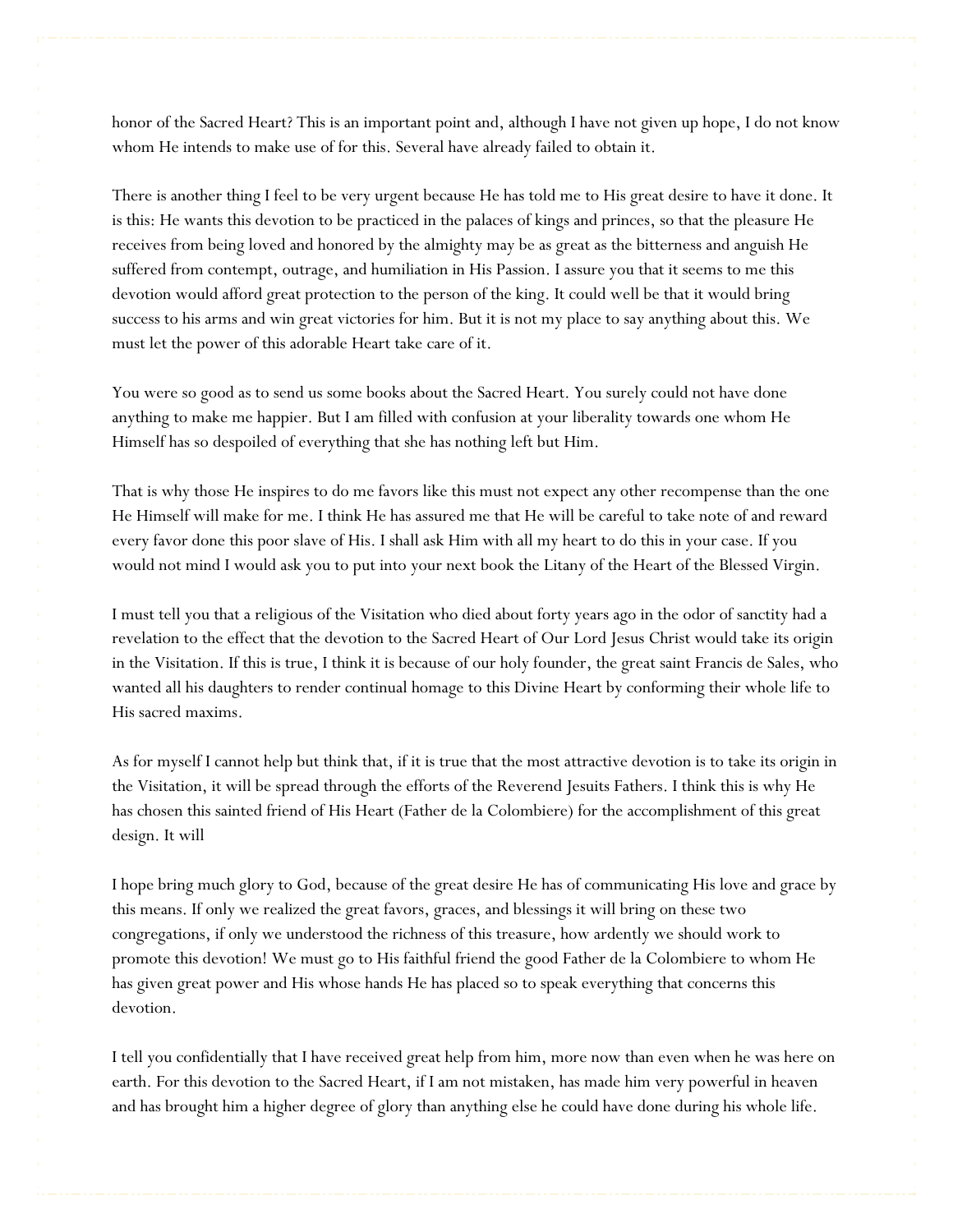honor of the Sacred Heart? This is an important point and, although I have not given up hope, I do not know whom He intends to make use of for this. Several have already failed to obtain it.

There is another thing I feel to be very urgent because He has told me to His great desire to have it done. It is this: He wants this devotion to be practiced in the palaces of kings and princes, so that the pleasure He receives from being loved and honored by the almighty may be as great as the bitterness and anguish He suffered from contempt, outrage, and humiliation in His Passion. I assure you that it seems to me this devotion would afford great protection to the person of the king. It could well be that it would bring success to his arms and win great victories for him. But it is not my place to say anything about this. We must let the power of this adorable Heart take care of it.

You were so good as to send us some books about the Sacred Heart. You surely could not have done anything to make me happier. But I am filled with confusion at your liberality towards one whom He Himself has so despoiled of everything that she has nothing left but Him.

That is why those He inspires to do me favors like this must not expect any other recompense than the one He Himself will make for me. I think He has assured me that He will be careful to take note of and reward every favor done this poor slave of His. I shall ask Him with all my heart to do this in your case. If you would not mind I would ask you to put into your next book the Litany of the Heart of the Blessed Virgin.

I must tell you that a religious of the Visitation who died about forty years ago in the odor of sanctity had a revelation to the effect that the devotion to the Sacred Heart of Our Lord Jesus Christ would take its origin in the Visitation. If this is true, I think it is because of our holy founder, the great saint Francis de Sales, who wanted all his daughters to render continual homage to this Divine Heart by conforming their whole life to His sacred maxims.

As for myself I cannot help but think that, if it is true that the most attractive devotion is to take its origin in the Visitation, it will be spread through the efforts of the Reverend Jesuits Fathers. I think this is why He has chosen this sainted friend of His Heart (Father de la Colombiere) for the accomplishment of this great design. It will

I hope bring much glory to God, because of the great desire He has of communicating His love and grace by this means. If only we realized the great favors, graces, and blessings it will bring on these two congregations, if only we understood the richness of this treasure, how ardently we should work to promote this devotion! We must go to His faithful friend the good Father de la Colombiere to whom He has given great power and His whose hands He has placed so to speak everything that concerns this devotion.

I tell you confidentially that I have received great help from him, more now than even when he was here on earth. For this devotion to the Sacred Heart, if I am not mistaken, has made him very powerful in heaven and has brought him a higher degree of glory than anything else he could have done during his whole life.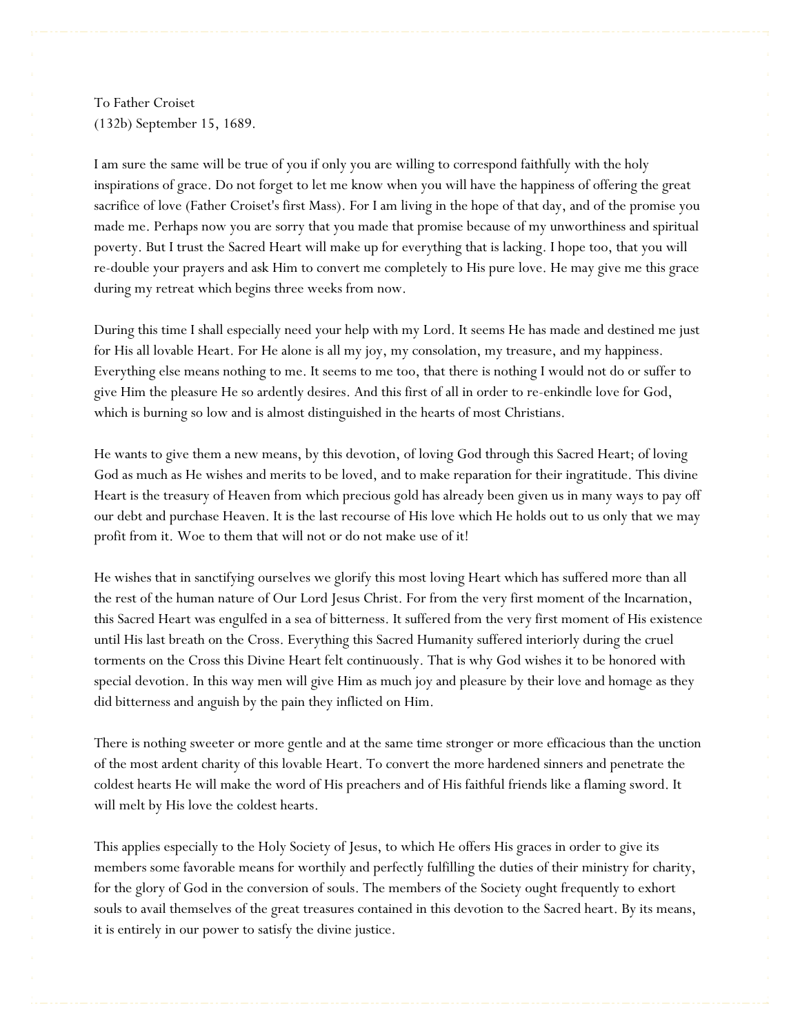To Father Croiset
(132b) September 15, 1689.

I am sure the same will be true of you if only you are willing to correspond faithfully with the holy inspirations of grace. Do not forget to let me know when you will have the happiness of offering the great sacrifice of love (Father Croiset's first Mass). For I am living in the hope of that day, and of the promise you made me. Perhaps now you are sorry that you made that promise because of my unworthiness and spiritual poverty. But I trust the Sacred Heart will make up for everything that is lacking. I hope too, that you will re-double your prayers and ask Him to convert me completely to His pure love. He may give me this grace during my retreat which begins three weeks from now.

During this time I shall especially need your help with my Lord. It seems He has made and destined me just for His all lovable Heart. For He alone is all my joy, my consolation, my treasure, and my happiness. Everything else means nothing to me. It seems to me too, that there is nothing I would not do or suffer to give Him the pleasure He so ardently desires. And this first of all in order to re-enkindle love for God, which is burning so low and is almost distinguished in the hearts of most Christians.

He wants to give them a new means, by this devotion, of loving God through this Sacred Heart; of loving God as much as He wishes and merits to be loved, and to make reparation for their ingratitude. This divine Heart is the treasury of Heaven from which precious gold has already been given us in many ways to pay off our debt and purchase Heaven. It is the last recourse of His love which He holds out to us only that we may profit from it. Woe to them that will not or do not make use of it!

He wishes that in sanctifying ourselves we glorify this most loving Heart which has suffered more than all the rest of the human nature of Our Lord Jesus Christ. For from the very first moment of the Incarnation, this Sacred Heart was engulfed in a sea of bitterness. It suffered from the very first moment of His existence until His last breath on the Cross. Everything this Sacred Humanity suffered interiorly during the cruel torments on the Cross this Divine Heart felt continuously. That is why God wishes it to be honored with special devotion. In this way men will give Him as much joy and pleasure by their love and homage as they did bitterness and anguish by the pain they inflicted on Him.

There is nothing sweeter or more gentle and at the same time stronger or more efficacious than the unction of the most ardent charity of this lovable Heart. To convert the more hardened sinners and penetrate the coldest hearts He will make the word of His preachers and of His faithful friends like a flaming sword. It will melt by His love the coldest hearts.

This applies especially to the Holy Society of Jesus, to which He offers His graces in order to give its members some favorable means for worthily and perfectly fulfilling the duties of their ministry for charity, for the glory of God in the conversion of souls. The members of the Society ought frequently to exhort souls to avail themselves of the great treasures contained in this devotion to the Sacred heart. By its means, it is entirely in our power to satisfy the divine justice.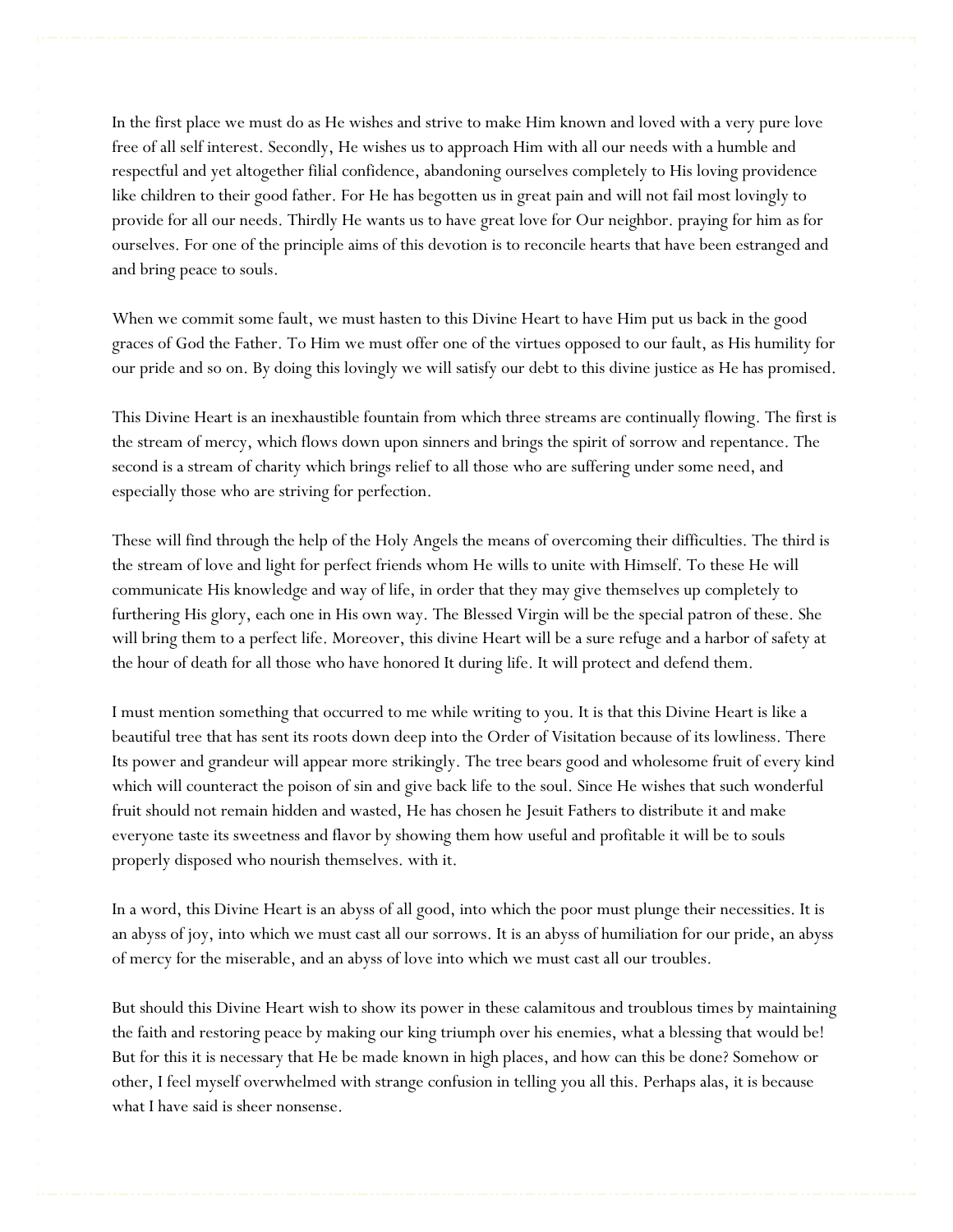In the first place we must do as He wishes and strive to make Him known and loved with a very pure love free of all self interest. Secondly, He wishes us to approach Him with all our needs with a humble and respectful and yet altogether filial confidence, abandoning ourselves completely to His loving providence like children to their good father. For He has begotten us in great pain and will not fail most lovingly to provide for all our needs. Thirdly He wants us to have great love for Our neighbor. praying for him as for ourselves. For one of the principle aims of this devotion is to reconcile hearts that have been estranged and and bring peace to souls.

When we commit some fault, we must hasten to this Divine Heart to have Him put us back in the good graces of God the Father. To Him we must offer one of the virtues opposed to our fault, as His humility for our pride and so on. By doing this lovingly we will satisfy our debt to this divine justice as He has promised.

This Divine Heart is an inexhaustible fountain from which three streams are continually flowing. The first is the stream of mercy, which flows down upon sinners and brings the spirit of sorrow and repentance. The second is a stream of charity which brings relief to all those who are suffering under some need, and especially those who are striving for perfection.

These will find through the help of the Holy Angels the means of overcoming their difficulties. The third is the stream of love and light for perfect friends whom He wills to unite with Himself. To these He will communicate His knowledge and way of life, in order that they may give themselves up completely to furthering His glory, each one in His own way. The Blessed Virgin will be the special patron of these. She will bring them to a perfect life. Moreover, this divine Heart will be a sure refuge and a harbor of safety at the hour of death for all those who have honored It during life. It will protect and defend them.

I must mention something that occurred to me while writing to you. It is that this Divine Heart is like a beautiful tree that has sent its roots down deep into the Order of Visitation because of its lowliness. There Its power and grandeur will appear more strikingly. The tree bears good and wholesome fruit of every kind which will counteract the poison of sin and give back life to the soul. Since He wishes that such wonderful fruit should not remain hidden and wasted, He has chosen he Jesuit Fathers to distribute it and make everyone taste its sweetness and flavor by showing them how useful and profitable it will be to souls properly disposed who nourish themselves. with it.

In a word, this Divine Heart is an abyss of all good, into which the poor must plunge their necessities. It is an abyss of joy, into which we must cast all our sorrows. It is an abyss of humiliation for our pride, an abyss of mercy for the miserable, and an abyss of love into which we must cast all our troubles.

But should this Divine Heart wish to show its power in these calamitous and troublous times by maintaining the faith and restoring peace by making our king triumph over his enemies, what a blessing that would be! But for this it is necessary that He be made known in high places, and how can this be done? Somehow or other, I feel myself overwhelmed with strange confusion in telling you all this. Perhaps alas, it is because what I have said is sheer nonsense.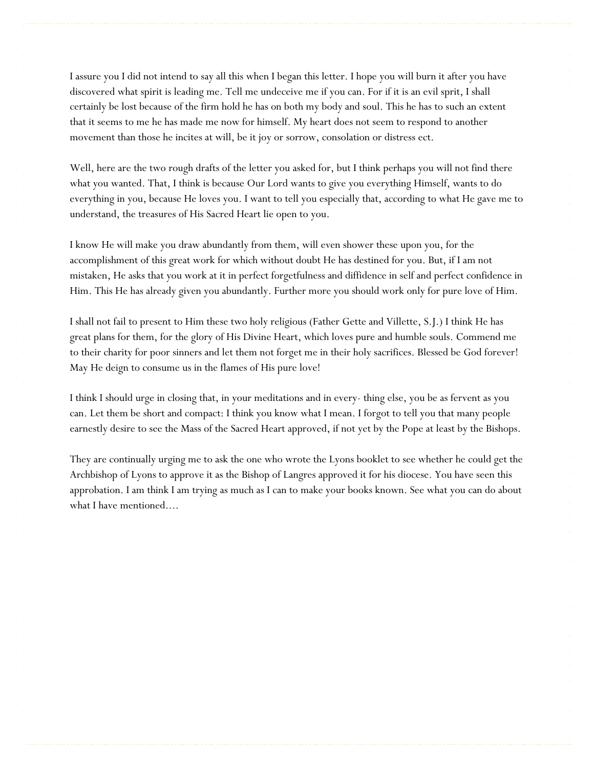I assure you I did not intend to say all this when I began this letter. I hope you will burn it after you have discovered what spirit is leading me. Tell me undeceive me if you can. For if it is an evil sprit, I shall certainly be lost because of the firm hold he has on both my body and soul. This he has to such an extent that it seems to me he has made me now for himself. My heart does not seem to respond to another movement than those he incites at will, be it joy or sorrow, consolation or distress ect.

Well, here are the two rough drafts of the letter you asked for, but I think perhaps you will not find there what you wanted. That, I think is because Our Lord wants to give you everything Himself, wants to do everything in you, because He loves you. I want to tell you especially that, according to what He gave me to understand, the treasures of His Sacred Heart lie open to you.

I know He will make you draw abundantly from them, will even shower these upon you, for the accomplishment of this great work for which without doubt He has destined for you. But, if I am not mistaken, He asks that you work at it in perfect forgetfulness and diffidence in self and perfect confidence in Him. This He has already given you abundantly. Further more you should work only for pure love of Him.

I shall not fail to present to Him these two holy religious (Father Gette and Villette, S.J.) I think He has great plans for them, for the glory of His Divine Heart, which loves pure and humble souls. Commend me to their charity for poor sinners and let them not forget me in their holy sacrifices. Blessed be God forever! May He deign to consume us in the flames of His pure love!

I think I should urge in closing that, in your meditations and in every- thing else, you be as fervent as you can. Let them be short and compact: I think you know what I mean. I forgot to tell you that many people earnestly desire to see the Mass of the Sacred Heart approved, if not yet by the Pope at least by the Bishops.

They are continually urging me to ask the one who wrote the Lyons booklet to see whether he could get the Archbishop of Lyons to approve it as the Bishop of Langres approved it for his diocese. You have seen this approbation. I am think I am trying as much as I can to make your books known. See what you can do about what I have mentioned....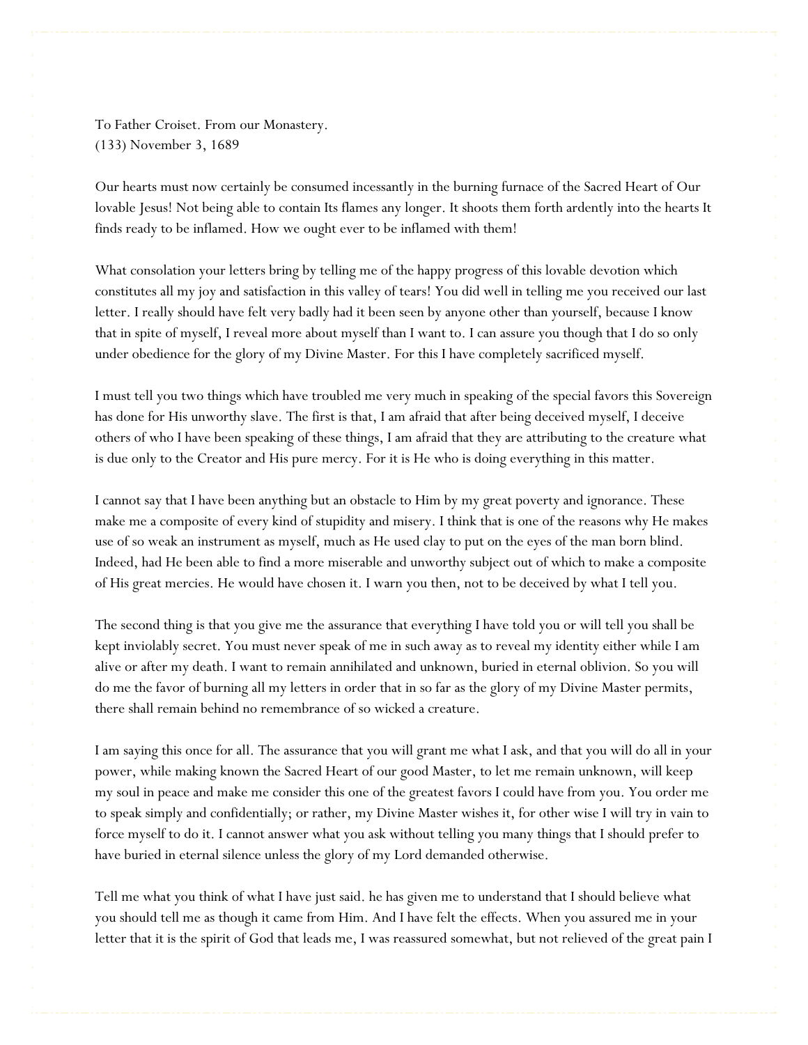To Father Croiset. From our Monastery.
(133) November 3, 1689

Our hearts must now certainly be consumed incessantly in the burning furnace of the Sacred Heart of Our lovable Jesus! Not being able to contain Its flames any longer. It shoots them forth ardently into the hearts It finds ready to be inflamed. How we ought ever to be inflamed with them!

What consolation your letters bring by telling me of the happy progress of this lovable devotion which constitutes all my joy and satisfaction in this valley of tears! You did well in telling me you received our last letter. I really should have felt very badly had it been seen by anyone other than yourself, because I know that in spite of myself, I reveal more about myself than I want to. I can assure you though that I do so only under obedience for the glory of my Divine Master. For this I have completely sacrificed myself.

I must tell you two things which have troubled me very much in speaking of the special favors this Sovereign has done for His unworthy slave. The first is that, I am afraid that after being deceived myself, I deceive others of who I have been speaking of these things, I am afraid that they are attributing to the creature what is due only to the Creator and His pure mercy. For it is He who is doing everything in this matter.

I cannot say that I have been anything but an obstacle to Him by my great poverty and ignorance. These make me a composite of every kind of stupidity and misery. I think that is one of the reasons why He makes use of so weak an instrument as myself, much as He used clay to put on the eyes of the man born blind. Indeed, had He been able to find a more miserable and unworthy subject out of which to make a composite of His great mercies. He would have chosen it. I warn you then, not to be deceived by what I tell you.

The second thing is that you give me the assurance that everything I have told you or will tell you shall be kept inviolably secret. You must never speak of me in such away as to reveal my identity either while I am alive or after my death. I want to remain annihilated and unknown, buried in eternal oblivion. So you will do me the favor of burning all my letters in order that in so far as the glory of my Divine Master permits, there shall remain behind no remembrance of so wicked a creature.

I am saying this once for all. The assurance that you will grant me what I ask, and that you will do all in your power, while making known the Sacred Heart of our good Master, to let me remain unknown, will keep my soul in peace and make me consider this one of the greatest favors I could have from you. You order me to speak simply and confidentially; or rather, my Divine Master wishes it, for other wise I will try in vain to force myself to do it. I cannot answer what you ask without telling you many things that I should prefer to have buried in eternal silence unless the glory of my Lord demanded otherwise.

Tell me what you think of what I have just said. he has given me to understand that I should believe what you should tell me as though it came from Him. And I have felt the effects. When you assured me in your letter that it is the spirit of God that leads me, I was reassured somewhat, but not relieved of the great pain I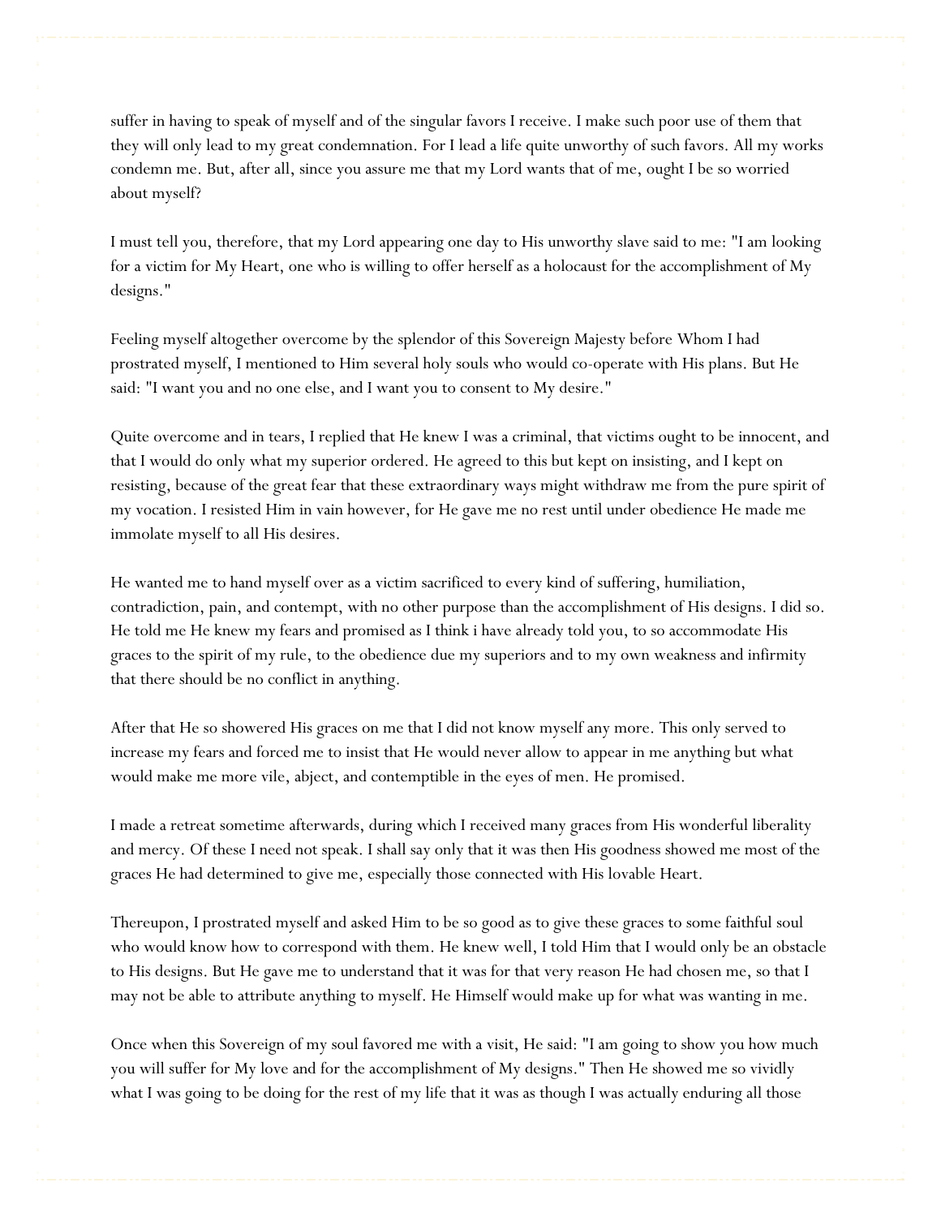suffer in having to speak of myself and of the singular favors I receive. I make such poor use of them that they will only lead to my great condemnation. For I lead a life quite unworthy of such favors. All my works condemn me. But, after all, since you assure me that my Lord wants that of me, ought I be so worried about myself?

I must tell you, therefore, that my Lord appearing one day to His unworthy slave said to me: "I am looking for a victim for My Heart, one who is willing to offer herself as a holocaust for the accomplishment of My designs."

Feeling myself altogether overcome by the splendor of this Sovereign Majesty before Whom I had prostrated myself, I mentioned to Him several holy souls who would co-operate with His plans. But He said: "I want you and no one else, and I want you to consent to My desire."

Quite overcome and in tears, I replied that He knew I was a criminal, that victims ought to be innocent, and that I would do only what my superior ordered. He agreed to this but kept on insisting, and I kept on resisting, because of the great fear that these extraordinary ways might withdraw me from the pure spirit of my vocation. I resisted Him in vain however, for He gave me no rest until under obedience He made me immolate myself to all His desires.

He wanted me to hand myself over as a victim sacrificed to every kind of suffering, humiliation, contradiction, pain, and contempt, with no other purpose than the accomplishment of His designs. I did so. He told me He knew my fears and promised as I think i have already told you, to so accommodate His graces to the spirit of my rule, to the obedience due my superiors and to my own weakness and infirmity that there should be no conflict in anything.

After that He so showered His graces on me that I did not know myself any more. This only served to increase my fears and forced me to insist that He would never allow to appear in me anything but what would make me more vile, abject, and contemptible in the eyes of men. He promised.

I made a retreat sometime afterwards, during which I received many graces from His wonderful liberality and mercy. Of these I need not speak. I shall say only that it was then His goodness showed me most of the graces He had determined to give me, especially those connected with His lovable Heart.

Thereupon, I prostrated myself and asked Him to be so good as to give these graces to some faithful soul who would know how to correspond with them. He knew well, I told Him that I would only be an obstacle to His designs. But He gave me to understand that it was for that very reason He had chosen me, so that I may not be able to attribute anything to myself. He Himself would make up for what was wanting in me.

Once when this Sovereign of my soul favored me with a visit, He said: "I am going to show you how much you will suffer for My love and for the accomplishment of My designs." Then He showed me so vividly what I was going to be doing for the rest of my life that it was as though I was actually enduring all those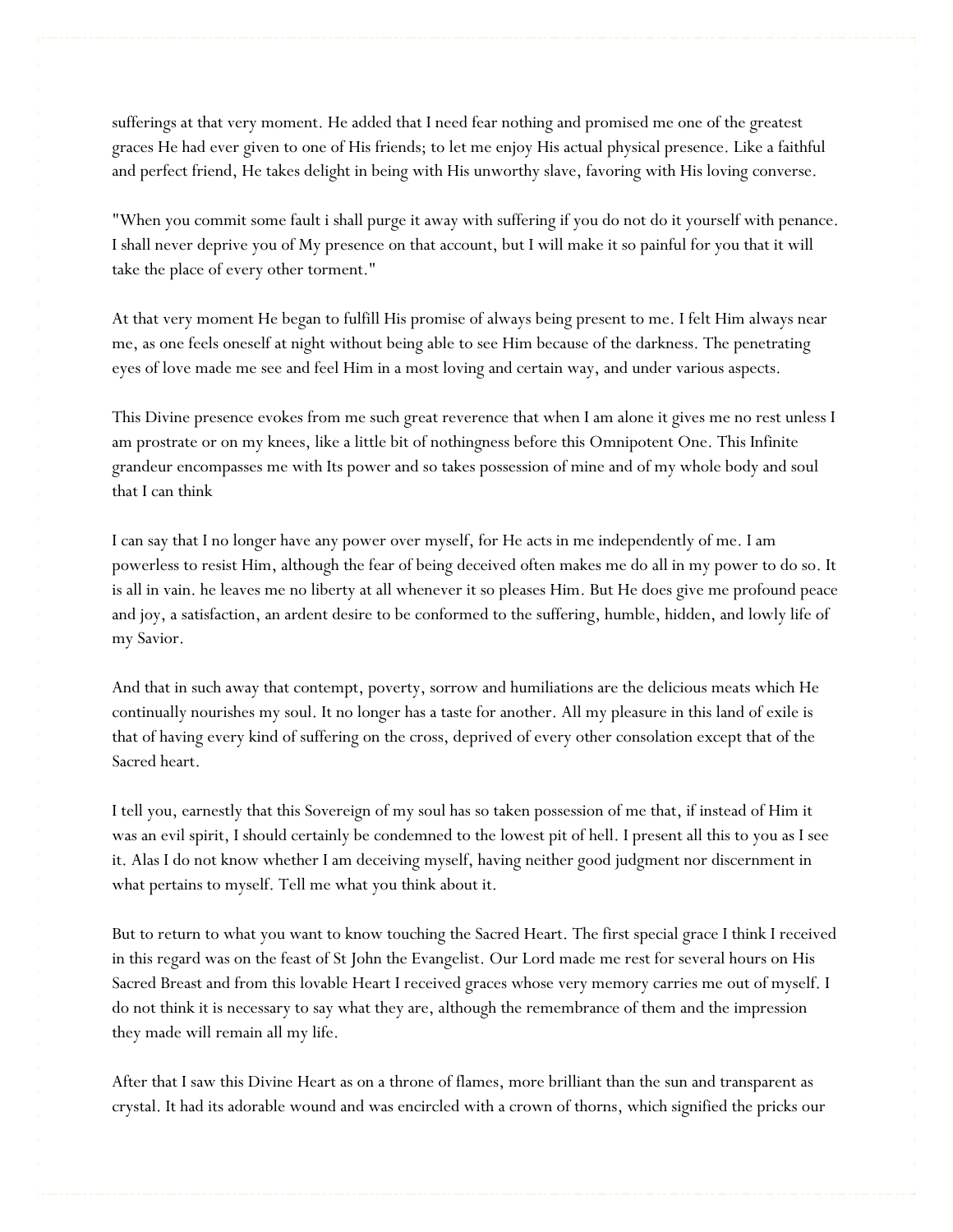sufferings at that very moment. He added that I need fear nothing and promised me one of the greatest graces He had ever given to one of His friends; to let me enjoy His actual physical presence. Like a faithful and perfect friend, He takes delight in being with His unworthy slave, favoring with His loving converse.

"When you commit some fault i shall purge it away with suffering if you do not do it yourself with penance. I shall never deprive you of My presence on that account, but I will make it so painful for you that it will take the place of every other torment."

At that very moment He began to fulfill His promise of always being present to me. I felt Him always near me, as one feels oneself at night without being able to see Him because of the darkness. The penetrating eyes of love made me see and feel Him in a most loving and certain way, and under various aspects.

This Divine presence evokes from me such great reverence that when I am alone it gives me no rest unless I am prostrate or on my knees, like a little bit of nothingness before this Omnipotent One. This Infinite grandeur encompasses me with Its power and so takes possession of mine and of my whole body and soul that I can think

I can say that I no longer have any power over myself, for He acts in me independently of me. I am powerless to resist Him, although the fear of being deceived often makes me do all in my power to do so. It is all in vain. he leaves me no liberty at all whenever it so pleases Him. But He does give me profound peace and joy, a satisfaction, an ardent desire to be conformed to the suffering, humble, hidden, and lowly life of my Savior.

And that in such away that contempt, poverty, sorrow and humiliations are the delicious meats which He continually nourishes my soul. It no longer has a taste for another. All my pleasure in this land of exile is that of having every kind of suffering on the cross, deprived of every other consolation except that of the Sacred heart.

I tell you, earnestly that this Sovereign of my soul has so taken possession of me that, if instead of Him it was an evil spirit, I should certainly be condemned to the lowest pit of hell. I present all this to you as I see it. Alas I do not know whether I am deceiving myself, having neither good judgment nor discernment in what pertains to myself. Tell me what you think about it.

But to return to what you want to know touching the Sacred Heart. The first special grace I think I received in this regard was on the feast of St John the Evangelist. Our Lord made me rest for several hours on His Sacred Breast and from this lovable Heart I received graces whose very memory carries me out of myself. I do not think it is necessary to say what they are, although the remembrance of them and the impression they made will remain all my life.

After that I saw this Divine Heart as on a throne of flames, more brilliant than the sun and transparent as crystal. It had its adorable wound and was encircled with a crown of thorns, which signified the pricks our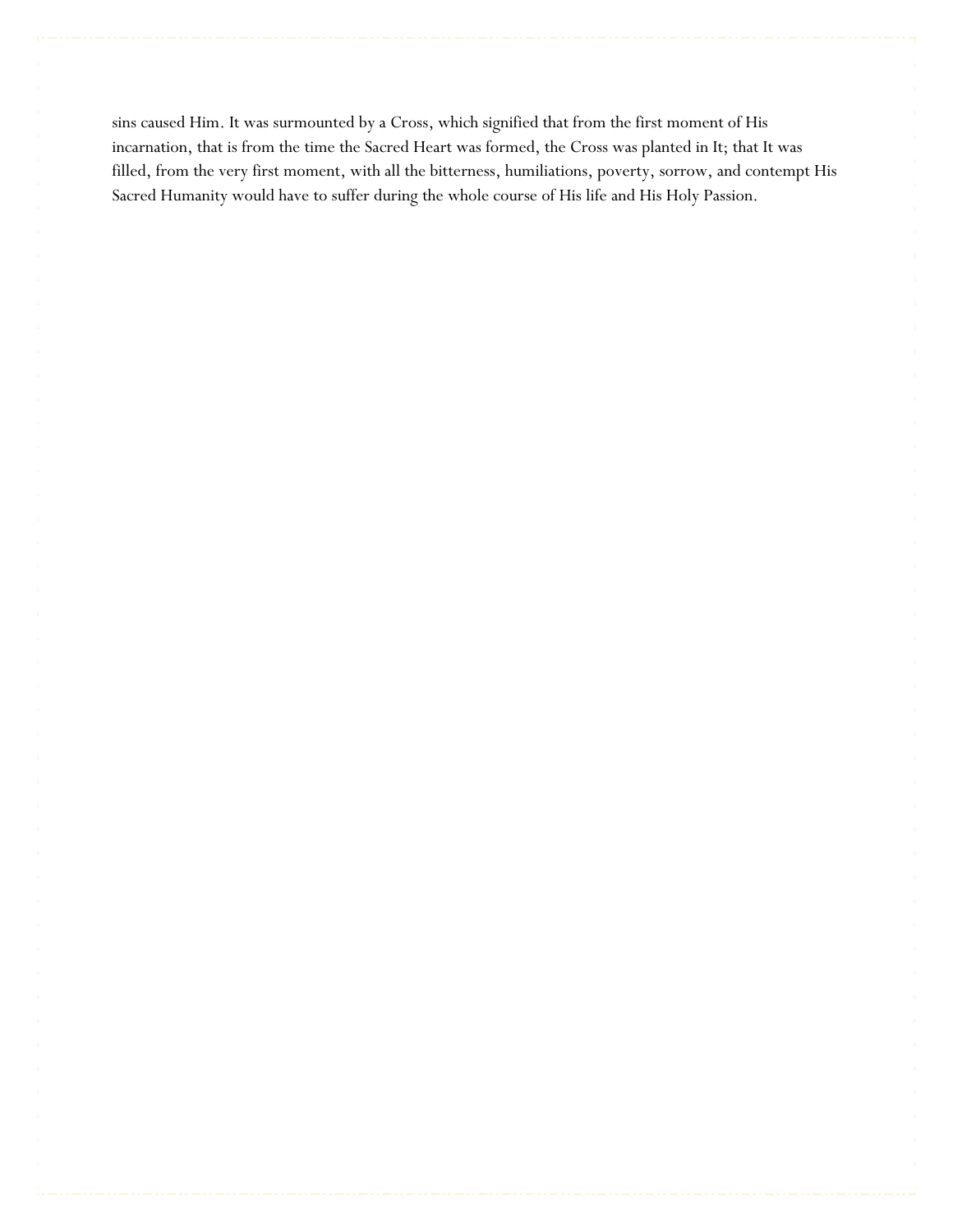sins caused Him. It was surmounted by a Cross, which signified that from the first moment of His incarnation, that is from the time the Sacred Heart was formed, the Cross was planted in It; that It was filled, from the very first moment, with all the bitterness, humiliations, poverty, sorrow, and contempt His Sacred Humanity would have to suffer during the whole course of His life and His Holy Passion.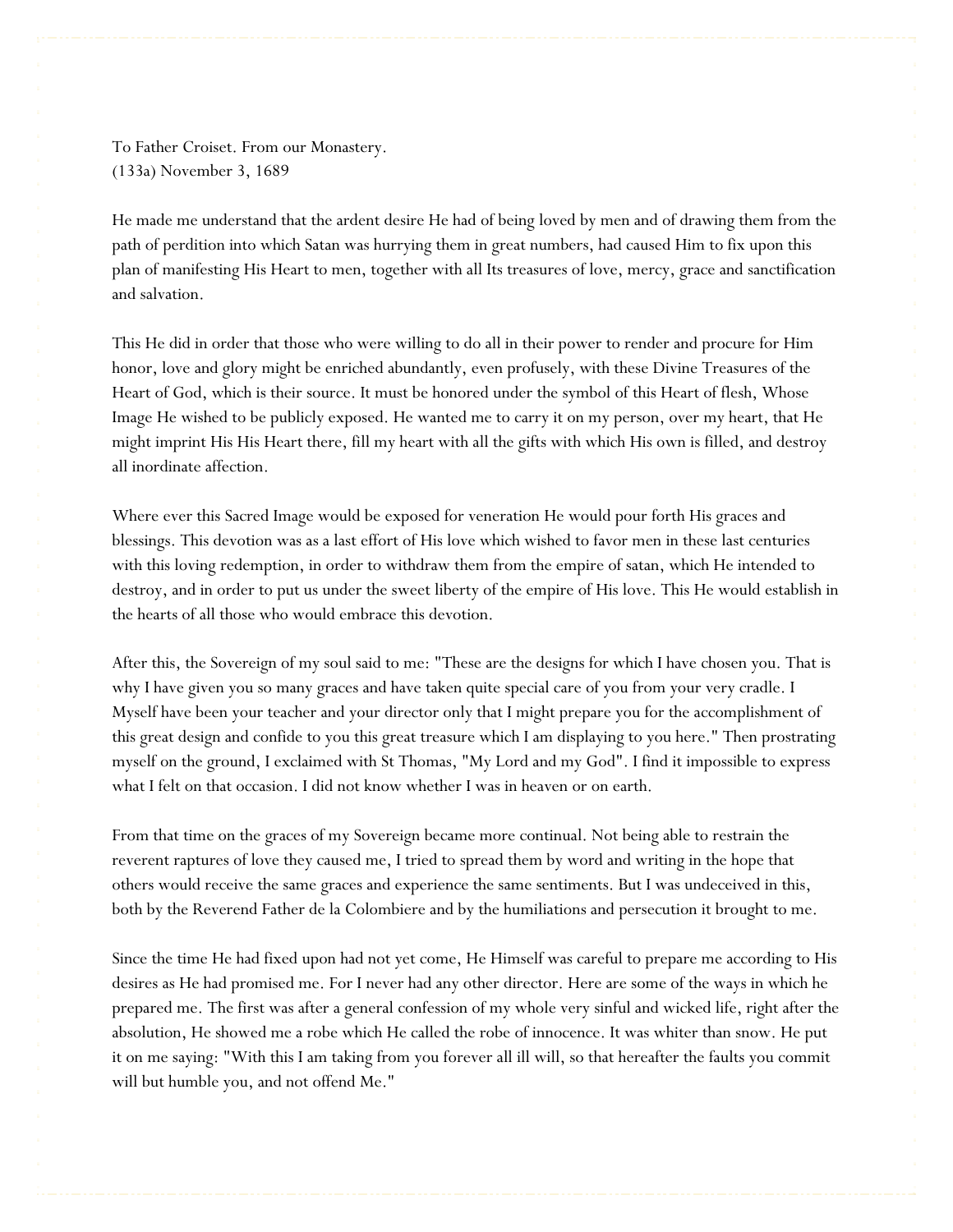To Father Croiset. From our Monastery.
(133a) November 3, 1689

He made me understand that the ardent desire He had of being loved by men and of drawing them from the path of perdition into which Satan was hurrying them in great numbers, had caused Him to fix upon this plan of manifesting His Heart to men, together with all Its treasures of love, mercy, grace and sanctification and salvation.

This He did in order that those who were willing to do all in their power to render and procure for Him honor, love and glory might be enriched abundantly, even profusely, with these Divine Treasures of the Heart of God, which is their source. It must be honored under the symbol of this Heart of flesh, Whose Image He wished to be publicly exposed. He wanted me to carry it on my person, over my heart, that He might imprint His His Heart there, fill my heart with all the gifts with which His own is filled, and destroy all inordinate affection.

Where ever this Sacred Image would be exposed for veneration He would pour forth His graces and blessings. This devotion was as a last effort of His love which wished to favor men in these last centuries with this loving redemption, in order to withdraw them from the empire of satan, which He intended to destroy, and in order to put us under the sweet liberty of the empire of His love. This He would establish in the hearts of all those who would embrace this devotion.

After this, the Sovereign of my soul said to me: "These are the designs for which I have chosen you. That is why I have given you so many graces and have taken quite special care of you from your very cradle. I Myself have been your teacher and your director only that I might prepare you for the accomplishment of this great design and confide to you this great treasure which I am displaying to you here." Then prostrating myself on the ground, I exclaimed with St Thomas, "My Lord and my God". I find it impossible to express what I felt on that occasion. I did not know whether I was in heaven or on earth.

From that time on the graces of my Sovereign became more continual. Not being able to restrain the reverent raptures of love they caused me, I tried to spread them by word and writing in the hope that others would receive the same graces and experience the same sentiments. But I was undeceived in this, both by the Reverend Father de la Colombiere and by the humiliations and persecution it brought to me.

Since the time He had fixed upon had not yet come, He Himself was careful to prepare me according to His desires as He had promised me. For I never had any other director. Here are some of the ways in which he prepared me. The first was after a general confession of my whole very sinful and wicked life, right after the absolution, He showed me a robe which He called the robe of innocence. It was whiter than snow. He put it on me saying: "With this I am taking from you forever all ill will, so that hereafter the faults you commit will but humble you, and not offend Me."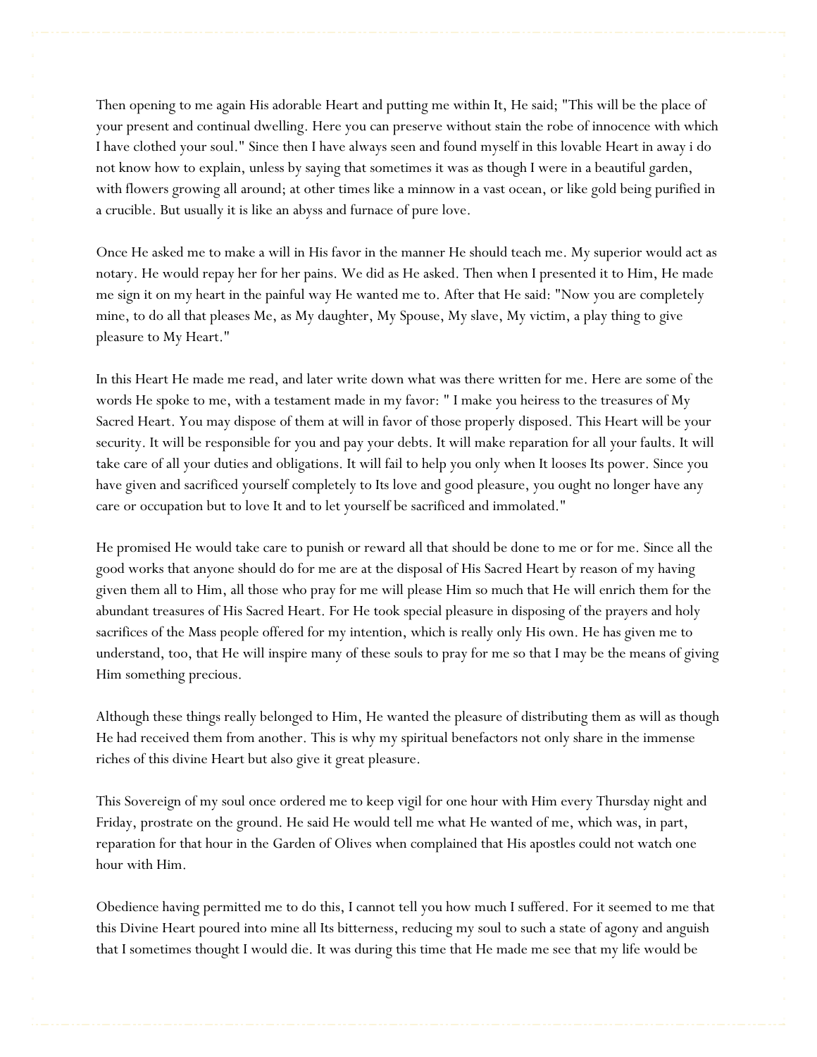Then opening to me again His adorable Heart and putting me within It, He said; "This will be the place of your present and continual dwelling. Here you can preserve without stain the robe of innocence with which I have clothed your soul." Since then I have always seen and found myself in this lovable Heart in away i do not know how to explain, unless by saying that sometimes it was as though I were in a beautiful garden, with flowers growing all around; at other times like a minnow in a vast ocean, or like gold being purified in a crucible. But usually it is like an abyss and furnace of pure love.

Once He asked me to make a will in His favor in the manner He should teach me. My superior would act as notary. He would repay her for her pains. We did as He asked. Then when I presented it to Him, He made me sign it on my heart in the painful way He wanted me to. After that He said: "Now you are completely mine, to do all that pleases Me, as My daughter, My Spouse, My slave, My victim, a play thing to give pleasure to My Heart."

In this Heart He made me read, and later write down what was there written for me. Here are some of the words He spoke to me, with a testament made in my favor: " I make you heiress to the treasures of My Sacred Heart. You may dispose of them at will in favor of those properly disposed. This Heart will be your security. It will be responsible for you and pay your debts. It will make reparation for all your faults. It will take care of all your duties and obligations. It will fail to help you only when It looses Its power. Since you have given and sacrificed yourself completely to Its love and good pleasure, you ought no longer have any care or occupation but to love It and to let yourself be sacrificed and immolated."

He promised He would take care to punish or reward all that should be done to me or for me. Since all the good works that anyone should do for me are at the disposal of His Sacred Heart by reason of my having given them all to Him, all those who pray for me will please Him so much that He will enrich them for the abundant treasures of His Sacred Heart. For He took special pleasure in disposing of the prayers and holy sacrifices of the Mass people offered for my intention, which is really only His own. He has given me to understand, too, that He will inspire many of these souls to pray for me so that I may be the means of giving Him something precious.

Although these things really belonged to Him, He wanted the pleasure of distributing them as will as though He had received them from another. This is why my spiritual benefactors not only share in the immense riches of this divine Heart but also give it great pleasure.

This Sovereign of my soul once ordered me to keep vigil for one hour with Him every Thursday night and Friday, prostrate on the ground. He said He would tell me what He wanted of me, which was, in part, reparation for that hour in the Garden of Olives when complained that His apostles could not watch one hour with Him.

Obedience having permitted me to do this, I cannot tell you how much I suffered. For it seemed to me that this Divine Heart poured into mine all Its bitterness, reducing my soul to such a state of agony and anguish that I sometimes thought I would die. It was during this time that He made me see that my life would be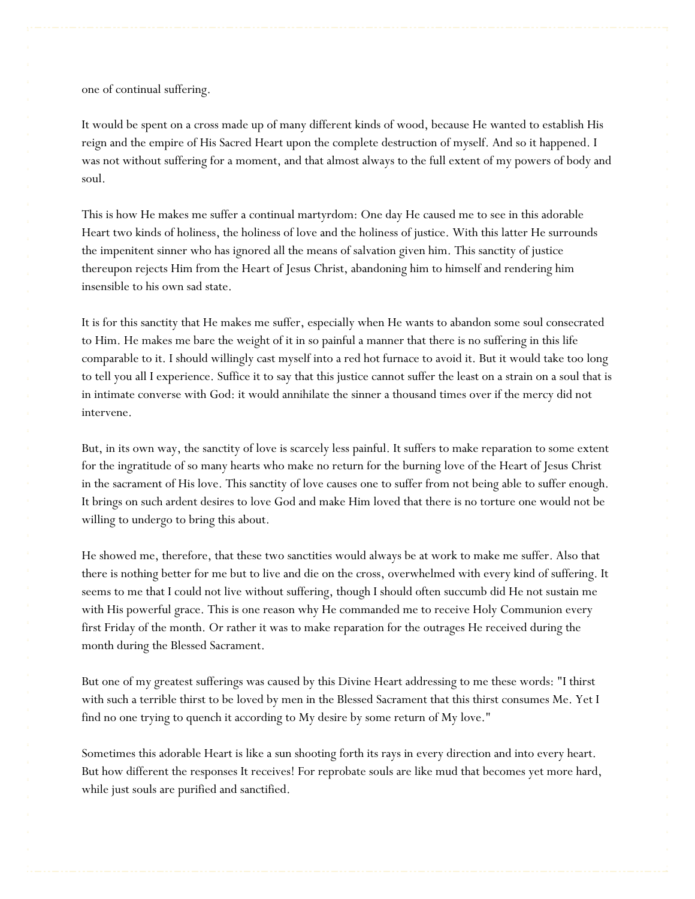one of continual suffering.

It would be spent on a cross made up of many different kinds of wood, because He wanted to establish His reign and the empire of His Sacred Heart upon the complete destruction of myself. And so it happened. I was not without suffering for a moment, and that almost always to the full extent of my powers of body and soul.

This is how He makes me suffer a continual martyrdom: One day He caused me to see in this adorable Heart two kinds of holiness, the holiness of love and the holiness of justice. With this latter He surrounds the impenitent sinner who has ignored all the means of salvation given him. This sanctity of justice thereupon rejects Him from the Heart of Jesus Christ, abandoning him to himself and rendering him insensible to his own sad state.

It is for this sanctity that He makes me suffer, especially when He wants to abandon some soul consecrated to Him. He makes me bare the weight of it in so painful a manner that there is no suffering in this life comparable to it. I should willingly cast myself into a red hot furnace to avoid it. But it would take too long to tell you all I experience. Suffice it to say that this justice cannot suffer the least on a strain on a soul that is in intimate converse with God: it would annihilate the sinner a thousand times over if the mercy did not intervene.

But, in its own way, the sanctity of love is scarcely less painful. It suffers to make reparation to some extent for the ingratitude of so many hearts who make no return for the burning love of the Heart of Jesus Christ in the sacrament of His love. This sanctity of love causes one to suffer from not being able to suffer enough. It brings on such ardent desires to love God and make Him loved that there is no torture one would not be willing to undergo to bring this about.

He showed me, therefore, that these two sanctities would always be at work to make me suffer. Also that there is nothing better for me but to live and die on the cross, overwhelmed with every kind of suffering. It seems to me that I could not live without suffering, though I should often succumb did He not sustain me with His powerful grace. This is one reason why He commanded me to receive Holy Communion every first Friday of the month. Or rather it was to make reparation for the outrages He received during the month during the Blessed Sacrament.

But one of my greatest sufferings was caused by this Divine Heart addressing to me these words: "I thirst with such a terrible thirst to be loved by men in the Blessed Sacrament that this thirst consumes Me. Yet I find no one trying to quench it according to My desire by some return of My love."

Sometimes this adorable Heart is like a sun shooting forth its rays in every direction and into every heart. But how different the responses It receives! For reprobate souls are like mud that becomes yet more hard, while just souls are purified and sanctified.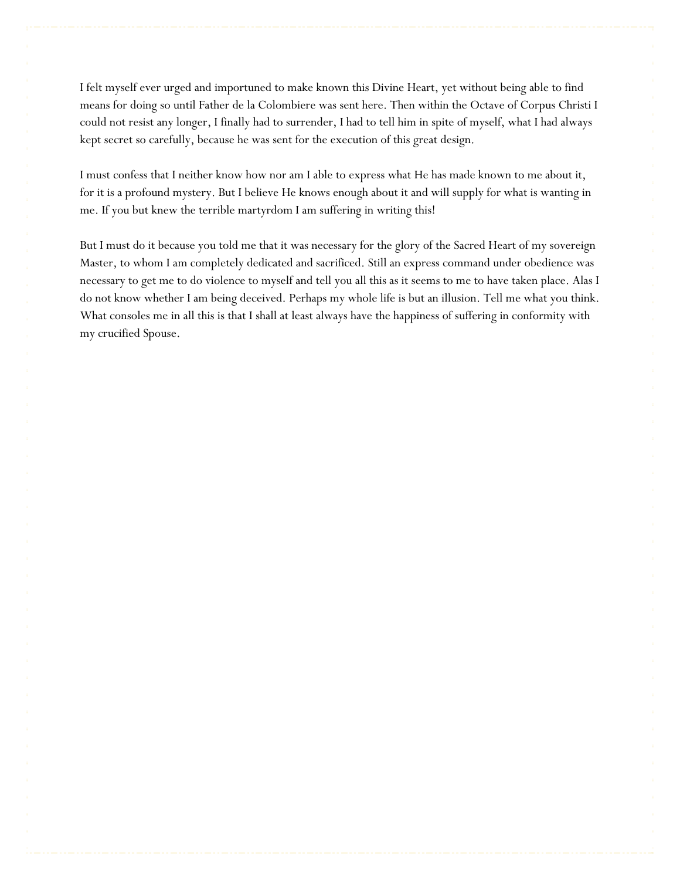I felt myself ever urged and importuned to make known this Divine Heart, yet without being able to find means for doing so until Father de la Colombiere was sent here. Then within the Octave of Corpus Christi I could not resist any longer, I finally had to surrender, I had to tell him in spite of myself, what I had always kept secret so carefully, because he was sent for the execution of this great design.

I must confess that I neither know how nor am I able to express what He has made known to me about it, for it is a profound mystery. But I believe He knows enough about it and will supply for what is wanting in me. If you but knew the terrible martyrdom I am suffering in writing this!

But I must do it because you told me that it was necessary for the glory of the Sacred Heart of my sovereign Master, to whom I am completely dedicated and sacrificed. Still an express command under obedience was necessary to get me to do violence to myself and tell you all this as it seems to me to have taken place. Alas I do not know whether I am being deceived. Perhaps my whole life is but an illusion. Tell me what you think. What consoles me in all this is that I shall at least always have the happiness of suffering in conformity with my crucified Spouse.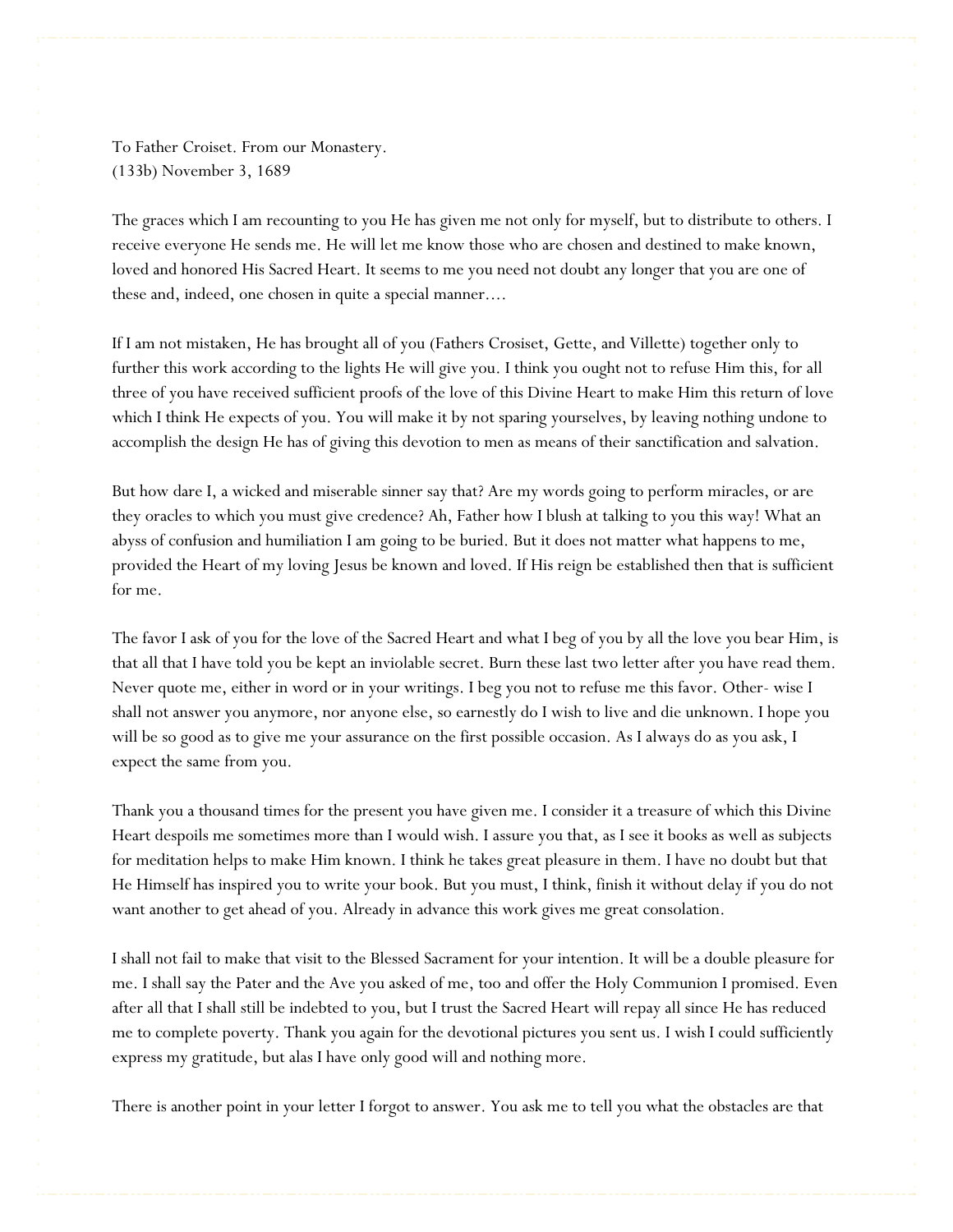To Father Croiset. From our Monastery.
(133b) November 3, 1689

The graces which I am recounting to you He has given me not only for myself, but to distribute to others. I receive everyone He sends me. He will let me know those who are chosen and destined to make known, loved and honored His Sacred Heart. It seems to me you need not doubt any longer that you are one of these and, indeed, one chosen in quite a special manner....

If I am not mistaken, He has brought all of you (Fathers Crosiset, Gette, and Villette) together only to further this work according to the lights He will give you. I think you ought not to refuse Him this, for all three of you have received sufficient proofs of the love of this Divine Heart to make Him this return of love which I think He expects of you. You will make it by not sparing yourselves, by leaving nothing undone to accomplish the design He has of giving this devotion to men as means of their sanctification and salvation.

But how dare I, a wicked and miserable sinner say that? Are my words going to perform miracles, or are they oracles to which you must give credence? Ah, Father how I blush at talking to you this way! What an abyss of confusion and humiliation I am going to be buried. But it does not matter what happens to me, provided the Heart of my loving Jesus be known and loved. If His reign be established then that is sufficient for me.

The favor I ask of you for the love of the Sacred Heart and what I beg of you by all the love you bear Him, is that all that I have told you be kept an inviolable secret. Burn these last two letter after you have read them. Never quote me, either in word or in your writings. I beg you not to refuse me this favor. Other- wise I shall not answer you anymore, nor anyone else, so earnestly do I wish to live and die unknown. I hope you will be so good as to give me your assurance on the first possible occasion. As I always do as you ask, I expect the same from you.

Thank you a thousand times for the present you have given me. I consider it a treasure of which this Divine Heart despoils me sometimes more than I would wish. I assure you that, as I see it books as well as subjects for meditation helps to make Him known. I think he takes great pleasure in them. I have no doubt but that He Himself has inspired you to write your book. But you must, I think, finish it without delay if you do not want another to get ahead of you. Already in advance this work gives me great consolation.

I shall not fail to make that visit to the Blessed Sacrament for your intention. It will be a double pleasure for me. I shall say the Pater and the Ave you asked of me, too and offer the Holy Communion I promised. Even after all that I shall still be indebted to you, but I trust the Sacred Heart will repay all since He has reduced me to complete poverty. Thank you again for the devotional pictures you sent us. I wish I could sufficiently express my gratitude, but alas I have only good will and nothing more.

There is another point in your letter I forgot to answer. You ask me to tell you what the obstacles are that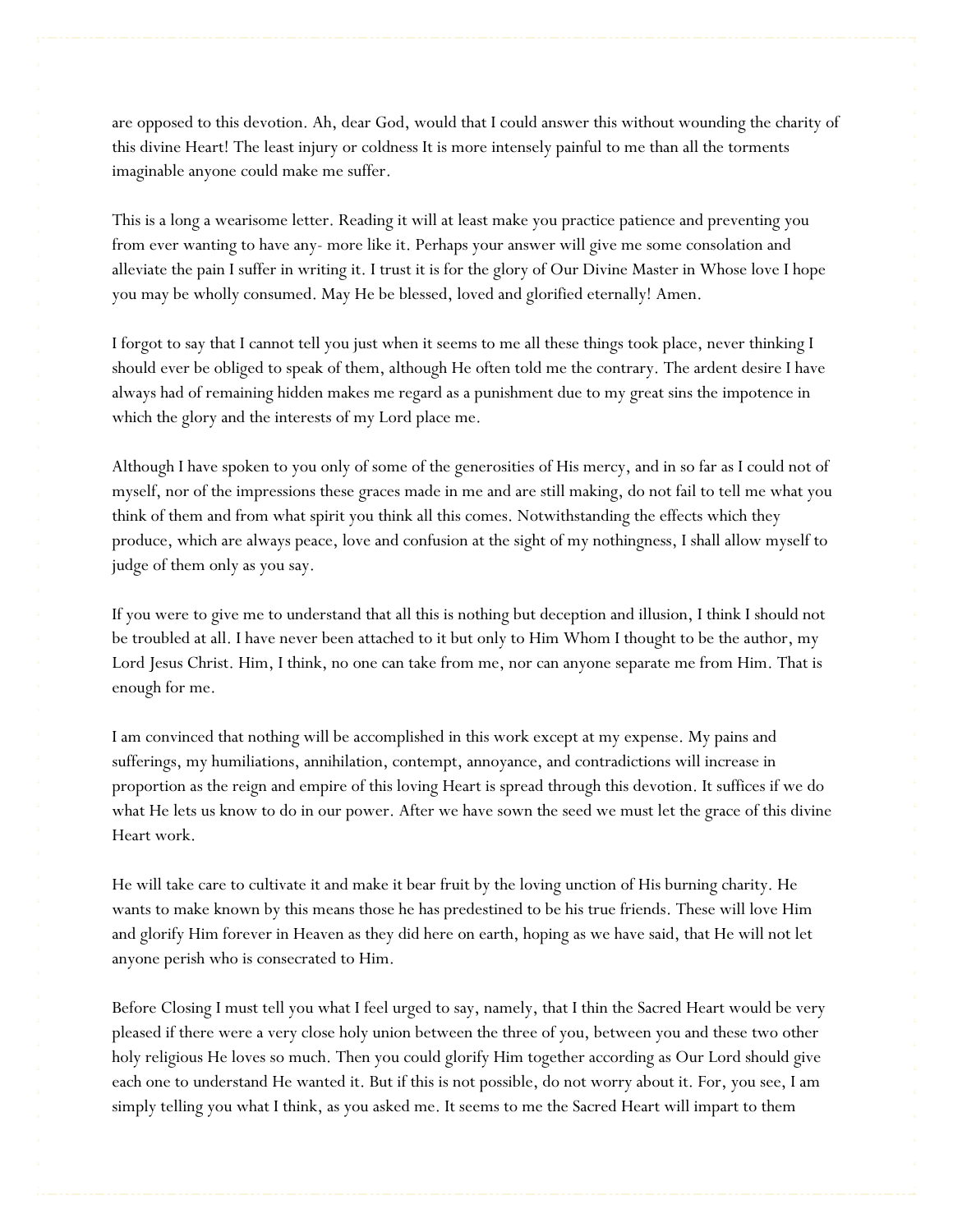are opposed to this devotion. Ah, dear God, would that I could answer this without wounding the charity of this divine Heart! The least injury or coldness It is more intensely painful to me than all the torments imaginable anyone could make me suffer.

This is a long a wearisome letter. Reading it will at least make you practice patience and preventing you from ever wanting to have any- more like it. Perhaps your answer will give me some consolation and alleviate the pain I suffer in writing it. I trust it is for the glory of Our Divine Master in Whose love I hope you may be wholly consumed. May He be blessed, loved and glorified eternally! Amen.

I forgot to say that I cannot tell you just when it seems to me all these things took place, never thinking I should ever be obliged to speak of them, although He often told me the contrary. The ardent desire I have always had of remaining hidden makes me regard as a punishment due to my great sins the impotence in which the glory and the interests of my Lord place me.

Although I have spoken to you only of some of the generosities of His mercy, and in so far as I could not of myself, nor of the impressions these graces made in me and are still making, do not fail to tell me what you think of them and from what spirit you think all this comes. Notwithstanding the effects which they produce, which are always peace, love and confusion at the sight of my nothingness, I shall allow myself to judge of them only as you say.

If you were to give me to understand that all this is nothing but deception and illusion, I think I should not be troubled at all. I have never been attached to it but only to Him Whom I thought to be the author, my Lord Jesus Christ. Him, I think, no one can take from me, nor can anyone separate me from Him. That is enough for me.

I am convinced that nothing will be accomplished in this work except at my expense. My pains and sufferings, my humiliations, annihilation, contempt, annoyance, and contradictions will increase in proportion as the reign and empire of this loving Heart is spread through this devotion. It suffices if we do what He lets us know to do in our power. After we have sown the seed we must let the grace of this divine Heart work.

He will take care to cultivate it and make it bear fruit by the loving unction of His burning charity. He wants to make known by this means those he has predestined to be his true friends. These will love Him and glorify Him forever in Heaven as they did here on earth, hoping as we have said, that He will not let anyone perish who is consecrated to Him.

Before Closing I must tell you what I feel urged to say, namely, that I thin the Sacred Heart would be very pleased if there were a very close holy union between the three of you, between you and these two other holy religious He loves so much. Then you could glorify Him together according as Our Lord should give each one to understand He wanted it. But if this is not possible, do not worry about it. For, you see, I am simply telling you what I think, as you asked me. It seems to me the Sacred Heart will impart to them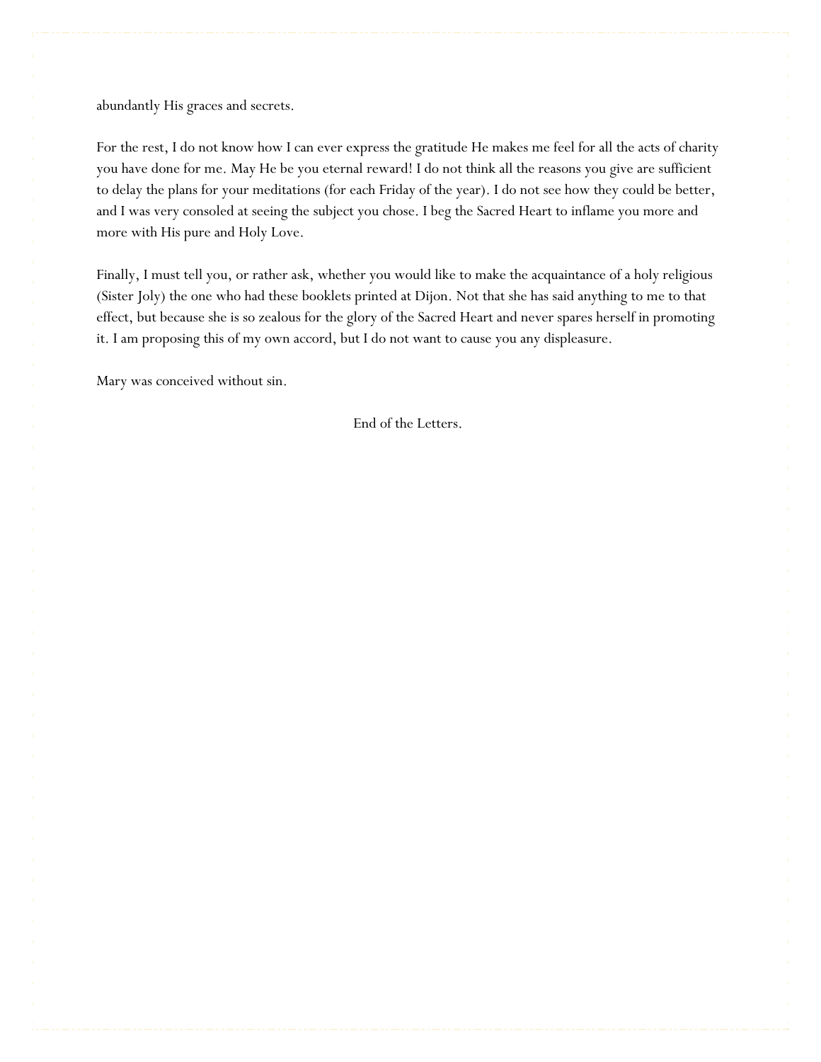abundantly His graces and secrets.

For the rest, I do not know how I can ever express the gratitude He makes me feel for all the acts of charity you have done for me. May He be you eternal reward! I do not think all the reasons you give are sufficient to delay the plans for your meditations (for each Friday of the year). I do not see how they could be better, and I was very consoled at seeing the subject you chose. I beg the Sacred Heart to inflame you more and more with His pure and Holy Love.

Finally, I must tell you, or rather ask, whether you would like to make the acquaintance of a holy religious (Sister Joly) the one who had these booklets printed at Dijon. Not that she has said anything to me to that effect, but because she is so zealous for the glory of the Sacred Heart and never spares herself in promoting it. I am proposing this of my own accord, but I do not want to cause you any displeasure.

Mary was conceived without sin.

End of the Letters.